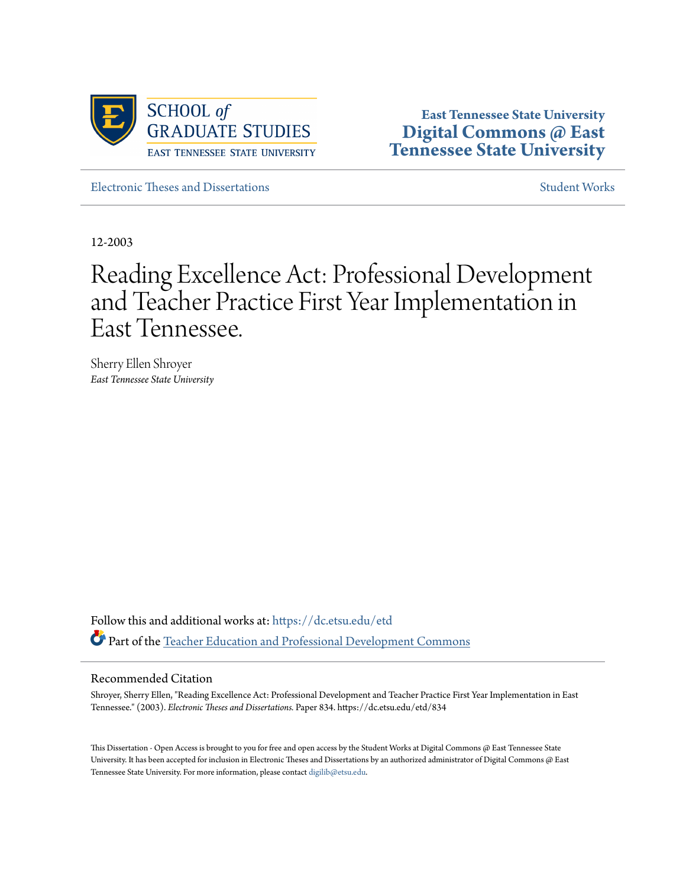SCHOOL *of* GRADUATE STUDIES
EAST TENNESSEE STATE UNIVERSITY

**East Tennessee State University**
**Digital Commons @ East Tennessee State University**

Electronic Theses and Dissertations | Student Works

12-2003

# Reading Excellence Act: Professional Development and Teacher Practice First Year Implementation in East Tennessee.

Sherry Ellen Shroyer
*East Tennessee State University*

Follow this and additional works at: https://dc.etsu.edu/etd

Part of the Teacher Education and Professional Development Commons

## Recommended Citation

Shroyer, Sherry Ellen, "Reading Excellence Act: Professional Development and Teacher Practice First Year Implementation in East Tennessee." (2003). *Electronic Theses and Dissertations.* Paper 834. https://dc.etsu.edu/etd/834

This Dissertation - Open Access is brought to you for free and open access by the Student Works at Digital Commons @ East Tennessee State University. It has been accepted for inclusion in Electronic Theses and Dissertations by an authorized administrator of Digital Commons @ East Tennessee State University. For more information, please contact digilib@etsu.edu.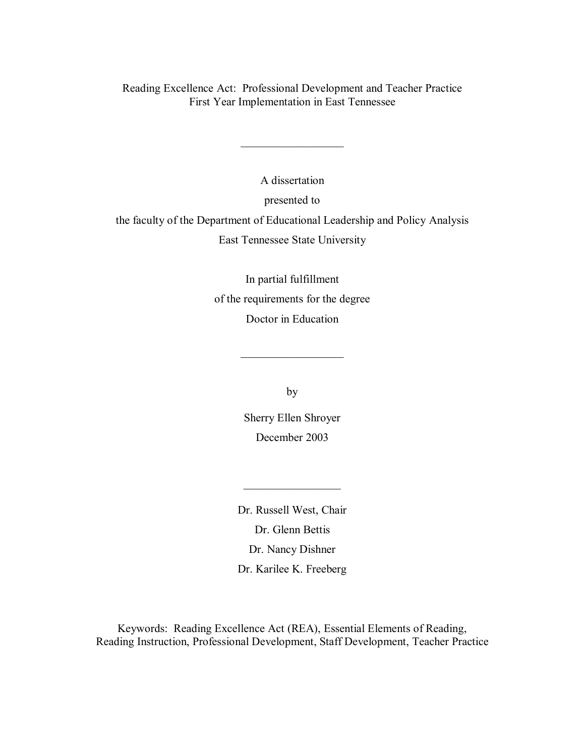Reading Excellence Act: Professional Development and Teacher Practice
First Year Implementation in East Tennessee

---

A dissertation

presented to

the faculty of the Department of Educational Leadership and Policy Analysis

East Tennessee State University

In partial fulfillment

of the requirements for the degree

Doctor in Education

---

by

Sherry Ellen Shroyer

December 2003

---

Dr. Russell West, Chair

Dr. Glenn Bettis

Dr. Nancy Dishner

Dr. Karilee K. Freeberg

Keywords: Reading Excellence Act (REA), Essential Elements of Reading, Reading Instruction, Professional Development, Staff Development, Teacher Practice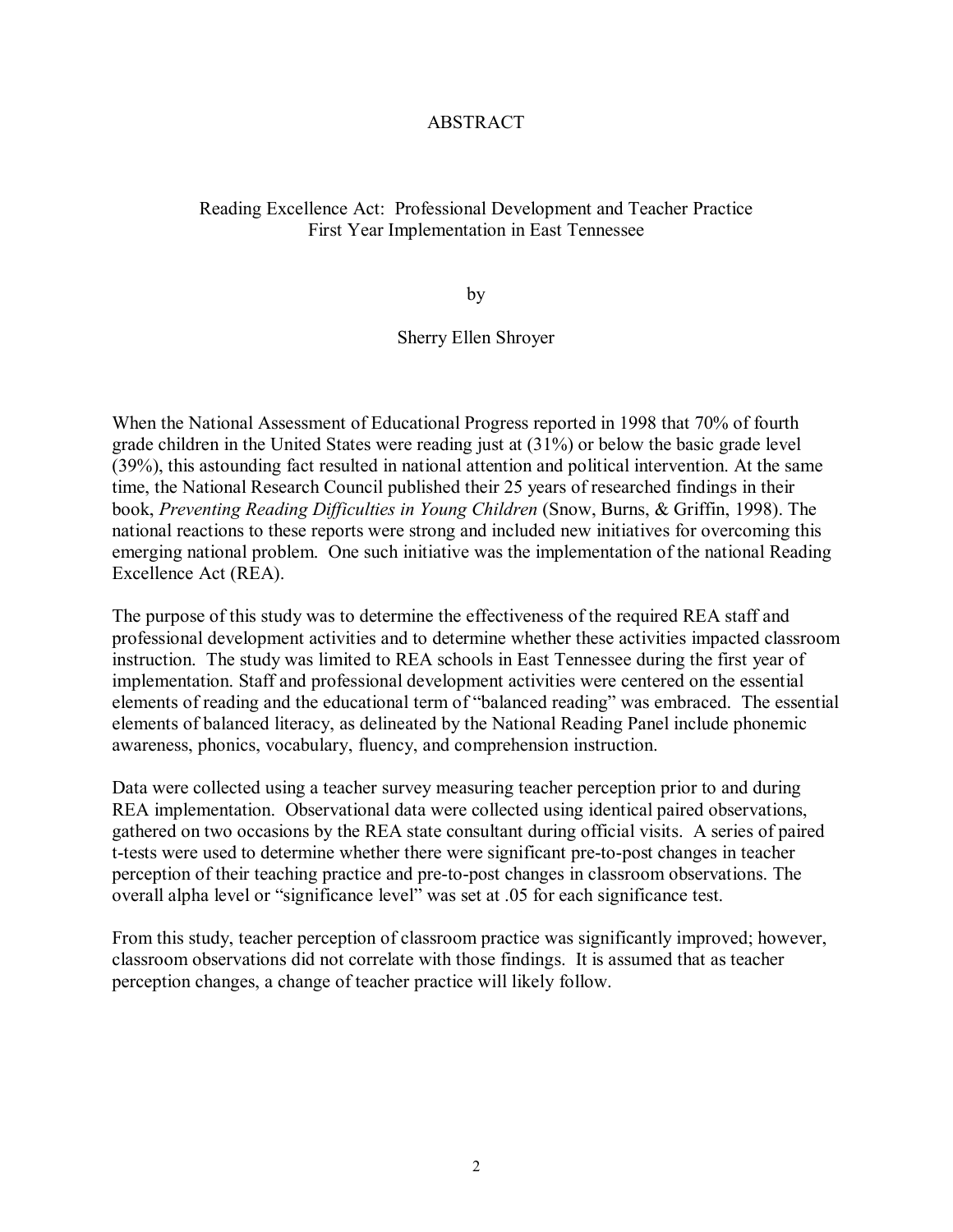# ABSTRACT

## Reading Excellence Act: Professional Development and Teacher Practice First Year Implementation in East Tennessee

by

Sherry Ellen Shroyer

When the National Assessment of Educational Progress reported in 1998 that 70% of fourth grade children in the United States were reading just at (31%) or below the basic grade level (39%), this astounding fact resulted in national attention and political intervention. At the same time, the National Research Council published their 25 years of researched findings in their book, *Preventing Reading Difficulties in Young Children* (Snow, Burns, & Griffin, 1998). The national reactions to these reports were strong and included new initiatives for overcoming this emerging national problem. One such initiative was the implementation of the national Reading Excellence Act (REA).

The purpose of this study was to determine the effectiveness of the required REA staff and professional development activities and to determine whether these activities impacted classroom instruction. The study was limited to REA schools in East Tennessee during the first year of implementation. Staff and professional development activities were centered on the essential elements of reading and the educational term of "balanced reading" was embraced. The essential elements of balanced literacy, as delineated by the National Reading Panel include phonemic awareness, phonics, vocabulary, fluency, and comprehension instruction.

Data were collected using a teacher survey measuring teacher perception prior to and during REA implementation. Observational data were collected using identical paired observations, gathered on two occasions by the REA state consultant during official visits. A series of paired t-tests were used to determine whether there were significant pre-to-post changes in teacher perception of their teaching practice and pre-to-post changes in classroom observations. The overall alpha level or "significance level" was set at .05 for each significance test.

From this study, teacher perception of classroom practice was significantly improved; however, classroom observations did not correlate with those findings. It is assumed that as teacher perception changes, a change of teacher practice will likely follow.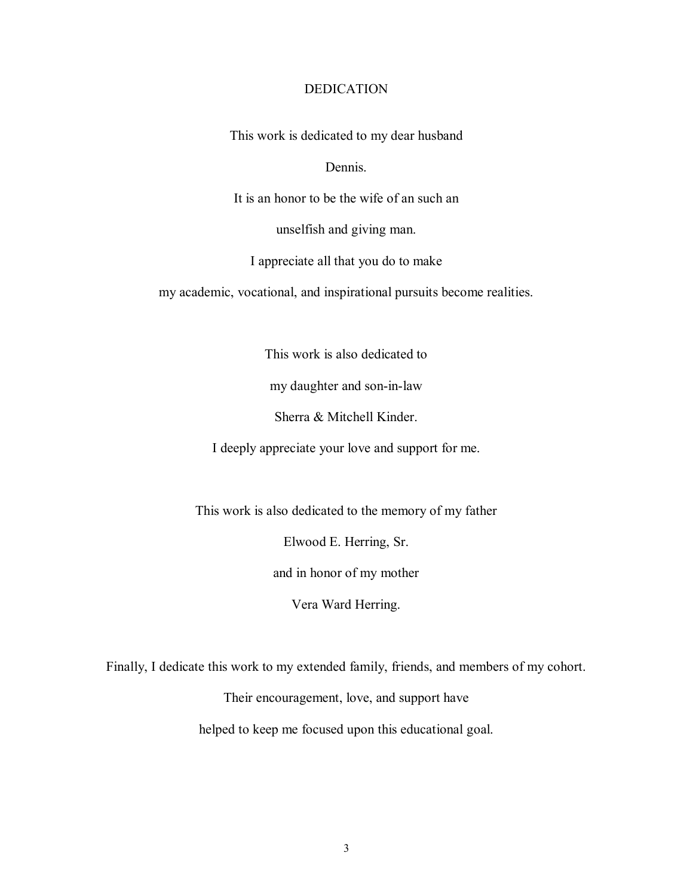# DEDICATION

This work is dedicated to my dear husband

Dennis.

It is an honor to be the wife of an such an

unselfish and giving man.

I appreciate all that you do to make

my academic, vocational, and inspirational pursuits become realities.

This work is also dedicated to

my daughter and son-in-law

Sherra & Mitchell Kinder.

I deeply appreciate your love and support for me.

This work is also dedicated to the memory of my father

Elwood E. Herring, Sr.

and in honor of my mother

Vera Ward Herring.

Finally, I dedicate this work to my extended family, friends, and members of my cohort.

Their encouragement, love, and support have

helped to keep me focused upon this educational goal.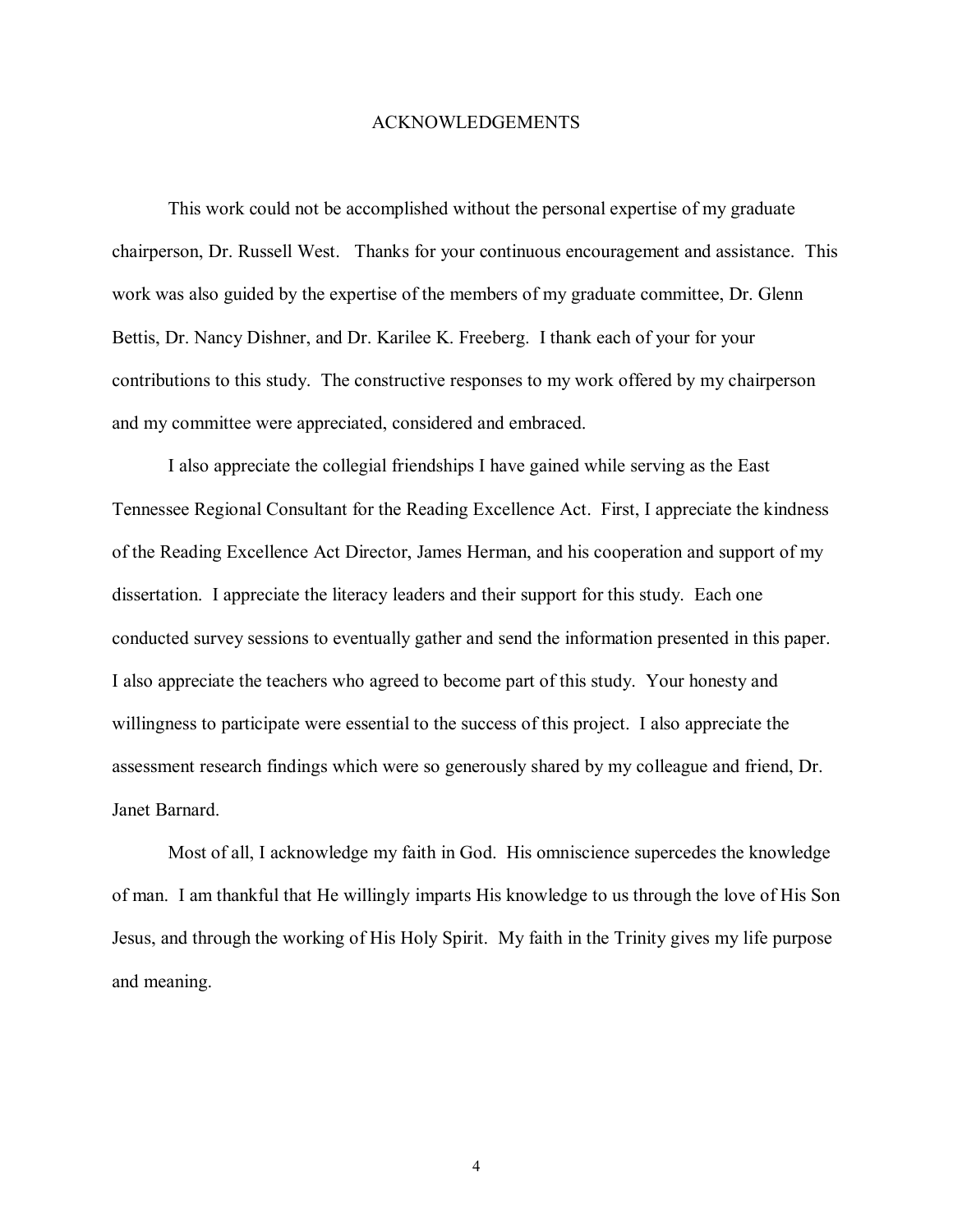# ACKNOWLEDGEMENTS

This work could not be accomplished without the personal expertise of my graduate chairperson, Dr. Russell West. Thanks for your continuous encouragement and assistance. This work was also guided by the expertise of the members of my graduate committee, Dr. Glenn Bettis, Dr. Nancy Dishner, and Dr. Karilee K. Freeberg. I thank each of your for your contributions to this study. The constructive responses to my work offered by my chairperson and my committee were appreciated, considered and embraced.

I also appreciate the collegial friendships I have gained while serving as the East Tennessee Regional Consultant for the Reading Excellence Act. First, I appreciate the kindness of the Reading Excellence Act Director, James Herman, and his cooperation and support of my dissertation. I appreciate the literacy leaders and their support for this study. Each one conducted survey sessions to eventually gather and send the information presented in this paper. I also appreciate the teachers who agreed to become part of this study. Your honesty and willingness to participate were essential to the success of this project. I also appreciate the assessment research findings which were so generously shared by my colleague and friend, Dr. Janet Barnard.

Most of all, I acknowledge my faith in God. His omniscience supercedes the knowledge of man. I am thankful that He willingly imparts His knowledge to us through the love of His Son Jesus, and through the working of His Holy Spirit. My faith in the Trinity gives my life purpose and meaning.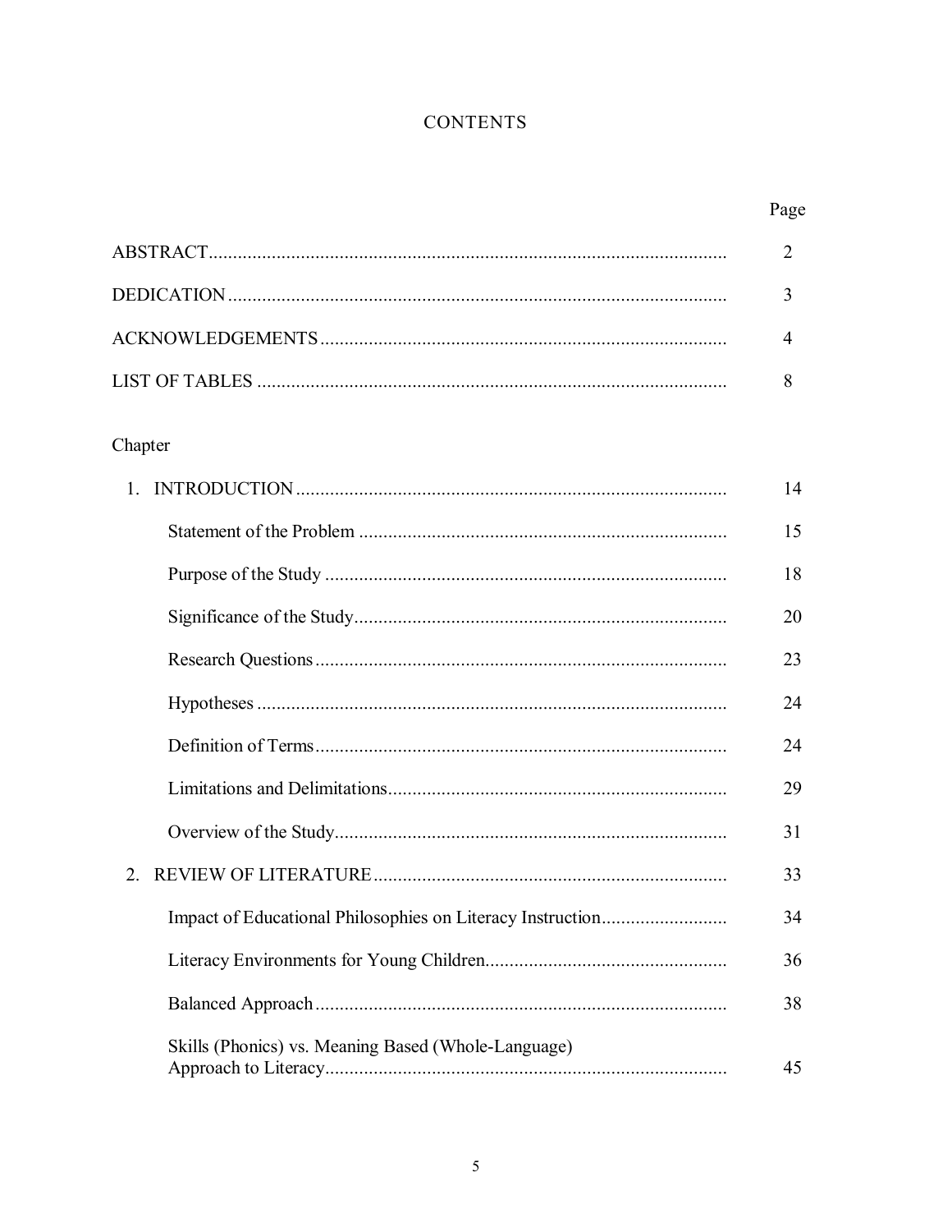# CONTENTS

| | Page |
|---|---|
| ABSTRACT | 2 |
| DEDICATION | 3 |
| ACKNOWLEDGEMENTS | 4 |
| LIST OF TABLES | 8 |
| **Chapter** | |
| 1. INTRODUCTION | 14 |
| Statement of the Problem | 15 |
| Purpose of the Study | 18 |
| Significance of the Study | 20 |
| Research Questions | 23 |
| Hypotheses | 24 |
| Definition of Terms | 24 |
| Limitations and Delimitations | 29 |
| Overview of the Study | 31 |
| 2. REVIEW OF LITERATURE | 33 |
| Impact of Educational Philosophies on Literacy Instruction | 34 |
| Literacy Environments for Young Children | 36 |
| Balanced Approach | 38 |
| Skills (Phonics) vs. Meaning Based (Whole-Language) Approach to Literacy | 45 |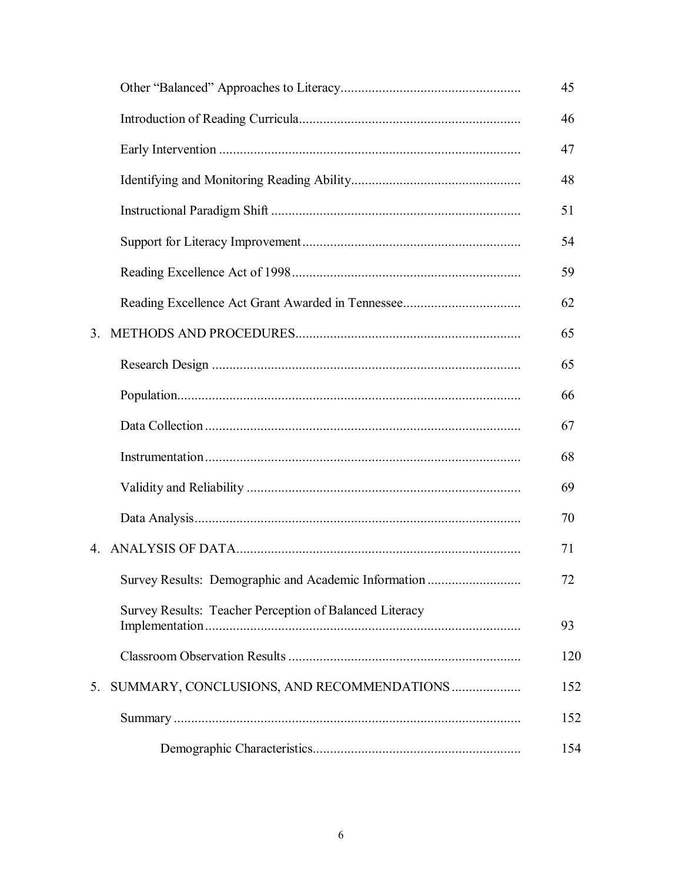| | |
|---|---|
| Other "Balanced" Approaches to Literacy | 45 |
| Introduction of Reading Curricula | 46 |
| Early Intervention | 47 |
| Identifying and Monitoring Reading Ability | 48 |
| Instructional Paradigm Shift | 51 |
| Support for Literacy Improvement | 54 |
| Reading Excellence Act of 1998 | 59 |
| Reading Excellence Act Grant Awarded in Tennessee | 62 |
| 3. METHODS AND PROCEDURES | 65 |
| Research Design | 65 |
| Population | 66 |
| Data Collection | 67 |
| Instrumentation | 68 |
| Validity and Reliability | 69 |
| Data Analysis | 70 |
| 4. ANALYSIS OF DATA | 71 |
| Survey Results: Demographic and Academic Information | 72 |
| Survey Results: Teacher Perception of Balanced Literacy Implementation | 93 |
| Classroom Observation Results | 120 |
| 5. SUMMARY, CONCLUSIONS, AND RECOMMENDATIONS | 152 |
| Summary | 152 |
| Demographic Characteristics | 154 |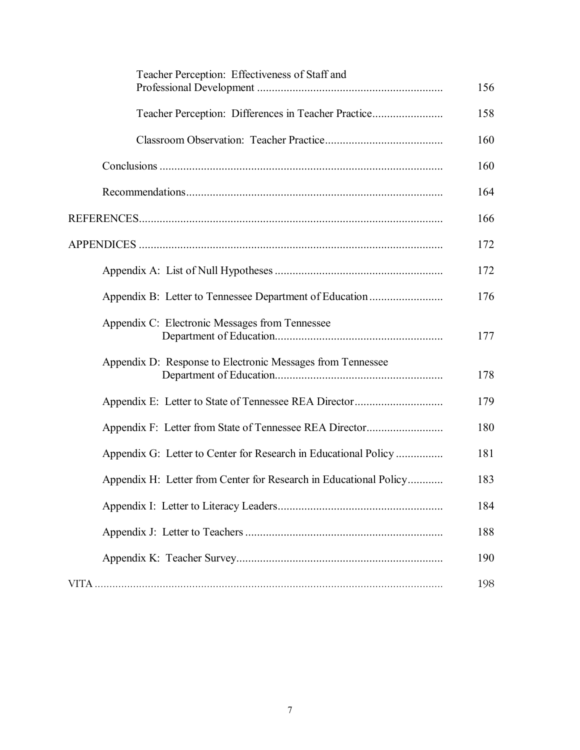| | |
|---|---|
| Teacher Perception: Effectiveness of Staff and Professional Development | 156 |
| Teacher Perception: Differences in Teacher Practice | 158 |
| Classroom Observation: Teacher Practice | 160 |
| Conclusions | 160 |
| Recommendations | 164 |
| REFERENCES | 166 |
| APPENDICES | 172 |
| Appendix A: List of Null Hypotheses | 172 |
| Appendix B: Letter to Tennessee Department of Education | 176 |
| Appendix C: Electronic Messages from Tennessee Department of Education | 177 |
| Appendix D: Response to Electronic Messages from Tennessee Department of Education | 178 |
| Appendix E: Letter to State of Tennessee REA Director | 179 |
| Appendix F: Letter from State of Tennessee REA Director | 180 |
| Appendix G: Letter to Center for Research in Educational Policy | 181 |
| Appendix H: Letter from Center for Research in Educational Policy | 183 |
| Appendix I: Letter to Literacy Leaders | 184 |
| Appendix J: Letter to Teachers | 188 |
| Appendix K: Teacher Survey | 190 |
| VITA | 198 |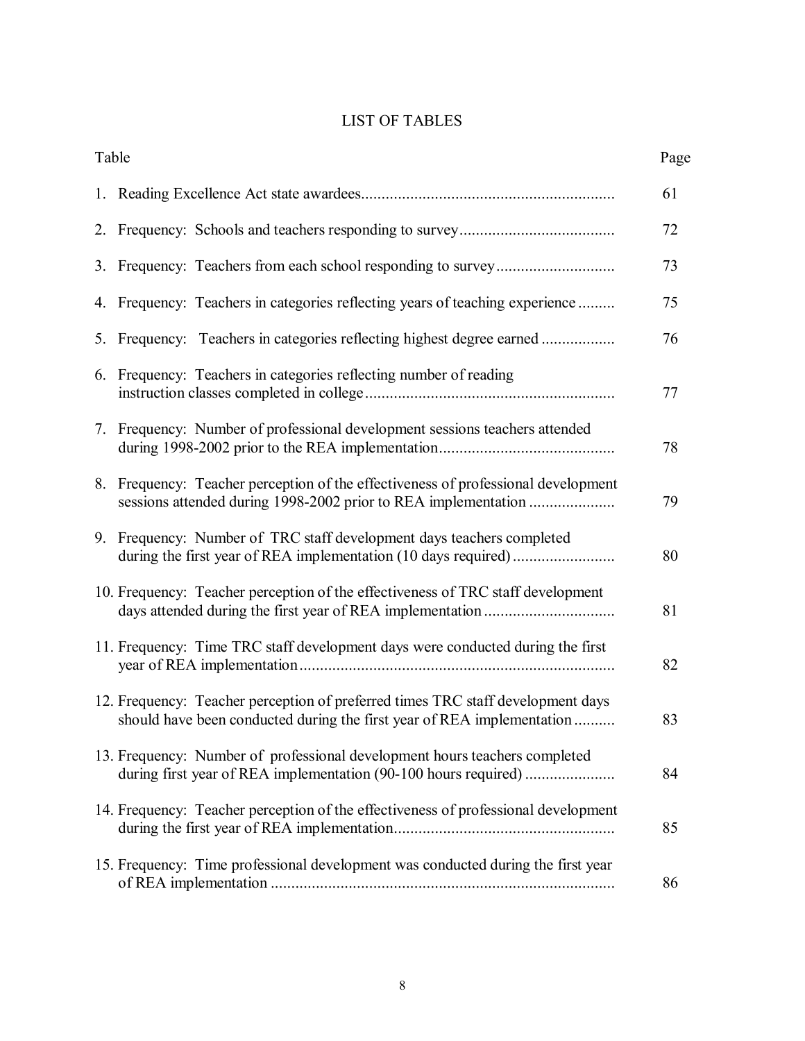# LIST OF TABLES

| Table | Page |
|---|---|
| 1. Reading Excellence Act state awardees | 61 |
| 2. Frequency: Schools and teachers responding to survey | 72 |
| 3. Frequency: Teachers from each school responding to survey | 73 |
| 4. Frequency: Teachers in categories reflecting years of teaching experience | 75 |
| 5. Frequency: Teachers in categories reflecting highest degree earned | 76 |
| 6. Frequency: Teachers in categories reflecting number of reading instruction classes completed in college | 77 |
| 7. Frequency: Number of professional development sessions teachers attended during 1998-2002 prior to the REA implementation | 78 |
| 8. Frequency: Teacher perception of the effectiveness of professional development sessions attended during 1998-2002 prior to REA implementation | 79 |
| 9. Frequency: Number of TRC staff development days teachers completed during the first year of REA implementation (10 days required) | 80 |
| 10. Frequency: Teacher perception of the effectiveness of TRC staff development days attended during the first year of REA implementation | 81 |
| 11. Frequency: Time TRC staff development days were conducted during the first year of REA implementation | 82 |
| 12. Frequency: Teacher perception of preferred times TRC staff development days should have been conducted during the first year of REA implementation | 83 |
| 13. Frequency: Number of professional development hours teachers completed during first year of REA implementation (90-100 hours required) | 84 |
| 14. Frequency: Teacher perception of the effectiveness of professional development during the first year of REA implementation | 85 |
| 15. Frequency: Time professional development was conducted during the first year of REA implementation | 86 |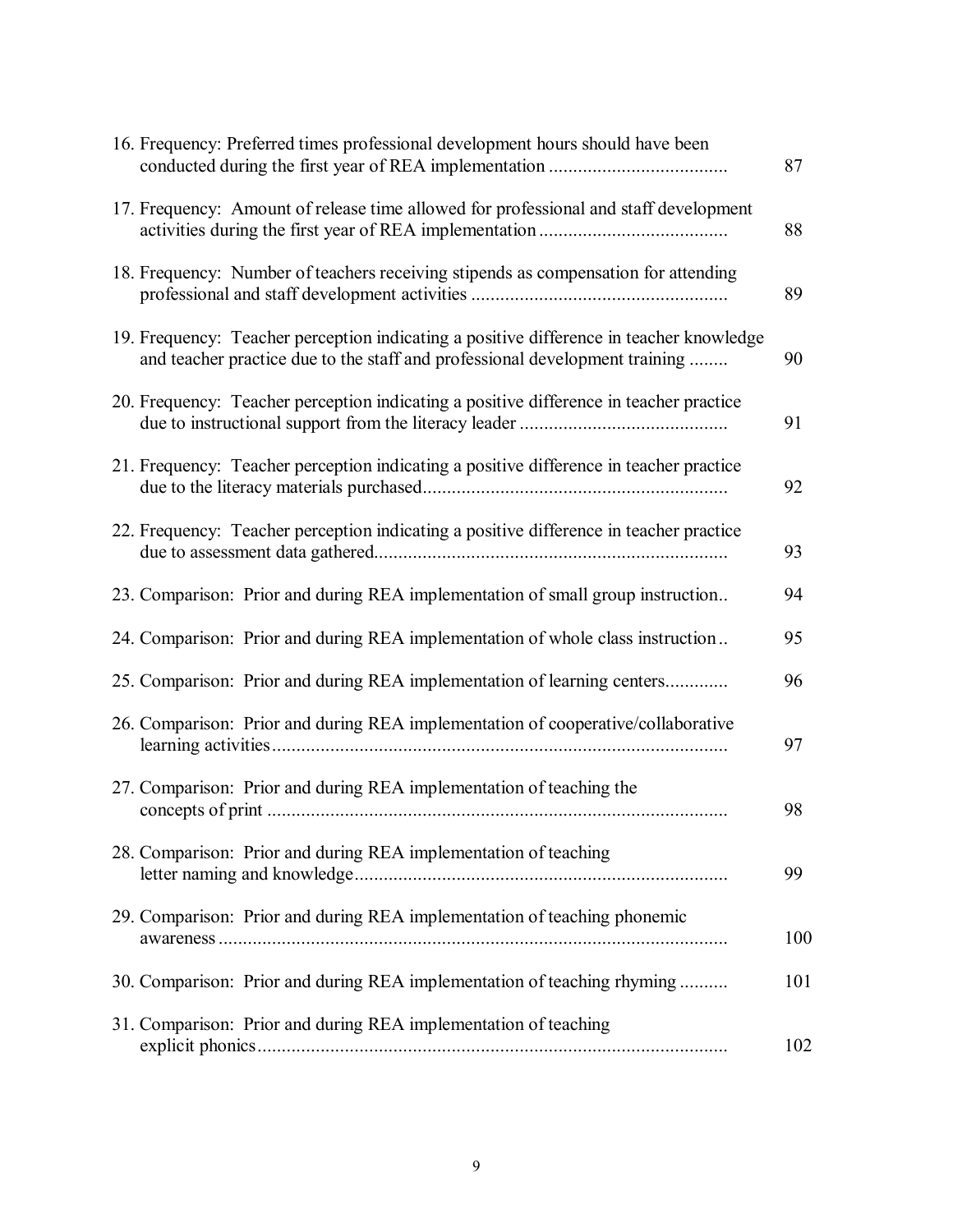16. Frequency: Preferred times professional development hours should have been conducted during the first year of REA implementation .................................... 87

17. Frequency: Amount of release time allowed for professional and staff development activities during the first year of REA implementation ...................................... 88

18. Frequency: Number of teachers receiving stipends as compensation for attending professional and staff development activities .................................................... 89

19. Frequency: Teacher perception indicating a positive difference in teacher knowledge and teacher practice due to the staff and professional development training ........ 90

20. Frequency: Teacher perception indicating a positive difference in teacher practice due to instructional support from the literacy leader .......................................... 91

21. Frequency: Teacher perception indicating a positive difference in teacher practice due to the literacy materials purchased............................................................. 92

22. Frequency: Teacher perception indicating a positive difference in teacher practice due to assessment data gathered....................................................................... 93

23. Comparison: Prior and during REA implementation of small group instruction.. 94

24. Comparison: Prior and during REA implementation of whole class instruction .. 95

25. Comparison: Prior and during REA implementation of learning centers............. 96

26. Comparison: Prior and during REA implementation of cooperative/collaborative learning activities............................................................................................ 97

27. Comparison: Prior and during REA implementation of teaching the concepts of print ............................................................................................. 98

28. Comparison: Prior and during REA implementation of teaching letter naming and knowledge........................................................................... 99

29. Comparison: Prior and during REA implementation of teaching phonemic awareness ........................................................................................................ 100

30. Comparison: Prior and during REA implementation of teaching rhyming .......... 101

31. Comparison: Prior and during REA implementation of teaching explicit phonics................................................................................................ 102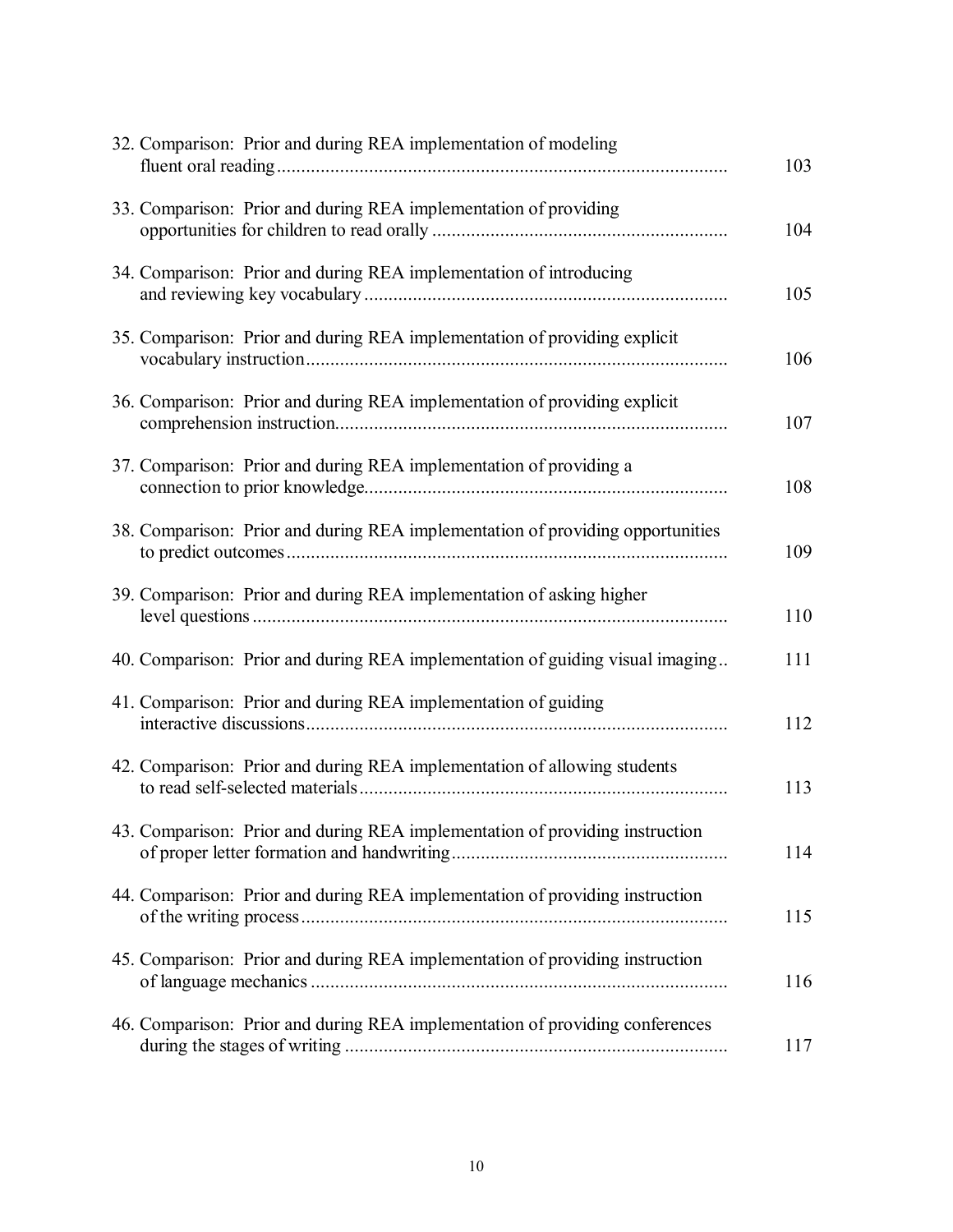32. Comparison: Prior and during REA implementation of modeling fluent oral reading ........................................................................................... 103

33. Comparison: Prior and during REA implementation of providing opportunities for children to read orally ............................................................ 104

34. Comparison: Prior and during REA implementation of introducing and reviewing key vocabulary ........................................................................... 105

35. Comparison: Prior and during REA implementation of providing explicit vocabulary instruction....................................................................................... 106

36. Comparison: Prior and during REA implementation of providing explicit comprehension instruction................................................................................ 107

37. Comparison: Prior and during REA implementation of providing a connection to prior knowledge.......................................................................... 108

38. Comparison: Prior and during REA implementation of providing opportunities to predict outcomes ........................................................................................... 109

39. Comparison: Prior and during REA implementation of asking higher level questions ................................................................................................. 110

40. Comparison: Prior and during REA implementation of guiding visual imaging.. 111

41. Comparison: Prior and during REA implementation of guiding interactive discussions....................................................................................... 112

42. Comparison: Prior and during REA implementation of allowing students to read self-selected materials........................................................................... 113

43. Comparison: Prior and during REA implementation of providing instruction of proper letter formation and handwriting......................................................... 114

44. Comparison: Prior and during REA implementation of providing instruction of the writing process....................................................................................... 115

45. Comparison: Prior and during REA implementation of providing instruction of language mechanics ..................................................................................... 116

46. Comparison: Prior and during REA implementation of providing conferences during the stages of writing .............................................................................. 117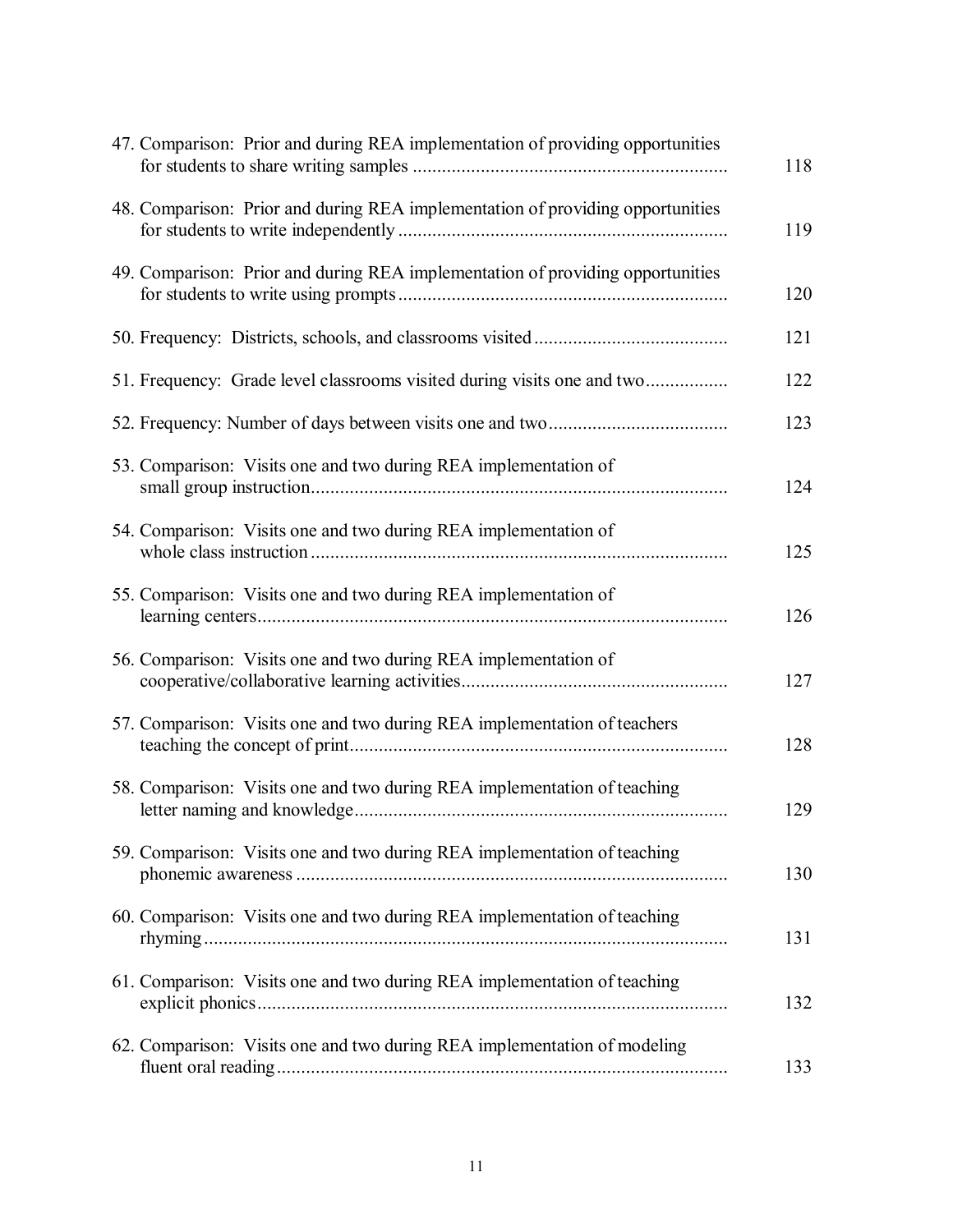47. Comparison: Prior and during REA implementation of providing opportunities for students to share writing samples ................................................................ 118

48. Comparison: Prior and during REA implementation of providing opportunities for students to write independently ................................................................ 119

49. Comparison: Prior and during REA implementation of providing opportunities for students to write using prompts ................................................................ 120

50. Frequency: Districts, schools, and classrooms visited ........................................ 121

51. Frequency: Grade level classrooms visited during visits one and two ................. 122

52. Frequency: Number of days between visits one and two .................................... 123

53. Comparison: Visits one and two during REA implementation of small group instruction ................................................................................ 124

54. Comparison: Visits one and two during REA implementation of whole class instruction ................................................................................ 125

55. Comparison: Visits one and two during REA implementation of learning centers ................................................................................ 126

56. Comparison: Visits one and two during REA implementation of cooperative/collaborative learning activities ...................................................... 127

57. Comparison: Visits one and two during REA implementation of teachers teaching the concept of print ................................................................ 128

58. Comparison: Visits one and two during REA implementation of teaching letter naming and knowledge ................................................................ 129

59. Comparison: Visits one and two during REA implementation of teaching phonemic awareness ................................................................ 130

60. Comparison: Visits one and two during REA implementation of teaching rhyming ................................................................................ 131

61. Comparison: Visits one and two during REA implementation of teaching explicit phonics ................................................................................ 132

62. Comparison: Visits one and two during REA implementation of modeling fluent oral reading ................................................................................ 133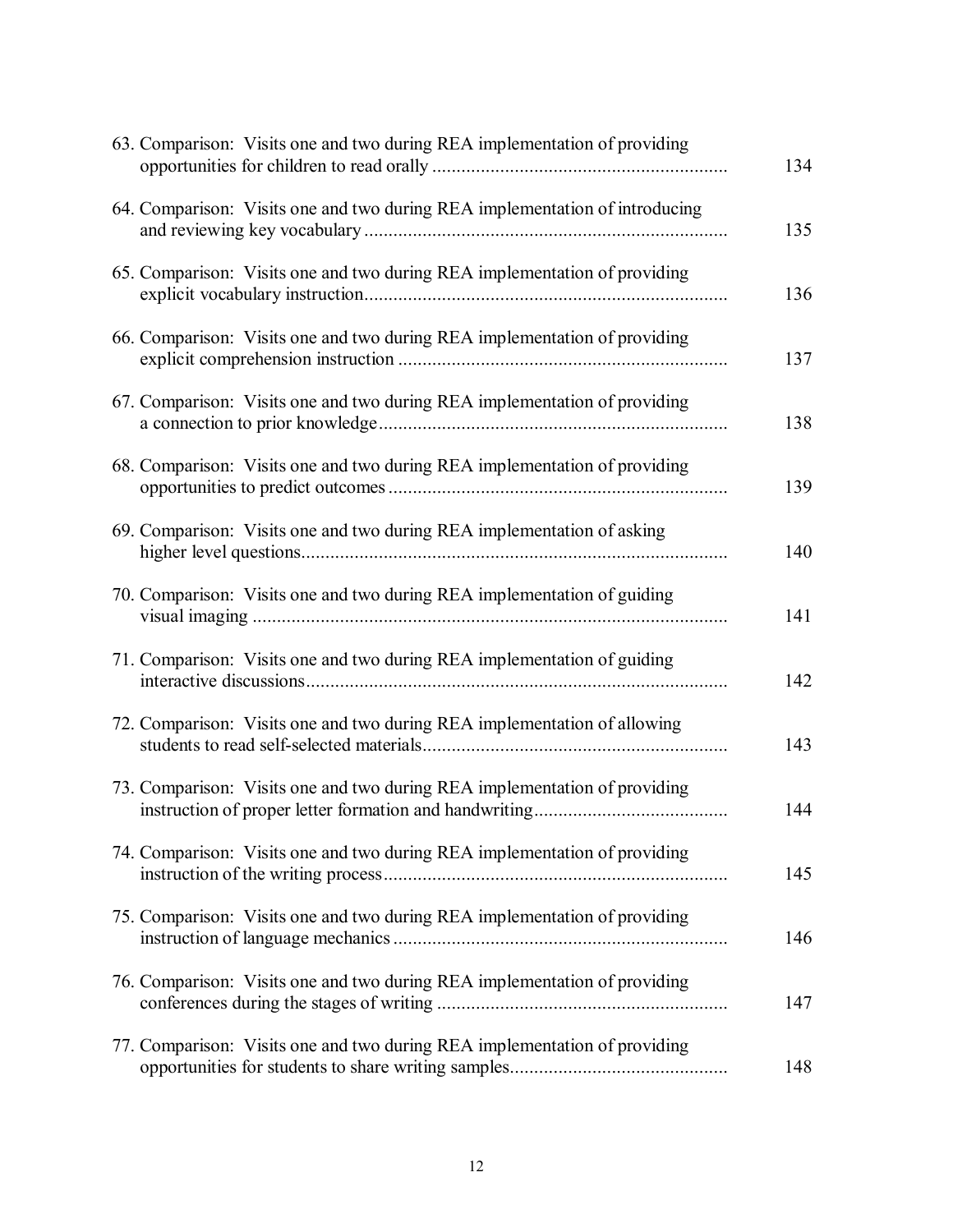63. Comparison: Visits one and two during REA implementation of providing opportunities for children to read orally ............................................................ 134

64. Comparison: Visits one and two during REA implementation of introducing and reviewing key vocabulary ........................................................................... 135

65. Comparison: Visits one and two during REA implementation of providing explicit vocabulary instruction........................................................................... 136

66. Comparison: Visits one and two during REA implementation of providing explicit comprehension instruction .................................................................... 137

67. Comparison: Visits one and two during REA implementation of providing a connection to prior knowledge....................................................................... 138

68. Comparison: Visits one and two during REA implementation of providing opportunities to predict outcomes ..................................................................... 139

69. Comparison: Visits one and two during REA implementation of asking higher level questions........................................................................................ 140

70. Comparison: Visits one and two during REA implementation of guiding visual imaging .................................................................................................. 141

71. Comparison: Visits one and two during REA implementation of guiding interactive discussions....................................................................................... 142

72. Comparison: Visits one and two during REA implementation of allowing students to read self-selected materials.............................................................. 143

73. Comparison: Visits one and two during REA implementation of providing instruction of proper letter formation and handwriting....................................... 144

74. Comparison: Visits one and two during REA implementation of providing instruction of the writing process...................................................................... 145

75. Comparison: Visits one and two during REA implementation of providing instruction of language mechanics .................................................................... 146

76. Comparison: Visits one and two during REA implementation of providing conferences during the stages of writing ........................................................... 147

77. Comparison: Visits one and two during REA implementation of providing opportunities for students to share writing samples............................................ 148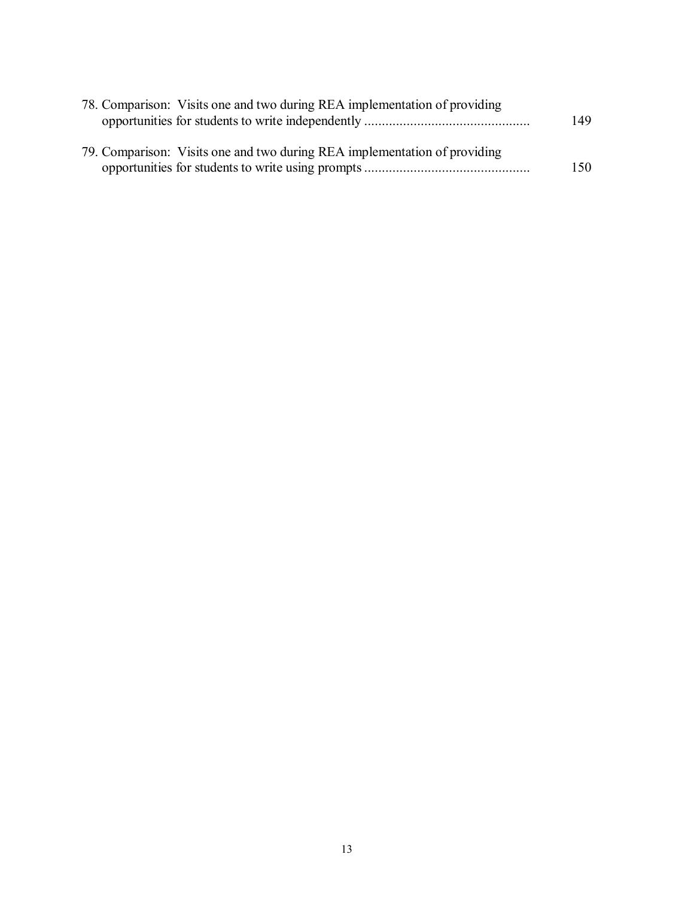78. Comparison: Visits one and two during REA implementation of providing opportunities for students to write independently .............................................. 149

79. Comparison: Visits one and two during REA implementation of providing opportunities for students to write using prompts .............................................. 150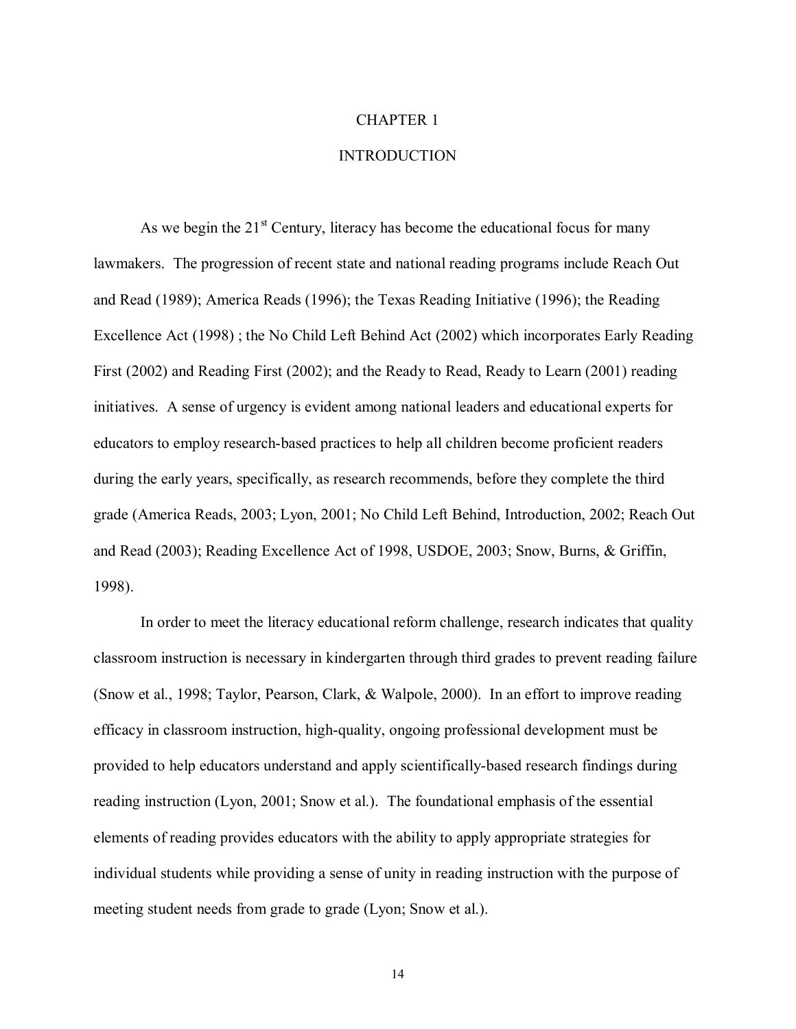# CHAPTER 1

# INTRODUCTION

As we begin the 21st Century, literacy has become the educational focus for many lawmakers. The progression of recent state and national reading programs include Reach Out and Read (1989); America Reads (1996); the Texas Reading Initiative (1996); the Reading Excellence Act (1998) ; the No Child Left Behind Act (2002) which incorporates Early Reading First (2002) and Reading First (2002); and the Ready to Read, Ready to Learn (2001) reading initiatives. A sense of urgency is evident among national leaders and educational experts for educators to employ research-based practices to help all children become proficient readers during the early years, specifically, as research recommends, before they complete the third grade (America Reads, 2003; Lyon, 2001; No Child Left Behind, Introduction, 2002; Reach Out and Read (2003); Reading Excellence Act of 1998, USDOE, 2003; Snow, Burns, & Griffin, 1998).

In order to meet the literacy educational reform challenge, research indicates that quality classroom instruction is necessary in kindergarten through third grades to prevent reading failure (Snow et al., 1998; Taylor, Pearson, Clark, & Walpole, 2000). In an effort to improve reading efficacy in classroom instruction, high-quality, ongoing professional development must be provided to help educators understand and apply scientifically-based research findings during reading instruction (Lyon, 2001; Snow et al.). The foundational emphasis of the essential elements of reading provides educators with the ability to apply appropriate strategies for individual students while providing a sense of unity in reading instruction with the purpose of meeting student needs from grade to grade (Lyon; Snow et al.).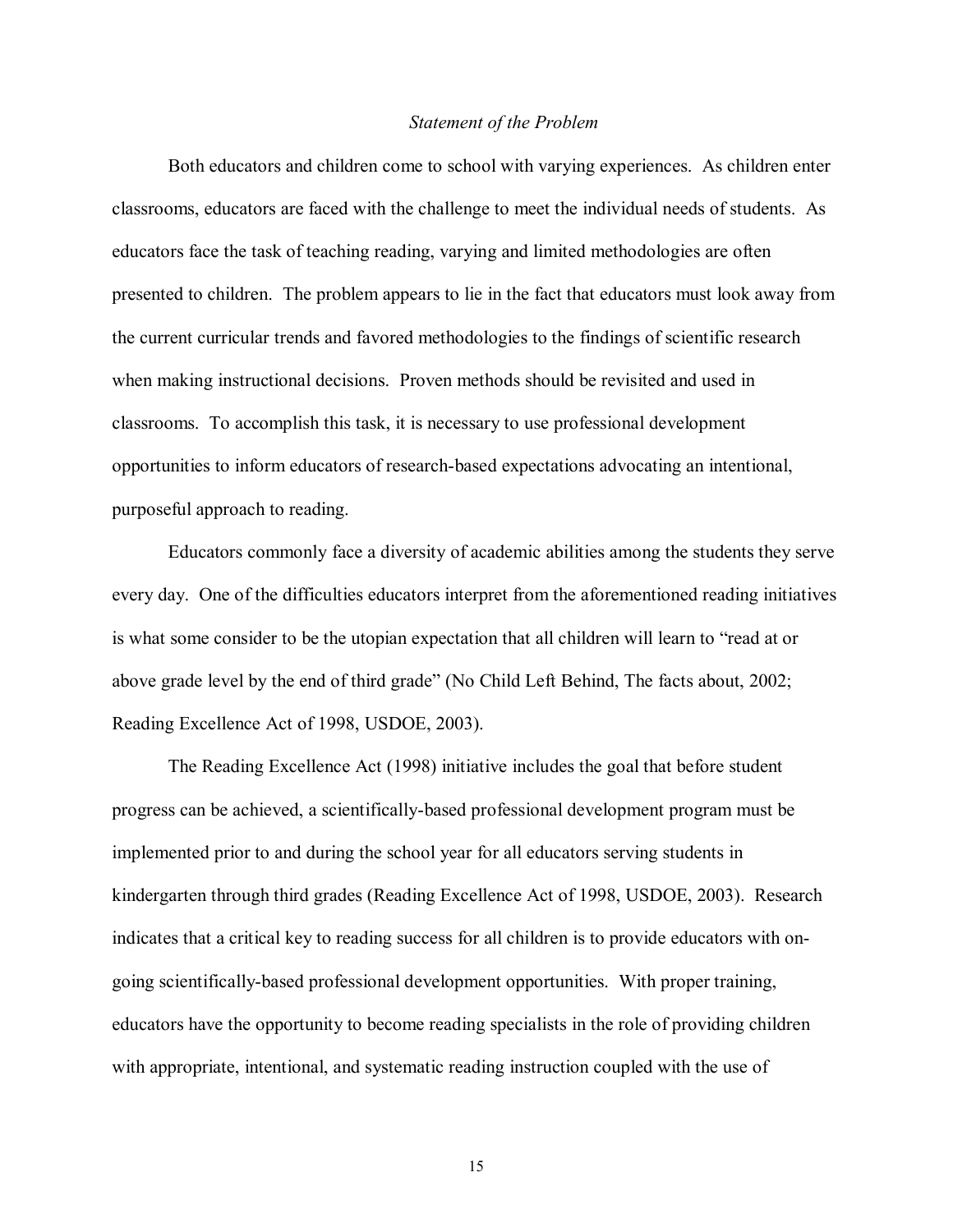## *Statement of the Problem*

Both educators and children come to school with varying experiences. As children enter classrooms, educators are faced with the challenge to meet the individual needs of students. As educators face the task of teaching reading, varying and limited methodologies are often presented to children. The problem appears to lie in the fact that educators must look away from the current curricular trends and favored methodologies to the findings of scientific research when making instructional decisions. Proven methods should be revisited and used in classrooms. To accomplish this task, it is necessary to use professional development opportunities to inform educators of research-based expectations advocating an intentional, purposeful approach to reading.

Educators commonly face a diversity of academic abilities among the students they serve every day. One of the difficulties educators interpret from the aforementioned reading initiatives is what some consider to be the utopian expectation that all children will learn to "read at or above grade level by the end of third grade" (No Child Left Behind, The facts about, 2002; Reading Excellence Act of 1998, USDOE, 2003).

The Reading Excellence Act (1998) initiative includes the goal that before student progress can be achieved, a scientifically-based professional development program must be implemented prior to and during the school year for all educators serving students in kindergarten through third grades (Reading Excellence Act of 1998, USDOE, 2003). Research indicates that a critical key to reading success for all children is to provide educators with on-going scientifically-based professional development opportunities. With proper training, educators have the opportunity to become reading specialists in the role of providing children with appropriate, intentional, and systematic reading instruction coupled with the use of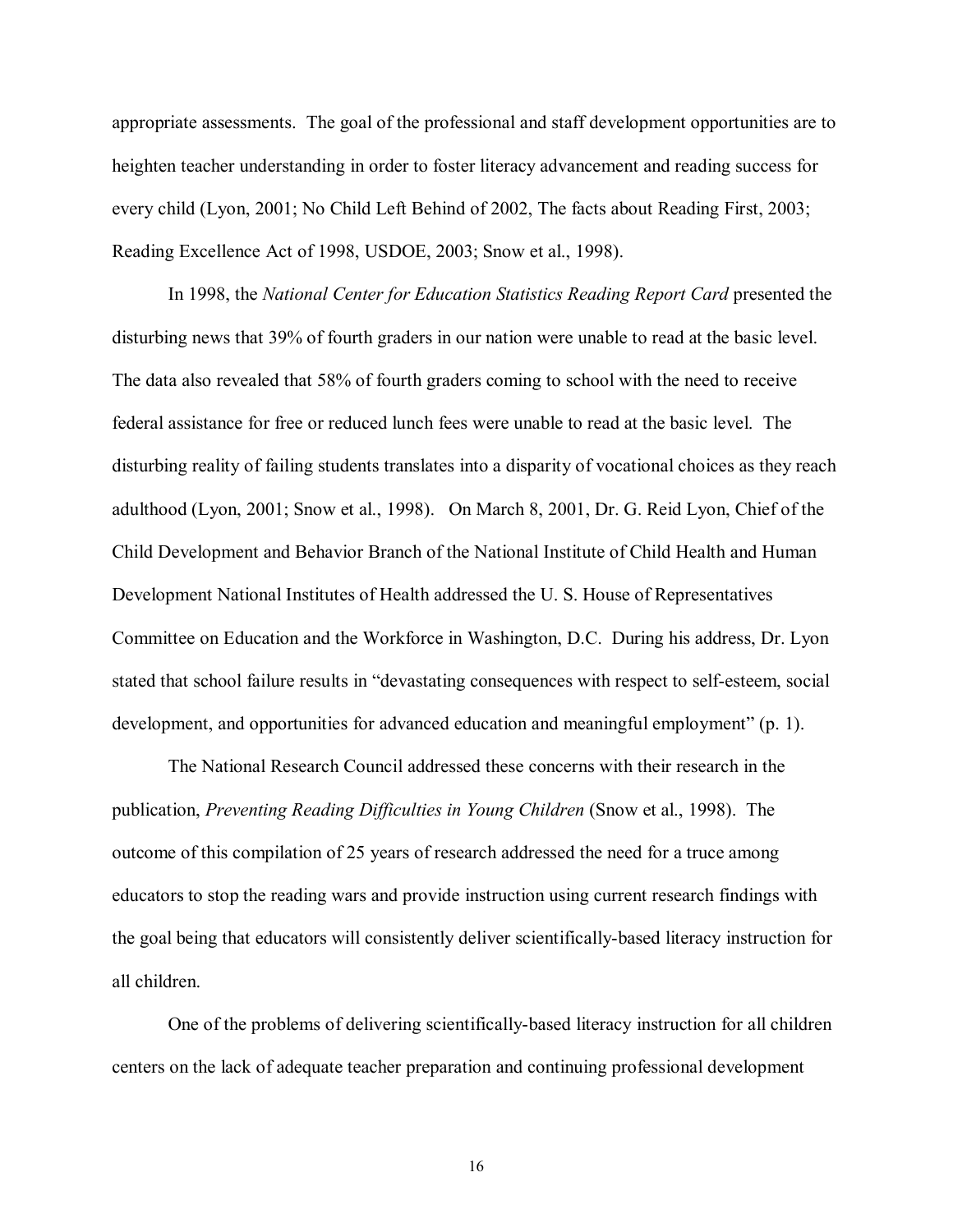appropriate assessments. The goal of the professional and staff development opportunities are to heighten teacher understanding in order to foster literacy advancement and reading success for every child (Lyon, 2001; No Child Left Behind of 2002, The facts about Reading First, 2003; Reading Excellence Act of 1998, USDOE, 2003; Snow et al., 1998).

In 1998, the *National Center for Education Statistics Reading Report Card* presented the disturbing news that 39% of fourth graders in our nation were unable to read at the basic level. The data also revealed that 58% of fourth graders coming to school with the need to receive federal assistance for free or reduced lunch fees were unable to read at the basic level. The disturbing reality of failing students translates into a disparity of vocational choices as they reach adulthood (Lyon, 2001; Snow et al., 1998). On March 8, 2001, Dr. G. Reid Lyon, Chief of the Child Development and Behavior Branch of the National Institute of Child Health and Human Development National Institutes of Health addressed the U. S. House of Representatives Committee on Education and the Workforce in Washington, D.C. During his address, Dr. Lyon stated that school failure results in "devastating consequences with respect to self-esteem, social development, and opportunities for advanced education and meaningful employment" (p. 1).

The National Research Council addressed these concerns with their research in the publication, *Preventing Reading Difficulties in Young Children* (Snow et al., 1998). The outcome of this compilation of 25 years of research addressed the need for a truce among educators to stop the reading wars and provide instruction using current research findings with the goal being that educators will consistently deliver scientifically-based literacy instruction for all children.

One of the problems of delivering scientifically-based literacy instruction for all children centers on the lack of adequate teacher preparation and continuing professional development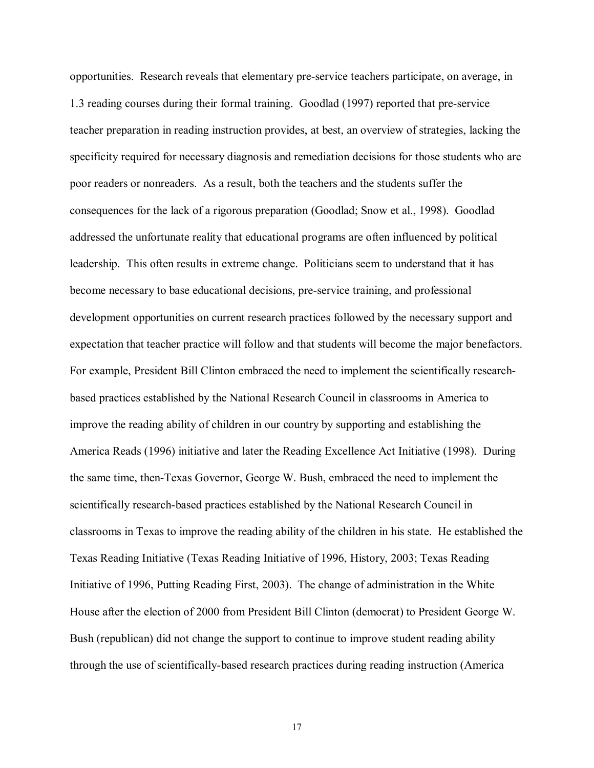opportunities. Research reveals that elementary pre-service teachers participate, on average, in 1.3 reading courses during their formal training. Goodlad (1997) reported that pre-service teacher preparation in reading instruction provides, at best, an overview of strategies, lacking the specificity required for necessary diagnosis and remediation decisions for those students who are poor readers or nonreaders. As a result, both the teachers and the students suffer the consequences for the lack of a rigorous preparation (Goodlad; Snow et al., 1998). Goodlad addressed the unfortunate reality that educational programs are often influenced by political leadership. This often results in extreme change. Politicians seem to understand that it has become necessary to base educational decisions, pre-service training, and professional development opportunities on current research practices followed by the necessary support and expectation that teacher practice will follow and that students will become the major benefactors. For example, President Bill Clinton embraced the need to implement the scientifically research-based practices established by the National Research Council in classrooms in America to improve the reading ability of children in our country by supporting and establishing the America Reads (1996) initiative and later the Reading Excellence Act Initiative (1998). During the same time, then-Texas Governor, George W. Bush, embraced the need to implement the scientifically research-based practices established by the National Research Council in classrooms in Texas to improve the reading ability of the children in his state. He established the Texas Reading Initiative (Texas Reading Initiative of 1996, History, 2003; Texas Reading Initiative of 1996, Putting Reading First, 2003). The change of administration in the White House after the election of 2000 from President Bill Clinton (democrat) to President George W. Bush (republican) did not change the support to continue to improve student reading ability through the use of scientifically-based research practices during reading instruction (America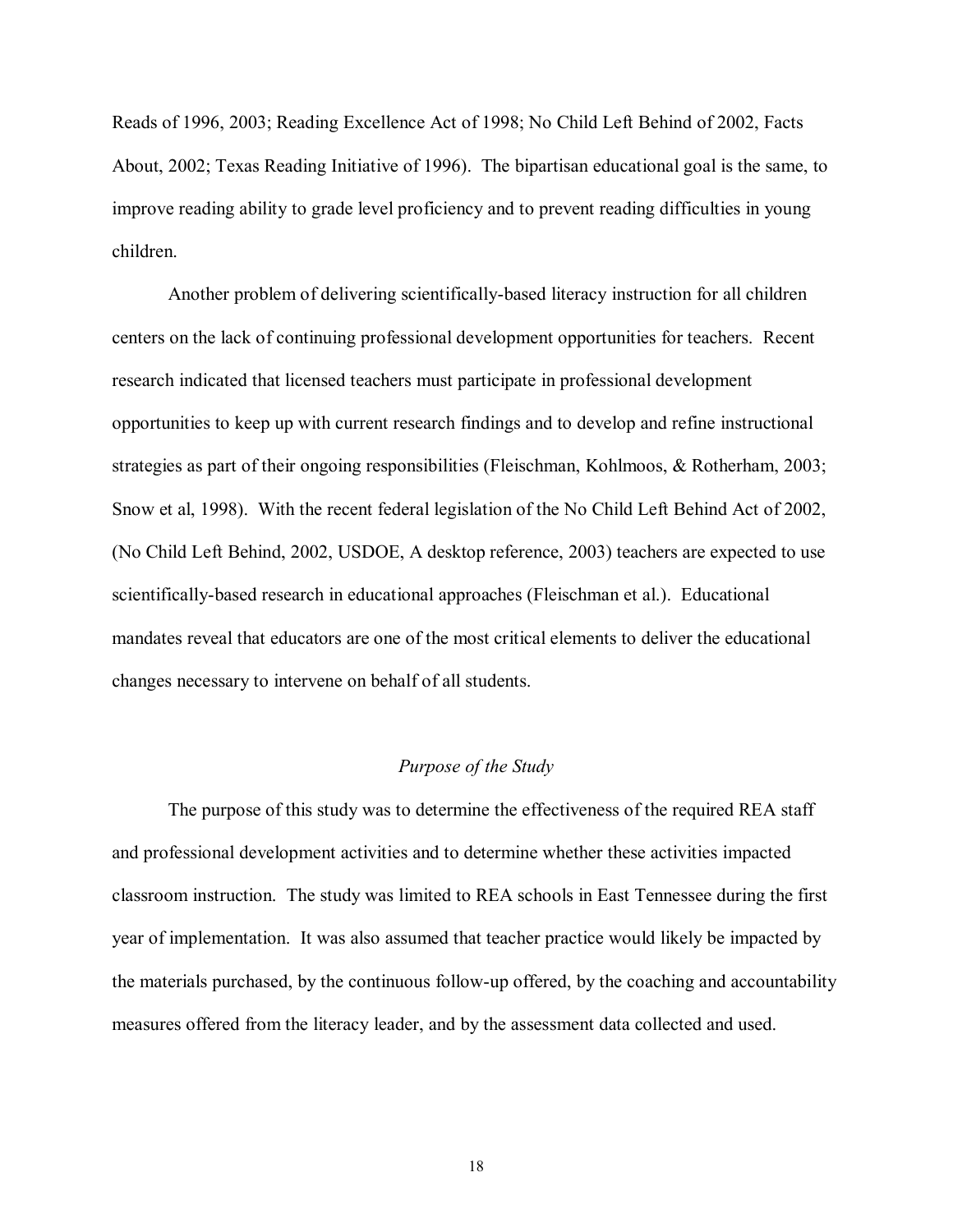Reads of 1996, 2003; Reading Excellence Act of 1998; No Child Left Behind of 2002, Facts About, 2002; Texas Reading Initiative of 1996). The bipartisan educational goal is the same, to improve reading ability to grade level proficiency and to prevent reading difficulties in young children.

Another problem of delivering scientifically-based literacy instruction for all children centers on the lack of continuing professional development opportunities for teachers. Recent research indicated that licensed teachers must participate in professional development opportunities to keep up with current research findings and to develop and refine instructional strategies as part of their ongoing responsibilities (Fleischman, Kohlmoos, & Rotherham, 2003; Snow et al, 1998). With the recent federal legislation of the No Child Left Behind Act of 2002, (No Child Left Behind, 2002, USDOE, A desktop reference, 2003) teachers are expected to use scientifically-based research in educational approaches (Fleischman et al.). Educational mandates reveal that educators are one of the most critical elements to deliver the educational changes necessary to intervene on behalf of all students.

## *Purpose of the Study*

The purpose of this study was to determine the effectiveness of the required REA staff and professional development activities and to determine whether these activities impacted classroom instruction. The study was limited to REA schools in East Tennessee during the first year of implementation. It was also assumed that teacher practice would likely be impacted by the materials purchased, by the continuous follow-up offered, by the coaching and accountability measures offered from the literacy leader, and by the assessment data collected and used.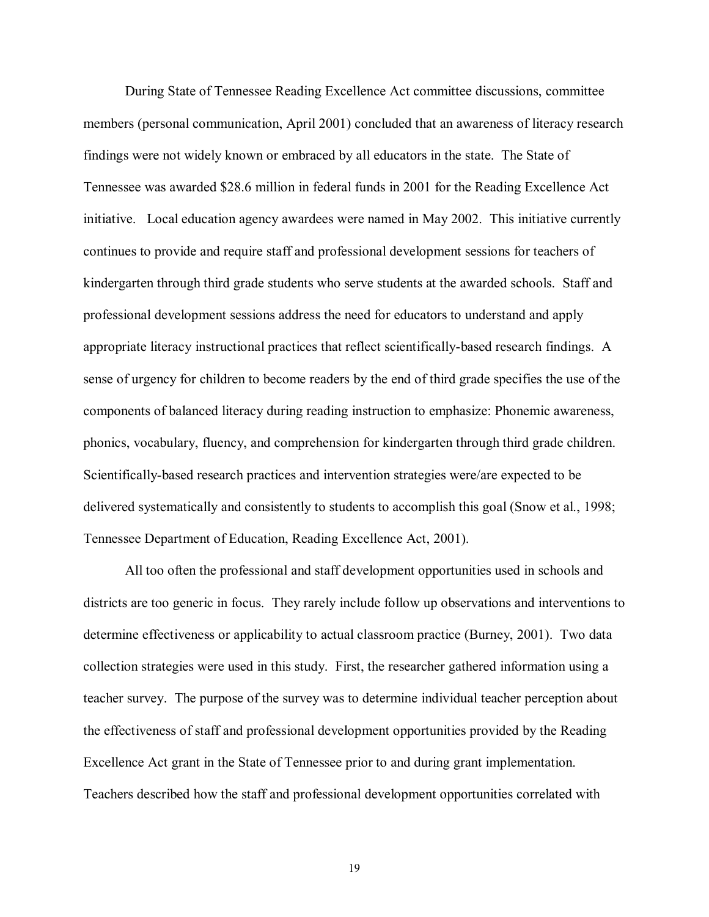During State of Tennessee Reading Excellence Act committee discussions, committee members (personal communication, April 2001) concluded that an awareness of literacy research findings were not widely known or embraced by all educators in the state. The State of Tennessee was awarded $28.6 million in federal funds in 2001 for the Reading Excellence Act initiative. Local education agency awardees were named in May 2002. This initiative currently continues to provide and require staff and professional development sessions for teachers of kindergarten through third grade students who serve students at the awarded schools. Staff and professional development sessions address the need for educators to understand and apply appropriate literacy instructional practices that reflect scientifically-based research findings. A sense of urgency for children to become readers by the end of third grade specifies the use of the components of balanced literacy during reading instruction to emphasize: Phonemic awareness, phonics, vocabulary, fluency, and comprehension for kindergarten through third grade children. Scientifically-based research practices and intervention strategies were/are expected to be delivered systematically and consistently to students to accomplish this goal (Snow et al., 1998; Tennessee Department of Education, Reading Excellence Act, 2001).

All too often the professional and staff development opportunities used in schools and districts are too generic in focus. They rarely include follow up observations and interventions to determine effectiveness or applicability to actual classroom practice (Burney, 2001). Two data collection strategies were used in this study. First, the researcher gathered information using a teacher survey. The purpose of the survey was to determine individual teacher perception about the effectiveness of staff and professional development opportunities provided by the Reading Excellence Act grant in the State of Tennessee prior to and during grant implementation. Teachers described how the staff and professional development opportunities correlated with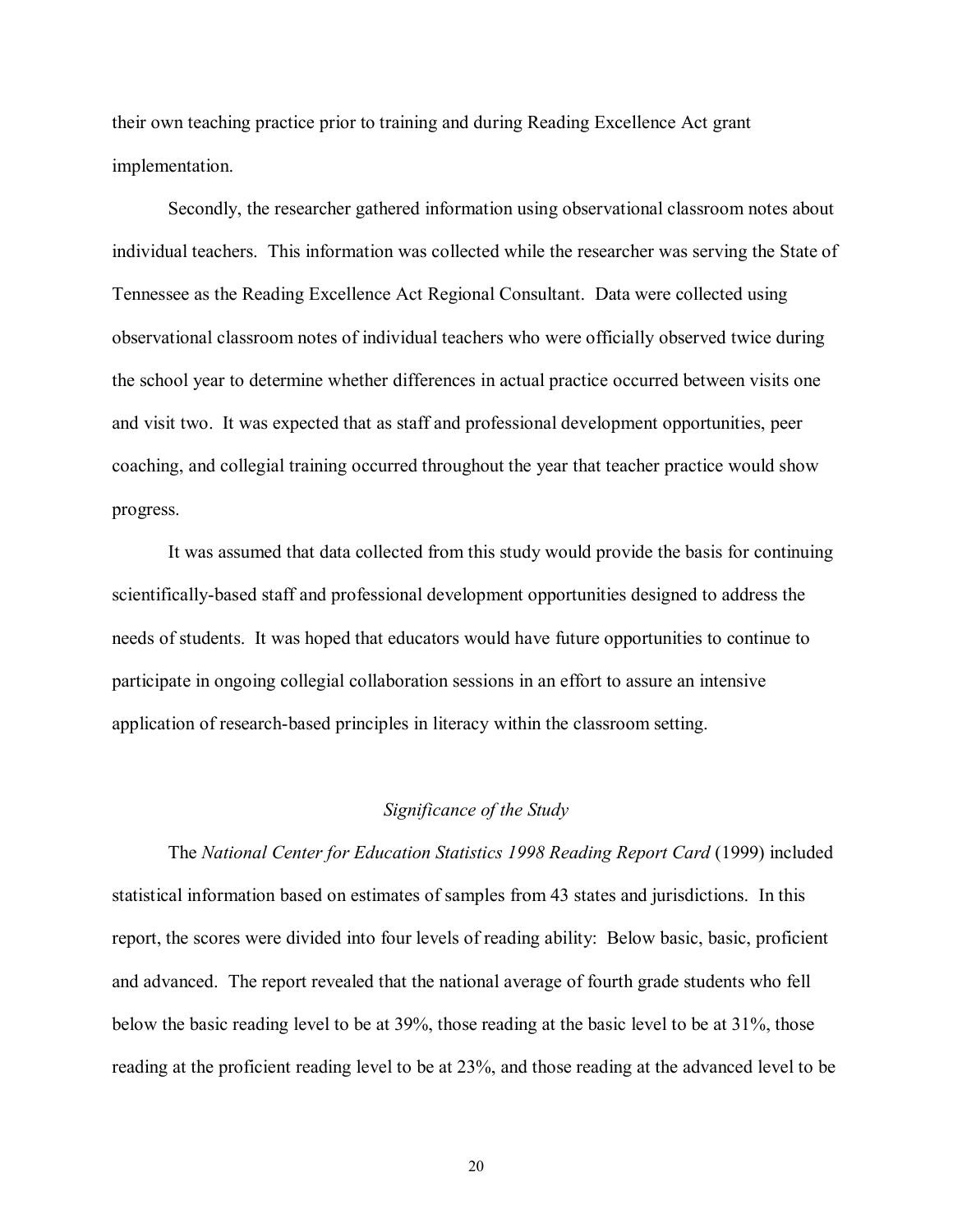their own teaching practice prior to training and during Reading Excellence Act grant implementation.

Secondly, the researcher gathered information using observational classroom notes about individual teachers. This information was collected while the researcher was serving the State of Tennessee as the Reading Excellence Act Regional Consultant. Data were collected using observational classroom notes of individual teachers who were officially observed twice during the school year to determine whether differences in actual practice occurred between visits one and visit two. It was expected that as staff and professional development opportunities, peer coaching, and collegial training occurred throughout the year that teacher practice would show progress.

It was assumed that data collected from this study would provide the basis for continuing scientifically-based staff and professional development opportunities designed to address the needs of students. It was hoped that educators would have future opportunities to continue to participate in ongoing collegial collaboration sessions in an effort to assure an intensive application of research-based principles in literacy within the classroom setting.

### *Significance of the Study*

The *National Center for Education Statistics 1998 Reading Report Card* (1999) included statistical information based on estimates of samples from 43 states and jurisdictions. In this report, the scores were divided into four levels of reading ability: Below basic, basic, proficient and advanced. The report revealed that the national average of fourth grade students who fell below the basic reading level to be at 39%, those reading at the basic level to be at 31%, those reading at the proficient reading level to be at 23%, and those reading at the advanced level to be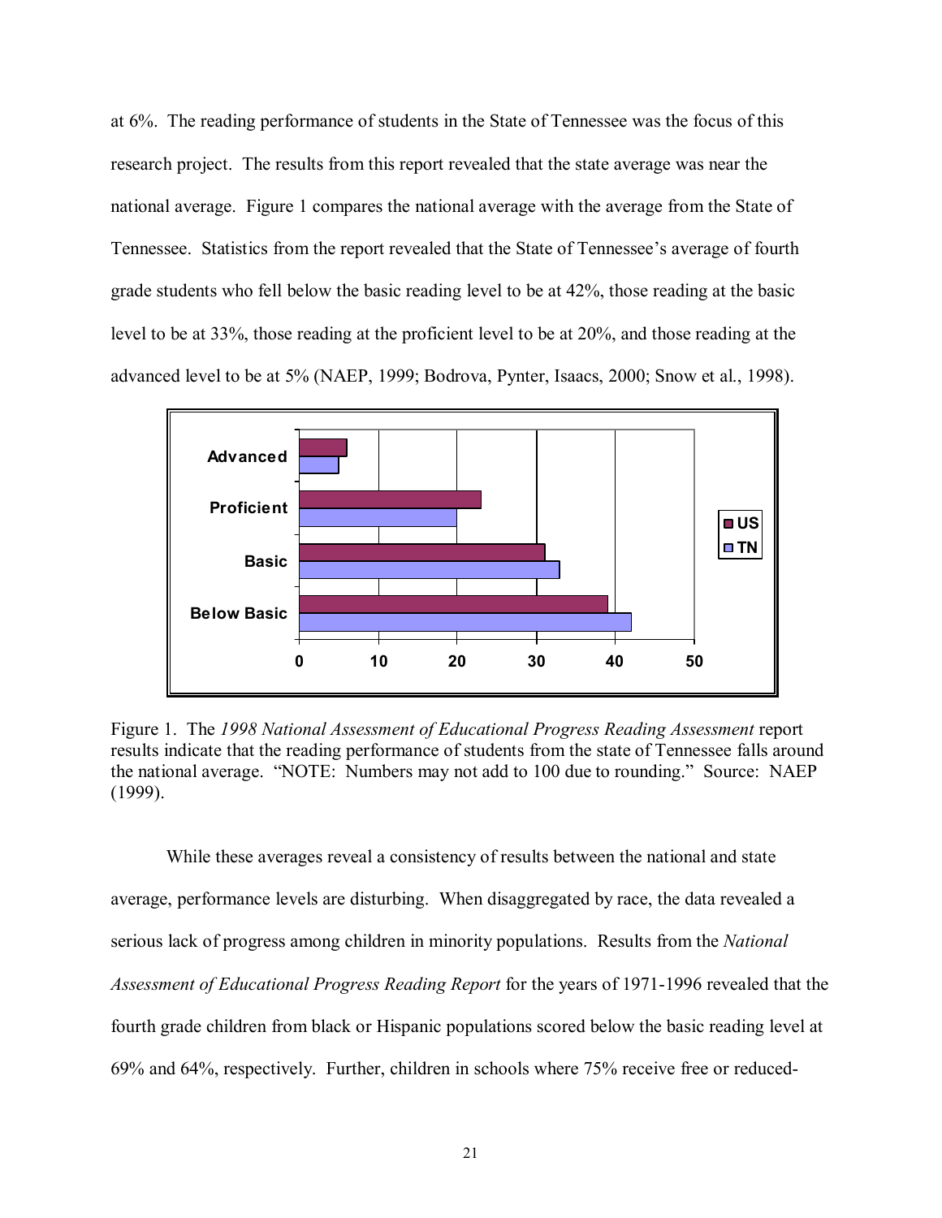at 6%. The reading performance of students in the State of Tennessee was the focus of this research project. The results from this report revealed that the state average was near the national average. Figure 1 compares the national average with the average from the State of Tennessee. Statistics from the report revealed that the State of Tennessee's average of fourth grade students who fell below the basic reading level to be at 42%, those reading at the basic level to be at 33%, those reading at the proficient level to be at 20%, and those reading at the advanced level to be at 5% (NAEP, 1999; Bodrova, Pynter, Isaacs, 2000; Snow et al., 1998).

Figure 1. The *1998 National Assessment of Educational Progress Reading Assessment* report results indicate that the reading performance of students from the state of Tennessee falls around the national average. "NOTE: Numbers may not add to 100 due to rounding." Source: NAEP (1999).

While these averages reveal a consistency of results between the national and state average, performance levels are disturbing. When disaggregated by race, the data revealed a serious lack of progress among children in minority populations. Results from the *National Assessment of Educational Progress Reading Report* for the years of 1971-1996 revealed that the fourth grade children from black or Hispanic populations scored below the basic reading level at 69% and 64%, respectively. Further, children in schools where 75% receive free or reduced-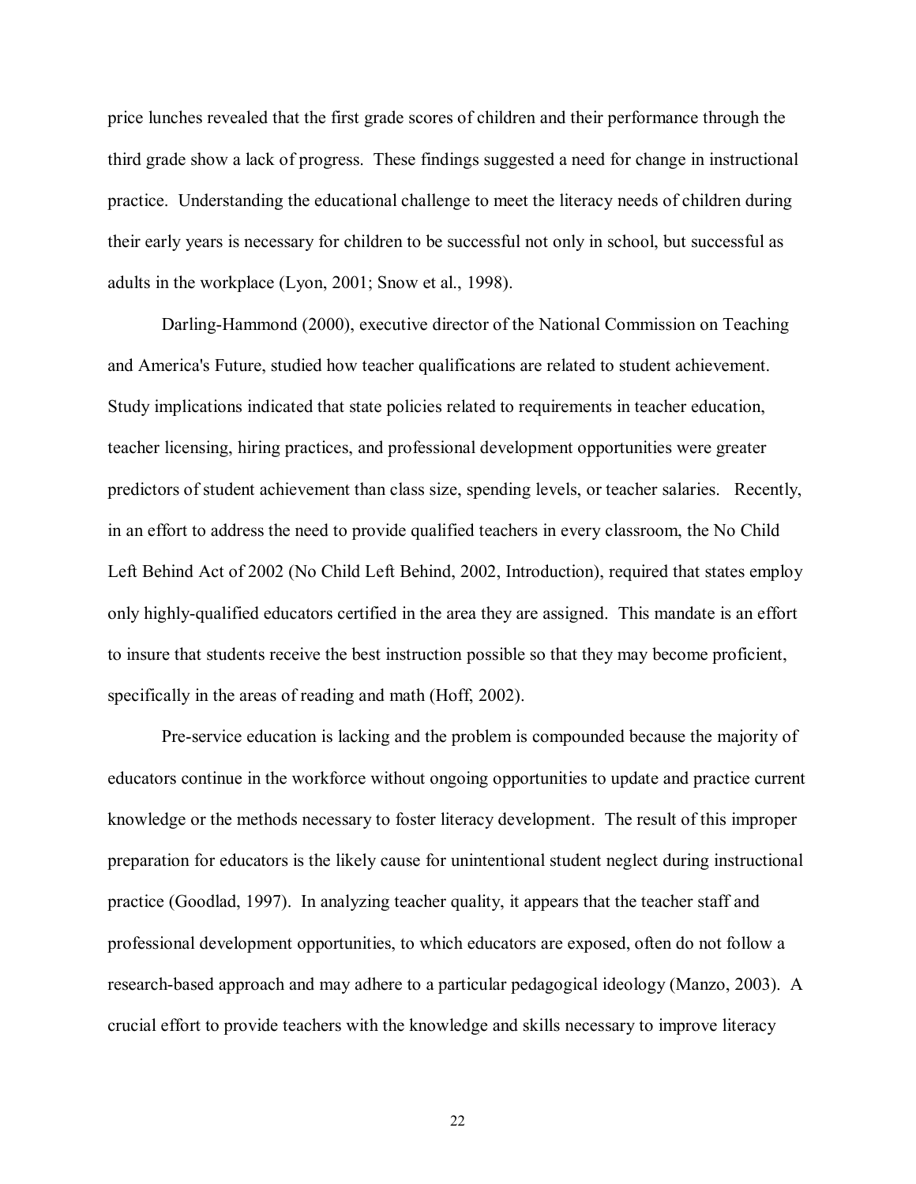price lunches revealed that the first grade scores of children and their performance through the third grade show a lack of progress. These findings suggested a need for change in instructional practice. Understanding the educational challenge to meet the literacy needs of children during their early years is necessary for children to be successful not only in school, but successful as adults in the workplace (Lyon, 2001; Snow et al., 1998).

Darling-Hammond (2000), executive director of the National Commission on Teaching and America's Future, studied how teacher qualifications are related to student achievement. Study implications indicated that state policies related to requirements in teacher education, teacher licensing, hiring practices, and professional development opportunities were greater predictors of student achievement than class size, spending levels, or teacher salaries. Recently, in an effort to address the need to provide qualified teachers in every classroom, the No Child Left Behind Act of 2002 (No Child Left Behind, 2002, Introduction), required that states employ only highly-qualified educators certified in the area they are assigned. This mandate is an effort to insure that students receive the best instruction possible so that they may become proficient, specifically in the areas of reading and math (Hoff, 2002).

Pre-service education is lacking and the problem is compounded because the majority of educators continue in the workforce without ongoing opportunities to update and practice current knowledge or the methods necessary to foster literacy development. The result of this improper preparation for educators is the likely cause for unintentional student neglect during instructional practice (Goodlad, 1997). In analyzing teacher quality, it appears that the teacher staff and professional development opportunities, to which educators are exposed, often do not follow a research-based approach and may adhere to a particular pedagogical ideology (Manzo, 2003). A crucial effort to provide teachers with the knowledge and skills necessary to improve literacy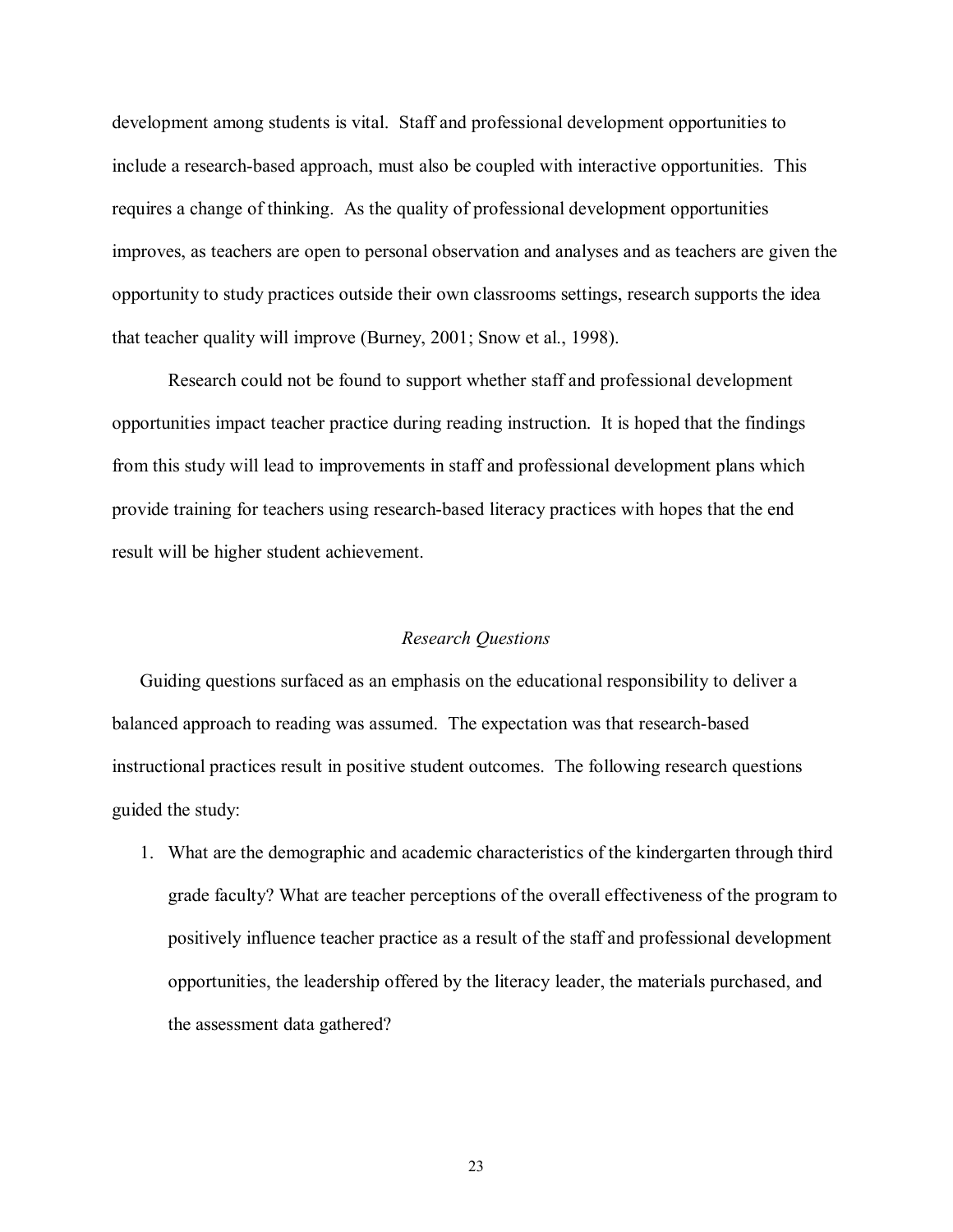development among students is vital. Staff and professional development opportunities to include a research-based approach, must also be coupled with interactive opportunities. This requires a change of thinking. As the quality of professional development opportunities improves, as teachers are open to personal observation and analyses and as teachers are given the opportunity to study practices outside their own classrooms settings, research supports the idea that teacher quality will improve (Burney, 2001; Snow et al., 1998).

Research could not be found to support whether staff and professional development opportunities impact teacher practice during reading instruction. It is hoped that the findings from this study will lead to improvements in staff and professional development plans which provide training for teachers using research-based literacy practices with hopes that the end result will be higher student achievement.

### *Research Questions*

Guiding questions surfaced as an emphasis on the educational responsibility to deliver a balanced approach to reading was assumed. The expectation was that research-based instructional practices result in positive student outcomes. The following research questions guided the study:

1. What are the demographic and academic characteristics of the kindergarten through third grade faculty? What are teacher perceptions of the overall effectiveness of the program to positively influence teacher practice as a result of the staff and professional development opportunities, the leadership offered by the literacy leader, the materials purchased, and the assessment data gathered?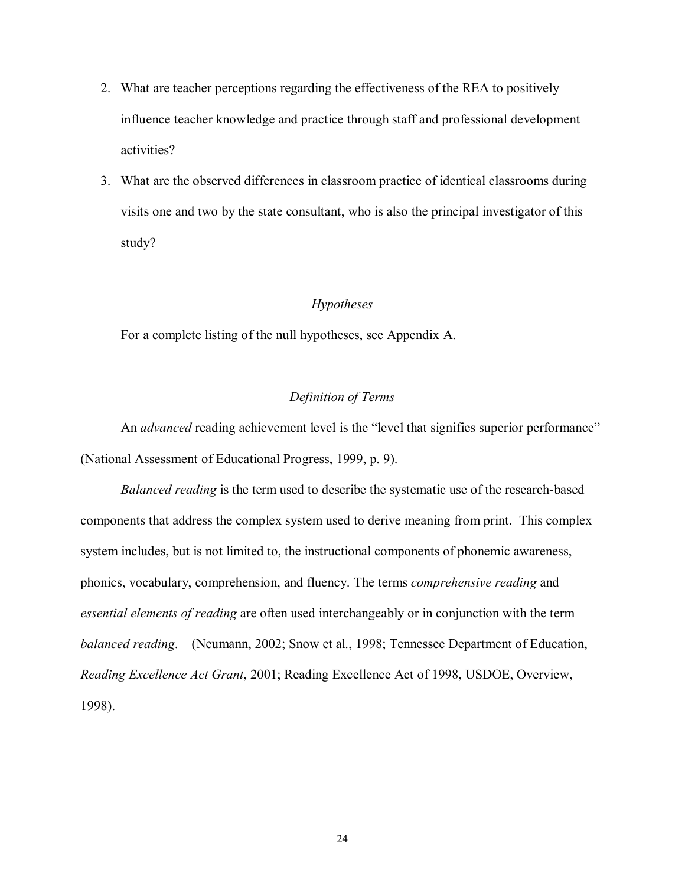2. What are teacher perceptions regarding the effectiveness of the REA to positively influence teacher knowledge and practice through staff and professional development activities?
3. What are the observed differences in classroom practice of identical classrooms during visits one and two by the state consultant, who is also the principal investigator of this study?

### *Hypotheses*

For a complete listing of the null hypotheses, see Appendix A.

### *Definition of Terms*

An *advanced* reading achievement level is the "level that signifies superior performance" (National Assessment of Educational Progress, 1999, p. 9).

*Balanced reading* is the term used to describe the systematic use of the research-based components that address the complex system used to derive meaning from print. This complex system includes, but is not limited to, the instructional components of phonemic awareness, phonics, vocabulary, comprehension, and fluency. The terms *comprehensive reading* and *essential elements of reading* are often used interchangeably or in conjunction with the term *balanced reading*. (Neumann, 2002; Snow et al., 1998; Tennessee Department of Education, *Reading Excellence Act Grant*, 2001; Reading Excellence Act of 1998, USDOE, Overview, 1998).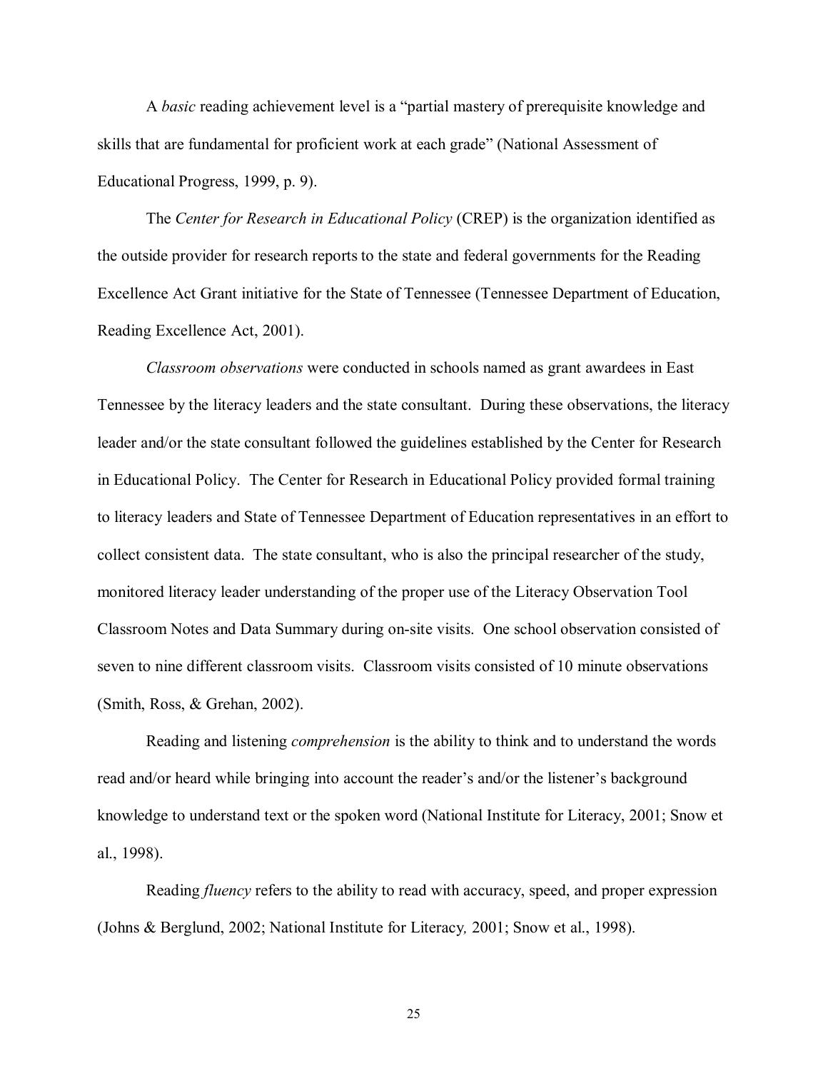A *basic* reading achievement level is a "partial mastery of prerequisite knowledge and skills that are fundamental for proficient work at each grade" (National Assessment of Educational Progress, 1999, p. 9).

The *Center for Research in Educational Policy* (CREP) is the organization identified as the outside provider for research reports to the state and federal governments for the Reading Excellence Act Grant initiative for the State of Tennessee (Tennessee Department of Education, Reading Excellence Act, 2001).

*Classroom observations* were conducted in schools named as grant awardees in East Tennessee by the literacy leaders and the state consultant. During these observations, the literacy leader and/or the state consultant followed the guidelines established by the Center for Research in Educational Policy. The Center for Research in Educational Policy provided formal training to literacy leaders and State of Tennessee Department of Education representatives in an effort to collect consistent data. The state consultant, who is also the principal researcher of the study, monitored literacy leader understanding of the proper use of the Literacy Observation Tool Classroom Notes and Data Summary during on-site visits. One school observation consisted of seven to nine different classroom visits. Classroom visits consisted of 10 minute observations (Smith, Ross, & Grehan, 2002).

Reading and listening *comprehension* is the ability to think and to understand the words read and/or heard while bringing into account the reader's and/or the listener's background knowledge to understand text or the spoken word (National Institute for Literacy, 2001; Snow et al., 1998).

Reading *fluency* refers to the ability to read with accuracy, speed, and proper expression (Johns & Berglund, 2002; National Institute for Literacy, 2001; Snow et al., 1998).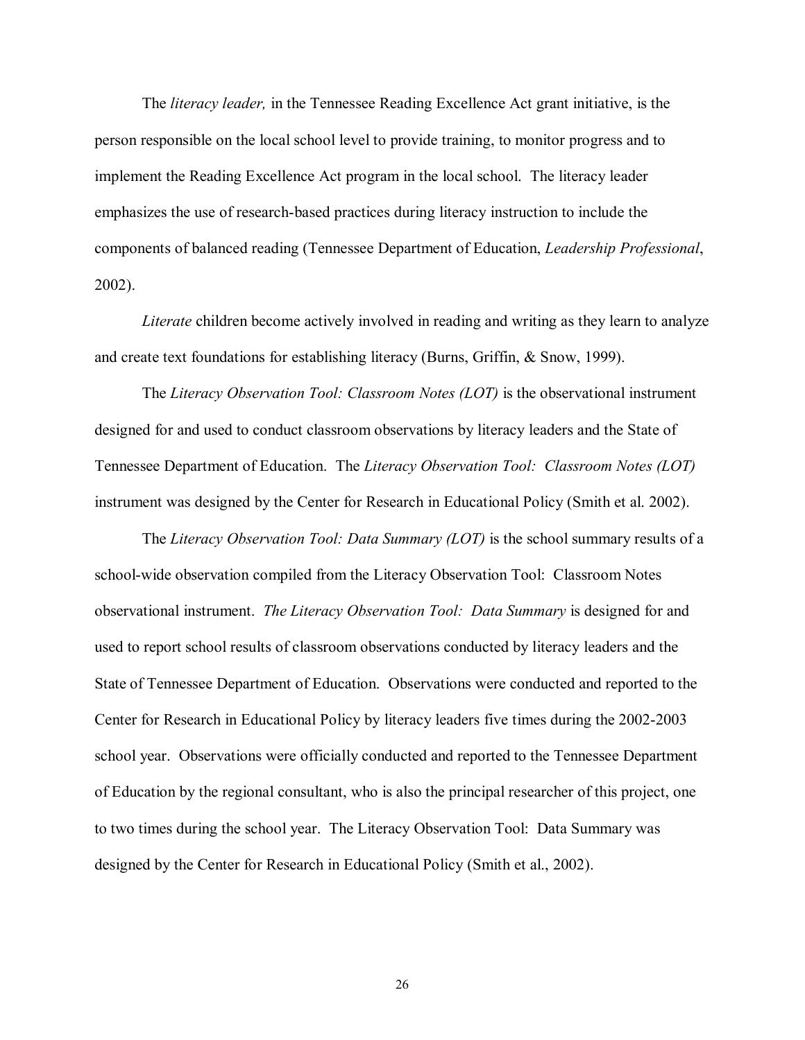The *literacy leader,* in the Tennessee Reading Excellence Act grant initiative, is the person responsible on the local school level to provide training, to monitor progress and to implement the Reading Excellence Act program in the local school. The literacy leader emphasizes the use of research-based practices during literacy instruction to include the components of balanced reading (Tennessee Department of Education, *Leadership Professional*, 2002).

*Literate* children become actively involved in reading and writing as they learn to analyze and create text foundations for establishing literacy (Burns, Griffin, & Snow, 1999).

The *Literacy Observation Tool: Classroom Notes (LOT)* is the observational instrument designed for and used to conduct classroom observations by literacy leaders and the State of Tennessee Department of Education. The *Literacy Observation Tool: Classroom Notes (LOT)* instrument was designed by the Center for Research in Educational Policy (Smith et al. 2002).

The *Literacy Observation Tool: Data Summary (LOT)* is the school summary results of a school-wide observation compiled from the Literacy Observation Tool: Classroom Notes observational instrument. *The Literacy Observation Tool: Data Summary* is designed for and used to report school results of classroom observations conducted by literacy leaders and the State of Tennessee Department of Education. Observations were conducted and reported to the Center for Research in Educational Policy by literacy leaders five times during the 2002-2003 school year. Observations were officially conducted and reported to the Tennessee Department of Education by the regional consultant, who is also the principal researcher of this project, one to two times during the school year. The Literacy Observation Tool: Data Summary was designed by the Center for Research in Educational Policy (Smith et al., 2002).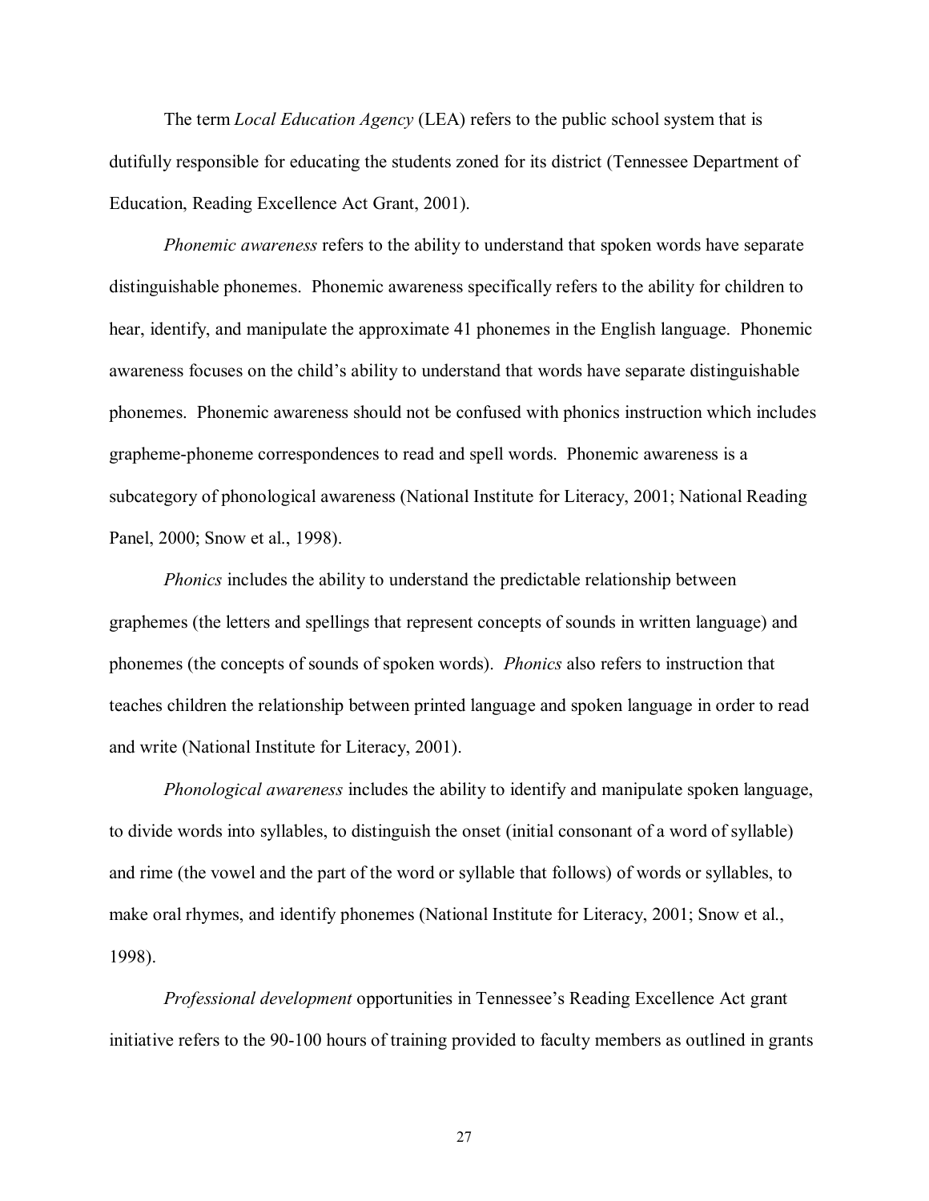The term *Local Education Agency* (LEA) refers to the public school system that is dutifully responsible for educating the students zoned for its district (Tennessee Department of Education, Reading Excellence Act Grant, 2001).

*Phonemic awareness* refers to the ability to understand that spoken words have separate distinguishable phonemes. Phonemic awareness specifically refers to the ability for children to hear, identify, and manipulate the approximate 41 phonemes in the English language. Phonemic awareness focuses on the child's ability to understand that words have separate distinguishable phonemes. Phonemic awareness should not be confused with phonics instruction which includes grapheme-phoneme correspondences to read and spell words. Phonemic awareness is a subcategory of phonological awareness (National Institute for Literacy, 2001; National Reading Panel, 2000; Snow et al., 1998).

*Phonics* includes the ability to understand the predictable relationship between graphemes (the letters and spellings that represent concepts of sounds in written language) and phonemes (the concepts of sounds of spoken words). *Phonics* also refers to instruction that teaches children the relationship between printed language and spoken language in order to read and write (National Institute for Literacy, 2001).

*Phonological awareness* includes the ability to identify and manipulate spoken language, to divide words into syllables, to distinguish the onset (initial consonant of a word of syllable) and rime (the vowel and the part of the word or syllable that follows) of words or syllables, to make oral rhymes, and identify phonemes (National Institute for Literacy, 2001; Snow et al., 1998).

*Professional development* opportunities in Tennessee's Reading Excellence Act grant initiative refers to the 90-100 hours of training provided to faculty members as outlined in grants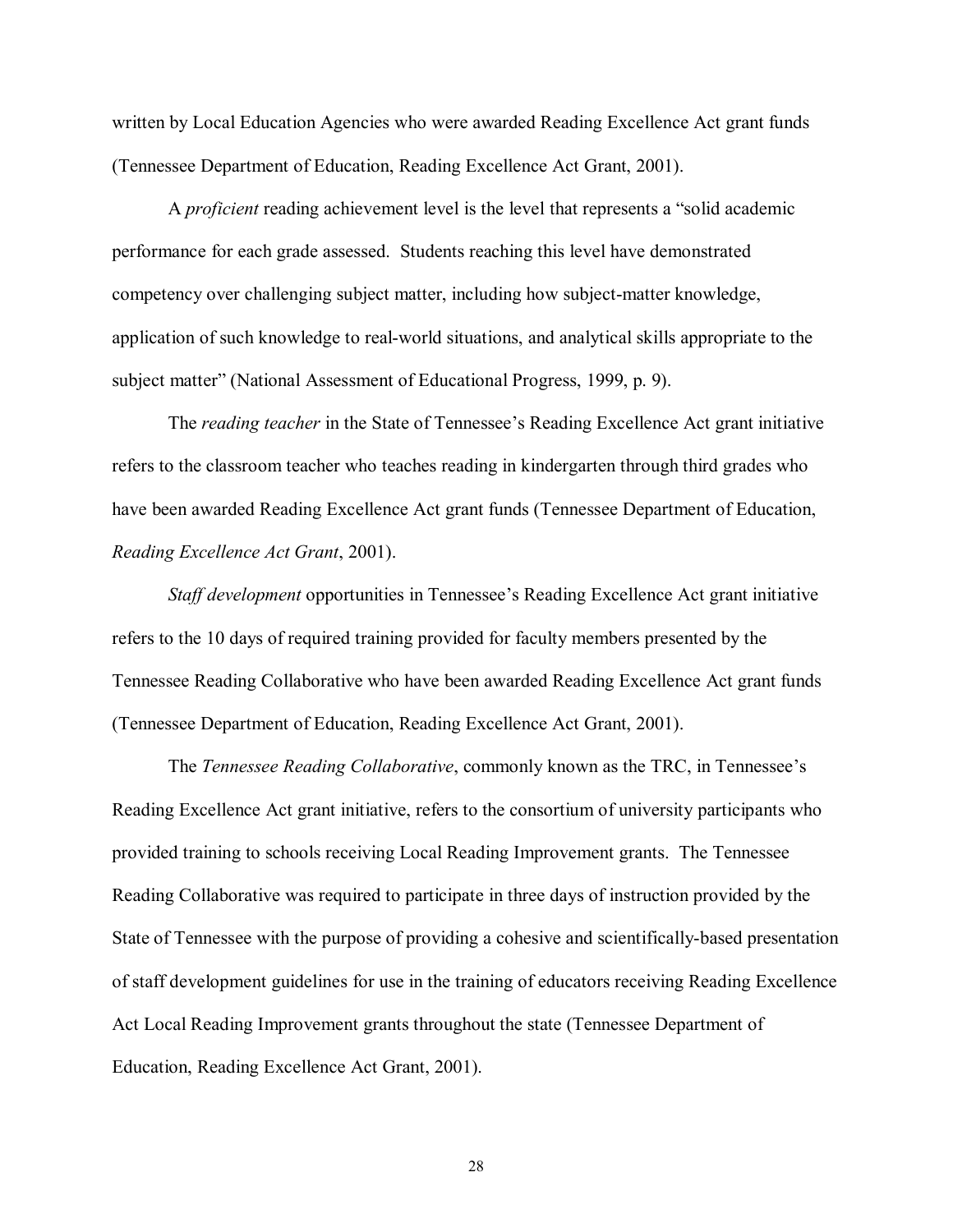written by Local Education Agencies who were awarded Reading Excellence Act grant funds (Tennessee Department of Education, Reading Excellence Act Grant, 2001).

A *proficient* reading achievement level is the level that represents a "solid academic performance for each grade assessed. Students reaching this level have demonstrated competency over challenging subject matter, including how subject-matter knowledge, application of such knowledge to real-world situations, and analytical skills appropriate to the subject matter" (National Assessment of Educational Progress, 1999, p. 9).

The *reading teacher* in the State of Tennessee's Reading Excellence Act grant initiative refers to the classroom teacher who teaches reading in kindergarten through third grades who have been awarded Reading Excellence Act grant funds (Tennessee Department of Education, *Reading Excellence Act Grant*, 2001).

*Staff development* opportunities in Tennessee's Reading Excellence Act grant initiative refers to the 10 days of required training provided for faculty members presented by the Tennessee Reading Collaborative who have been awarded Reading Excellence Act grant funds (Tennessee Department of Education, Reading Excellence Act Grant, 2001).

The *Tennessee Reading Collaborative*, commonly known as the TRC, in Tennessee's Reading Excellence Act grant initiative, refers to the consortium of university participants who provided training to schools receiving Local Reading Improvement grants. The Tennessee Reading Collaborative was required to participate in three days of instruction provided by the State of Tennessee with the purpose of providing a cohesive and scientifically-based presentation of staff development guidelines for use in the training of educators receiving Reading Excellence Act Local Reading Improvement grants throughout the state (Tennessee Department of Education, Reading Excellence Act Grant, 2001).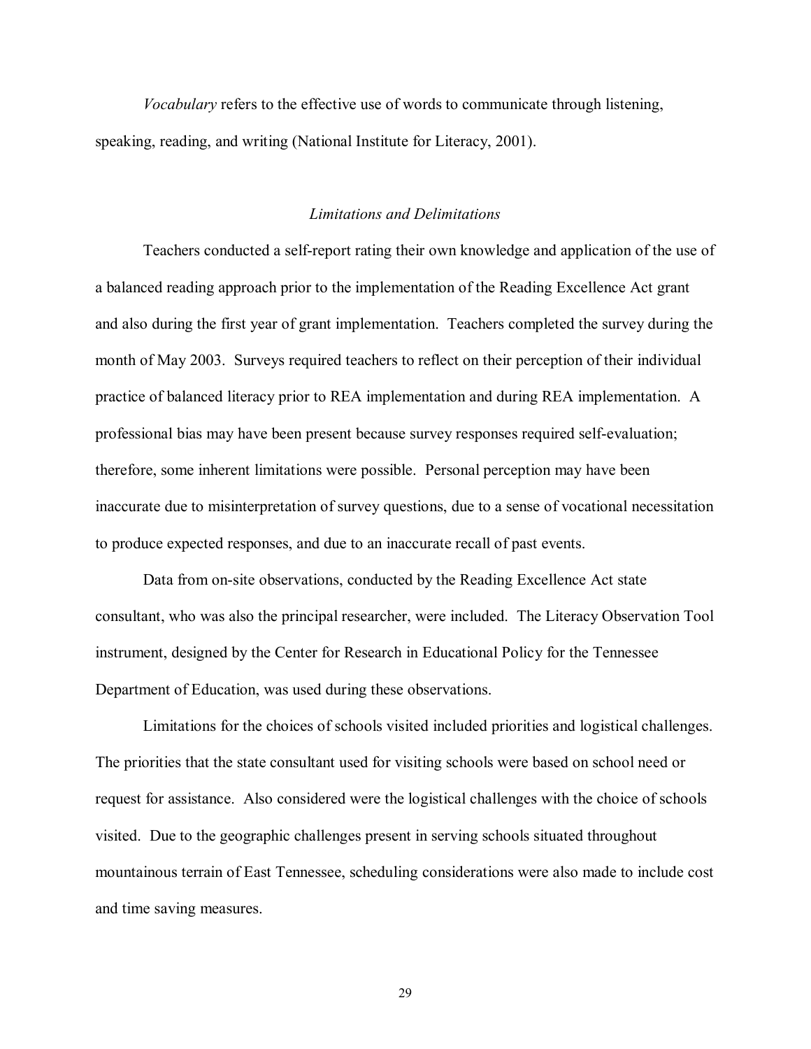*Vocabulary* refers to the effective use of words to communicate through listening, speaking, reading, and writing (National Institute for Literacy, 2001).

## *Limitations and Delimitations*

Teachers conducted a self-report rating their own knowledge and application of the use of a balanced reading approach prior to the implementation of the Reading Excellence Act grant and also during the first year of grant implementation. Teachers completed the survey during the month of May 2003. Surveys required teachers to reflect on their perception of their individual practice of balanced literacy prior to REA implementation and during REA implementation. A professional bias may have been present because survey responses required self-evaluation; therefore, some inherent limitations were possible. Personal perception may have been inaccurate due to misinterpretation of survey questions, due to a sense of vocational necessitation to produce expected responses, and due to an inaccurate recall of past events.

Data from on-site observations, conducted by the Reading Excellence Act state consultant, who was also the principal researcher, were included. The Literacy Observation Tool instrument, designed by the Center for Research in Educational Policy for the Tennessee Department of Education, was used during these observations.

Limitations for the choices of schools visited included priorities and logistical challenges. The priorities that the state consultant used for visiting schools were based on school need or request for assistance. Also considered were the logistical challenges with the choice of schools visited. Due to the geographic challenges present in serving schools situated throughout mountainous terrain of East Tennessee, scheduling considerations were also made to include cost and time saving measures.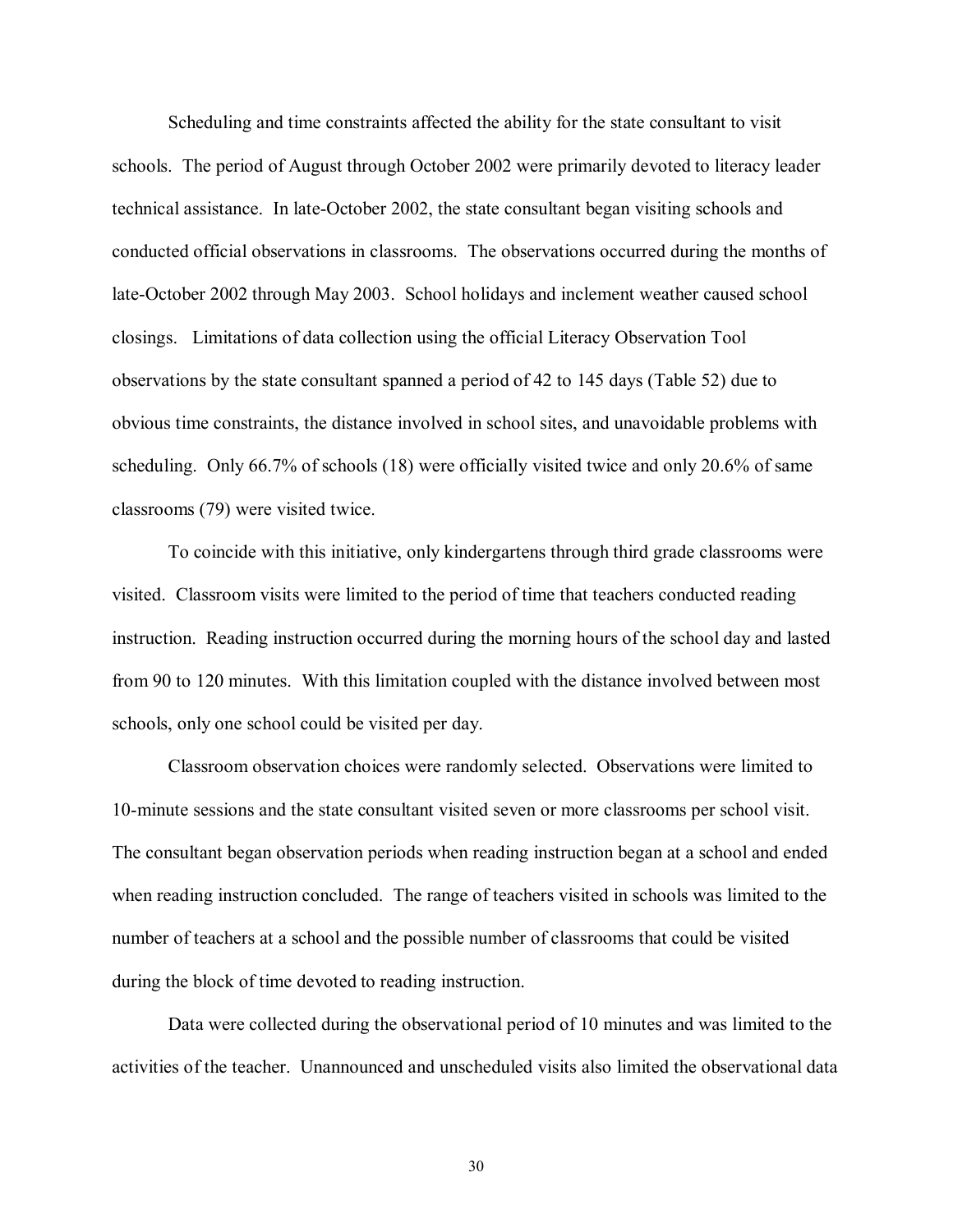Scheduling and time constraints affected the ability for the state consultant to visit schools. The period of August through October 2002 were primarily devoted to literacy leader technical assistance. In late-October 2002, the state consultant began visiting schools and conducted official observations in classrooms. The observations occurred during the months of late-October 2002 through May 2003. School holidays and inclement weather caused school closings. Limitations of data collection using the official Literacy Observation Tool observations by the state consultant spanned a period of 42 to 145 days (Table 52) due to obvious time constraints, the distance involved in school sites, and unavoidable problems with scheduling. Only 66.7% of schools (18) were officially visited twice and only 20.6% of same classrooms (79) were visited twice.

To coincide with this initiative, only kindergartens through third grade classrooms were visited. Classroom visits were limited to the period of time that teachers conducted reading instruction. Reading instruction occurred during the morning hours of the school day and lasted from 90 to 120 minutes. With this limitation coupled with the distance involved between most schools, only one school could be visited per day.

Classroom observation choices were randomly selected. Observations were limited to 10-minute sessions and the state consultant visited seven or more classrooms per school visit. The consultant began observation periods when reading instruction began at a school and ended when reading instruction concluded. The range of teachers visited in schools was limited to the number of teachers at a school and the possible number of classrooms that could be visited during the block of time devoted to reading instruction.

Data were collected during the observational period of 10 minutes and was limited to the activities of the teacher. Unannounced and unscheduled visits also limited the observational data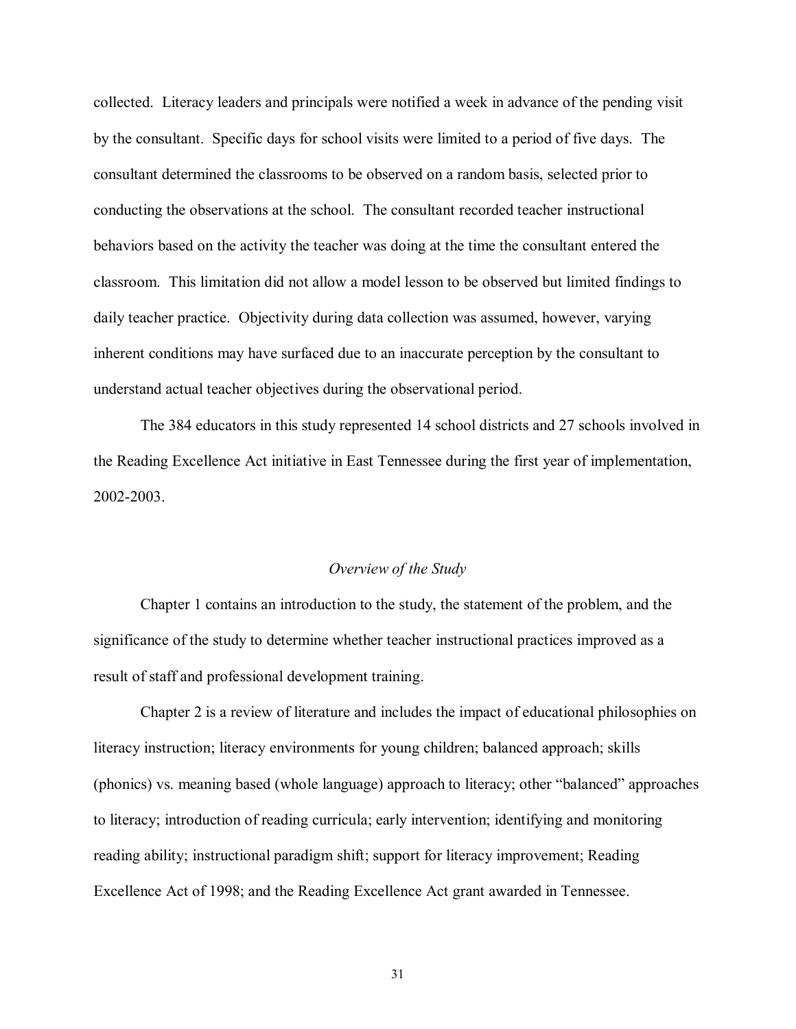collected. Literacy leaders and principals were notified a week in advance of the pending visit by the consultant. Specific days for school visits were limited to a period of five days. The consultant determined the classrooms to be observed on a random basis, selected prior to conducting the observations at the school. The consultant recorded teacher instructional behaviors based on the activity the teacher was doing at the time the consultant entered the classroom. This limitation did not allow a model lesson to be observed but limited findings to daily teacher practice. Objectivity during data collection was assumed, however, varying inherent conditions may have surfaced due to an inaccurate perception by the consultant to understand actual teacher objectives during the observational period.

The 384 educators in this study represented 14 school districts and 27 schools involved in the Reading Excellence Act initiative in East Tennessee during the first year of implementation, 2002-2003.

### *Overview of the Study*

Chapter 1 contains an introduction to the study, the statement of the problem, and the significance of the study to determine whether teacher instructional practices improved as a result of staff and professional development training.

Chapter 2 is a review of literature and includes the impact of educational philosophies on literacy instruction; literacy environments for young children; balanced approach; skills (phonics) vs. meaning based (whole language) approach to literacy; other "balanced" approaches to literacy; introduction of reading curricula; early intervention; identifying and monitoring reading ability; instructional paradigm shift; support for literacy improvement; Reading Excellence Act of 1998; and the Reading Excellence Act grant awarded in Tennessee.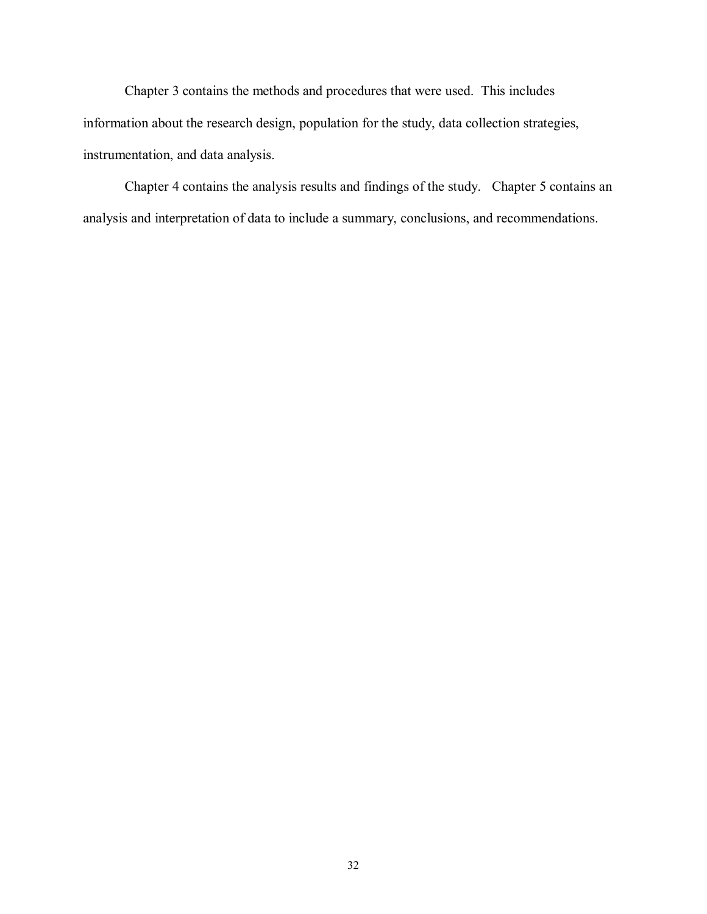Chapter 3 contains the methods and procedures that were used. This includes information about the research design, population for the study, data collection strategies, instrumentation, and data analysis.

Chapter 4 contains the analysis results and findings of the study. Chapter 5 contains an analysis and interpretation of data to include a summary, conclusions, and recommendations.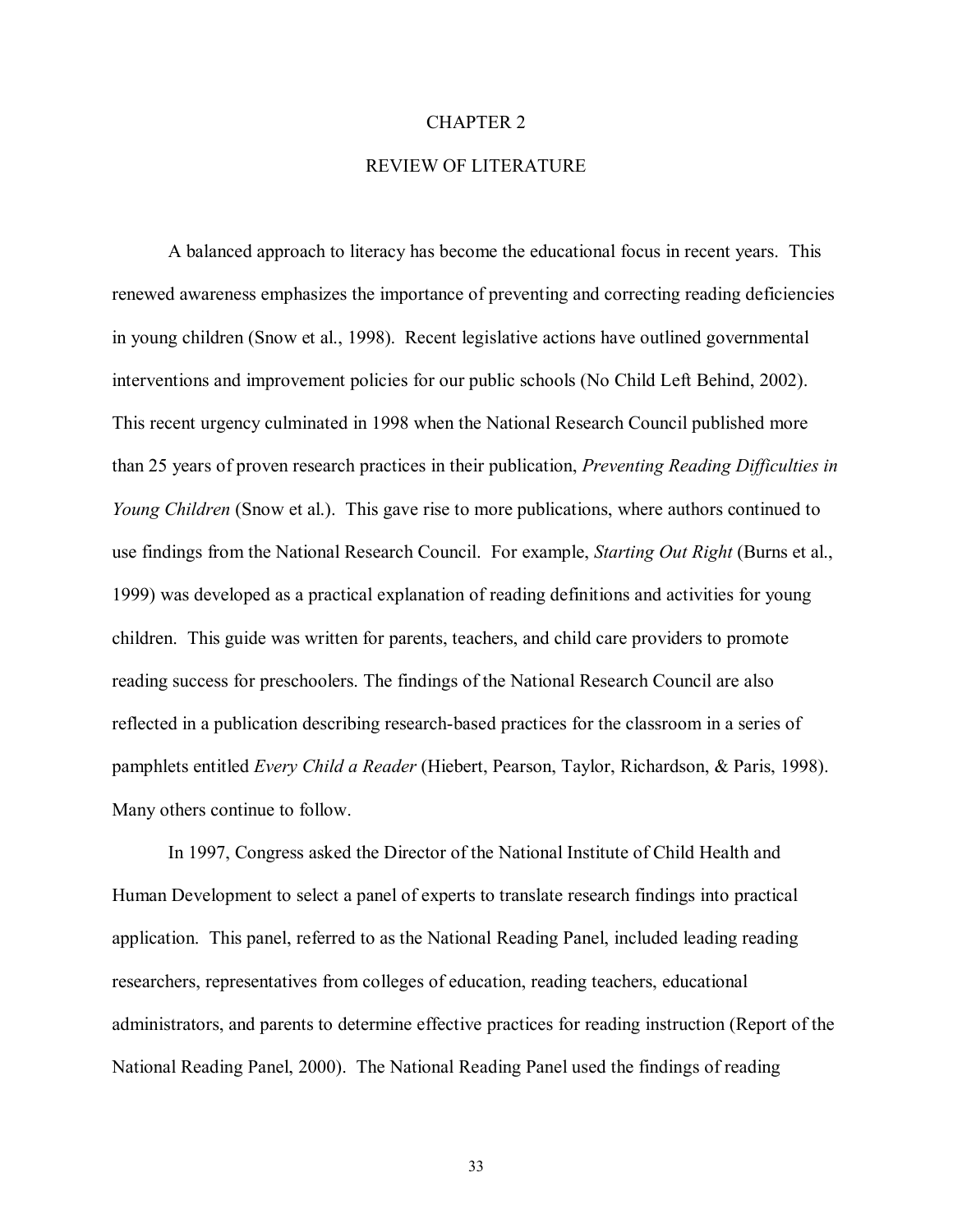# CHAPTER 2

# REVIEW OF LITERATURE

A balanced approach to literacy has become the educational focus in recent years. This renewed awareness emphasizes the importance of preventing and correcting reading deficiencies in young children (Snow et al., 1998). Recent legislative actions have outlined governmental interventions and improvement policies for our public schools (No Child Left Behind, 2002). This recent urgency culminated in 1998 when the National Research Council published more than 25 years of proven research practices in their publication, *Preventing Reading Difficulties in Young Children* (Snow et al.). This gave rise to more publications, where authors continued to use findings from the National Research Council. For example, *Starting Out Right* (Burns et al., 1999) was developed as a practical explanation of reading definitions and activities for young children. This guide was written for parents, teachers, and child care providers to promote reading success for preschoolers. The findings of the National Research Council are also reflected in a publication describing research-based practices for the classroom in a series of pamphlets entitled *Every Child a Reader* (Hiebert, Pearson, Taylor, Richardson, & Paris, 1998). Many others continue to follow.

In 1997, Congress asked the Director of the National Institute of Child Health and Human Development to select a panel of experts to translate research findings into practical application. This panel, referred to as the National Reading Panel, included leading reading researchers, representatives from colleges of education, reading teachers, educational administrators, and parents to determine effective practices for reading instruction (Report of the National Reading Panel, 2000). The National Reading Panel used the findings of reading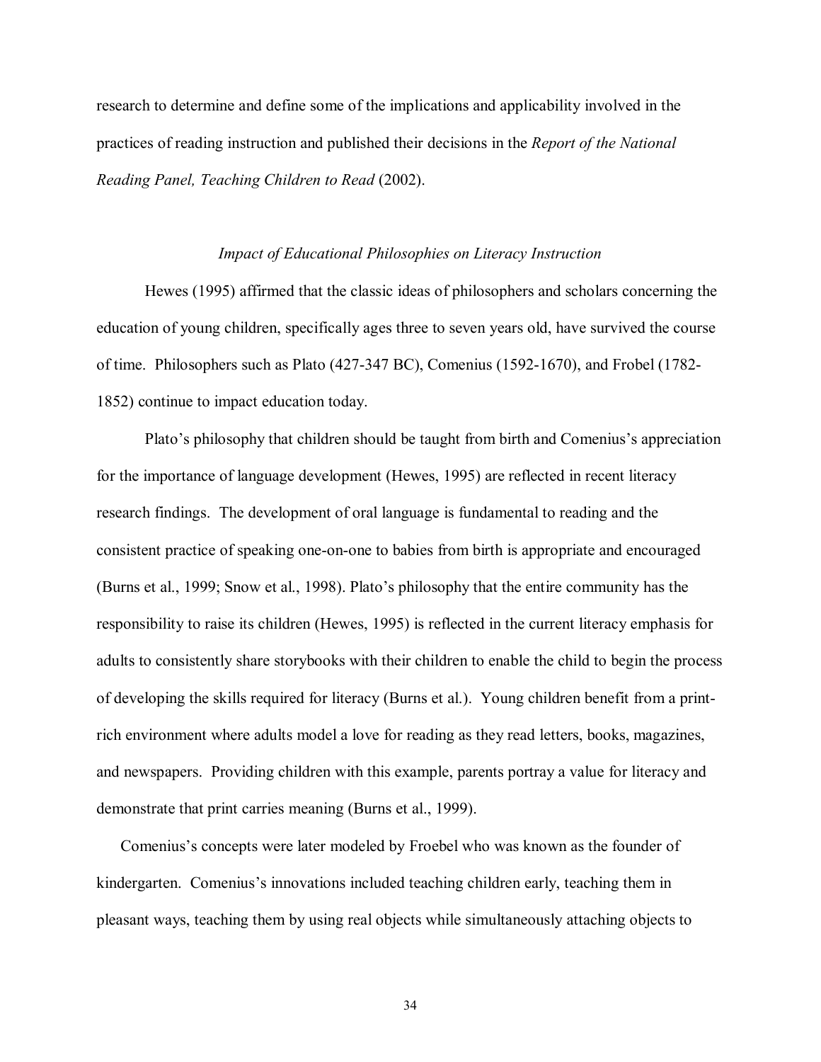research to determine and define some of the implications and applicability involved in the practices of reading instruction and published their decisions in the *Report of the National Reading Panel, Teaching Children to Read* (2002).

### *Impact of Educational Philosophies on Literacy Instruction*

Hewes (1995) affirmed that the classic ideas of philosophers and scholars concerning the education of young children, specifically ages three to seven years old, have survived the course of time. Philosophers such as Plato (427-347 BC), Comenius (1592-1670), and Frobel (1782-1852) continue to impact education today.

Plato's philosophy that children should be taught from birth and Comenius's appreciation for the importance of language development (Hewes, 1995) are reflected in recent literacy research findings. The development of oral language is fundamental to reading and the consistent practice of speaking one-on-one to babies from birth is appropriate and encouraged (Burns et al., 1999; Snow et al., 1998). Plato's philosophy that the entire community has the responsibility to raise its children (Hewes, 1995) is reflected in the current literacy emphasis for adults to consistently share storybooks with their children to enable the child to begin the process of developing the skills required for literacy (Burns et al.). Young children benefit from a print-rich environment where adults model a love for reading as they read letters, books, magazines, and newspapers. Providing children with this example, parents portray a value for literacy and demonstrate that print carries meaning (Burns et al., 1999).

Comenius's concepts were later modeled by Froebel who was known as the founder of kindergarten. Comenius's innovations included teaching children early, teaching them in pleasant ways, teaching them by using real objects while simultaneously attaching objects to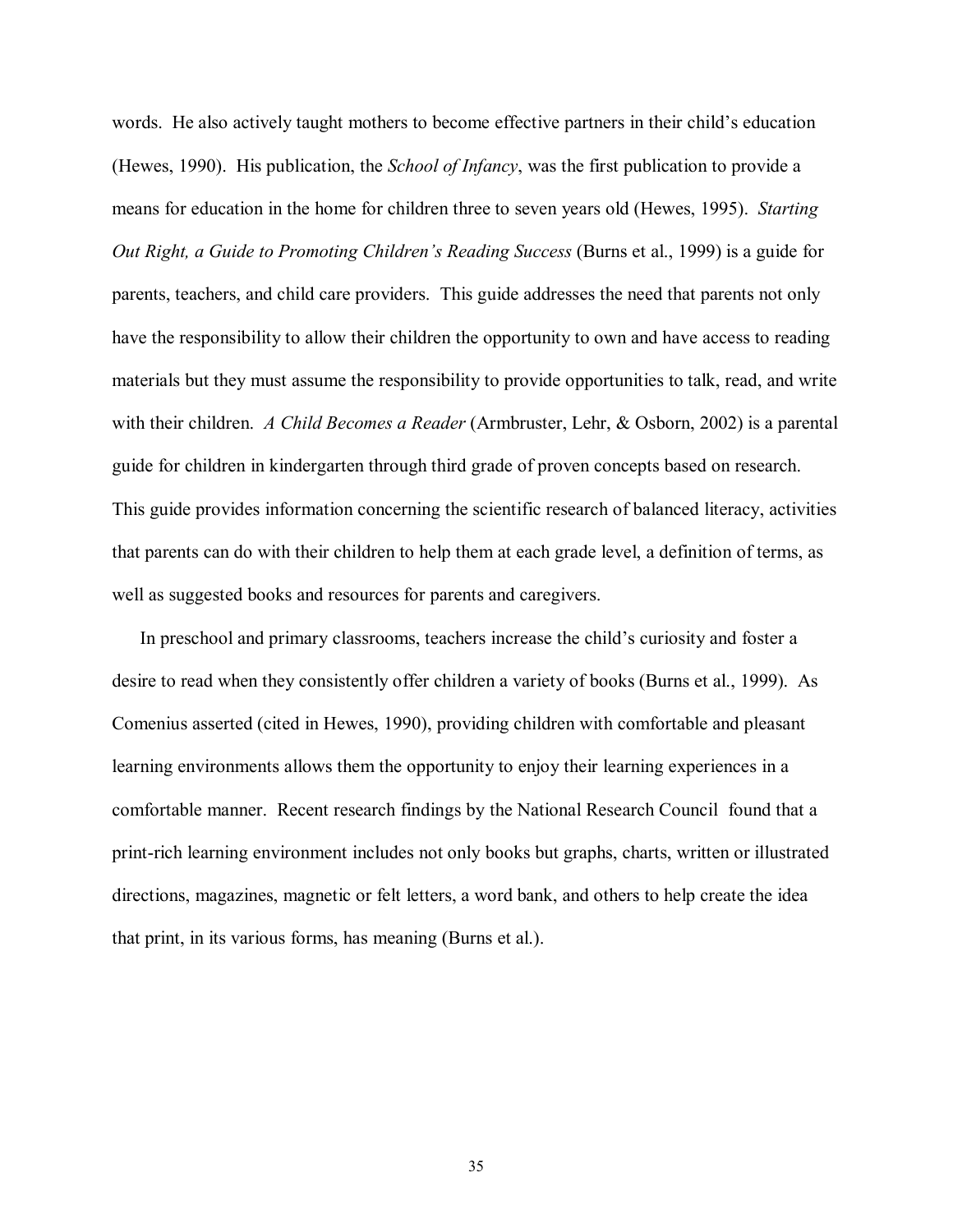words. He also actively taught mothers to become effective partners in their child's education (Hewes, 1990). His publication, the *School of Infancy*, was the first publication to provide a means for education in the home for children three to seven years old (Hewes, 1995). *Starting Out Right, a Guide to Promoting Children's Reading Success* (Burns et al., 1999) is a guide for parents, teachers, and child care providers. This guide addresses the need that parents not only have the responsibility to allow their children the opportunity to own and have access to reading materials but they must assume the responsibility to provide opportunities to talk, read, and write with their children. *A Child Becomes a Reader* (Armbruster, Lehr, & Osborn, 2002) is a parental guide for children in kindergarten through third grade of proven concepts based on research. This guide provides information concerning the scientific research of balanced literacy, activities that parents can do with their children to help them at each grade level, a definition of terms, as well as suggested books and resources for parents and caregivers.

In preschool and primary classrooms, teachers increase the child's curiosity and foster a desire to read when they consistently offer children a variety of books (Burns et al., 1999). As Comenius asserted (cited in Hewes, 1990), providing children with comfortable and pleasant learning environments allows them the opportunity to enjoy their learning experiences in a comfortable manner. Recent research findings by the National Research Council found that a print-rich learning environment includes not only books but graphs, charts, written or illustrated directions, magazines, magnetic or felt letters, a word bank, and others to help create the idea that print, in its various forms, has meaning (Burns et al.).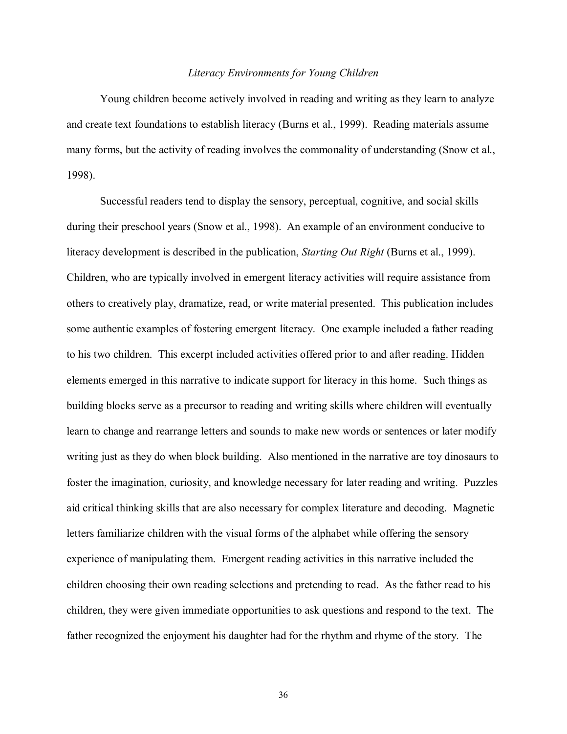### *Literacy Environments for Young Children*

Young children become actively involved in reading and writing as they learn to analyze and create text foundations to establish literacy (Burns et al., 1999). Reading materials assume many forms, but the activity of reading involves the commonality of understanding (Snow et al., 1998).

Successful readers tend to display the sensory, perceptual, cognitive, and social skills during their preschool years (Snow et al., 1998). An example of an environment conducive to literacy development is described in the publication, *Starting Out Right* (Burns et al., 1999). Children, who are typically involved in emergent literacy activities will require assistance from others to creatively play, dramatize, read, or write material presented. This publication includes some authentic examples of fostering emergent literacy. One example included a father reading to his two children. This excerpt included activities offered prior to and after reading. Hidden elements emerged in this narrative to indicate support for literacy in this home. Such things as building blocks serve as a precursor to reading and writing skills where children will eventually learn to change and rearrange letters and sounds to make new words or sentences or later modify writing just as they do when block building. Also mentioned in the narrative are toy dinosaurs to foster the imagination, curiosity, and knowledge necessary for later reading and writing. Puzzles aid critical thinking skills that are also necessary for complex literature and decoding. Magnetic letters familiarize children with the visual forms of the alphabet while offering the sensory experience of manipulating them. Emergent reading activities in this narrative included the children choosing their own reading selections and pretending to read. As the father read to his children, they were given immediate opportunities to ask questions and respond to the text. The father recognized the enjoyment his daughter had for the rhythm and rhyme of the story. The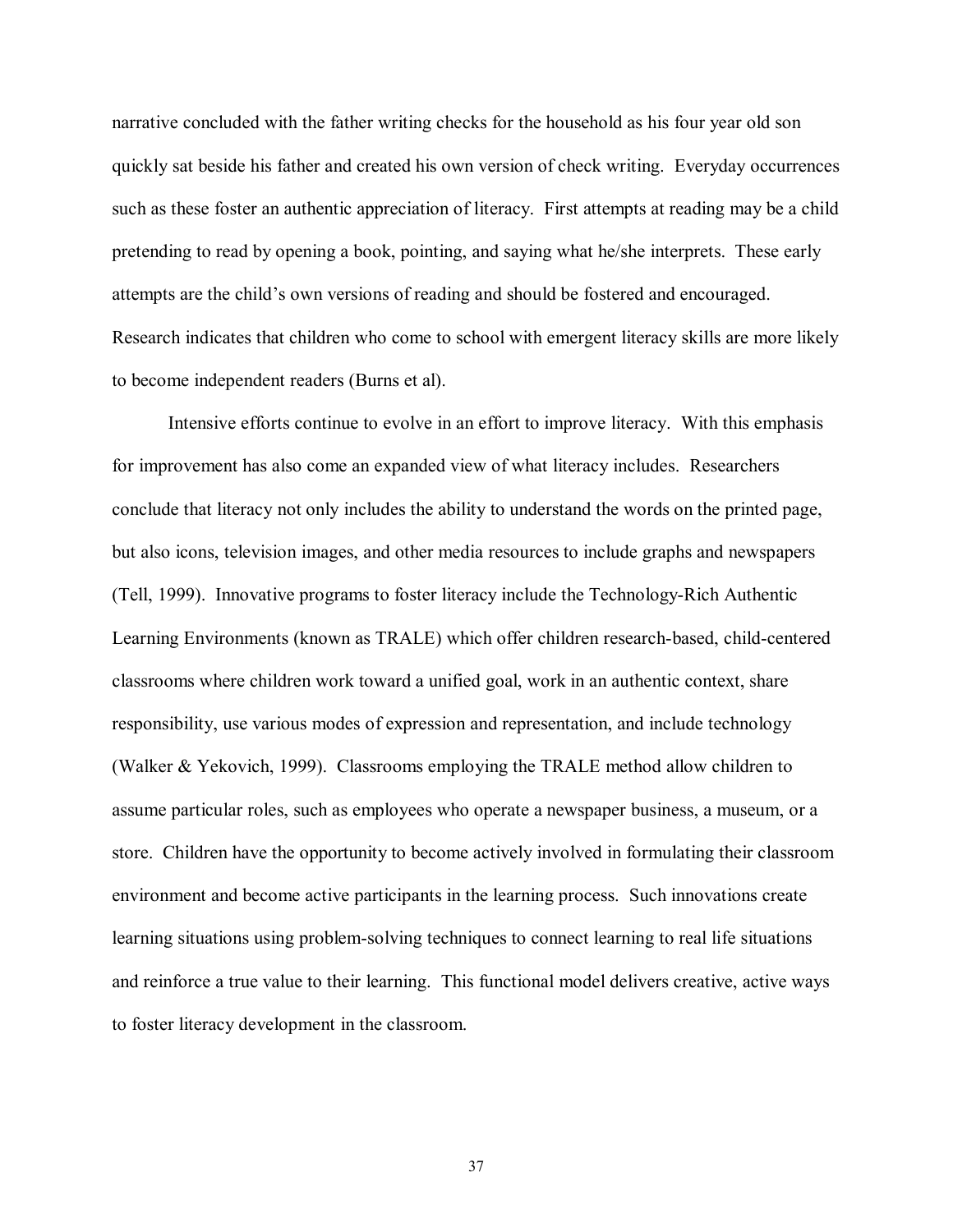narrative concluded with the father writing checks for the household as his four year old son quickly sat beside his father and created his own version of check writing. Everyday occurrences such as these foster an authentic appreciation of literacy. First attempts at reading may be a child pretending to read by opening a book, pointing, and saying what he/she interprets. These early attempts are the child's own versions of reading and should be fostered and encouraged. Research indicates that children who come to school with emergent literacy skills are more likely to become independent readers (Burns et al).

Intensive efforts continue to evolve in an effort to improve literacy. With this emphasis for improvement has also come an expanded view of what literacy includes. Researchers conclude that literacy not only includes the ability to understand the words on the printed page, but also icons, television images, and other media resources to include graphs and newspapers (Tell, 1999). Innovative programs to foster literacy include the Technology-Rich Authentic Learning Environments (known as TRALE) which offer children research-based, child-centered classrooms where children work toward a unified goal, work in an authentic context, share responsibility, use various modes of expression and representation, and include technology (Walker & Yekovich, 1999). Classrooms employing the TRALE method allow children to assume particular roles, such as employees who operate a newspaper business, a museum, or a store. Children have the opportunity to become actively involved in formulating their classroom environment and become active participants in the learning process. Such innovations create learning situations using problem-solving techniques to connect learning to real life situations and reinforce a true value to their learning. This functional model delivers creative, active ways to foster literacy development in the classroom.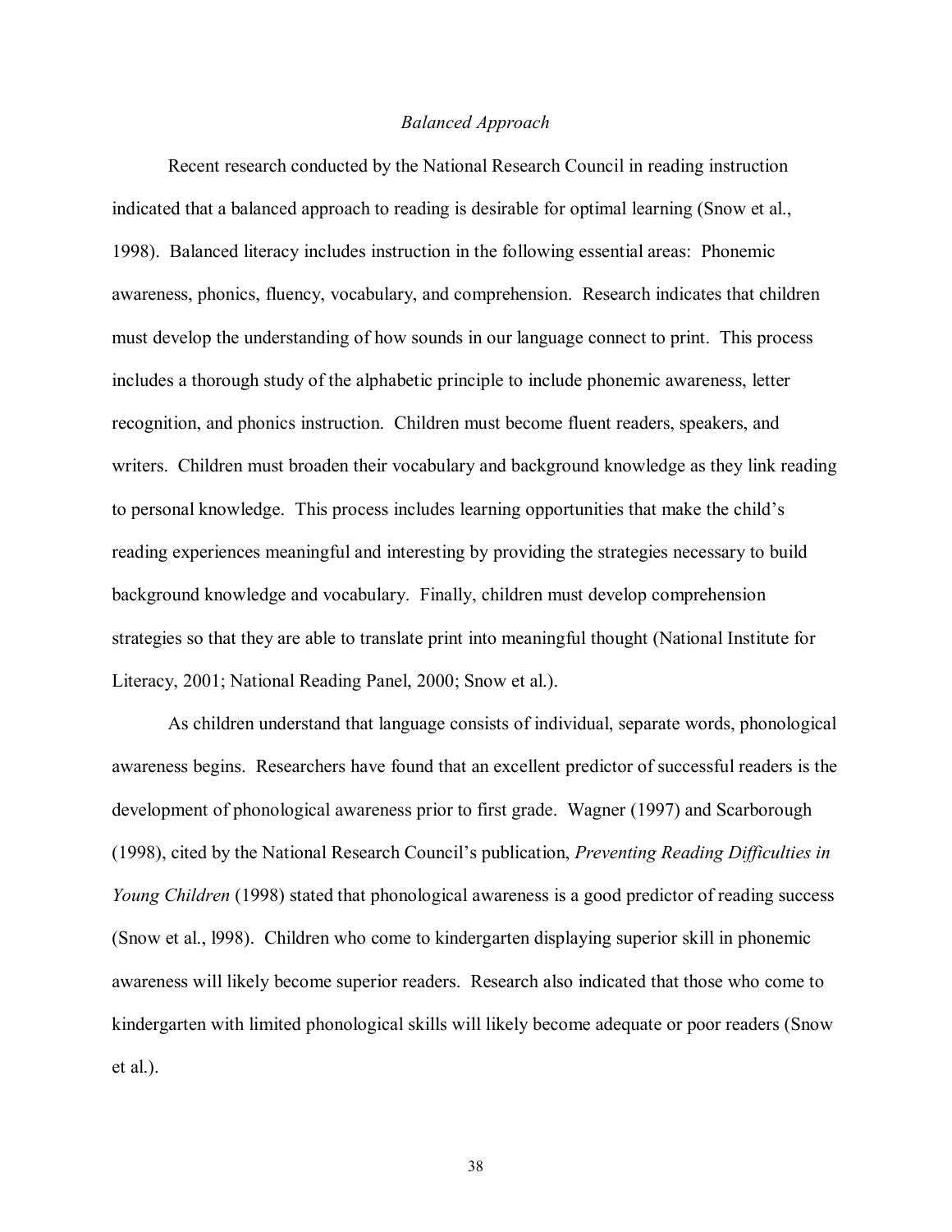### *Balanced Approach*

Recent research conducted by the National Research Council in reading instruction indicated that a balanced approach to reading is desirable for optimal learning (Snow et al., 1998). Balanced literacy includes instruction in the following essential areas: Phonemic awareness, phonics, fluency, vocabulary, and comprehension. Research indicates that children must develop the understanding of how sounds in our language connect to print. This process includes a thorough study of the alphabetic principle to include phonemic awareness, letter recognition, and phonics instruction. Children must become fluent readers, speakers, and writers. Children must broaden their vocabulary and background knowledge as they link reading to personal knowledge. This process includes learning opportunities that make the child's reading experiences meaningful and interesting by providing the strategies necessary to build background knowledge and vocabulary. Finally, children must develop comprehension strategies so that they are able to translate print into meaningful thought (National Institute for Literacy, 2001; National Reading Panel, 2000; Snow et al.).

As children understand that language consists of individual, separate words, phonological awareness begins. Researchers have found that an excellent predictor of successful readers is the development of phonological awareness prior to first grade. Wagner (1997) and Scarborough (1998), cited by the National Research Council's publication, *Preventing Reading Difficulties in Young Children* (1998) stated that phonological awareness is a good predictor of reading success (Snow et al., l998). Children who come to kindergarten displaying superior skill in phonemic awareness will likely become superior readers. Research also indicated that those who come to kindergarten with limited phonological skills will likely become adequate or poor readers (Snow et al.).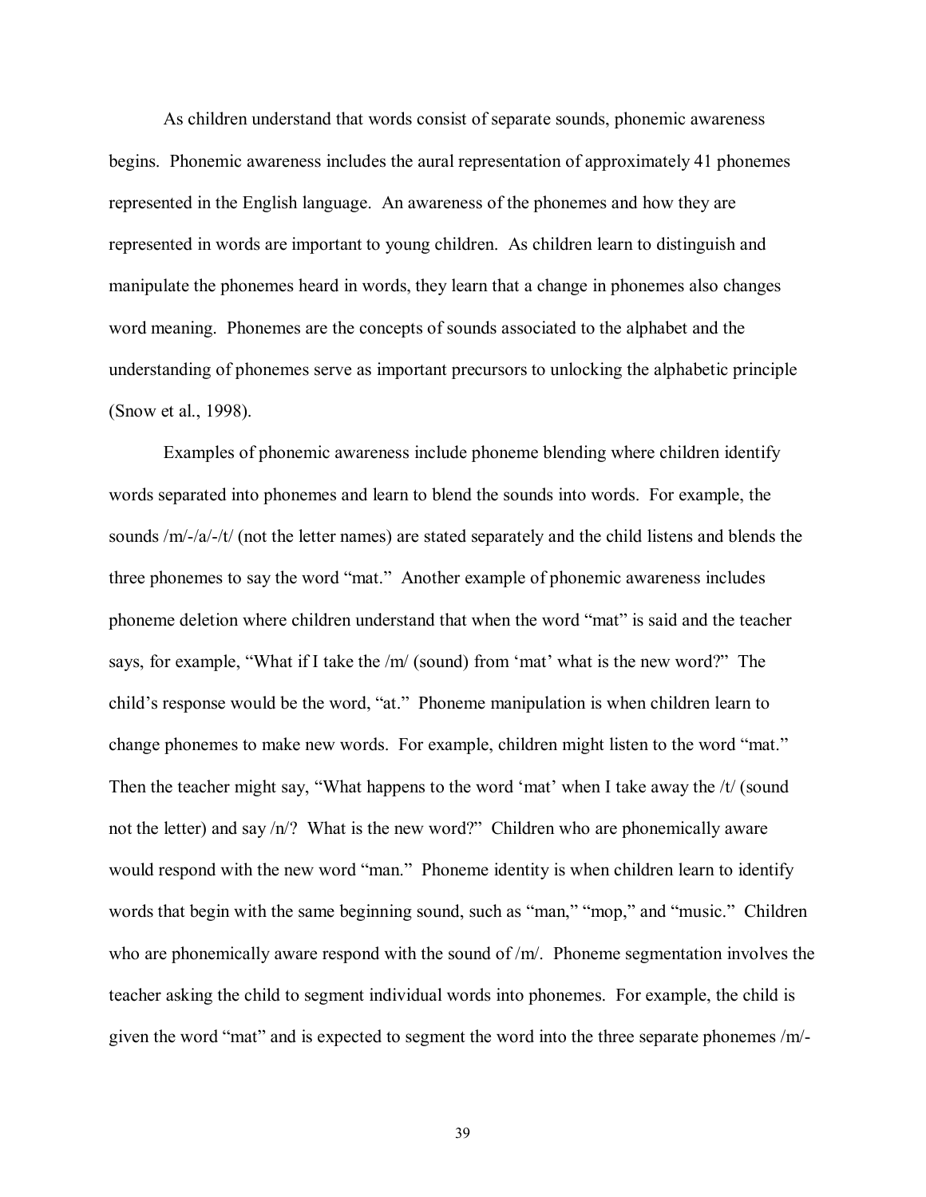As children understand that words consist of separate sounds, phonemic awareness begins. Phonemic awareness includes the aural representation of approximately 41 phonemes represented in the English language. An awareness of the phonemes and how they are represented in words are important to young children. As children learn to distinguish and manipulate the phonemes heard in words, they learn that a change in phonemes also changes word meaning. Phonemes are the concepts of sounds associated to the alphabet and the understanding of phonemes serve as important precursors to unlocking the alphabetic principle (Snow et al., 1998).

Examples of phonemic awareness include phoneme blending where children identify words separated into phonemes and learn to blend the sounds into words. For example, the sounds /m/-/a/-/t/ (not the letter names) are stated separately and the child listens and blends the three phonemes to say the word "mat." Another example of phonemic awareness includes phoneme deletion where children understand that when the word "mat" is said and the teacher says, for example, "What if I take the /m/ (sound) from 'mat' what is the new word?" The child's response would be the word, "at." Phoneme manipulation is when children learn to change phonemes to make new words. For example, children might listen to the word "mat." Then the teacher might say, "What happens to the word 'mat' when I take away the /t/ (sound not the letter) and say /n/? What is the new word?" Children who are phonemically aware would respond with the new word "man." Phoneme identity is when children learn to identify words that begin with the same beginning sound, such as "man," "mop," and "music." Children who are phonemically aware respond with the sound of /m/. Phoneme segmentation involves the teacher asking the child to segment individual words into phonemes. For example, the child is given the word "mat" and is expected to segment the word into the three separate phonemes /m/-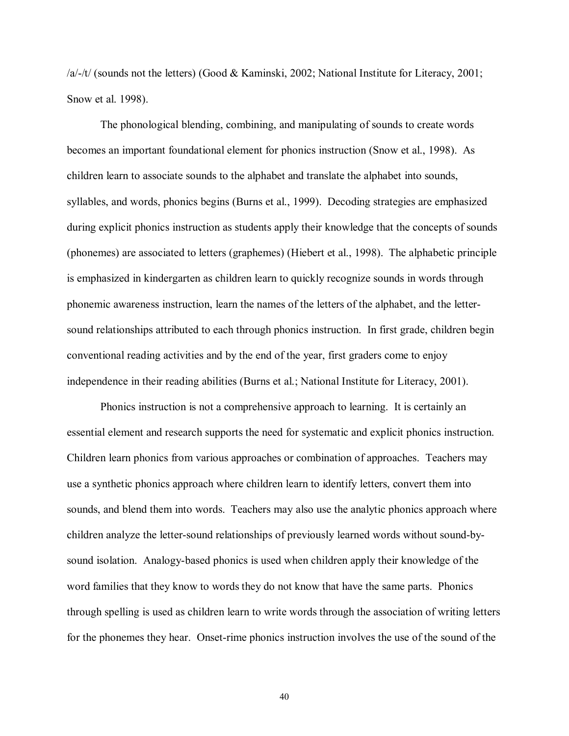/a/-/t/ (sounds not the letters) (Good & Kaminski, 2002; National Institute for Literacy, 2001; Snow et al. 1998).

The phonological blending, combining, and manipulating of sounds to create words becomes an important foundational element for phonics instruction (Snow et al., 1998). As children learn to associate sounds to the alphabet and translate the alphabet into sounds, syllables, and words, phonics begins (Burns et al., 1999). Decoding strategies are emphasized during explicit phonics instruction as students apply their knowledge that the concepts of sounds (phonemes) are associated to letters (graphemes) (Hiebert et al., 1998). The alphabetic principle is emphasized in kindergarten as children learn to quickly recognize sounds in words through phonemic awareness instruction, learn the names of the letters of the alphabet, and the letter-sound relationships attributed to each through phonics instruction. In first grade, children begin conventional reading activities and by the end of the year, first graders come to enjoy independence in their reading abilities (Burns et al.; National Institute for Literacy, 2001).

Phonics instruction is not a comprehensive approach to learning. It is certainly an essential element and research supports the need for systematic and explicit phonics instruction. Children learn phonics from various approaches or combination of approaches. Teachers may use a synthetic phonics approach where children learn to identify letters, convert them into sounds, and blend them into words. Teachers may also use the analytic phonics approach where children analyze the letter-sound relationships of previously learned words without sound-by-sound isolation. Analogy-based phonics is used when children apply their knowledge of the word families that they know to words they do not know that have the same parts. Phonics through spelling is used as children learn to write words through the association of writing letters for the phonemes they hear. Onset-rime phonics instruction involves the use of the sound of the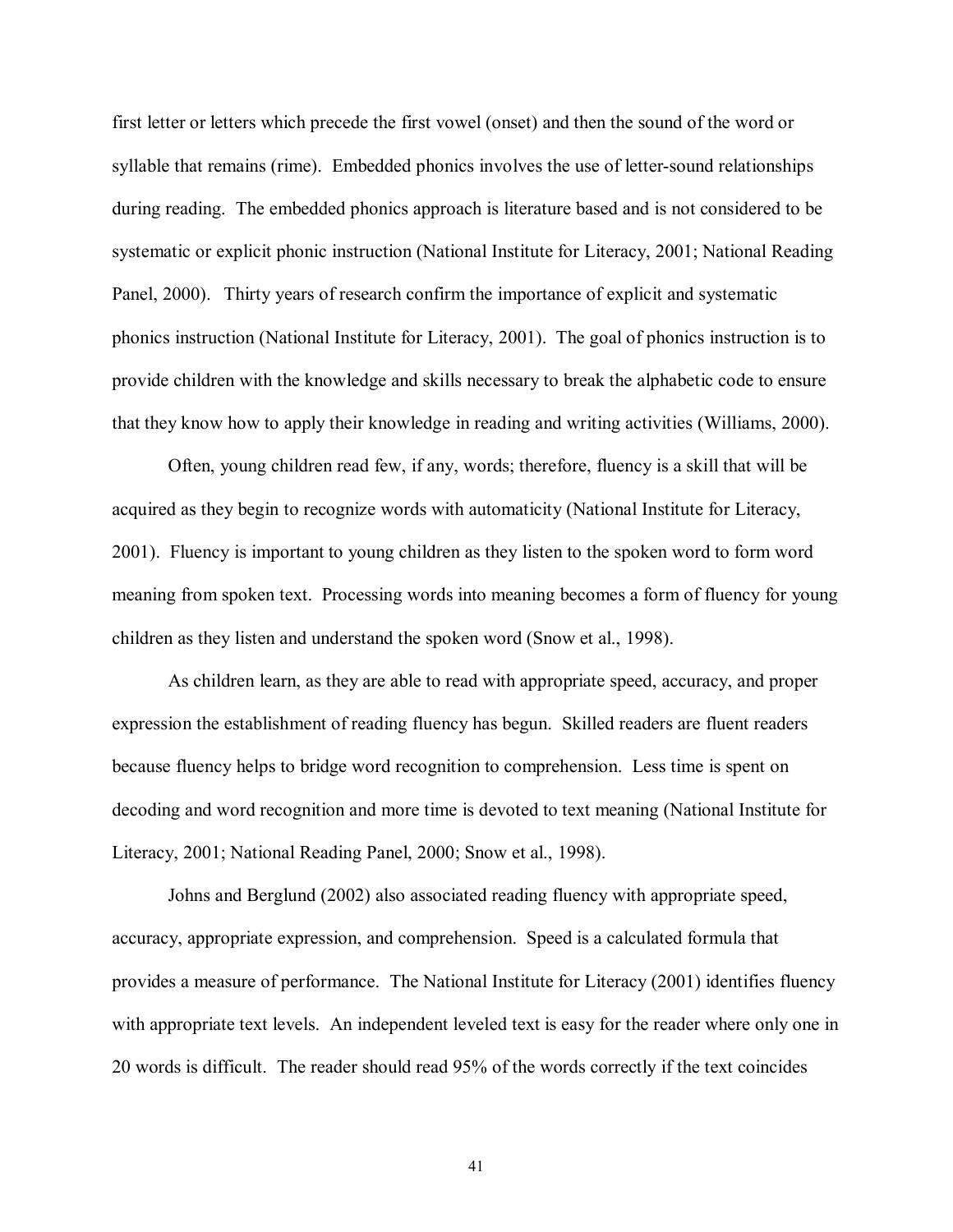first letter or letters which precede the first vowel (onset) and then the sound of the word or syllable that remains (rime). Embedded phonics involves the use of letter-sound relationships during reading. The embedded phonics approach is literature based and is not considered to be systematic or explicit phonic instruction (National Institute for Literacy, 2001; National Reading Panel, 2000). Thirty years of research confirm the importance of explicit and systematic phonics instruction (National Institute for Literacy, 2001). The goal of phonics instruction is to provide children with the knowledge and skills necessary to break the alphabetic code to ensure that they know how to apply their knowledge in reading and writing activities (Williams, 2000).

Often, young children read few, if any, words; therefore, fluency is a skill that will be acquired as they begin to recognize words with automaticity (National Institute for Literacy, 2001). Fluency is important to young children as they listen to the spoken word to form word meaning from spoken text. Processing words into meaning becomes a form of fluency for young children as they listen and understand the spoken word (Snow et al., 1998).

As children learn, as they are able to read with appropriate speed, accuracy, and proper expression the establishment of reading fluency has begun. Skilled readers are fluent readers because fluency helps to bridge word recognition to comprehension. Less time is spent on decoding and word recognition and more time is devoted to text meaning (National Institute for Literacy, 2001; National Reading Panel, 2000; Snow et al., 1998).

Johns and Berglund (2002) also associated reading fluency with appropriate speed, accuracy, appropriate expression, and comprehension. Speed is a calculated formula that provides a measure of performance. The National Institute for Literacy (2001) identifies fluency with appropriate text levels. An independent leveled text is easy for the reader where only one in 20 words is difficult. The reader should read 95% of the words correctly if the text coincides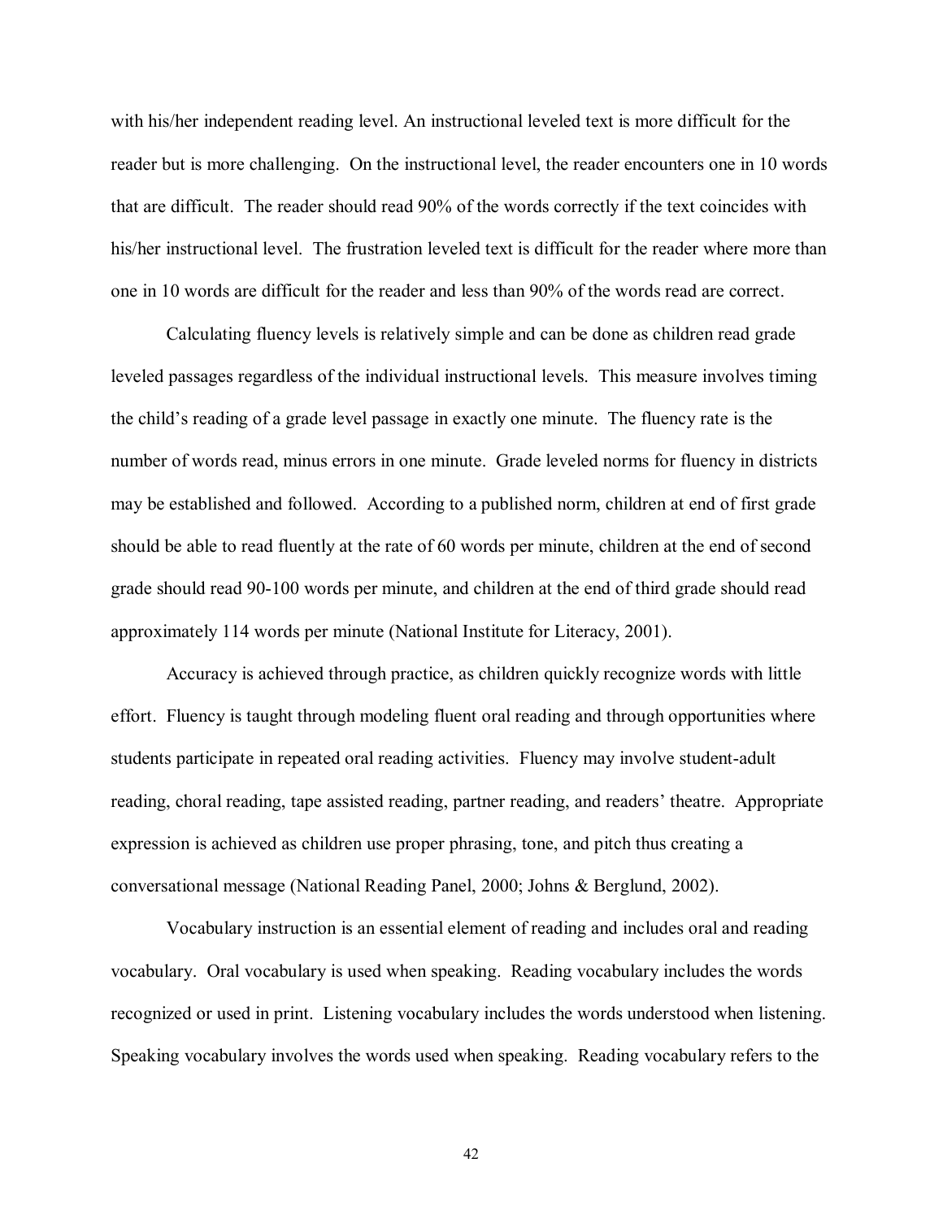with his/her independent reading level. An instructional leveled text is more difficult for the reader but is more challenging. On the instructional level, the reader encounters one in 10 words that are difficult. The reader should read 90% of the words correctly if the text coincides with his/her instructional level. The frustration leveled text is difficult for the reader where more than one in 10 words are difficult for the reader and less than 90% of the words read are correct.

Calculating fluency levels is relatively simple and can be done as children read grade leveled passages regardless of the individual instructional levels. This measure involves timing the child's reading of a grade level passage in exactly one minute. The fluency rate is the number of words read, minus errors in one minute. Grade leveled norms for fluency in districts may be established and followed. According to a published norm, children at end of first grade should be able to read fluently at the rate of 60 words per minute, children at the end of second grade should read 90-100 words per minute, and children at the end of third grade should read approximately 114 words per minute (National Institute for Literacy, 2001).

Accuracy is achieved through practice, as children quickly recognize words with little effort. Fluency is taught through modeling fluent oral reading and through opportunities where students participate in repeated oral reading activities. Fluency may involve student-adult reading, choral reading, tape assisted reading, partner reading, and readers' theatre. Appropriate expression is achieved as children use proper phrasing, tone, and pitch thus creating a conversational message (National Reading Panel, 2000; Johns & Berglund, 2002).

Vocabulary instruction is an essential element of reading and includes oral and reading vocabulary. Oral vocabulary is used when speaking. Reading vocabulary includes the words recognized or used in print. Listening vocabulary includes the words understood when listening. Speaking vocabulary involves the words used when speaking. Reading vocabulary refers to the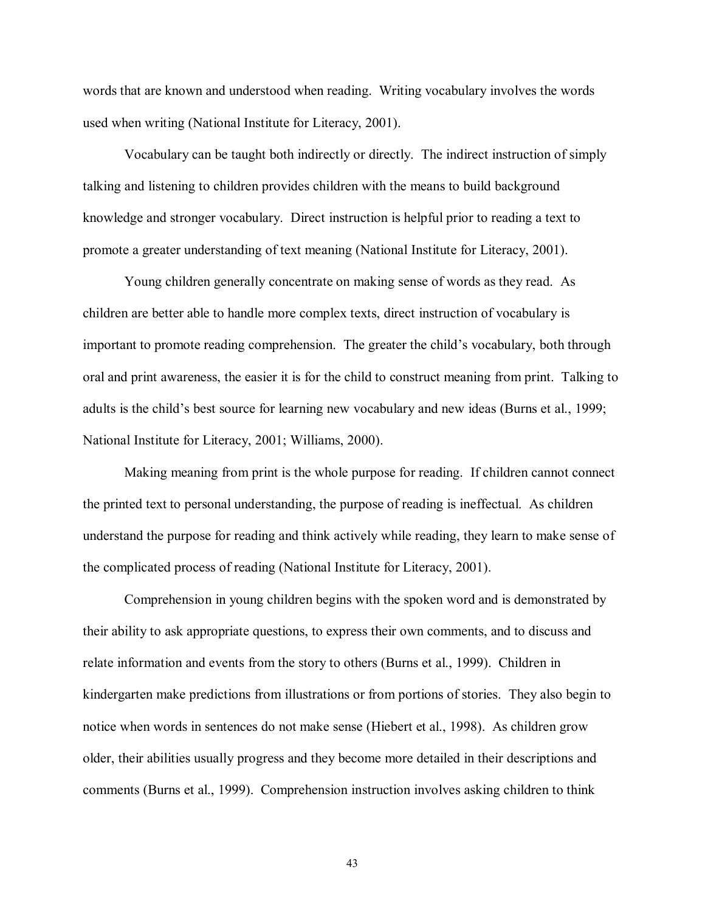words that are known and understood when reading. Writing vocabulary involves the words used when writing (National Institute for Literacy, 2001).

Vocabulary can be taught both indirectly or directly. The indirect instruction of simply talking and listening to children provides children with the means to build background knowledge and stronger vocabulary. Direct instruction is helpful prior to reading a text to promote a greater understanding of text meaning (National Institute for Literacy, 2001).

Young children generally concentrate on making sense of words as they read. As children are better able to handle more complex texts, direct instruction of vocabulary is important to promote reading comprehension. The greater the child's vocabulary, both through oral and print awareness, the easier it is for the child to construct meaning from print. Talking to adults is the child's best source for learning new vocabulary and new ideas (Burns et al., 1999; National Institute for Literacy, 2001; Williams, 2000).

Making meaning from print is the whole purpose for reading. If children cannot connect the printed text to personal understanding, the purpose of reading is ineffectual. As children understand the purpose for reading and think actively while reading, they learn to make sense of the complicated process of reading (National Institute for Literacy, 2001).

Comprehension in young children begins with the spoken word and is demonstrated by their ability to ask appropriate questions, to express their own comments, and to discuss and relate information and events from the story to others (Burns et al., 1999). Children in kindergarten make predictions from illustrations or from portions of stories. They also begin to notice when words in sentences do not make sense (Hiebert et al., 1998). As children grow older, their abilities usually progress and they become more detailed in their descriptions and comments (Burns et al., 1999). Comprehension instruction involves asking children to think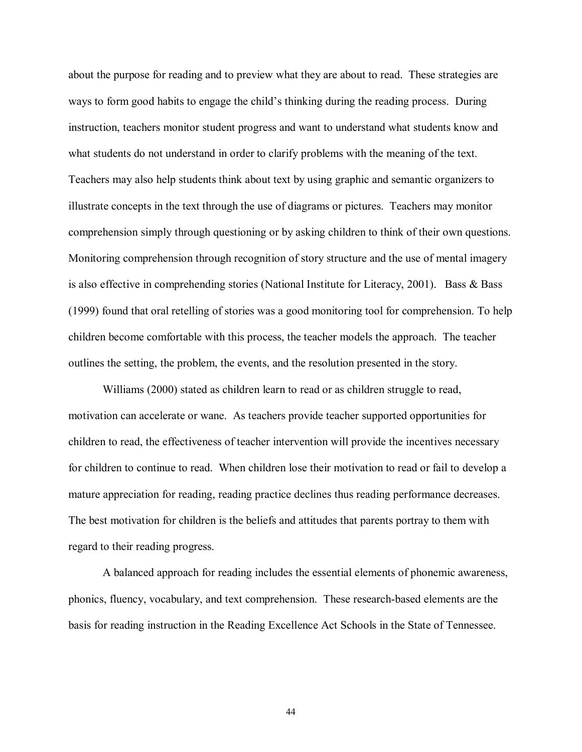about the purpose for reading and to preview what they are about to read. These strategies are ways to form good habits to engage the child's thinking during the reading process. During instruction, teachers monitor student progress and want to understand what students know and what students do not understand in order to clarify problems with the meaning of the text. Teachers may also help students think about text by using graphic and semantic organizers to illustrate concepts in the text through the use of diagrams or pictures. Teachers may monitor comprehension simply through questioning or by asking children to think of their own questions. Monitoring comprehension through recognition of story structure and the use of mental imagery is also effective in comprehending stories (National Institute for Literacy, 2001). Bass & Bass (1999) found that oral retelling of stories was a good monitoring tool for comprehension. To help children become comfortable with this process, the teacher models the approach. The teacher outlines the setting, the problem, the events, and the resolution presented in the story.

Williams (2000) stated as children learn to read or as children struggle to read, motivation can accelerate or wane. As teachers provide teacher supported opportunities for children to read, the effectiveness of teacher intervention will provide the incentives necessary for children to continue to read. When children lose their motivation to read or fail to develop a mature appreciation for reading, reading practice declines thus reading performance decreases. The best motivation for children is the beliefs and attitudes that parents portray to them with regard to their reading progress.

A balanced approach for reading includes the essential elements of phonemic awareness, phonics, fluency, vocabulary, and text comprehension. These research-based elements are the basis for reading instruction in the Reading Excellence Act Schools in the State of Tennessee.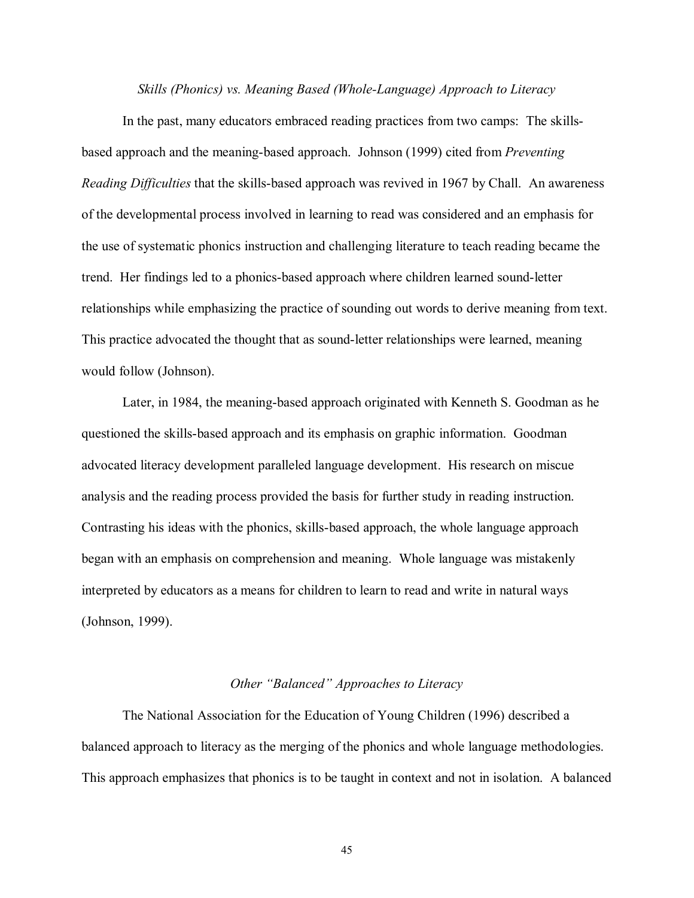### *Skills (Phonics) vs. Meaning Based (Whole-Language) Approach to Literacy*

In the past, many educators embraced reading practices from two camps: The skills-based approach and the meaning-based approach. Johnson (1999) cited from *Preventing Reading Difficulties* that the skills-based approach was revived in 1967 by Chall. An awareness of the developmental process involved in learning to read was considered and an emphasis for the use of systematic phonics instruction and challenging literature to teach reading became the trend. Her findings led to a phonics-based approach where children learned sound-letter relationships while emphasizing the practice of sounding out words to derive meaning from text. This practice advocated the thought that as sound-letter relationships were learned, meaning would follow (Johnson).

Later, in 1984, the meaning-based approach originated with Kenneth S. Goodman as he questioned the skills-based approach and its emphasis on graphic information. Goodman advocated literacy development paralleled language development. His research on miscue analysis and the reading process provided the basis for further study in reading instruction. Contrasting his ideas with the phonics, skills-based approach, the whole language approach began with an emphasis on comprehension and meaning. Whole language was mistakenly interpreted by educators as a means for children to learn to read and write in natural ways (Johnson, 1999).

### *Other "Balanced" Approaches to Literacy*

The National Association for the Education of Young Children (1996) described a balanced approach to literacy as the merging of the phonics and whole language methodologies. This approach emphasizes that phonics is to be taught in context and not in isolation. A balanced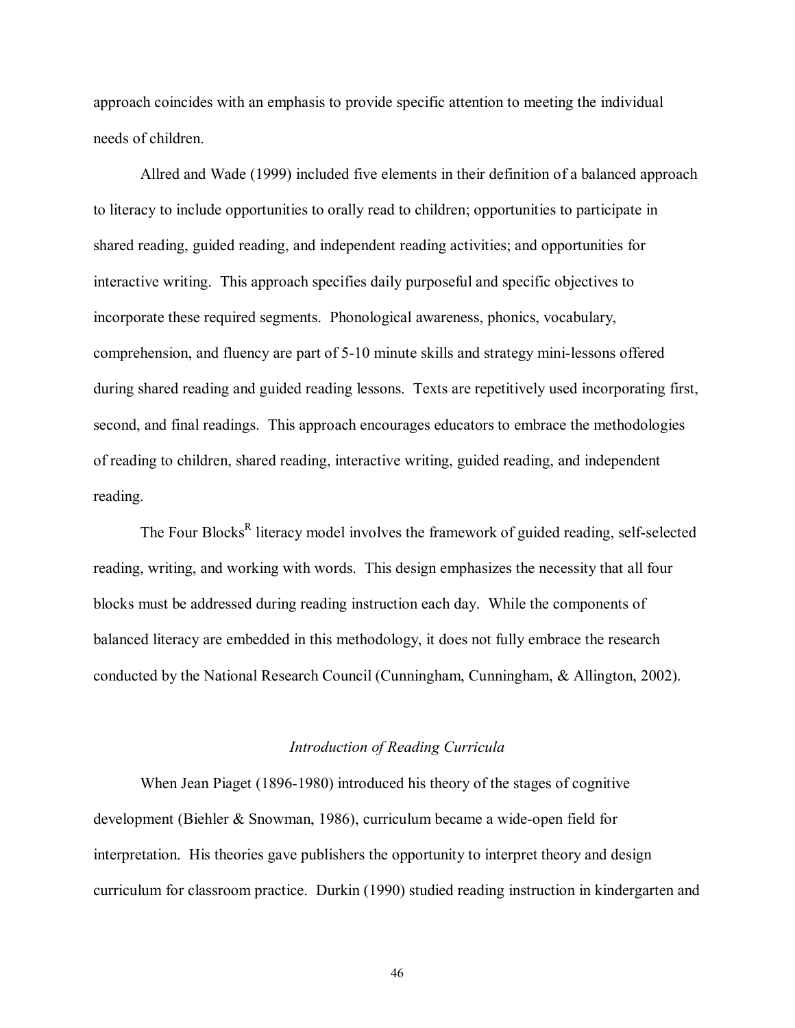approach coincides with an emphasis to provide specific attention to meeting the individual needs of children.

Allred and Wade (1999) included five elements in their definition of a balanced approach to literacy to include opportunities to orally read to children; opportunities to participate in shared reading, guided reading, and independent reading activities; and opportunities for interactive writing. This approach specifies daily purposeful and specific objectives to incorporate these required segments. Phonological awareness, phonics, vocabulary, comprehension, and fluency are part of 5-10 minute skills and strategy mini-lessons offered during shared reading and guided reading lessons. Texts are repetitively used incorporating first, second, and final readings. This approach encourages educators to embrace the methodologies of reading to children, shared reading, interactive writing, guided reading, and independent reading.

The Four Blocks[R] literacy model involves the framework of guided reading, self-selected reading, writing, and working with words. This design emphasizes the necessity that all four blocks must be addressed during reading instruction each day. While the components of balanced literacy are embedded in this methodology, it does not fully embrace the research conducted by the National Research Council (Cunningham, Cunningham, & Allington, 2002).

### *Introduction of Reading Curricula*

When Jean Piaget (1896-1980) introduced his theory of the stages of cognitive development (Biehler & Snowman, 1986), curriculum became a wide-open field for interpretation. His theories gave publishers the opportunity to interpret theory and design curriculum for classroom practice. Durkin (1990) studied reading instruction in kindergarten and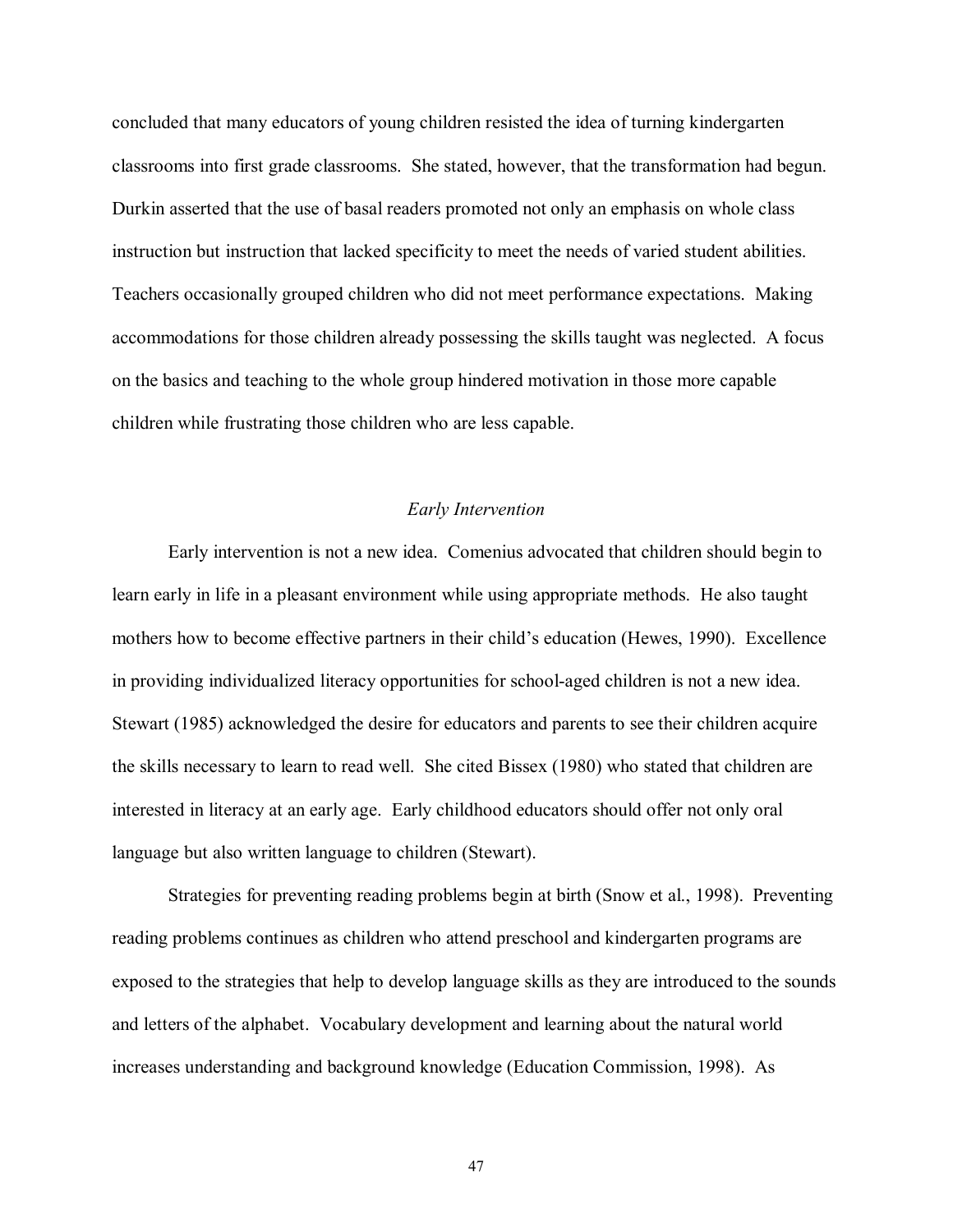concluded that many educators of young children resisted the idea of turning kindergarten classrooms into first grade classrooms. She stated, however, that the transformation had begun. Durkin asserted that the use of basal readers promoted not only an emphasis on whole class instruction but instruction that lacked specificity to meet the needs of varied student abilities. Teachers occasionally grouped children who did not meet performance expectations. Making accommodations for those children already possessing the skills taught was neglected. A focus on the basics and teaching to the whole group hindered motivation in those more capable children while frustrating those children who are less capable.

### *Early Intervention*

Early intervention is not a new idea. Comenius advocated that children should begin to learn early in life in a pleasant environment while using appropriate methods. He also taught mothers how to become effective partners in their child's education (Hewes, 1990). Excellence in providing individualized literacy opportunities for school-aged children is not a new idea. Stewart (1985) acknowledged the desire for educators and parents to see their children acquire the skills necessary to learn to read well. She cited Bissex (1980) who stated that children are interested in literacy at an early age. Early childhood educators should offer not only oral language but also written language to children (Stewart).

Strategies for preventing reading problems begin at birth (Snow et al., 1998). Preventing reading problems continues as children who attend preschool and kindergarten programs are exposed to the strategies that help to develop language skills as they are introduced to the sounds and letters of the alphabet. Vocabulary development and learning about the natural world increases understanding and background knowledge (Education Commission, 1998). As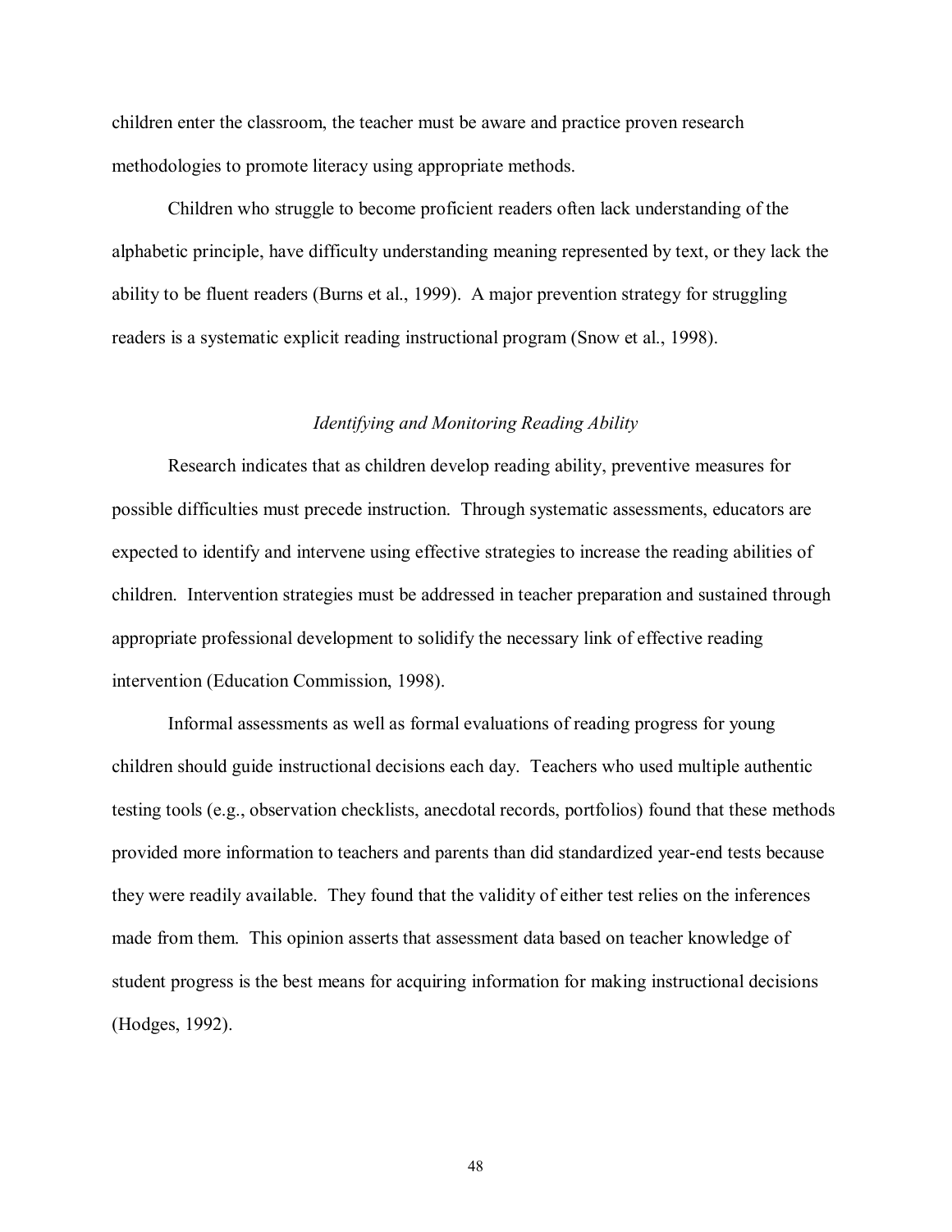children enter the classroom, the teacher must be aware and practice proven research methodologies to promote literacy using appropriate methods.

Children who struggle to become proficient readers often lack understanding of the alphabetic principle, have difficulty understanding meaning represented by text, or they lack the ability to be fluent readers (Burns et al., 1999). A major prevention strategy for struggling readers is a systematic explicit reading instructional program (Snow et al., 1998).

### *Identifying and Monitoring Reading Ability*

Research indicates that as children develop reading ability, preventive measures for possible difficulties must precede instruction. Through systematic assessments, educators are expected to identify and intervene using effective strategies to increase the reading abilities of children. Intervention strategies must be addressed in teacher preparation and sustained through appropriate professional development to solidify the necessary link of effective reading intervention (Education Commission, 1998).

Informal assessments as well as formal evaluations of reading progress for young children should guide instructional decisions each day. Teachers who used multiple authentic testing tools (e.g., observation checklists, anecdotal records, portfolios) found that these methods provided more information to teachers and parents than did standardized year-end tests because they were readily available. They found that the validity of either test relies on the inferences made from them. This opinion asserts that assessment data based on teacher knowledge of student progress is the best means for acquiring information for making instructional decisions (Hodges, 1992).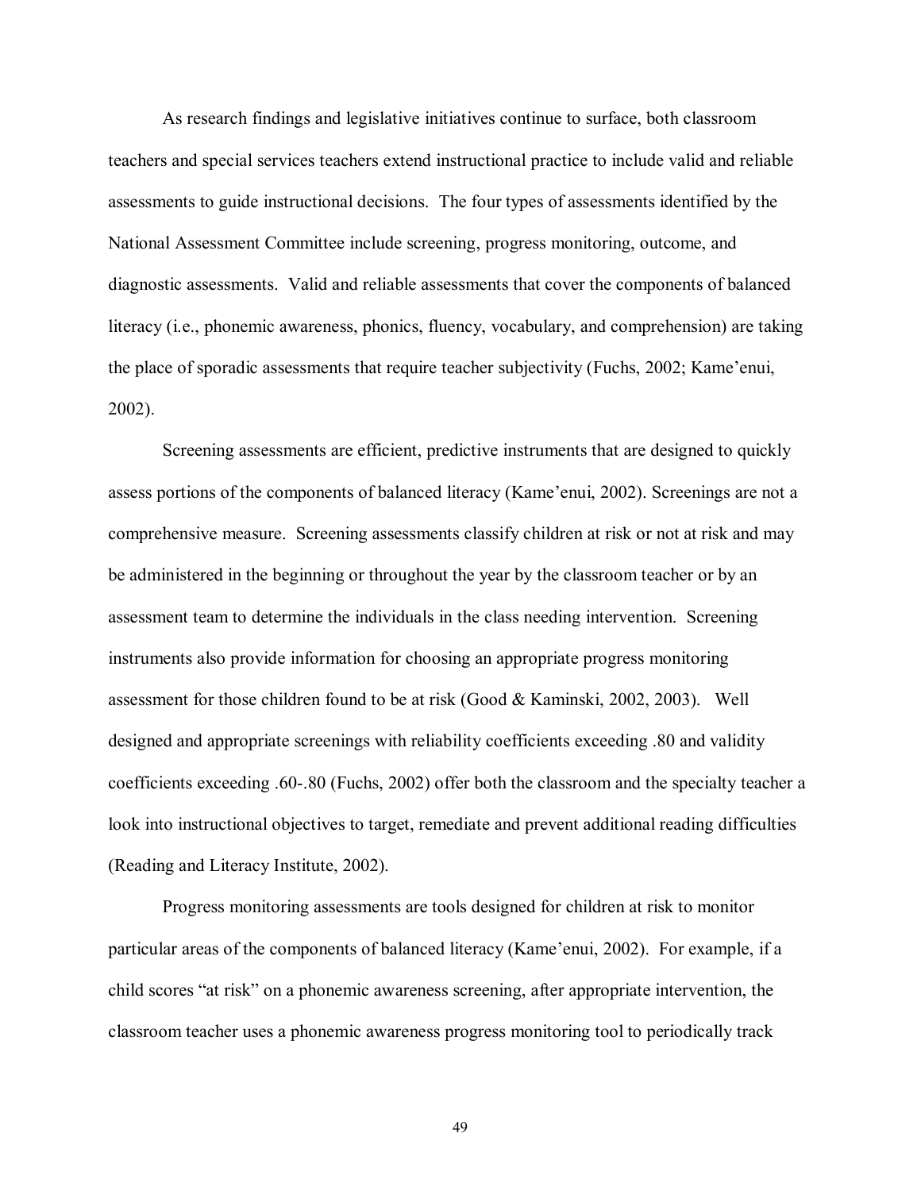As research findings and legislative initiatives continue to surface, both classroom teachers and special services teachers extend instructional practice to include valid and reliable assessments to guide instructional decisions. The four types of assessments identified by the National Assessment Committee include screening, progress monitoring, outcome, and diagnostic assessments. Valid and reliable assessments that cover the components of balanced literacy (i.e., phonemic awareness, phonics, fluency, vocabulary, and comprehension) are taking the place of sporadic assessments that require teacher subjectivity (Fuchs, 2002; Kame'enui, 2002).

Screening assessments are efficient, predictive instruments that are designed to quickly assess portions of the components of balanced literacy (Kame'enui, 2002). Screenings are not a comprehensive measure. Screening assessments classify children at risk or not at risk and may be administered in the beginning or throughout the year by the classroom teacher or by an assessment team to determine the individuals in the class needing intervention. Screening instruments also provide information for choosing an appropriate progress monitoring assessment for those children found to be at risk (Good & Kaminski, 2002, 2003). Well designed and appropriate screenings with reliability coefficients exceeding .80 and validity coefficients exceeding .60-.80 (Fuchs, 2002) offer both the classroom and the specialty teacher a look into instructional objectives to target, remediate and prevent additional reading difficulties (Reading and Literacy Institute, 2002).

Progress monitoring assessments are tools designed for children at risk to monitor particular areas of the components of balanced literacy (Kame'enui, 2002). For example, if a child scores "at risk" on a phonemic awareness screening, after appropriate intervention, the classroom teacher uses a phonemic awareness progress monitoring tool to periodically track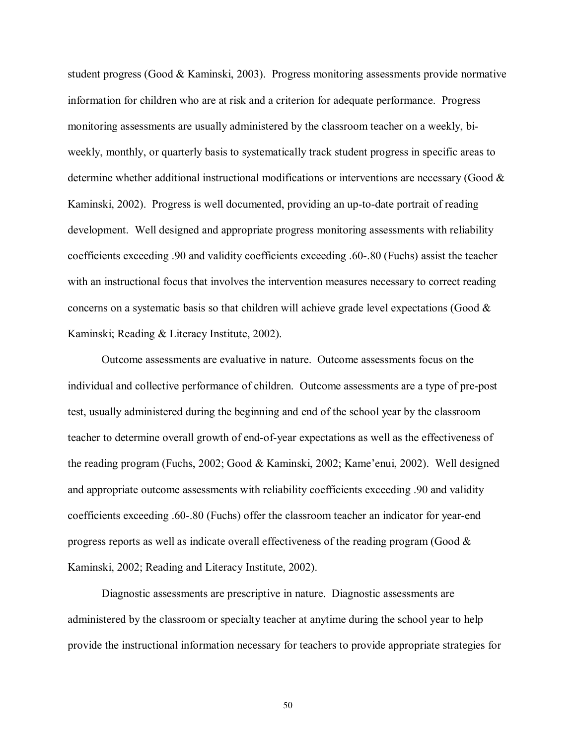student progress (Good & Kaminski, 2003). Progress monitoring assessments provide normative information for children who are at risk and a criterion for adequate performance. Progress monitoring assessments are usually administered by the classroom teacher on a weekly, bi-weekly, monthly, or quarterly basis to systematically track student progress in specific areas to determine whether additional instructional modifications or interventions are necessary (Good & Kaminski, 2002). Progress is well documented, providing an up-to-date portrait of reading development. Well designed and appropriate progress monitoring assessments with reliability coefficients exceeding .90 and validity coefficients exceeding .60-.80 (Fuchs) assist the teacher with an instructional focus that involves the intervention measures necessary to correct reading concerns on a systematic basis so that children will achieve grade level expectations (Good & Kaminski; Reading & Literacy Institute, 2002).

Outcome assessments are evaluative in nature. Outcome assessments focus on the individual and collective performance of children. Outcome assessments are a type of pre-post test, usually administered during the beginning and end of the school year by the classroom teacher to determine overall growth of end-of-year expectations as well as the effectiveness of the reading program (Fuchs, 2002; Good & Kaminski, 2002; Kame'enui, 2002). Well designed and appropriate outcome assessments with reliability coefficients exceeding .90 and validity coefficients exceeding .60-.80 (Fuchs) offer the classroom teacher an indicator for year-end progress reports as well as indicate overall effectiveness of the reading program (Good & Kaminski, 2002; Reading and Literacy Institute, 2002).

Diagnostic assessments are prescriptive in nature. Diagnostic assessments are administered by the classroom or specialty teacher at anytime during the school year to help provide the instructional information necessary for teachers to provide appropriate strategies for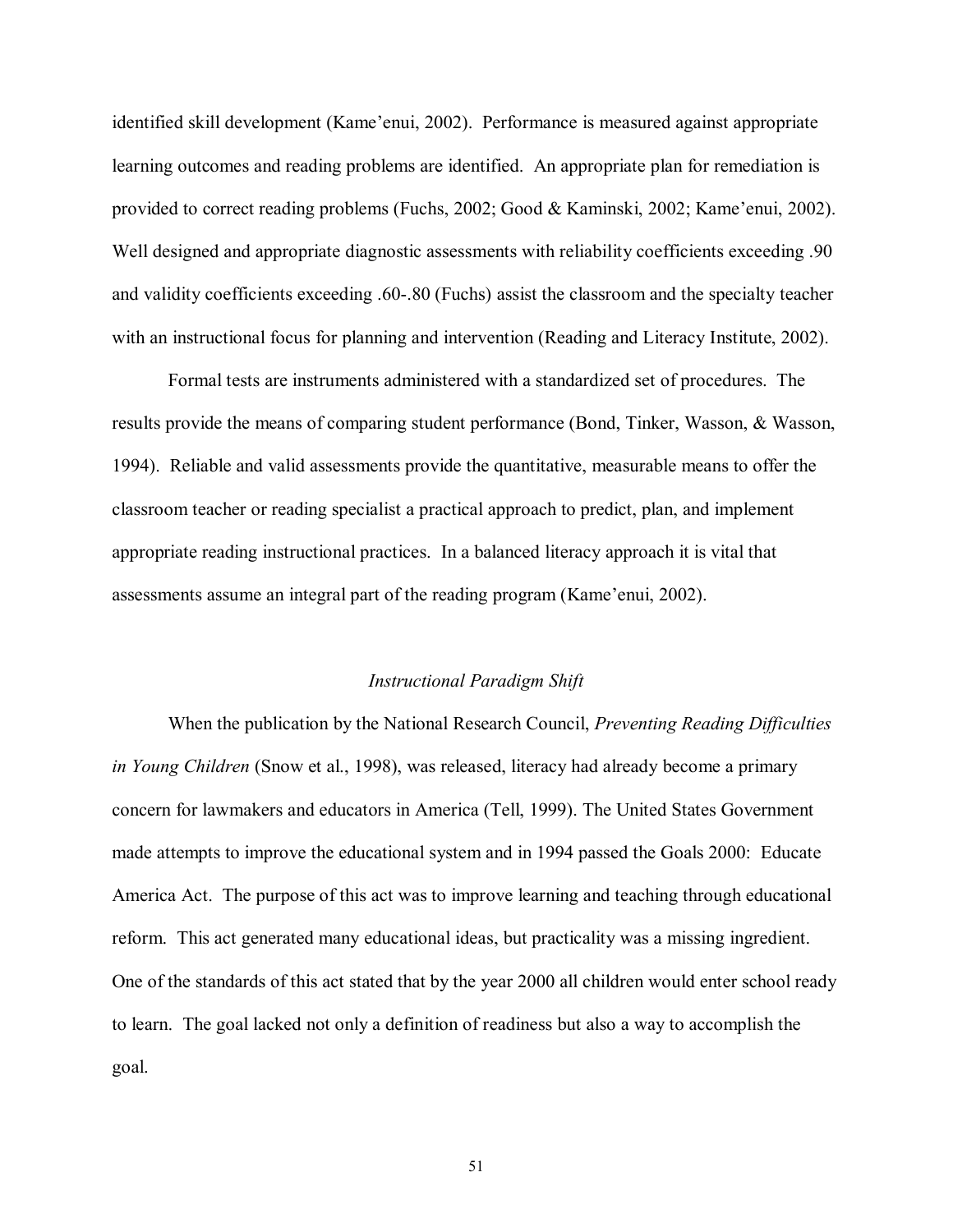identified skill development (Kame'enui, 2002). Performance is measured against appropriate learning outcomes and reading problems are identified. An appropriate plan for remediation is provided to correct reading problems (Fuchs, 2002; Good & Kaminski, 2002; Kame'enui, 2002). Well designed and appropriate diagnostic assessments with reliability coefficients exceeding .90 and validity coefficients exceeding .60-.80 (Fuchs) assist the classroom and the specialty teacher with an instructional focus for planning and intervention (Reading and Literacy Institute, 2002).

Formal tests are instruments administered with a standardized set of procedures. The results provide the means of comparing student performance (Bond, Tinker, Wasson, & Wasson, 1994). Reliable and valid assessments provide the quantitative, measurable means to offer the classroom teacher or reading specialist a practical approach to predict, plan, and implement appropriate reading instructional practices. In a balanced literacy approach it is vital that assessments assume an integral part of the reading program (Kame'enui, 2002).

### *Instructional Paradigm Shift*

When the publication by the National Research Council, *Preventing Reading Difficulties in Young Children* (Snow et al., 1998), was released, literacy had already become a primary concern for lawmakers and educators in America (Tell, 1999). The United States Government made attempts to improve the educational system and in 1994 passed the Goals 2000: Educate America Act. The purpose of this act was to improve learning and teaching through educational reform. This act generated many educational ideas, but practicality was a missing ingredient. One of the standards of this act stated that by the year 2000 all children would enter school ready to learn. The goal lacked not only a definition of readiness but also a way to accomplish the goal.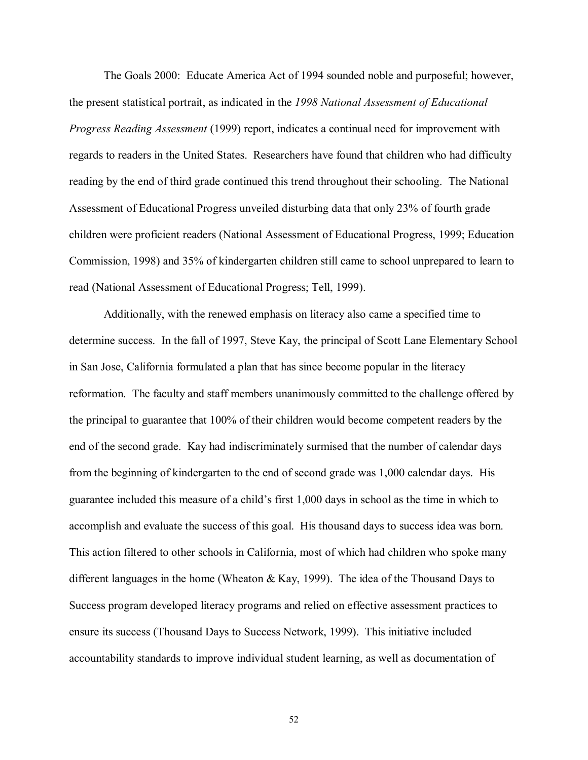The Goals 2000: Educate America Act of 1994 sounded noble and purposeful; however, the present statistical portrait, as indicated in the *1998 National Assessment of Educational Progress Reading Assessment* (1999) report, indicates a continual need for improvement with regards to readers in the United States. Researchers have found that children who had difficulty reading by the end of third grade continued this trend throughout their schooling. The National Assessment of Educational Progress unveiled disturbing data that only 23% of fourth grade children were proficient readers (National Assessment of Educational Progress, 1999; Education Commission, 1998) and 35% of kindergarten children still came to school unprepared to learn to read (National Assessment of Educational Progress; Tell, 1999).

Additionally, with the renewed emphasis on literacy also came a specified time to determine success. In the fall of 1997, Steve Kay, the principal of Scott Lane Elementary School in San Jose, California formulated a plan that has since become popular in the literacy reformation. The faculty and staff members unanimously committed to the challenge offered by the principal to guarantee that 100% of their children would become competent readers by the end of the second grade. Kay had indiscriminately surmised that the number of calendar days from the beginning of kindergarten to the end of second grade was 1,000 calendar days. His guarantee included this measure of a child's first 1,000 days in school as the time in which to accomplish and evaluate the success of this goal. His thousand days to success idea was born. This action filtered to other schools in California, most of which had children who spoke many different languages in the home (Wheaton & Kay, 1999). The idea of the Thousand Days to Success program developed literacy programs and relied on effective assessment practices to ensure its success (Thousand Days to Success Network, 1999). This initiative included accountability standards to improve individual student learning, as well as documentation of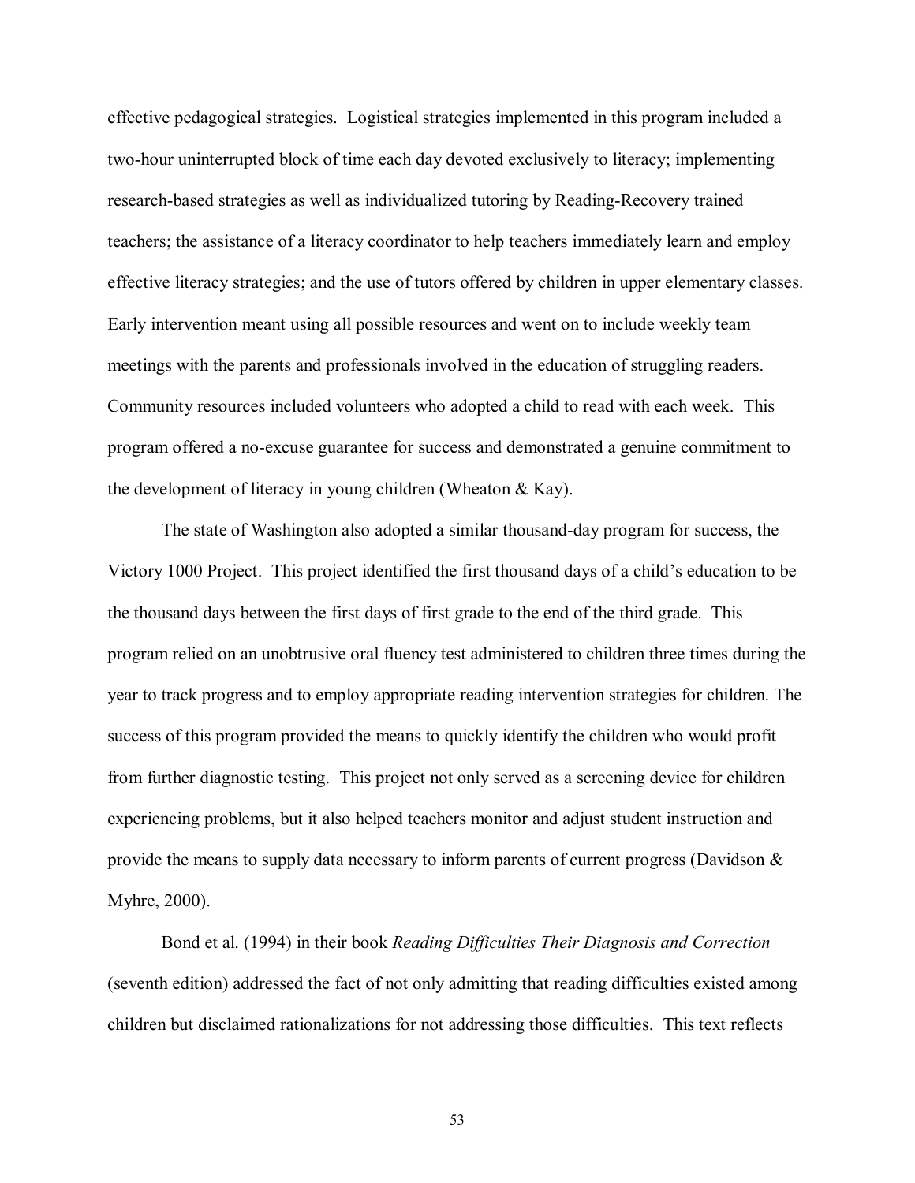effective pedagogical strategies. Logistical strategies implemented in this program included a two-hour uninterrupted block of time each day devoted exclusively to literacy; implementing research-based strategies as well as individualized tutoring by Reading-Recovery trained teachers; the assistance of a literacy coordinator to help teachers immediately learn and employ effective literacy strategies; and the use of tutors offered by children in upper elementary classes. Early intervention meant using all possible resources and went on to include weekly team meetings with the parents and professionals involved in the education of struggling readers. Community resources included volunteers who adopted a child to read with each week. This program offered a no-excuse guarantee for success and demonstrated a genuine commitment to the development of literacy in young children (Wheaton & Kay).

The state of Washington also adopted a similar thousand-day program for success, the Victory 1000 Project. This project identified the first thousand days of a child's education to be the thousand days between the first days of first grade to the end of the third grade. This program relied on an unobtrusive oral fluency test administered to children three times during the year to track progress and to employ appropriate reading intervention strategies for children. The success of this program provided the means to quickly identify the children who would profit from further diagnostic testing. This project not only served as a screening device for children experiencing problems, but it also helped teachers monitor and adjust student instruction and provide the means to supply data necessary to inform parents of current progress (Davidson & Myhre, 2000).

Bond et al. (1994) in their book *Reading Difficulties Their Diagnosis and Correction* (seventh edition) addressed the fact of not only admitting that reading difficulties existed among children but disclaimed rationalizations for not addressing those difficulties. This text reflects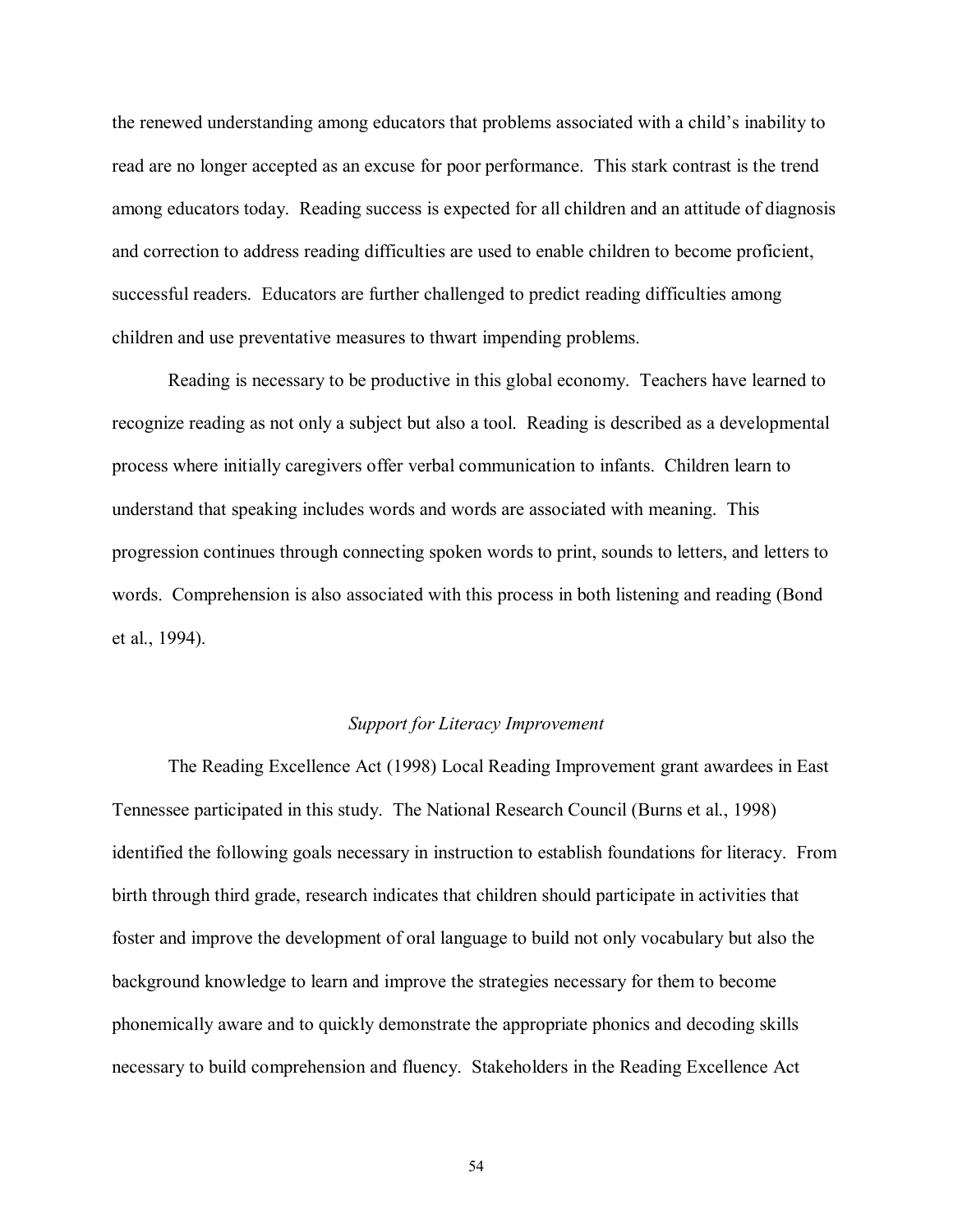the renewed understanding among educators that problems associated with a child's inability to read are no longer accepted as an excuse for poor performance. This stark contrast is the trend among educators today. Reading success is expected for all children and an attitude of diagnosis and correction to address reading difficulties are used to enable children to become proficient, successful readers. Educators are further challenged to predict reading difficulties among children and use preventative measures to thwart impending problems.

Reading is necessary to be productive in this global economy. Teachers have learned to recognize reading as not only a subject but also a tool. Reading is described as a developmental process where initially caregivers offer verbal communication to infants. Children learn to understand that speaking includes words and words are associated with meaning. This progression continues through connecting spoken words to print, sounds to letters, and letters to words. Comprehension is also associated with this process in both listening and reading (Bond et al., 1994).

### *Support for Literacy Improvement*

The Reading Excellence Act (1998) Local Reading Improvement grant awardees in East Tennessee participated in this study. The National Research Council (Burns et al., 1998) identified the following goals necessary in instruction to establish foundations for literacy. From birth through third grade, research indicates that children should participate in activities that foster and improve the development of oral language to build not only vocabulary but also the background knowledge to learn and improve the strategies necessary for them to become phonemically aware and to quickly demonstrate the appropriate phonics and decoding skills necessary to build comprehension and fluency. Stakeholders in the Reading Excellence Act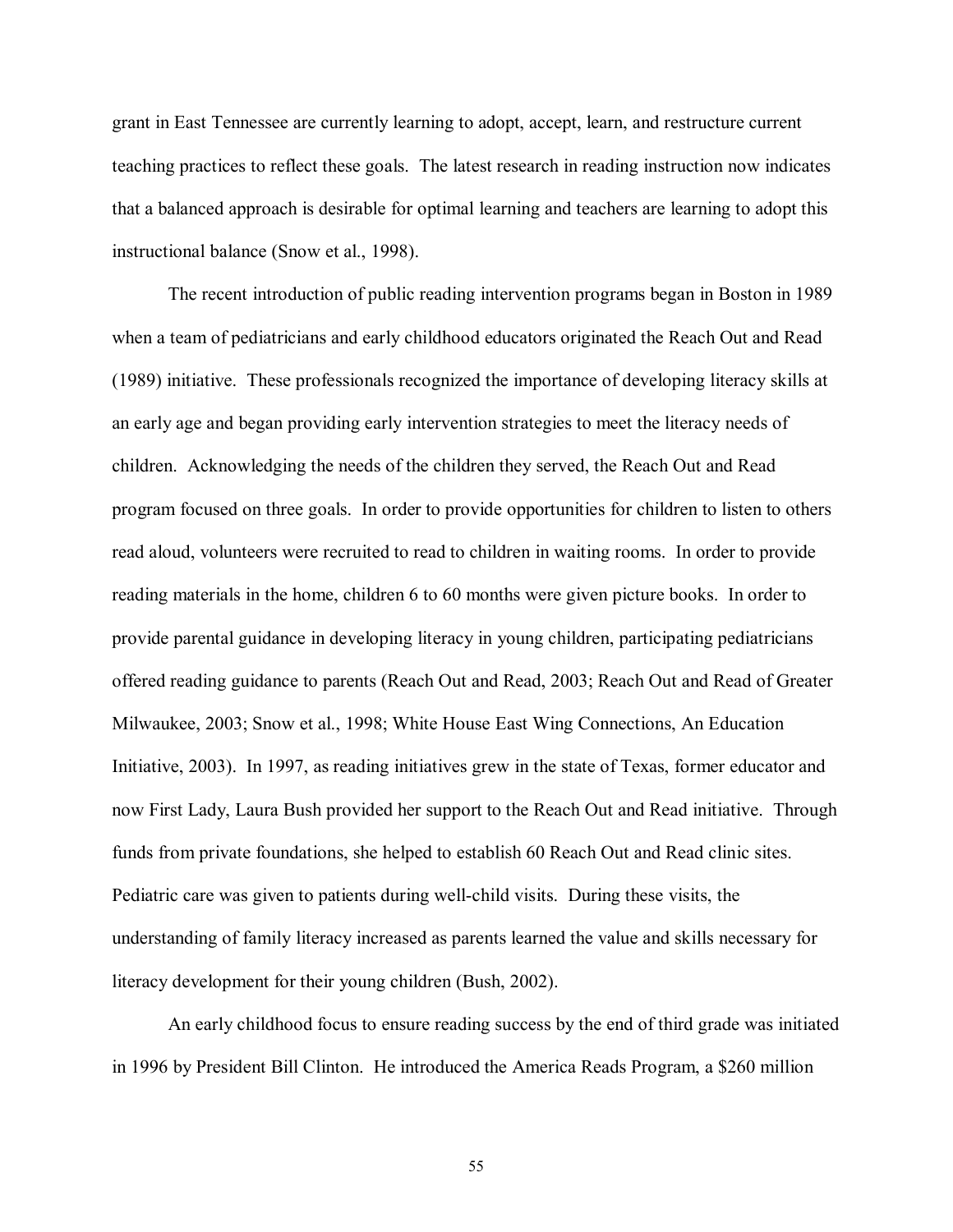grant in East Tennessee are currently learning to adopt, accept, learn, and restructure current teaching practices to reflect these goals. The latest research in reading instruction now indicates that a balanced approach is desirable for optimal learning and teachers are learning to adopt this instructional balance (Snow et al., 1998).

The recent introduction of public reading intervention programs began in Boston in 1989 when a team of pediatricians and early childhood educators originated the Reach Out and Read (1989) initiative. These professionals recognized the importance of developing literacy skills at an early age and began providing early intervention strategies to meet the literacy needs of children. Acknowledging the needs of the children they served, the Reach Out and Read program focused on three goals. In order to provide opportunities for children to listen to others read aloud, volunteers were recruited to read to children in waiting rooms. In order to provide reading materials in the home, children 6 to 60 months were given picture books. In order to provide parental guidance in developing literacy in young children, participating pediatricians offered reading guidance to parents (Reach Out and Read, 2003; Reach Out and Read of Greater Milwaukee, 2003; Snow et al., 1998; White House East Wing Connections, An Education Initiative, 2003). In 1997, as reading initiatives grew in the state of Texas, former educator and now First Lady, Laura Bush provided her support to the Reach Out and Read initiative. Through funds from private foundations, she helped to establish 60 Reach Out and Read clinic sites. Pediatric care was given to patients during well-child visits. During these visits, the understanding of family literacy increased as parents learned the value and skills necessary for literacy development for their young children (Bush, 2002).

An early childhood focus to ensure reading success by the end of third grade was initiated in 1996 by President Bill Clinton. He introduced the America Reads Program, a $260 million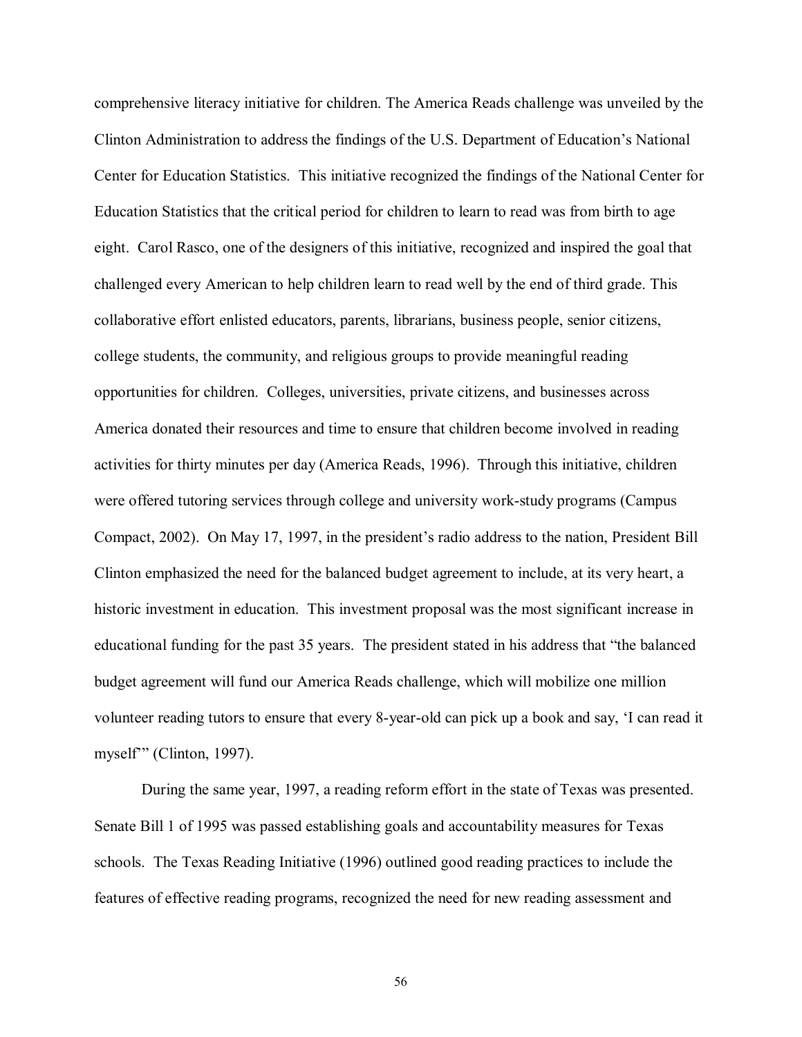comprehensive literacy initiative for children. The America Reads challenge was unveiled by the Clinton Administration to address the findings of the U.S. Department of Education's National Center for Education Statistics. This initiative recognized the findings of the National Center for Education Statistics that the critical period for children to learn to read was from birth to age eight. Carol Rasco, one of the designers of this initiative, recognized and inspired the goal that challenged every American to help children learn to read well by the end of third grade. This collaborative effort enlisted educators, parents, librarians, business people, senior citizens, college students, the community, and religious groups to provide meaningful reading opportunities for children. Colleges, universities, private citizens, and businesses across America donated their resources and time to ensure that children become involved in reading activities for thirty minutes per day (America Reads, 1996). Through this initiative, children were offered tutoring services through college and university work-study programs (Campus Compact, 2002). On May 17, 1997, in the president's radio address to the nation, President Bill Clinton emphasized the need for the balanced budget agreement to include, at its very heart, a historic investment in education. This investment proposal was the most significant increase in educational funding for the past 35 years. The president stated in his address that "the balanced budget agreement will fund our America Reads challenge, which will mobilize one million volunteer reading tutors to ensure that every 8-year-old can pick up a book and say, 'I can read it myself'" (Clinton, 1997).

During the same year, 1997, a reading reform effort in the state of Texas was presented. Senate Bill 1 of 1995 was passed establishing goals and accountability measures for Texas schools. The Texas Reading Initiative (1996) outlined good reading practices to include the features of effective reading programs, recognized the need for new reading assessment and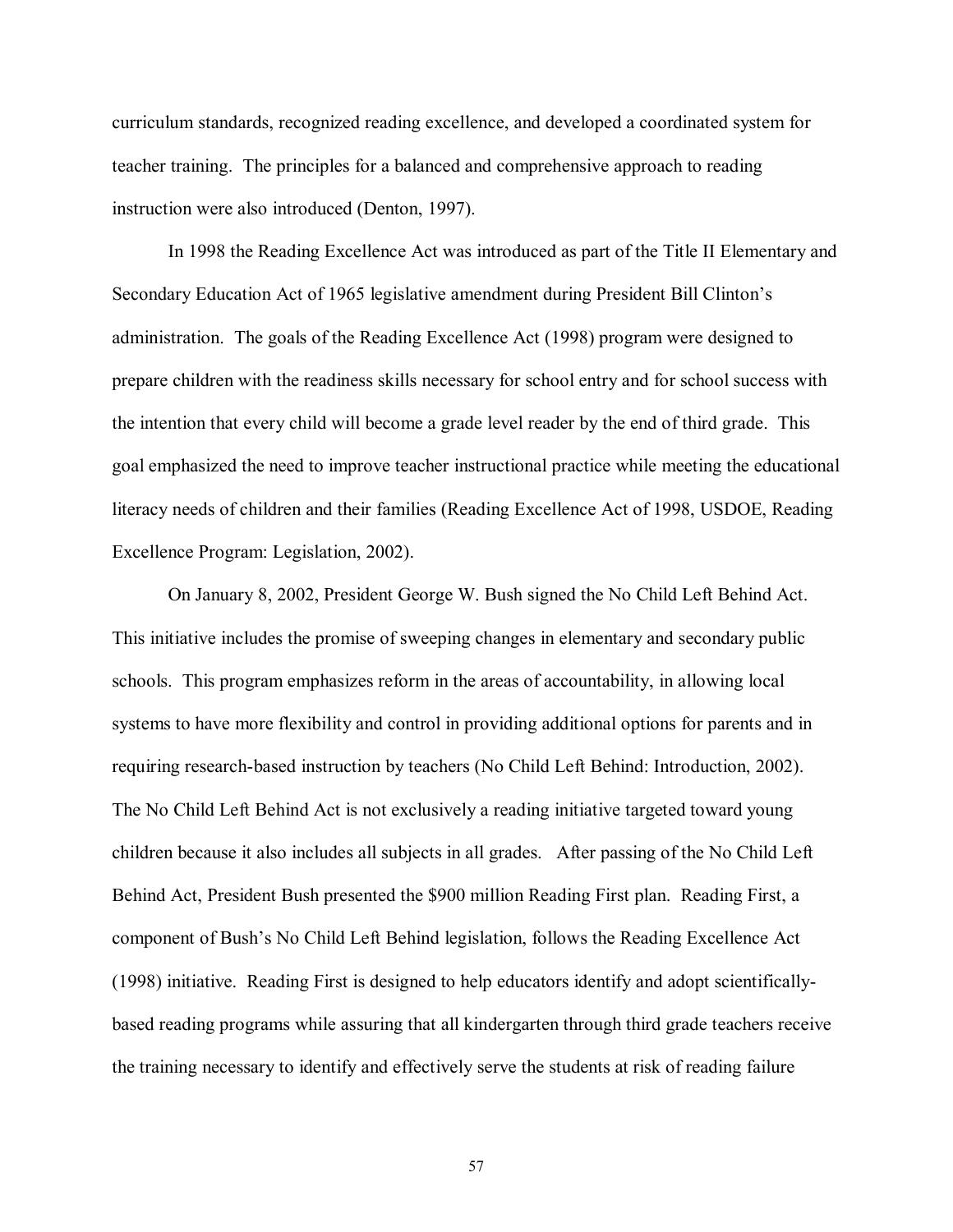curriculum standards, recognized reading excellence, and developed a coordinated system for teacher training. The principles for a balanced and comprehensive approach to reading instruction were also introduced (Denton, 1997).

In 1998 the Reading Excellence Act was introduced as part of the Title II Elementary and Secondary Education Act of 1965 legislative amendment during President Bill Clinton's administration. The goals of the Reading Excellence Act (1998) program were designed to prepare children with the readiness skills necessary for school entry and for school success with the intention that every child will become a grade level reader by the end of third grade. This goal emphasized the need to improve teacher instructional practice while meeting the educational literacy needs of children and their families (Reading Excellence Act of 1998, USDOE, Reading Excellence Program: Legislation, 2002).

On January 8, 2002, President George W. Bush signed the No Child Left Behind Act. This initiative includes the promise of sweeping changes in elementary and secondary public schools. This program emphasizes reform in the areas of accountability, in allowing local systems to have more flexibility and control in providing additional options for parents and in requiring research-based instruction by teachers (No Child Left Behind: Introduction, 2002). The No Child Left Behind Act is not exclusively a reading initiative targeted toward young children because it also includes all subjects in all grades. After passing of the No Child Left Behind Act, President Bush presented the $900 million Reading First plan. Reading First, a component of Bush's No Child Left Behind legislation, follows the Reading Excellence Act (1998) initiative. Reading First is designed to help educators identify and adopt scientifically-based reading programs while assuring that all kindergarten through third grade teachers receive the training necessary to identify and effectively serve the students at risk of reading failure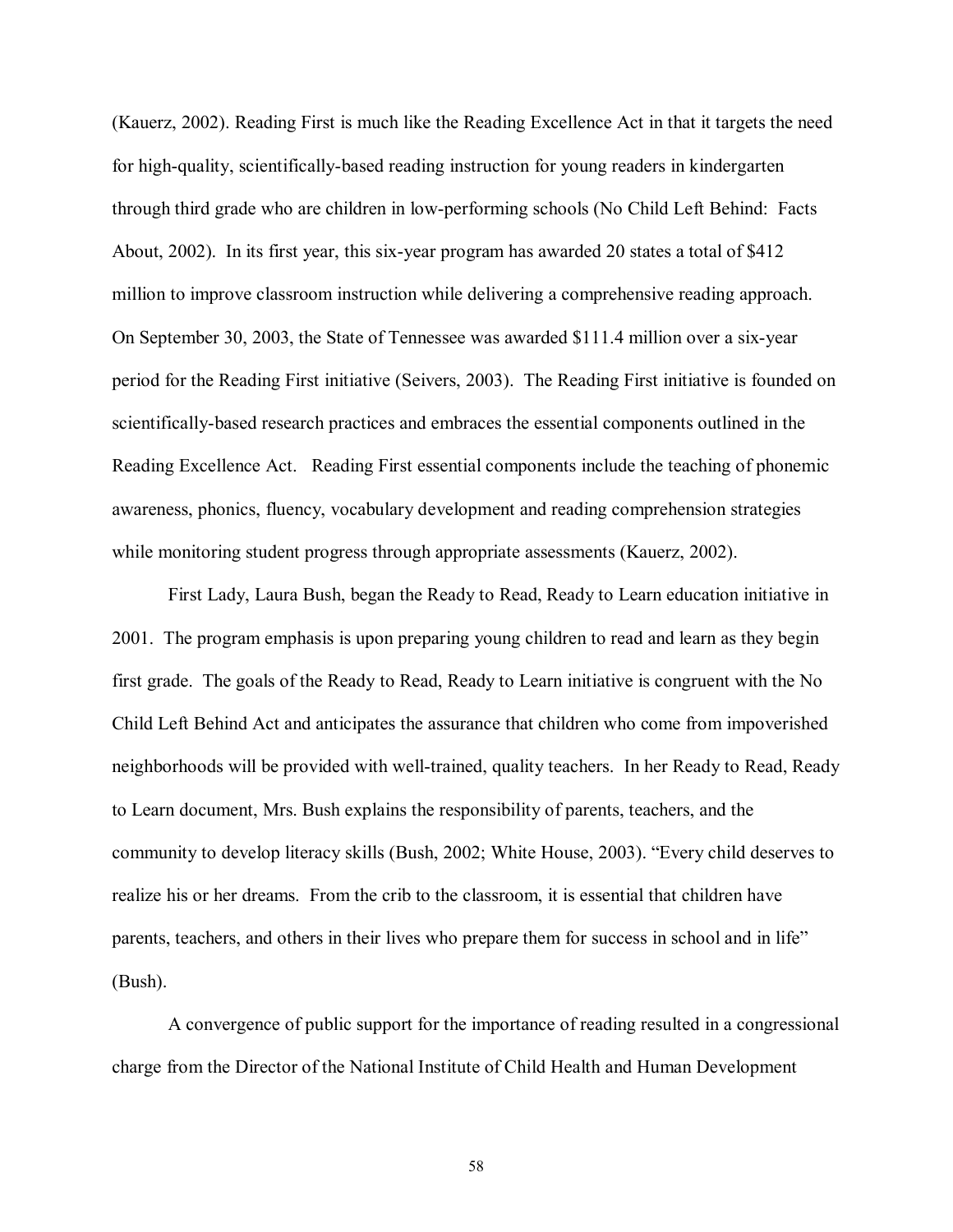(Kauerz, 2002). Reading First is much like the Reading Excellence Act in that it targets the need for high-quality, scientifically-based reading instruction for young readers in kindergarten through third grade who are children in low-performing schools (No Child Left Behind: Facts About, 2002). In its first year, this six-year program has awarded 20 states a total of $412 million to improve classroom instruction while delivering a comprehensive reading approach. On September 30, 2003, the State of Tennessee was awarded $111.4 million over a six-year period for the Reading First initiative (Seivers, 2003). The Reading First initiative is founded on scientifically-based research practices and embraces the essential components outlined in the Reading Excellence Act. Reading First essential components include the teaching of phonemic awareness, phonics, fluency, vocabulary development and reading comprehension strategies while monitoring student progress through appropriate assessments (Kauerz, 2002).

First Lady, Laura Bush, began the Ready to Read, Ready to Learn education initiative in 2001. The program emphasis is upon preparing young children to read and learn as they begin first grade. The goals of the Ready to Read, Ready to Learn initiative is congruent with the No Child Left Behind Act and anticipates the assurance that children who come from impoverished neighborhoods will be provided with well-trained, quality teachers. In her Ready to Read, Ready to Learn document, Mrs. Bush explains the responsibility of parents, teachers, and the community to develop literacy skills (Bush, 2002; White House, 2003). "Every child deserves to realize his or her dreams. From the crib to the classroom, it is essential that children have parents, teachers, and others in their lives who prepare them for success in school and in life" (Bush).

A convergence of public support for the importance of reading resulted in a congressional charge from the Director of the National Institute of Child Health and Human Development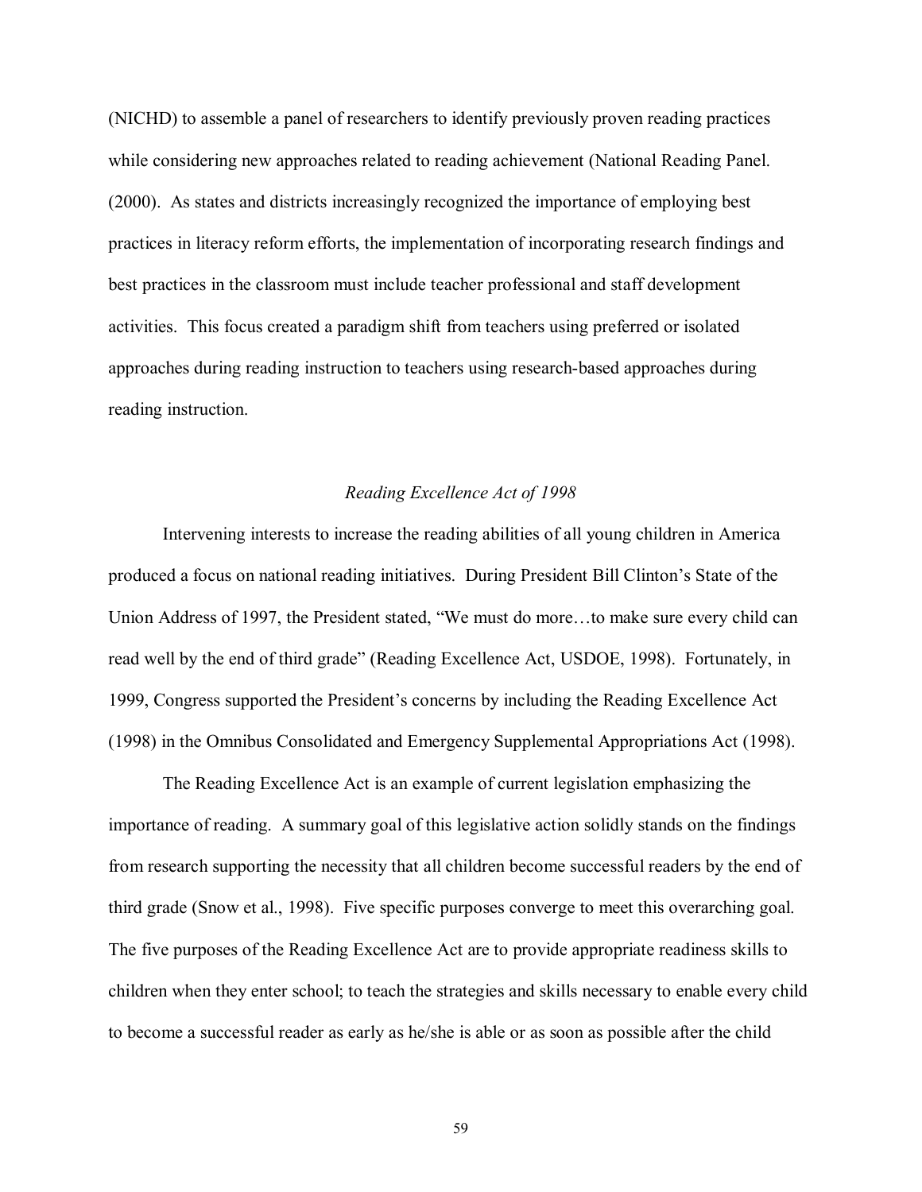(NICHD) to assemble a panel of researchers to identify previously proven reading practices while considering new approaches related to reading achievement (National Reading Panel. (2000). As states and districts increasingly recognized the importance of employing best practices in literacy reform efforts, the implementation of incorporating research findings and best practices in the classroom must include teacher professional and staff development activities. This focus created a paradigm shift from teachers using preferred or isolated approaches during reading instruction to teachers using research-based approaches during reading instruction.

### *Reading Excellence Act of 1998*

Intervening interests to increase the reading abilities of all young children in America produced a focus on national reading initiatives. During President Bill Clinton's State of the Union Address of 1997, the President stated, "We must do more…to make sure every child can read well by the end of third grade" (Reading Excellence Act, USDOE, 1998). Fortunately, in 1999, Congress supported the President's concerns by including the Reading Excellence Act (1998) in the Omnibus Consolidated and Emergency Supplemental Appropriations Act (1998).

The Reading Excellence Act is an example of current legislation emphasizing the importance of reading. A summary goal of this legislative action solidly stands on the findings from research supporting the necessity that all children become successful readers by the end of third grade (Snow et al., 1998). Five specific purposes converge to meet this overarching goal. The five purposes of the Reading Excellence Act are to provide appropriate readiness skills to children when they enter school; to teach the strategies and skills necessary to enable every child to become a successful reader as early as he/she is able or as soon as possible after the child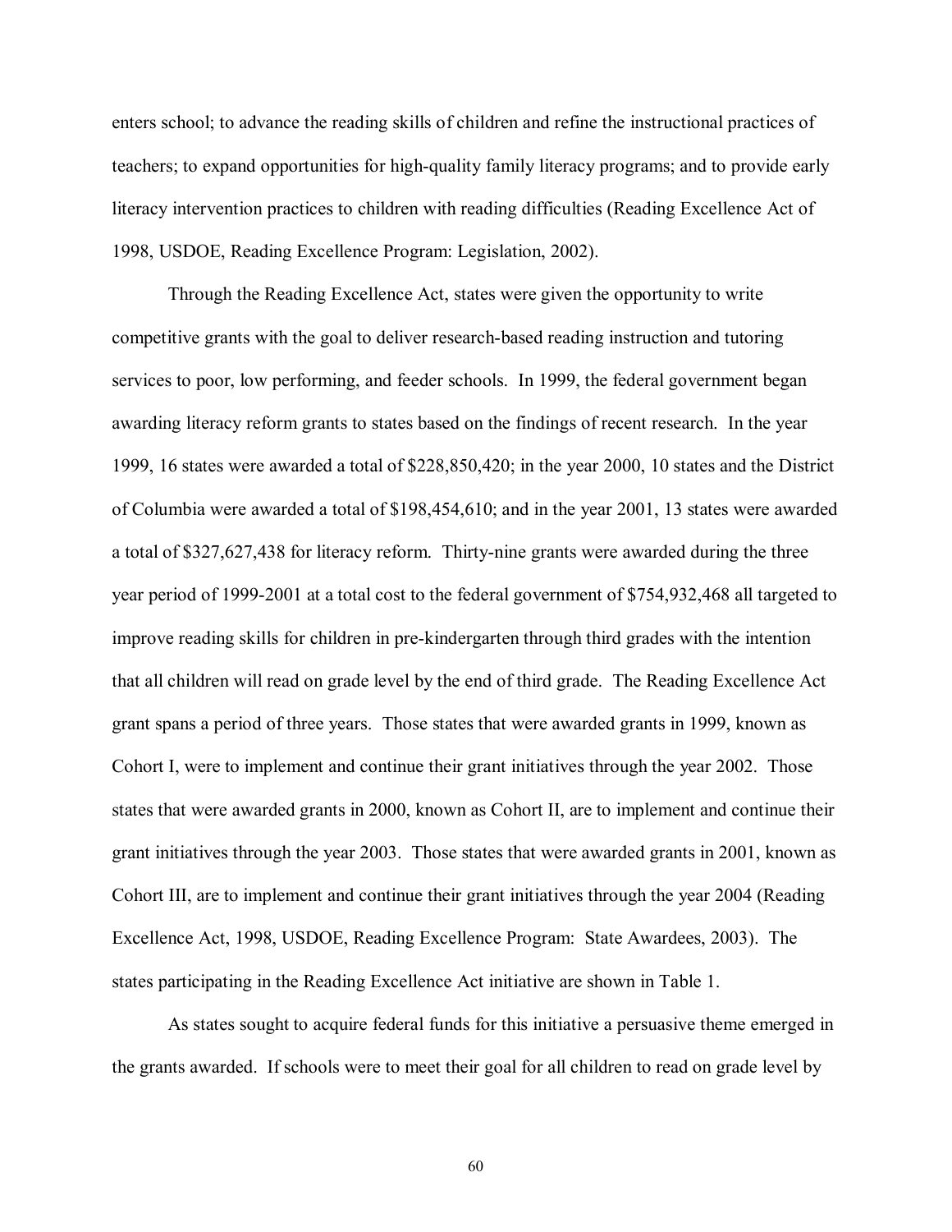enters school; to advance the reading skills of children and refine the instructional practices of teachers; to expand opportunities for high-quality family literacy programs; and to provide early literacy intervention practices to children with reading difficulties (Reading Excellence Act of 1998, USDOE, Reading Excellence Program: Legislation, 2002).

Through the Reading Excellence Act, states were given the opportunity to write competitive grants with the goal to deliver research-based reading instruction and tutoring services to poor, low performing, and feeder schools. In 1999, the federal government began awarding literacy reform grants to states based on the findings of recent research. In the year 1999, 16 states were awarded a total of $228,850,420; in the year 2000, 10 states and the District of Columbia were awarded a total of $198,454,610; and in the year 2001, 13 states were awarded a total of $327,627,438 for literacy reform. Thirty-nine grants were awarded during the three year period of 1999-2001 at a total cost to the federal government of $754,932,468 all targeted to improve reading skills for children in pre-kindergarten through third grades with the intention that all children will read on grade level by the end of third grade. The Reading Excellence Act grant spans a period of three years. Those states that were awarded grants in 1999, known as Cohort I, were to implement and continue their grant initiatives through the year 2002. Those states that were awarded grants in 2000, known as Cohort II, are to implement and continue their grant initiatives through the year 2003. Those states that were awarded grants in 2001, known as Cohort III, are to implement and continue their grant initiatives through the year 2004 (Reading Excellence Act, 1998, USDOE, Reading Excellence Program: State Awardees, 2003). The states participating in the Reading Excellence Act initiative are shown in Table 1.

As states sought to acquire federal funds for this initiative a persuasive theme emerged in the grants awarded. If schools were to meet their goal for all children to read on grade level by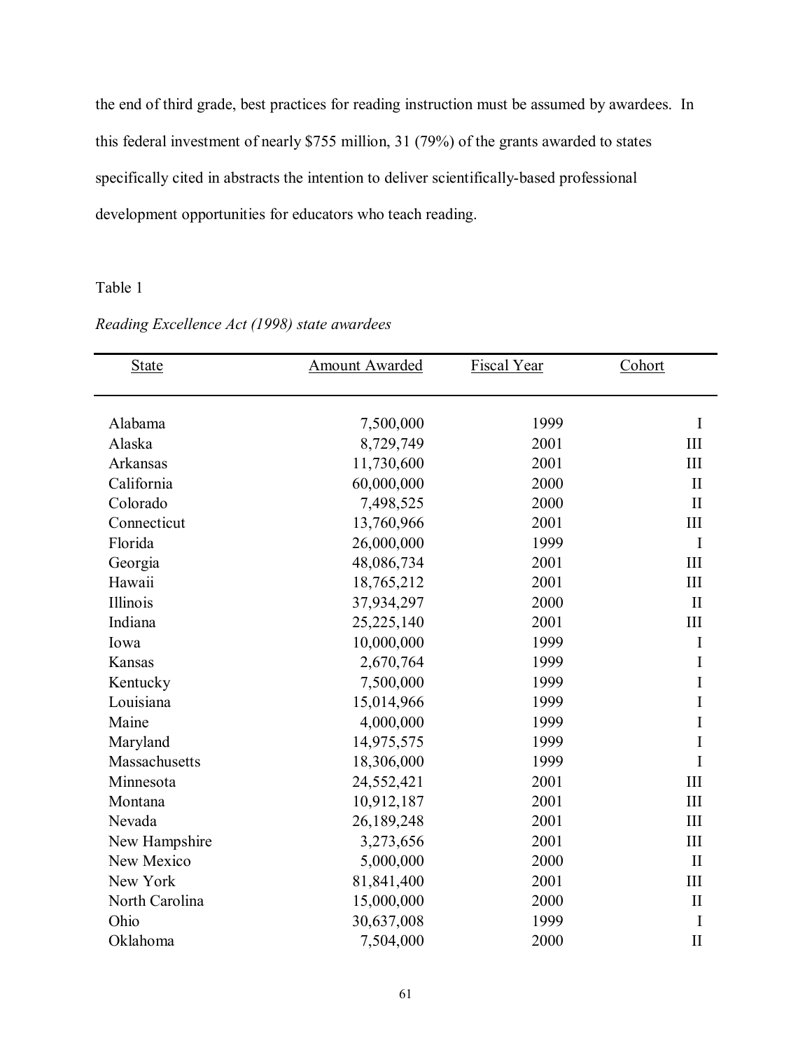the end of third grade, best practices for reading instruction must be assumed by awardees. In this federal investment of nearly $755 million, 31 (79%) of the grants awarded to states specifically cited in abstracts the intention to deliver scientifically-based professional development opportunities for educators who teach reading.

Table 1

*Reading Excellence Act (1998) state awardees*

| State | Amount Awarded | Fiscal Year | Cohort |
|---|---:|---:|---:|
| Alabama | 7,500,000 | 1999 | I |
| Alaska | 8,729,749 | 2001 | III |
| Arkansas | 11,730,600 | 2001 | III |
| California | 60,000,000 | 2000 | II |
| Colorado | 7,498,525 | 2000 | II |
| Connecticut | 13,760,966 | 2001 | III |
| Florida | 26,000,000 | 1999 | I |
| Georgia | 48,086,734 | 2001 | III |
| Hawaii | 18,765,212 | 2001 | III |
| Illinois | 37,934,297 | 2000 | II |
| Indiana | 25,225,140 | 2001 | III |
| Iowa | 10,000,000 | 1999 | I |
| Kansas | 2,670,764 | 1999 | I |
| Kentucky | 7,500,000 | 1999 | I |
| Louisiana | 15,014,966 | 1999 | I |
| Maine | 4,000,000 | 1999 | I |
| Maryland | 14,975,575 | 1999 | I |
| Massachusetts | 18,306,000 | 1999 | I |
| Minnesota | 24,552,421 | 2001 | III |
| Montana | 10,912,187 | 2001 | III |
| Nevada | 26,189,248 | 2001 | III |
| New Hampshire | 3,273,656 | 2001 | III |
| New Mexico | 5,000,000 | 2000 | II |
| New York | 81,841,400 | 2001 | III |
| North Carolina | 15,000,000 | 2000 | II |
| Ohio | 30,637,008 | 1999 | I |
| Oklahoma | 7,504,000 | 2000 | II |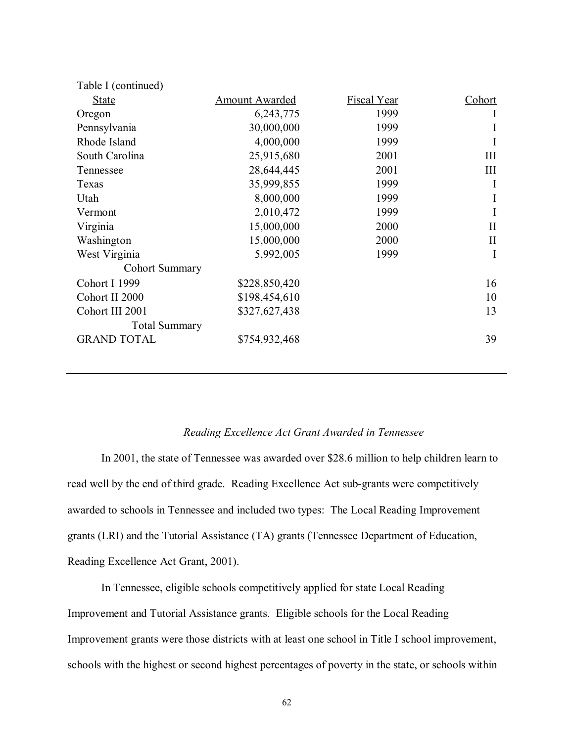Table I (continued)

| State | Amount Awarded | Fiscal Year | Cohort |
|---|---|---|---|
| Oregon | 6,243,775 | 1999 | I |
| Pennsylvania | 30,000,000 | 1999 | I |
| Rhode Island | 4,000,000 | 1999 | I |
| South Carolina | 25,915,680 | 2001 | III |
| Tennessee | 28,644,445 | 2001 | III |
| Texas | 35,999,855 | 1999 | I |
| Utah | 8,000,000 | 1999 | I |
| Vermont | 2,010,472 | 1999 | I |
| Virginia | 15,000,000 | 2000 | II |
| Washington | 15,000,000 | 2000 | II |
| West Virginia | 5,992,005 | 1999 | I |
| Cohort Summary | | | |
| Cohort I 1999 | $228,850,420 | | 16 |
| Cohort II 2000 | $198,454,610 | | 10 |
| Cohort III 2001 | $327,627,438 | | 13 |
| Total Summary | | | |
| GRAND TOTAL | $754,932,468 | | 39 |

### *Reading Excellence Act Grant Awarded in Tennessee*

In 2001, the state of Tennessee was awarded over $28.6 million to help children learn to read well by the end of third grade. Reading Excellence Act sub-grants were competitively awarded to schools in Tennessee and included two types: The Local Reading Improvement grants (LRI) and the Tutorial Assistance (TA) grants (Tennessee Department of Education, Reading Excellence Act Grant, 2001).

In Tennessee, eligible schools competitively applied for state Local Reading Improvement and Tutorial Assistance grants. Eligible schools for the Local Reading Improvement grants were those districts with at least one school in Title I school improvement, schools with the highest or second highest percentages of poverty in the state, or schools within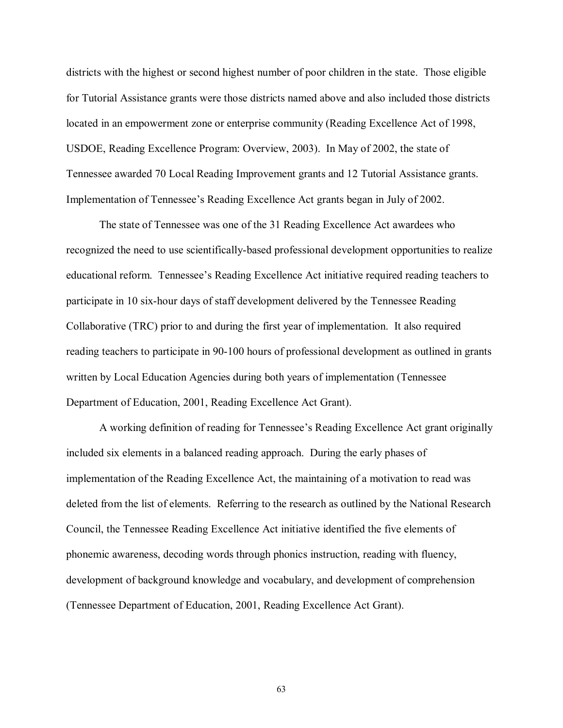districts with the highest or second highest number of poor children in the state. Those eligible for Tutorial Assistance grants were those districts named above and also included those districts located in an empowerment zone or enterprise community (Reading Excellence Act of 1998, USDOE, Reading Excellence Program: Overview, 2003). In May of 2002, the state of Tennessee awarded 70 Local Reading Improvement grants and 12 Tutorial Assistance grants. Implementation of Tennessee's Reading Excellence Act grants began in July of 2002.

The state of Tennessee was one of the 31 Reading Excellence Act awardees who recognized the need to use scientifically-based professional development opportunities to realize educational reform. Tennessee's Reading Excellence Act initiative required reading teachers to participate in 10 six-hour days of staff development delivered by the Tennessee Reading Collaborative (TRC) prior to and during the first year of implementation. It also required reading teachers to participate in 90-100 hours of professional development as outlined in grants written by Local Education Agencies during both years of implementation (Tennessee Department of Education, 2001, Reading Excellence Act Grant).

A working definition of reading for Tennessee's Reading Excellence Act grant originally included six elements in a balanced reading approach. During the early phases of implementation of the Reading Excellence Act, the maintaining of a motivation to read was deleted from the list of elements. Referring to the research as outlined by the National Research Council, the Tennessee Reading Excellence Act initiative identified the five elements of phonemic awareness, decoding words through phonics instruction, reading with fluency, development of background knowledge and vocabulary, and development of comprehension (Tennessee Department of Education, 2001, Reading Excellence Act Grant).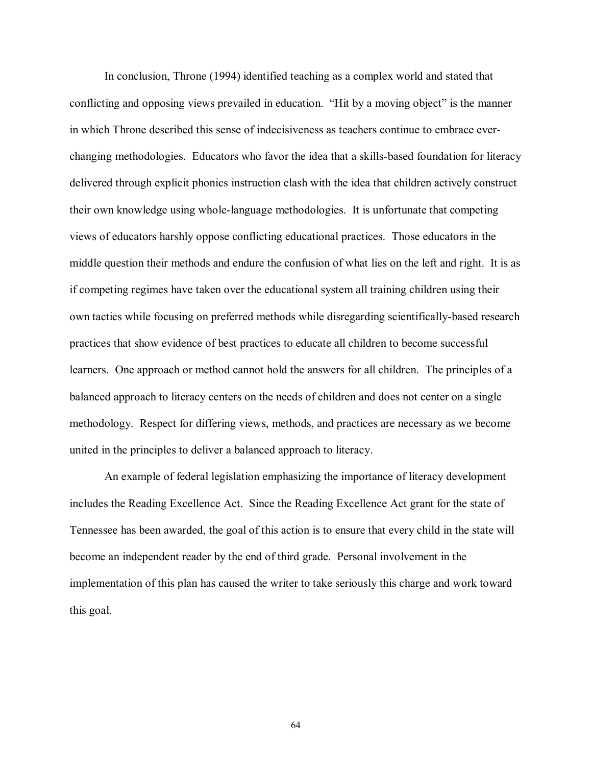In conclusion, Throne (1994) identified teaching as a complex world and stated that conflicting and opposing views prevailed in education. "Hit by a moving object" is the manner in which Throne described this sense of indecisiveness as teachers continue to embrace ever-changing methodologies. Educators who favor the idea that a skills-based foundation for literacy delivered through explicit phonics instruction clash with the idea that children actively construct their own knowledge using whole-language methodologies. It is unfortunate that competing views of educators harshly oppose conflicting educational practices. Those educators in the middle question their methods and endure the confusion of what lies on the left and right. It is as if competing regimes have taken over the educational system all training children using their own tactics while focusing on preferred methods while disregarding scientifically-based research practices that show evidence of best practices to educate all children to become successful learners. One approach or method cannot hold the answers for all children. The principles of a balanced approach to literacy centers on the needs of children and does not center on a single methodology. Respect for differing views, methods, and practices are necessary as we become united in the principles to deliver a balanced approach to literacy.

An example of federal legislation emphasizing the importance of literacy development includes the Reading Excellence Act. Since the Reading Excellence Act grant for the state of Tennessee has been awarded, the goal of this action is to ensure that every child in the state will become an independent reader by the end of third grade. Personal involvement in the implementation of this plan has caused the writer to take seriously this charge and work toward this goal.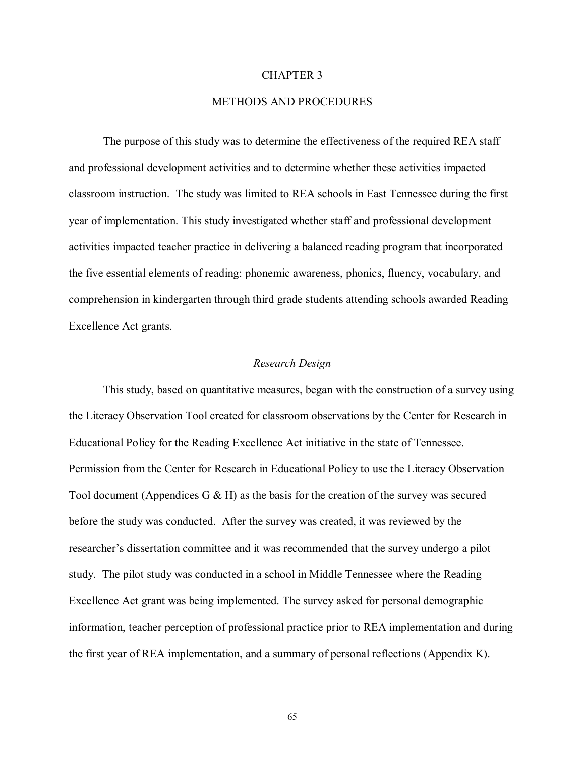# CHAPTER 3

# METHODS AND PROCEDURES

The purpose of this study was to determine the effectiveness of the required REA staff and professional development activities and to determine whether these activities impacted classroom instruction. The study was limited to REA schools in East Tennessee during the first year of implementation. This study investigated whether staff and professional development activities impacted teacher practice in delivering a balanced reading program that incorporated the five essential elements of reading: phonemic awareness, phonics, fluency, vocabulary, and comprehension in kindergarten through third grade students attending schools awarded Reading Excellence Act grants.

## *Research Design*

This study, based on quantitative measures, began with the construction of a survey using the Literacy Observation Tool created for classroom observations by the Center for Research in Educational Policy for the Reading Excellence Act initiative in the state of Tennessee. Permission from the Center for Research in Educational Policy to use the Literacy Observation Tool document (Appendices G & H) as the basis for the creation of the survey was secured before the study was conducted. After the survey was created, it was reviewed by the researcher's dissertation committee and it was recommended that the survey undergo a pilot study. The pilot study was conducted in a school in Middle Tennessee where the Reading Excellence Act grant was being implemented. The survey asked for personal demographic information, teacher perception of professional practice prior to REA implementation and during the first year of REA implementation, and a summary of personal reflections (Appendix K).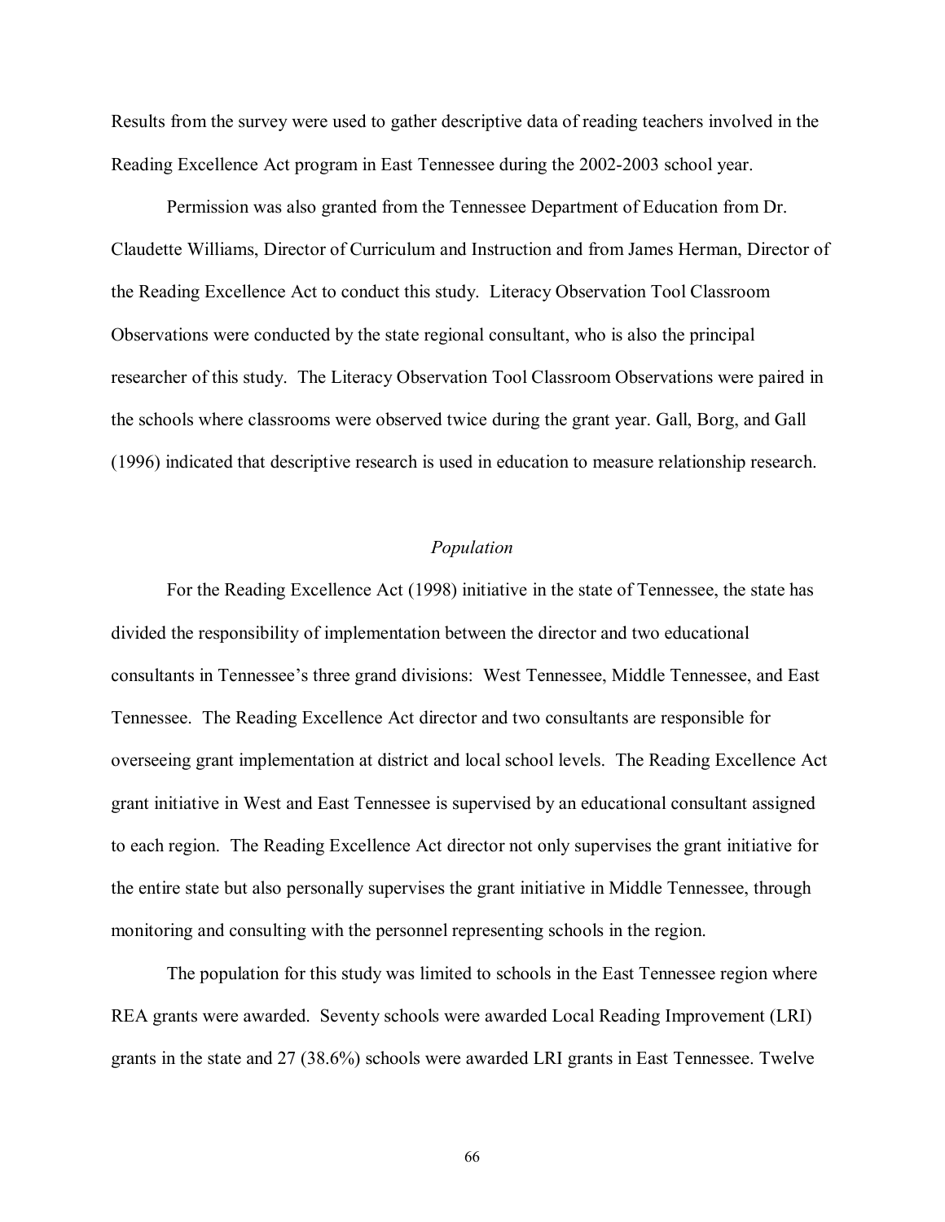Results from the survey were used to gather descriptive data of reading teachers involved in the Reading Excellence Act program in East Tennessee during the 2002-2003 school year.

Permission was also granted from the Tennessee Department of Education from Dr. Claudette Williams, Director of Curriculum and Instruction and from James Herman, Director of the Reading Excellence Act to conduct this study. Literacy Observation Tool Classroom Observations were conducted by the state regional consultant, who is also the principal researcher of this study. The Literacy Observation Tool Classroom Observations were paired in the schools where classrooms were observed twice during the grant year. Gall, Borg, and Gall (1996) indicated that descriptive research is used in education to measure relationship research.

### *Population*

For the Reading Excellence Act (1998) initiative in the state of Tennessee, the state has divided the responsibility of implementation between the director and two educational consultants in Tennessee's three grand divisions: West Tennessee, Middle Tennessee, and East Tennessee. The Reading Excellence Act director and two consultants are responsible for overseeing grant implementation at district and local school levels. The Reading Excellence Act grant initiative in West and East Tennessee is supervised by an educational consultant assigned to each region. The Reading Excellence Act director not only supervises the grant initiative for the entire state but also personally supervises the grant initiative in Middle Tennessee, through monitoring and consulting with the personnel representing schools in the region.

The population for this study was limited to schools in the East Tennessee region where REA grants were awarded. Seventy schools were awarded Local Reading Improvement (LRI) grants in the state and 27 (38.6%) schools were awarded LRI grants in East Tennessee. Twelve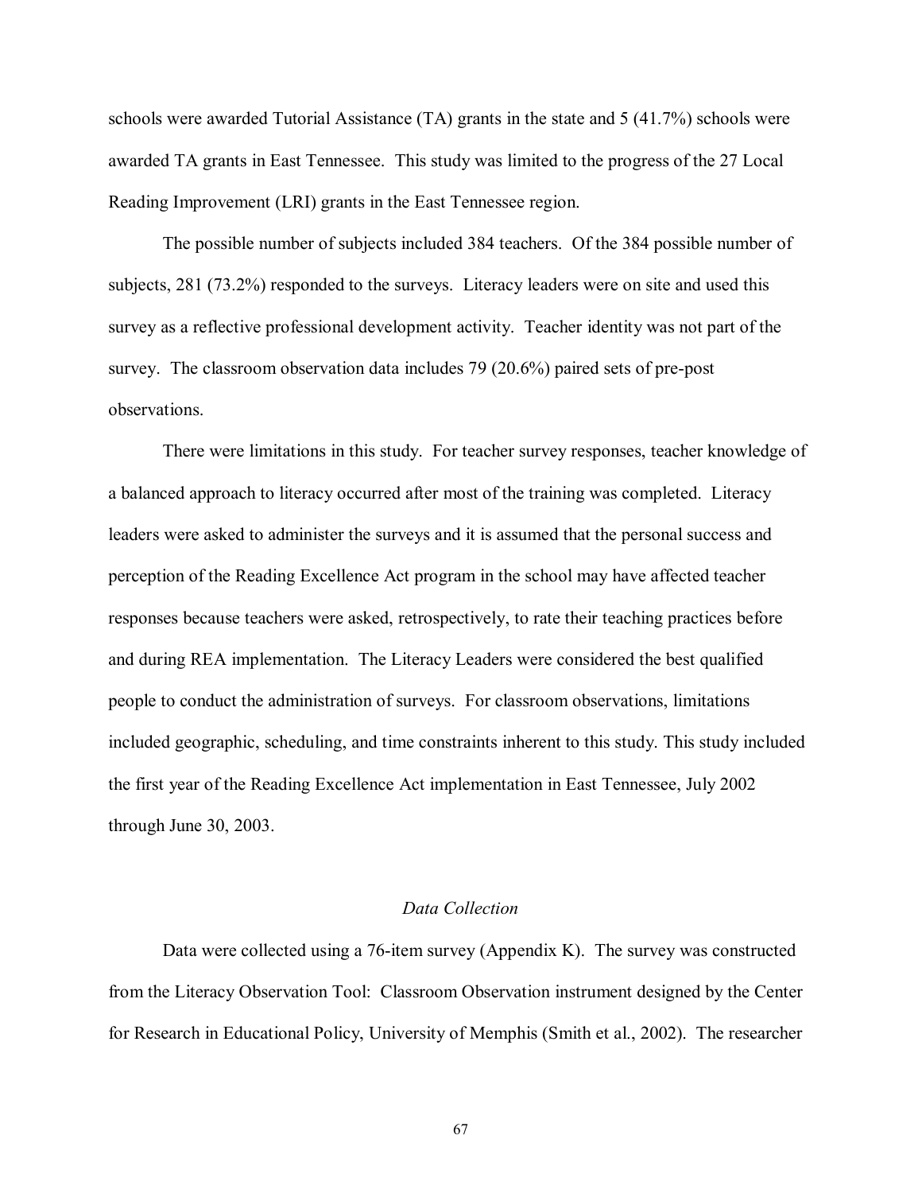schools were awarded Tutorial Assistance (TA) grants in the state and 5 (41.7%) schools were awarded TA grants in East Tennessee. This study was limited to the progress of the 27 Local Reading Improvement (LRI) grants in the East Tennessee region.

The possible number of subjects included 384 teachers. Of the 384 possible number of subjects, 281 (73.2%) responded to the surveys. Literacy leaders were on site and used this survey as a reflective professional development activity. Teacher identity was not part of the survey. The classroom observation data includes 79 (20.6%) paired sets of pre-post observations.

There were limitations in this study. For teacher survey responses, teacher knowledge of a balanced approach to literacy occurred after most of the training was completed. Literacy leaders were asked to administer the surveys and it is assumed that the personal success and perception of the Reading Excellence Act program in the school may have affected teacher responses because teachers were asked, retrospectively, to rate their teaching practices before and during REA implementation. The Literacy Leaders were considered the best qualified people to conduct the administration of surveys. For classroom observations, limitations included geographic, scheduling, and time constraints inherent to this study. This study included the first year of the Reading Excellence Act implementation in East Tennessee, July 2002 through June 30, 2003.

### *Data Collection*

Data were collected using a 76-item survey (Appendix K). The survey was constructed from the Literacy Observation Tool: Classroom Observation instrument designed by the Center for Research in Educational Policy, University of Memphis (Smith et al., 2002). The researcher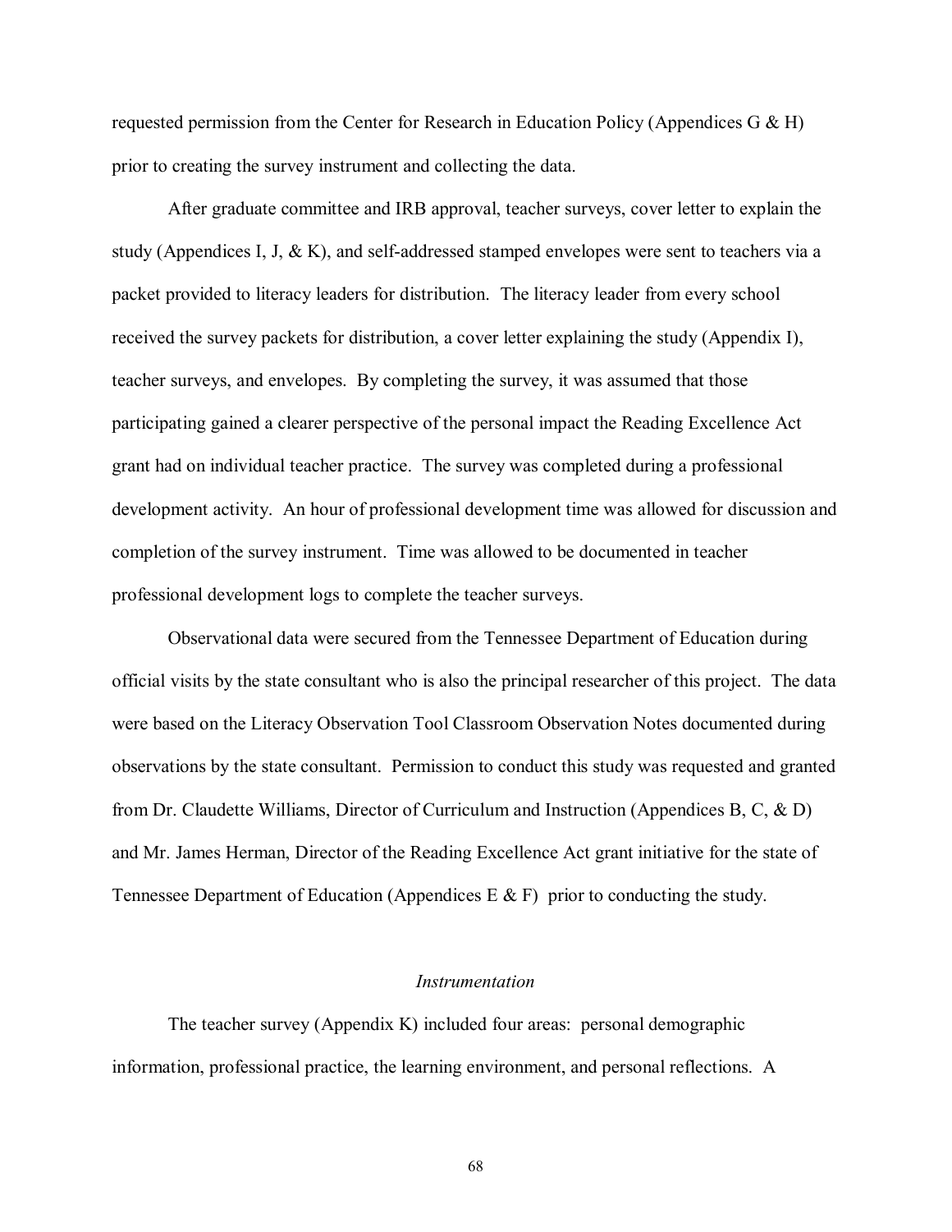requested permission from the Center for Research in Education Policy (Appendices G & H) prior to creating the survey instrument and collecting the data.

After graduate committee and IRB approval, teacher surveys, cover letter to explain the study (Appendices I, J, & K), and self-addressed stamped envelopes were sent to teachers via a packet provided to literacy leaders for distribution. The literacy leader from every school received the survey packets for distribution, a cover letter explaining the study (Appendix I), teacher surveys, and envelopes. By completing the survey, it was assumed that those participating gained a clearer perspective of the personal impact the Reading Excellence Act grant had on individual teacher practice. The survey was completed during a professional development activity. An hour of professional development time was allowed for discussion and completion of the survey instrument. Time was allowed to be documented in teacher professional development logs to complete the teacher surveys.

Observational data were secured from the Tennessee Department of Education during official visits by the state consultant who is also the principal researcher of this project. The data were based on the Literacy Observation Tool Classroom Observation Notes documented during observations by the state consultant. Permission to conduct this study was requested and granted from Dr. Claudette Williams, Director of Curriculum and Instruction (Appendices B, C, & D) and Mr. James Herman, Director of the Reading Excellence Act grant initiative for the state of Tennessee Department of Education (Appendices E & F) prior to conducting the study.

### *Instrumentation*

The teacher survey (Appendix K) included four areas: personal demographic information, professional practice, the learning environment, and personal reflections. A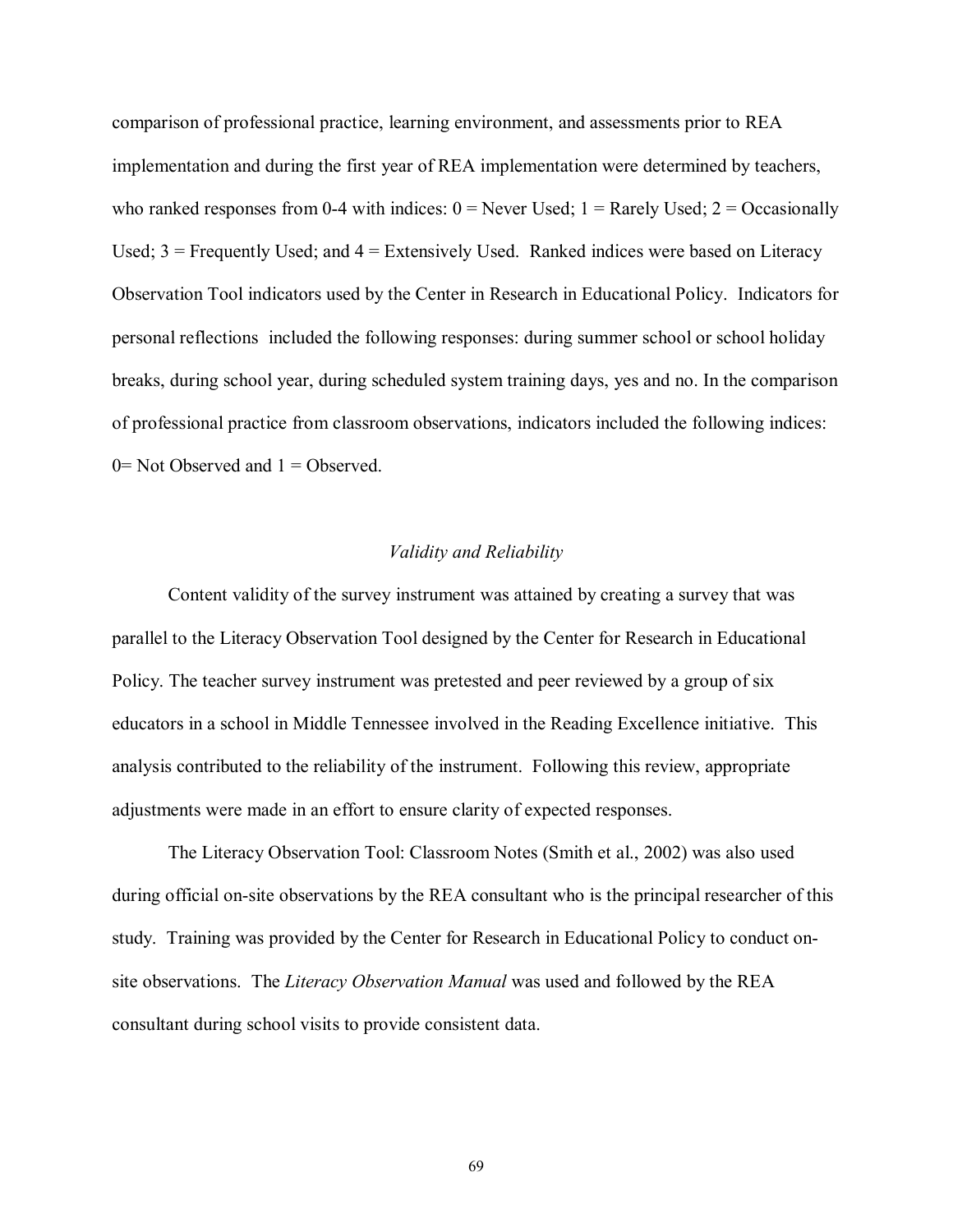comparison of professional practice, learning environment, and assessments prior to REA implementation and during the first year of REA implementation were determined by teachers, who ranked responses from 0-4 with indices: 0 = Never Used; 1 = Rarely Used; 2 = Occasionally Used; 3 = Frequently Used; and 4 = Extensively Used. Ranked indices were based on Literacy Observation Tool indicators used by the Center in Research in Educational Policy. Indicators for personal reflections included the following responses: during summer school or school holiday breaks, during school year, during scheduled system training days, yes and no. In the comparison of professional practice from classroom observations, indicators included the following indices: 0= Not Observed and 1 = Observed.

### *Validity and Reliability*

Content validity of the survey instrument was attained by creating a survey that was parallel to the Literacy Observation Tool designed by the Center for Research in Educational Policy. The teacher survey instrument was pretested and peer reviewed by a group of six educators in a school in Middle Tennessee involved in the Reading Excellence initiative. This analysis contributed to the reliability of the instrument. Following this review, appropriate adjustments were made in an effort to ensure clarity of expected responses.

The Literacy Observation Tool: Classroom Notes (Smith et al., 2002) was also used during official on-site observations by the REA consultant who is the principal researcher of this study. Training was provided by the Center for Research in Educational Policy to conduct on-site observations. The *Literacy Observation Manual* was used and followed by the REA consultant during school visits to provide consistent data.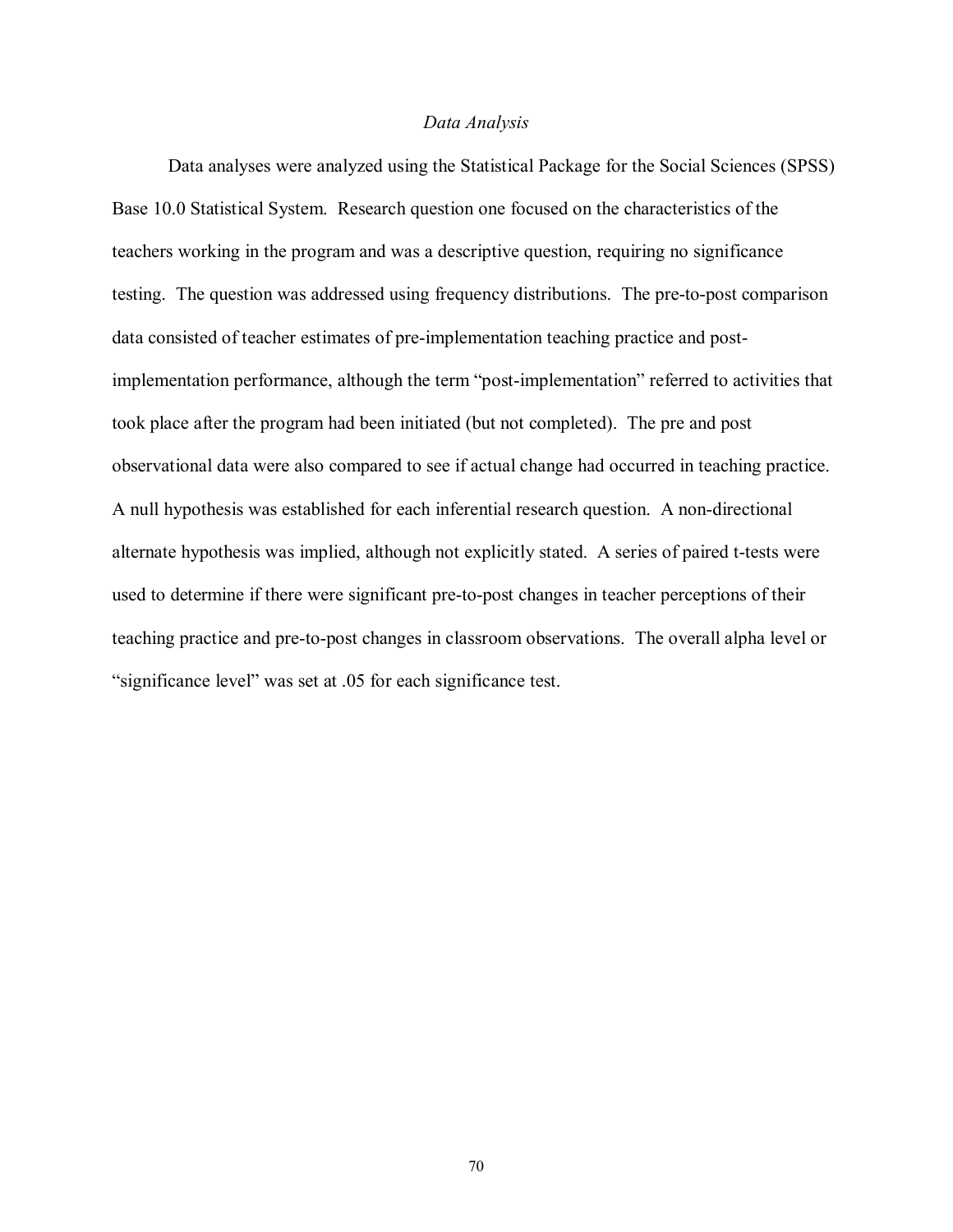*Data Analysis*

Data analyses were analyzed using the Statistical Package for the Social Sciences (SPSS) Base 10.0 Statistical System. Research question one focused on the characteristics of the teachers working in the program and was a descriptive question, requiring no significance testing. The question was addressed using frequency distributions. The pre-to-post comparison data consisted of teacher estimates of pre-implementation teaching practice and post-implementation performance, although the term "post-implementation" referred to activities that took place after the program had been initiated (but not completed). The pre and post observational data were also compared to see if actual change had occurred in teaching practice. A null hypothesis was established for each inferential research question. A non-directional alternate hypothesis was implied, although not explicitly stated. A series of paired t-tests were used to determine if there were significant pre-to-post changes in teacher perceptions of their teaching practice and pre-to-post changes in classroom observations. The overall alpha level or "significance level" was set at .05 for each significance test.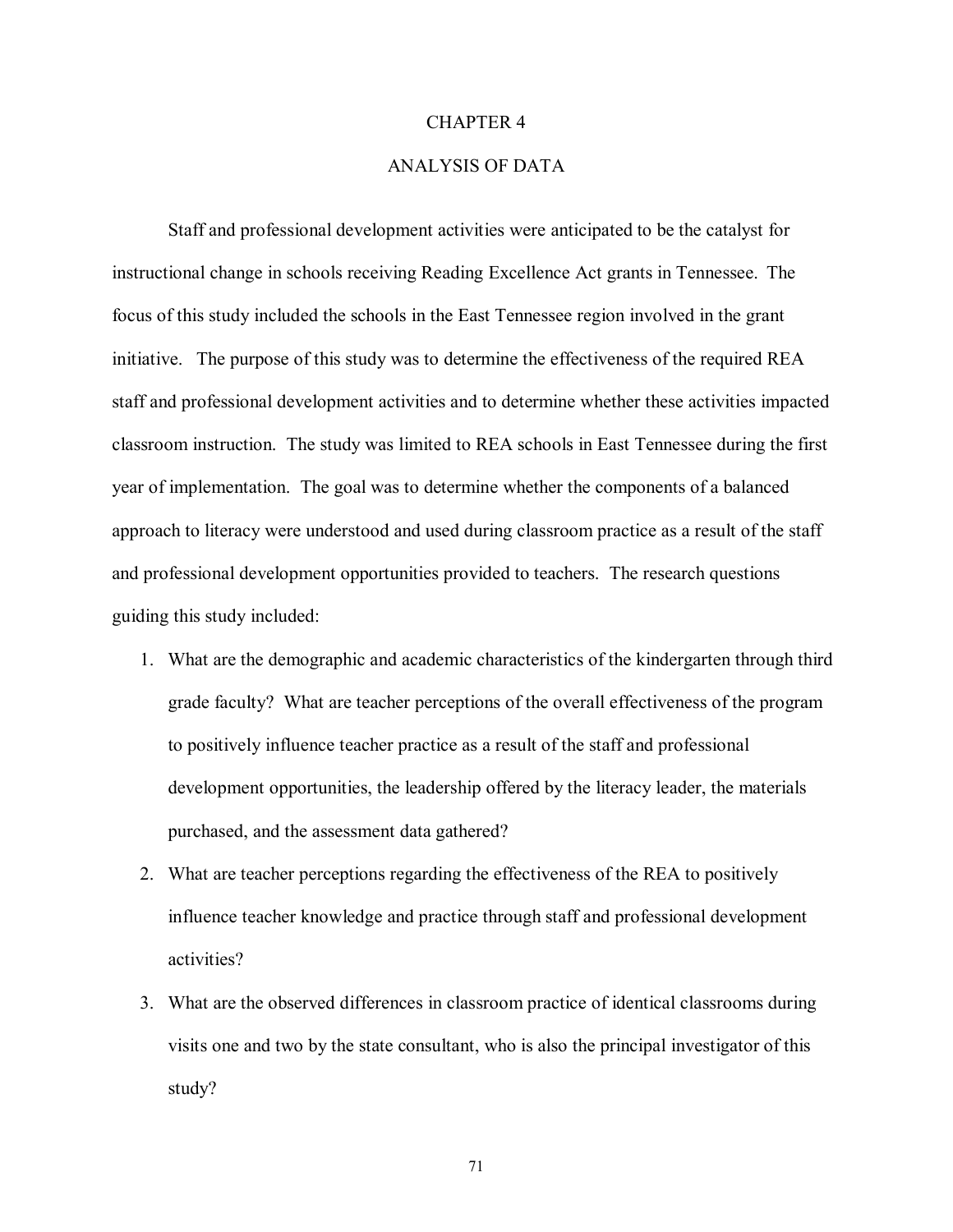# CHAPTER 4

# ANALYSIS OF DATA

Staff and professional development activities were anticipated to be the catalyst for instructional change in schools receiving Reading Excellence Act grants in Tennessee. The focus of this study included the schools in the East Tennessee region involved in the grant initiative. The purpose of this study was to determine the effectiveness of the required REA staff and professional development activities and to determine whether these activities impacted classroom instruction. The study was limited to REA schools in East Tennessee during the first year of implementation. The goal was to determine whether the components of a balanced approach to literacy were understood and used during classroom practice as a result of the staff and professional development opportunities provided to teachers. The research questions guiding this study included:

1. What are the demographic and academic characteristics of the kindergarten through third grade faculty? What are teacher perceptions of the overall effectiveness of the program to positively influence teacher practice as a result of the staff and professional development opportunities, the leadership offered by the literacy leader, the materials purchased, and the assessment data gathered?
2. What are teacher perceptions regarding the effectiveness of the REA to positively influence teacher knowledge and practice through staff and professional development activities?
3. What are the observed differences in classroom practice of identical classrooms during visits one and two by the state consultant, who is also the principal investigator of this study?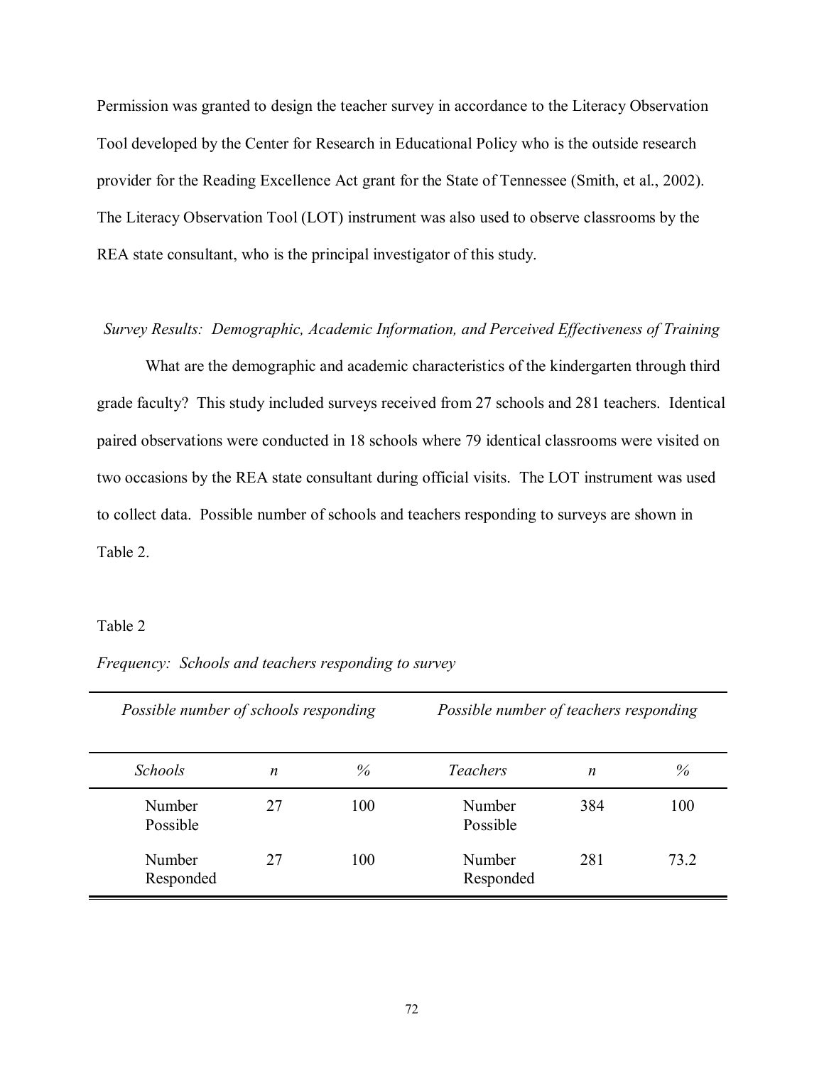Permission was granted to design the teacher survey in accordance to the Literacy Observation Tool developed by the Center for Research in Educational Policy who is the outside research provider for the Reading Excellence Act grant for the State of Tennessee (Smith, et al., 2002). The Literacy Observation Tool (LOT) instrument was also used to observe classrooms by the REA state consultant, who is the principal investigator of this study.

*Survey Results: Demographic, Academic Information, and Perceived Effectiveness of Training*

What are the demographic and academic characteristics of the kindergarten through third grade faculty? This study included surveys received from 27 schools and 281 teachers. Identical paired observations were conducted in 18 schools where 79 identical classrooms were visited on two occasions by the REA state consultant during official visits. The LOT instrument was used to collect data. Possible number of schools and teachers responding to surveys are shown in Table 2.

Table 2

*Frequency: Schools and teachers responding to survey*

| *Possible number of schools responding* | | | *Possible number of teachers responding* | | |
|---|---|---|---|---|---|
| *Schools* | *n* | % | *Teachers* | *n* | % |
| Number Possible | 27 | 100 | Number Possible | 384 | 100 |
| Number Responded | 27 | 100 | Number Responded | 281 | 73.2 |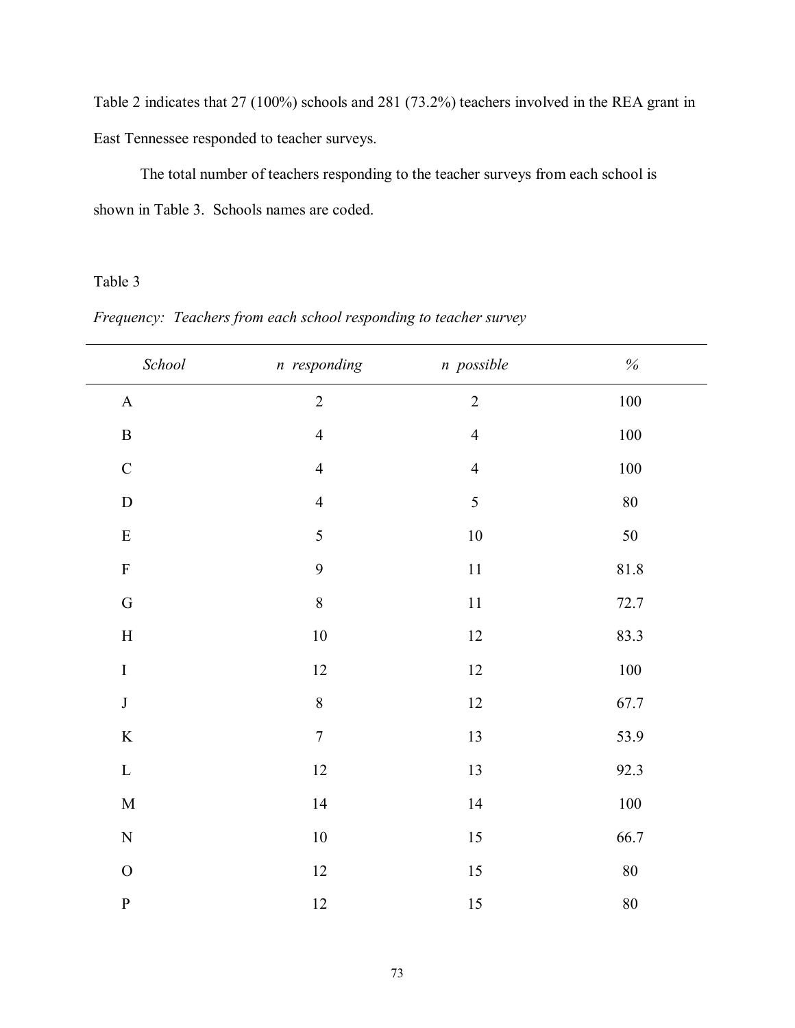Table 2 indicates that 27 (100%) schools and 281 (73.2%) teachers involved in the REA grant in East Tennessee responded to teacher surveys.

The total number of teachers responding to the teacher surveys from each school is shown in Table 3. Schools names are coded.

Table 3

*Frequency: Teachers from each school responding to teacher survey*

| *School* | *n responding* | *n possible* | *%* |
|---|---|---|---|
| A | 2 | 2 | 100 |
| B | 4 | 4 | 100 |
| C | 4 | 4 | 100 |
| D | 4 | 5 | 80 |
| E | 5 | 10 | 50 |
| F | 9 | 11 | 81.8 |
| G | 8 | 11 | 72.7 |
| H | 10 | 12 | 83.3 |
| I | 12 | 12 | 100 |
| J | 8 | 12 | 67.7 |
| K | 7 | 13 | 53.9 |
| L | 12 | 13 | 92.3 |
| M | 14 | 14 | 100 |
| N | 10 | 15 | 66.7 |
| O | 12 | 15 | 80 |
| P | 12 | 15 | 80 |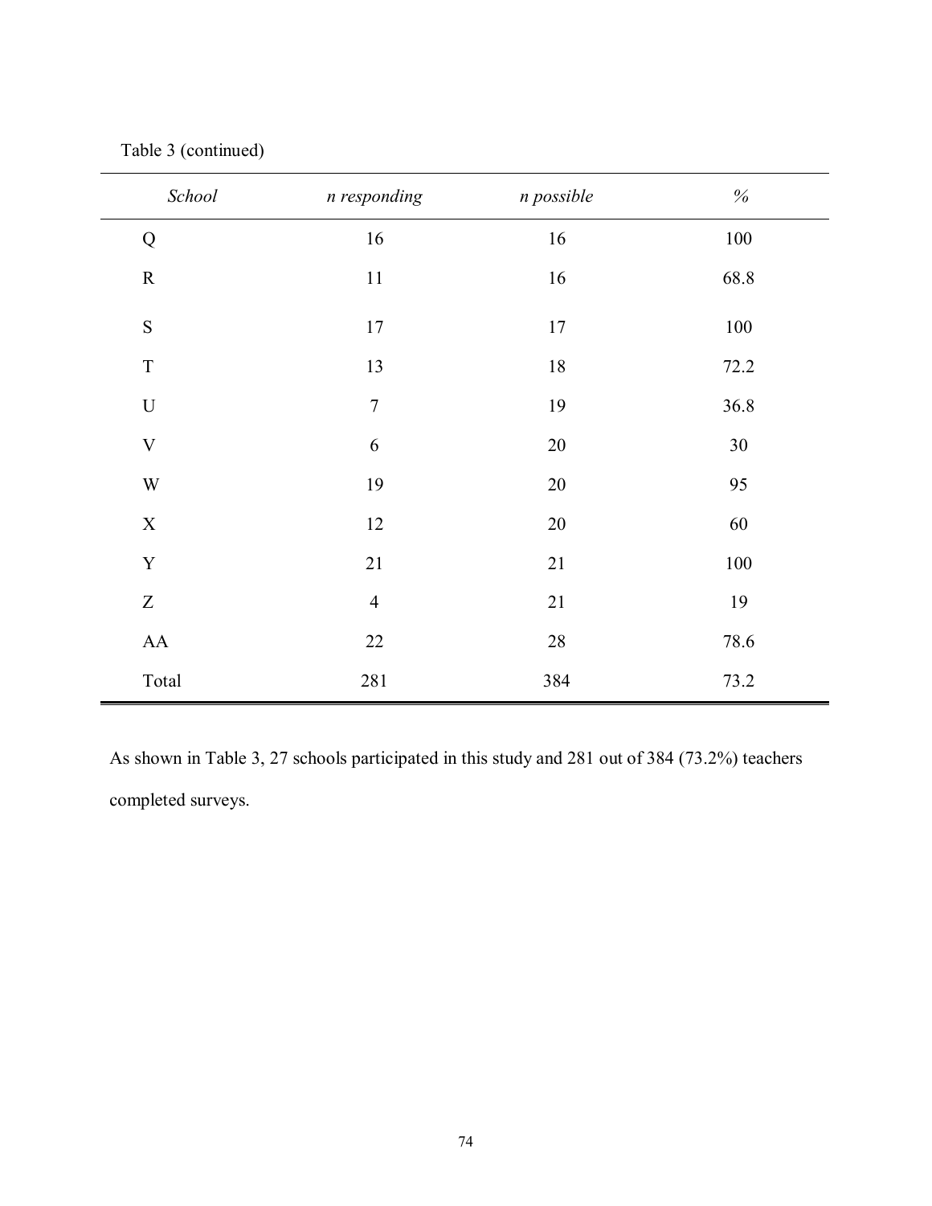Table 3 (continued)

| *School* | *n responding* | *n possible* | *%* |
|---|---|---|---|
| Q | 16 | 16 | 100 |
| R | 11 | 16 | 68.8 |
| S | 17 | 17 | 100 |
| T | 13 | 18 | 72.2 |
| U | 7 | 19 | 36.8 |
| V | 6 | 20 | 30 |
| W | 19 | 20 | 95 |
| X | 12 | 20 | 60 |
| Y | 21 | 21 | 100 |
| Z | 4 | 21 | 19 |
| AA | 22 | 28 | 78.6 |
| Total | 281 | 384 | 73.2 |

As shown in Table 3, 27 schools participated in this study and 281 out of 384 (73.2%) teachers completed surveys.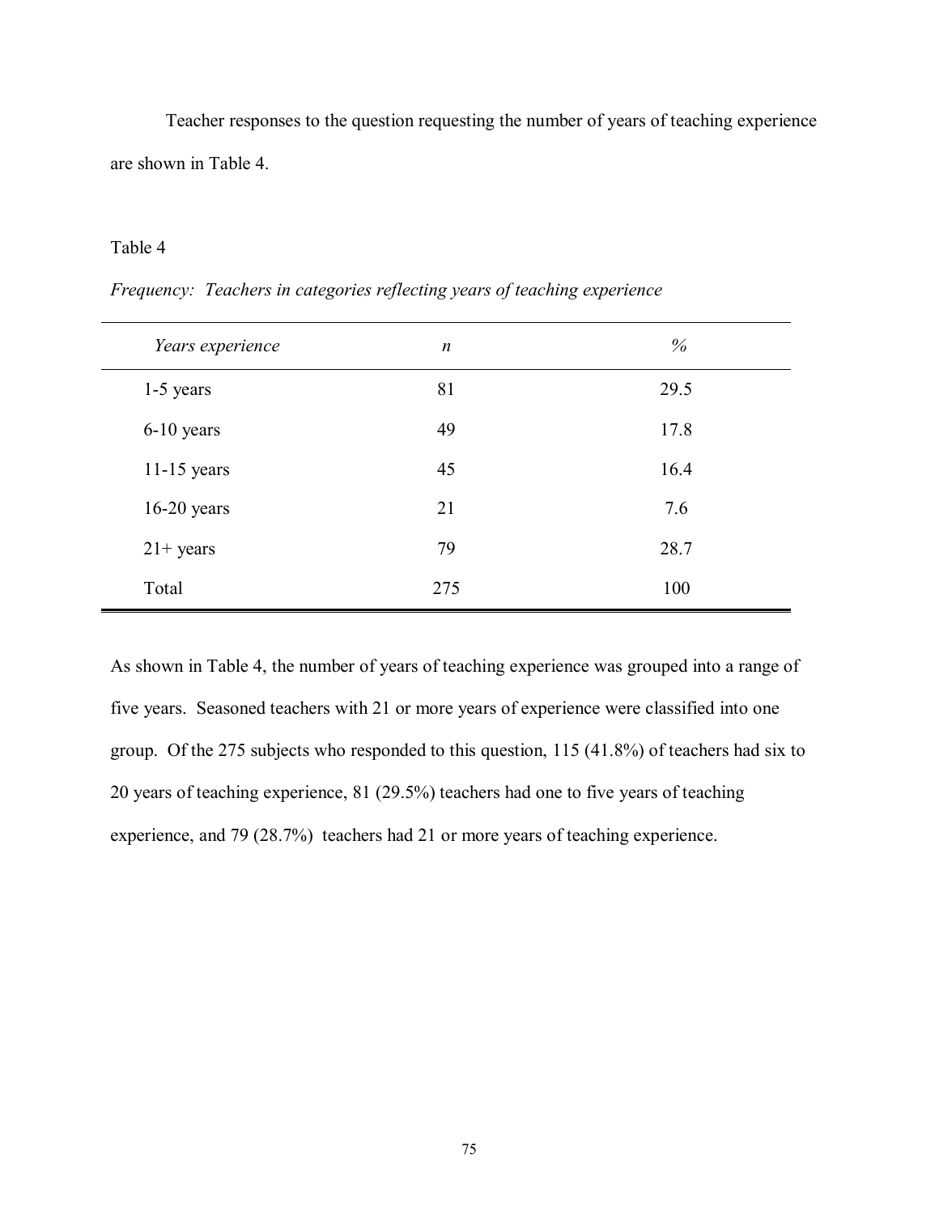Teacher responses to the question requesting the number of years of teaching experience are shown in Table 4.

Table 4

*Frequency: Teachers in categories reflecting years of teaching experience*

| *Years experience* | *n* | *%* |
|---|---|---|
| 1-5 years | 81 | 29.5 |
| 6-10 years | 49 | 17.8 |
| 11-15 years | 45 | 16.4 |
| 16-20 years | 21 | 7.6 |
| 21+ years | 79 | 28.7 |
| Total | 275 | 100 |

As shown in Table 4, the number of years of teaching experience was grouped into a range of five years. Seasoned teachers with 21 or more years of experience were classified into one group. Of the 275 subjects who responded to this question, 115 (41.8%) of teachers had six to 20 years of teaching experience, 81 (29.5%) teachers had one to five years of teaching experience, and 79 (28.7%) teachers had 21 or more years of teaching experience.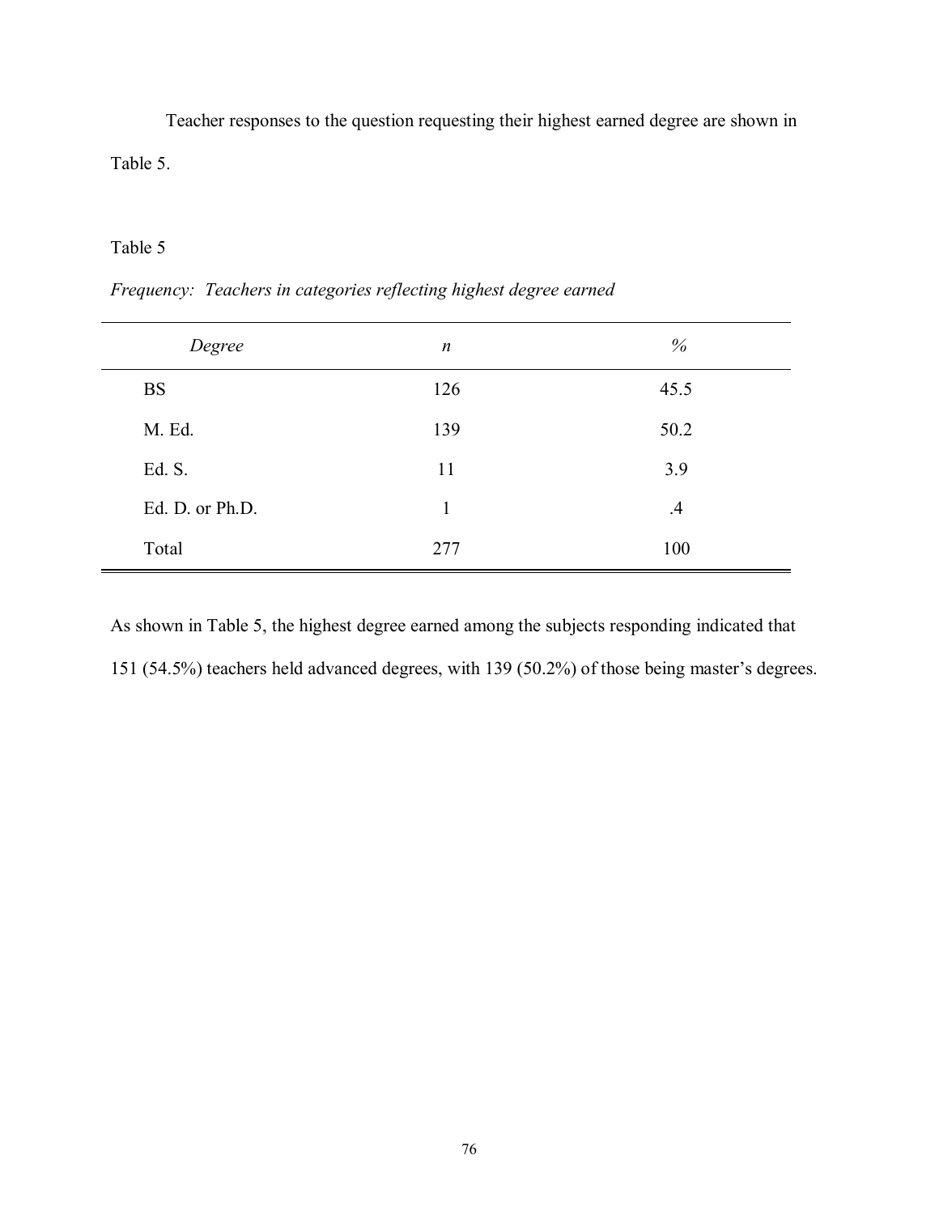Teacher responses to the question requesting their highest earned degree are shown in Table 5.

Table 5

*Frequency: Teachers in categories reflecting highest degree earned*

| *Degree* | *n* | *%* |
|---|---|---|
| BS | 126 | 45.5 |
| M. Ed. | 139 | 50.2 |
| Ed. S. | 11 | 3.9 |
| Ed. D. or Ph.D. | 1 | .4 |
| Total | 277 | 100 |

As shown in Table 5, the highest degree earned among the subjects responding indicated that 151 (54.5%) teachers held advanced degrees, with 139 (50.2%) of those being master's degrees.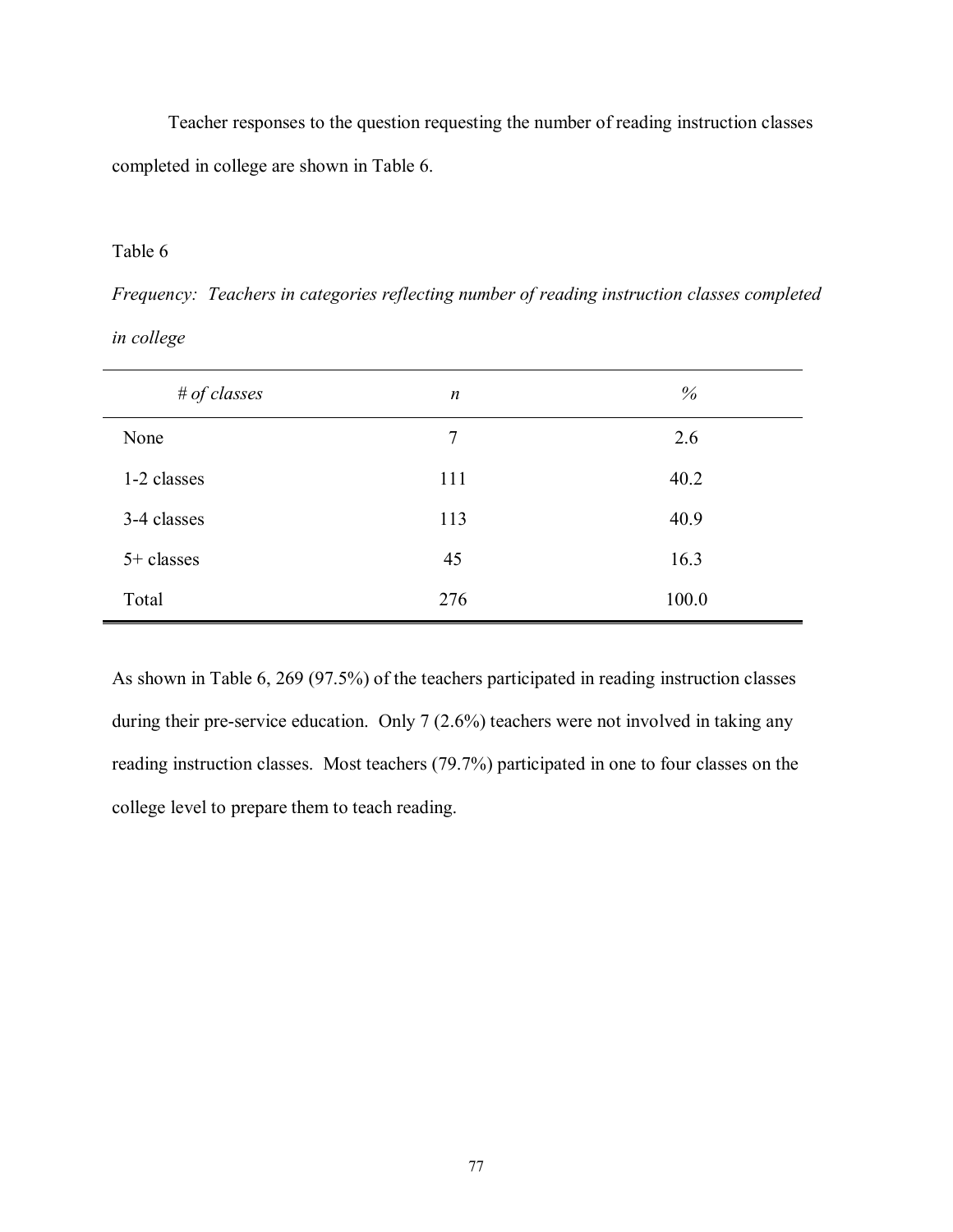Teacher responses to the question requesting the number of reading instruction classes completed in college are shown in Table 6.

Table 6

*Frequency: Teachers in categories reflecting number of reading instruction classes completed in college*

| *# of classes* | *n* | *%* |
|---|---|---|
| None | 7 | 2.6 |
| 1-2 classes | 111 | 40.2 |
| 3-4 classes | 113 | 40.9 |
| 5+ classes | 45 | 16.3 |
| Total | 276 | 100.0 |

As shown in Table 6, 269 (97.5%) of the teachers participated in reading instruction classes during their pre-service education. Only 7 (2.6%) teachers were not involved in taking any reading instruction classes. Most teachers (79.7%) participated in one to four classes on the college level to prepare them to teach reading.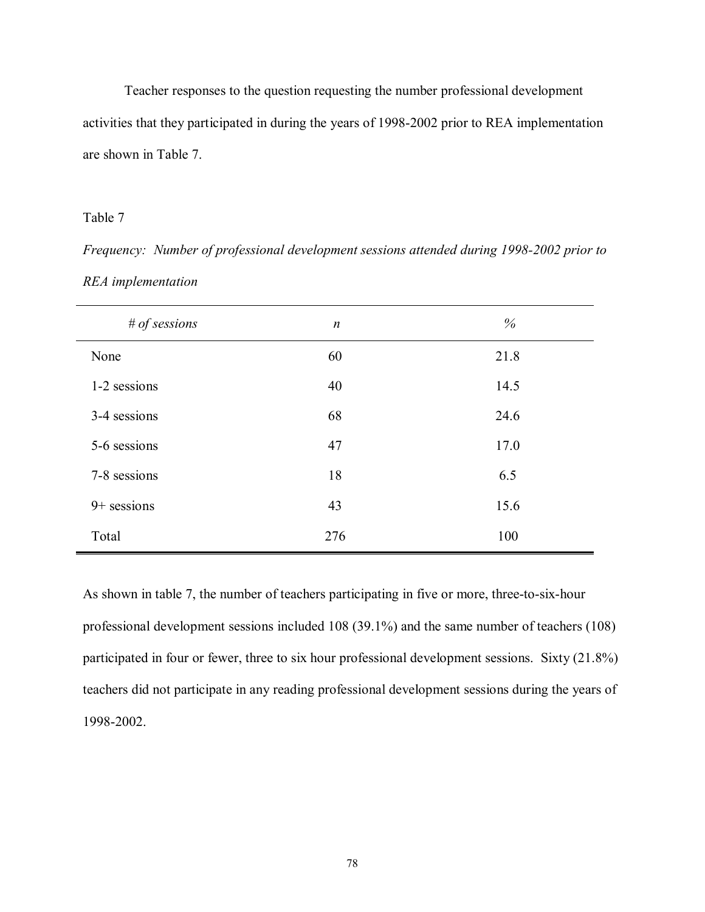Teacher responses to the question requesting the number professional development activities that they participated in during the years of 1998-2002 prior to REA implementation are shown in Table 7.

Table 7

*Frequency: Number of professional development sessions attended during 1998-2002 prior to REA implementation*

| *# of sessions* | *n* | *%* |
|---|---|---|
| None | 60 | 21.8 |
| 1-2 sessions | 40 | 14.5 |
| 3-4 sessions | 68 | 24.6 |
| 5-6 sessions | 47 | 17.0 |
| 7-8 sessions | 18 | 6.5 |
| 9+ sessions | 43 | 15.6 |
| Total | 276 | 100 |

As shown in table 7, the number of teachers participating in five or more, three-to-six-hour professional development sessions included 108 (39.1%) and the same number of teachers (108) participated in four or fewer, three to six hour professional development sessions. Sixty (21.8%) teachers did not participate in any reading professional development sessions during the years of 1998-2002.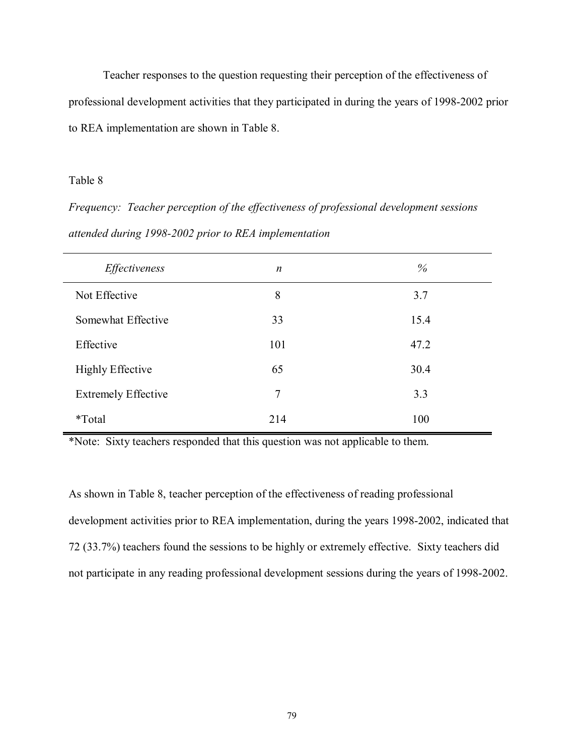Teacher responses to the question requesting their perception of the effectiveness of professional development activities that they participated in during the years of 1998-2002 prior to REA implementation are shown in Table 8.

Table 8

*Frequency: Teacher perception of the effectiveness of professional development sessions attended during 1998-2002 prior to REA implementation*

| *Effectiveness* | *n* | *%* |
|---|---|---|
| Not Effective | 8 | 3.7 |
| Somewhat Effective | 33 | 15.4 |
| Effective | 101 | 47.2 |
| Highly Effective | 65 | 30.4 |
| Extremely Effective | 7 | 3.3 |
| *Total | 214 | 100 |

*Note: Sixty teachers responded that this question was not applicable to them.

As shown in Table 8, teacher perception of the effectiveness of reading professional development activities prior to REA implementation, during the years 1998-2002, indicated that 72 (33.7%) teachers found the sessions to be highly or extremely effective. Sixty teachers did not participate in any reading professional development sessions during the years of 1998-2002.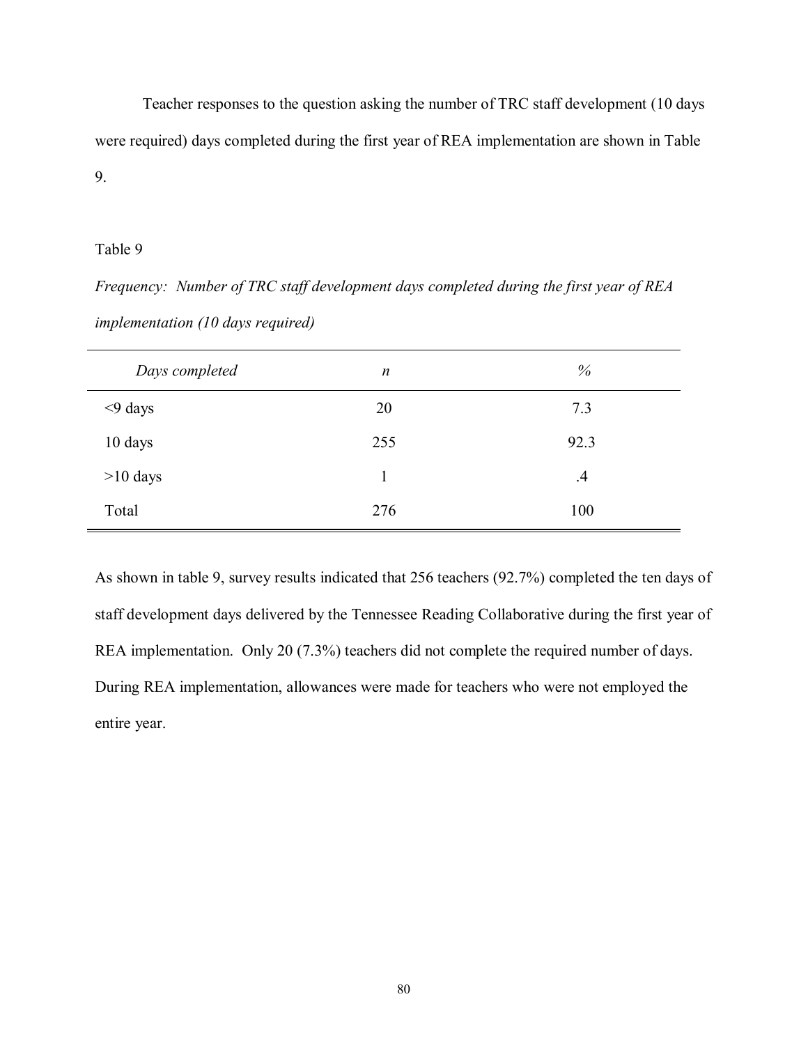Teacher responses to the question asking the number of TRC staff development (10 days were required) days completed during the first year of REA implementation are shown in Table 9.

Table 9

*Frequency: Number of TRC staff development days completed during the first year of REA implementation (10 days required)*

| *Days completed* | *n* | *%* |
|---|---|---|
| <9 days | 20 | 7.3 |
| 10 days | 255 | 92.3 |
| >10 days | 1 | .4 |
| Total | 276 | 100 |

As shown in table 9, survey results indicated that 256 teachers (92.7%) completed the ten days of staff development days delivered by the Tennessee Reading Collaborative during the first year of REA implementation. Only 20 (7.3%) teachers did not complete the required number of days. During REA implementation, allowances were made for teachers who were not employed the entire year.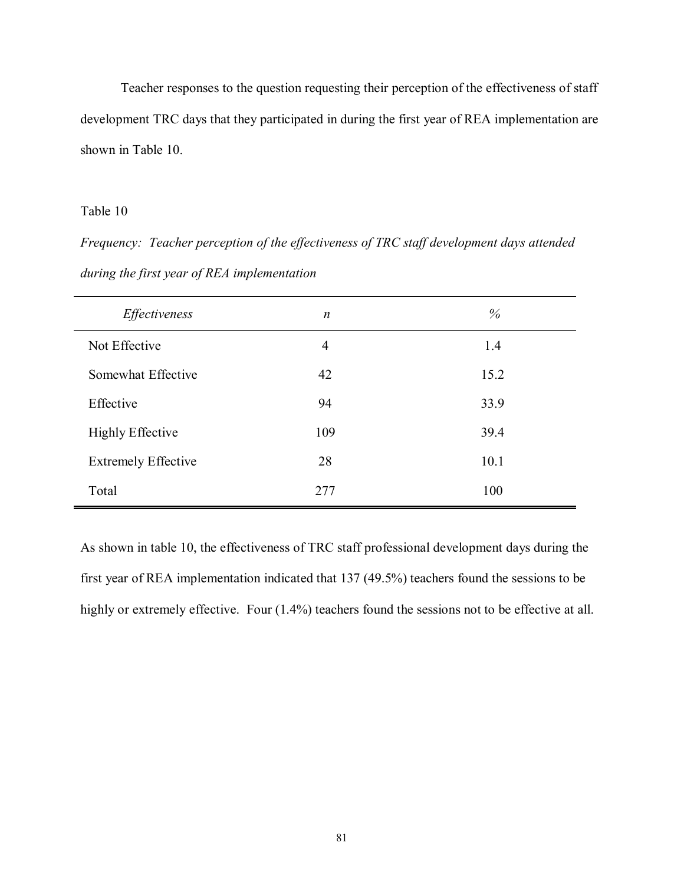Teacher responses to the question requesting their perception of the effectiveness of staff development TRC days that they participated in during the first year of REA implementation are shown in Table 10.

Table 10

*Frequency: Teacher perception of the effectiveness of TRC staff development days attended during the first year of REA implementation*

| *Effectiveness* | *n* | *%* |
|---|---|---|
| Not Effective | 4 | 1.4 |
| Somewhat Effective | 42 | 15.2 |
| Effective | 94 | 33.9 |
| Highly Effective | 109 | 39.4 |
| Extremely Effective | 28 | 10.1 |
| Total | 277 | 100 |

As shown in table 10, the effectiveness of TRC staff professional development days during the first year of REA implementation indicated that 137 (49.5%) teachers found the sessions to be highly or extremely effective. Four (1.4%) teachers found the sessions not to be effective at all.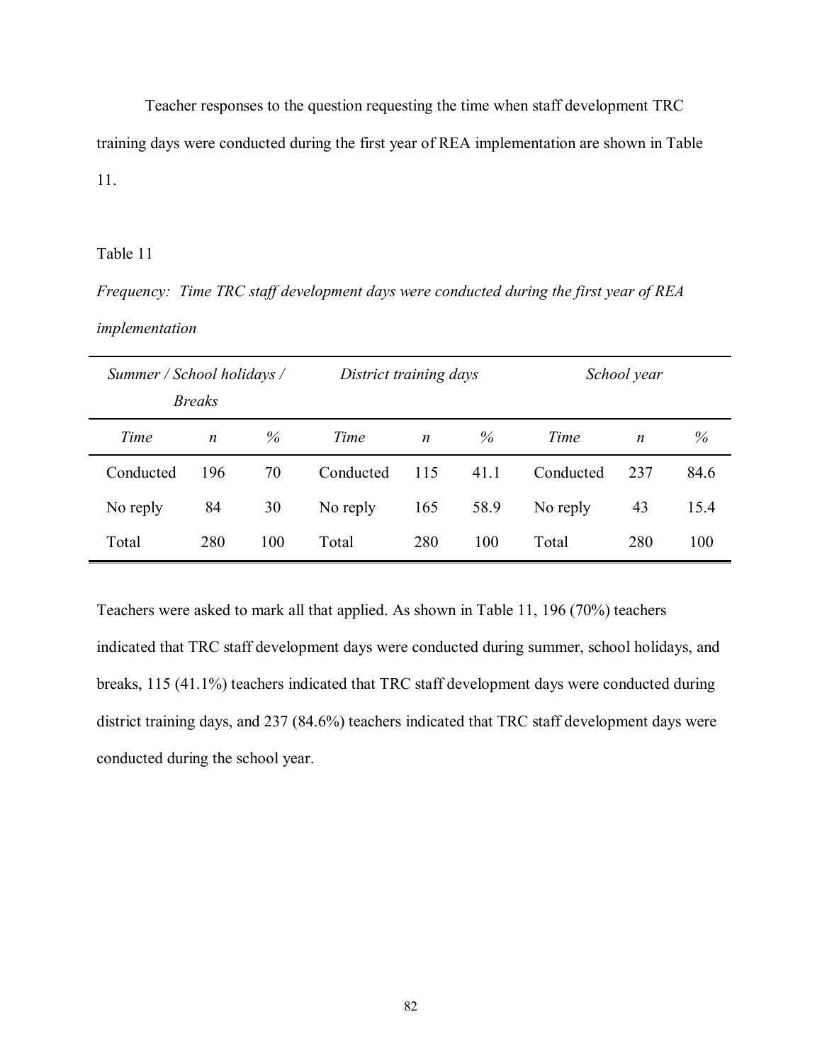Teacher responses to the question requesting the time when staff development TRC training days were conducted during the first year of REA implementation are shown in Table 11.

Table 11

*Frequency: Time TRC staff development days were conducted during the first year of REA implementation*

| *Summer / School holidays / Breaks* | | | *District training days* | | | *School year* | | |
|---|---|---|---|---|---|---|---|---|
| *Time* | *n* | *%* | *Time* | *n* | *%* | *Time* | *n* | *%* |
| Conducted | 196 | 70 | Conducted | 115 | 41.1 | Conducted | 237 | 84.6 |
| No reply | 84 | 30 | No reply | 165 | 58.9 | No reply | 43 | 15.4 |
| Total | 280 | 100 | Total | 280 | 100 | Total | 280 | 100 |

Teachers were asked to mark all that applied. As shown in Table 11, 196 (70%) teachers indicated that TRC staff development days were conducted during summer, school holidays, and breaks, 115 (41.1%) teachers indicated that TRC staff development days were conducted during district training days, and 237 (84.6%) teachers indicated that TRC staff development days were conducted during the school year.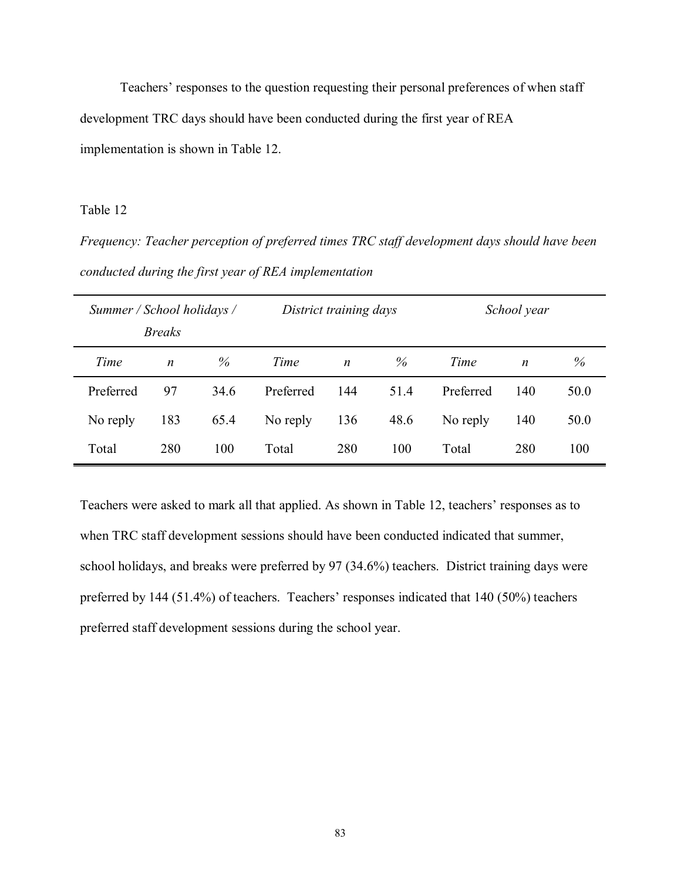Teachers' responses to the question requesting their personal preferences of when staff development TRC days should have been conducted during the first year of REA implementation is shown in Table 12.

Table 12

*Frequency: Teacher perception of preferred times TRC staff development days should have been conducted during the first year of REA implementation*

| *Summer / School holidays / Breaks* | | | *District training days* | | | *School year* | | |
|---|---|---|---|---|---|---|---|---|
| *Time* | *n* | *%* | *Time* | *n* | *%* | *Time* | *n* | *%* |
| Preferred | 97 | 34.6 | Preferred | 144 | 51.4 | Preferred | 140 | 50.0 |
| No reply | 183 | 65.4 | No reply | 136 | 48.6 | No reply | 140 | 50.0 |
| Total | 280 | 100 | Total | 280 | 100 | Total | 280 | 100 |

Teachers were asked to mark all that applied. As shown in Table 12, teachers' responses as to when TRC staff development sessions should have been conducted indicated that summer, school holidays, and breaks were preferred by 97 (34.6%) teachers. District training days were preferred by 144 (51.4%) of teachers. Teachers' responses indicated that 140 (50%) teachers preferred staff development sessions during the school year.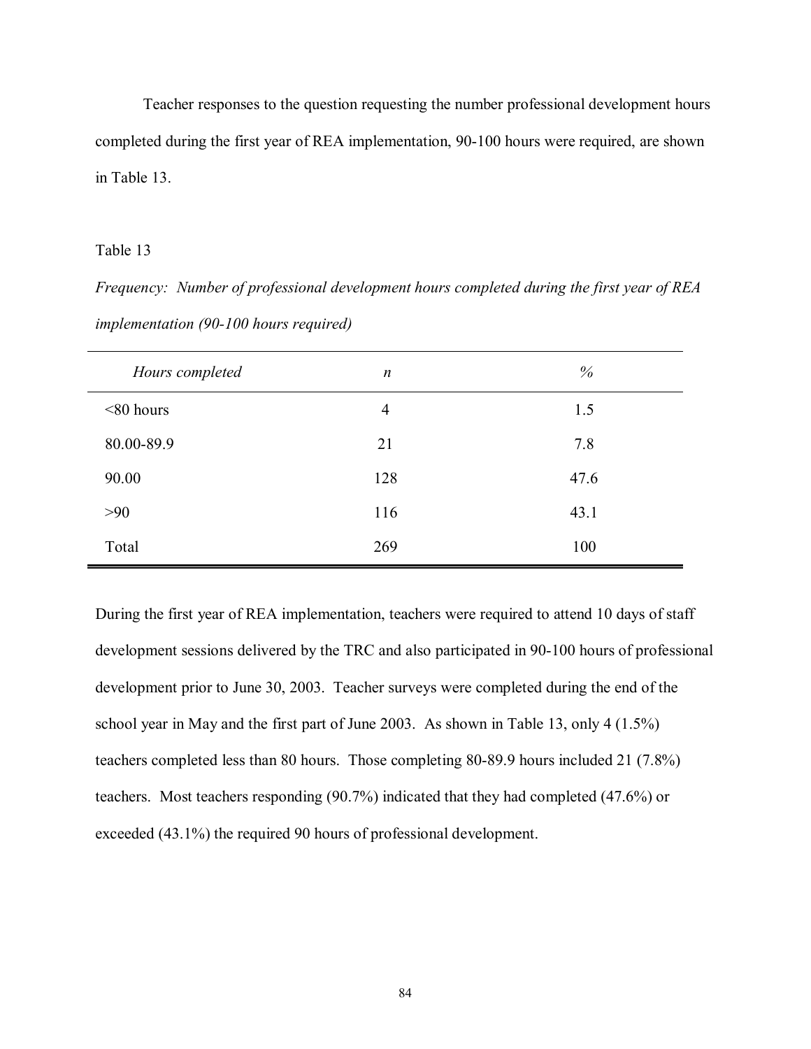Teacher responses to the question requesting the number professional development hours completed during the first year of REA implementation, 90-100 hours were required, are shown in Table 13.

Table 13

*Frequency: Number of professional development hours completed during the first year of REA implementation (90-100 hours required)*

| *Hours completed* | *n* | *%* |
|---|---|---|
| <80 hours | 4 | 1.5 |
| 80.00-89.9 | 21 | 7.8 |
| 90.00 | 128 | 47.6 |
| >90 | 116 | 43.1 |
| Total | 269 | 100 |

During the first year of REA implementation, teachers were required to attend 10 days of staff development sessions delivered by the TRC and also participated in 90-100 hours of professional development prior to June 30, 2003. Teacher surveys were completed during the end of the school year in May and the first part of June 2003. As shown in Table 13, only 4 (1.5%) teachers completed less than 80 hours. Those completing 80-89.9 hours included 21 (7.8%) teachers. Most teachers responding (90.7%) indicated that they had completed (47.6%) or exceeded (43.1%) the required 90 hours of professional development.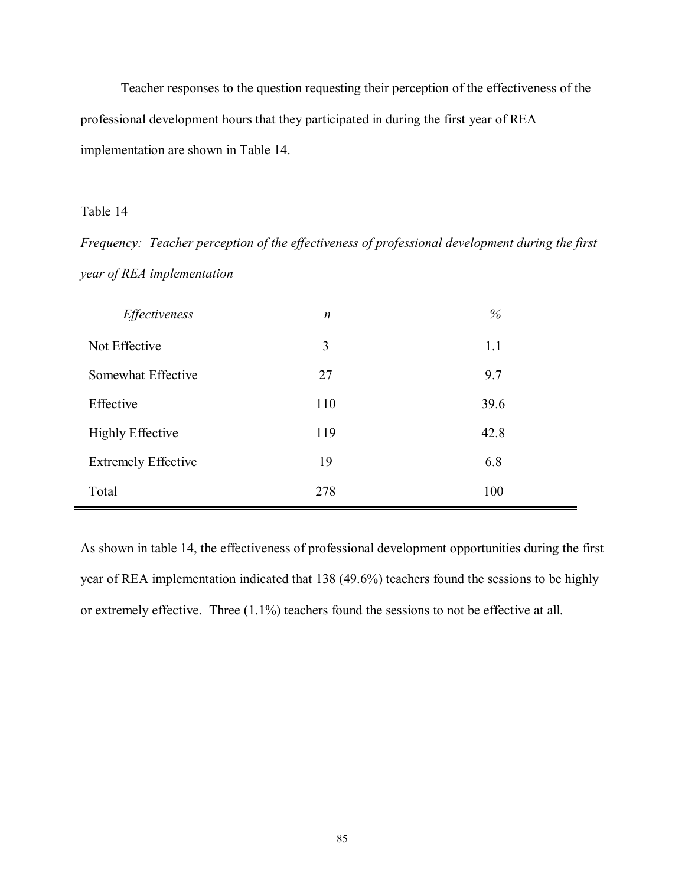Teacher responses to the question requesting their perception of the effectiveness of the professional development hours that they participated in during the first year of REA implementation are shown in Table 14.

Table 14

*Frequency: Teacher perception of the effectiveness of professional development during the first year of REA implementation*

| *Effectiveness* | *n* | *%* |
|---|---|---|
| Not Effective | 3 | 1.1 |
| Somewhat Effective | 27 | 9.7 |
| Effective | 110 | 39.6 |
| Highly Effective | 119 | 42.8 |
| Extremely Effective | 19 | 6.8 |
| Total | 278 | 100 |

As shown in table 14, the effectiveness of professional development opportunities during the first year of REA implementation indicated that 138 (49.6%) teachers found the sessions to be highly or extremely effective. Three (1.1%) teachers found the sessions to not be effective at all.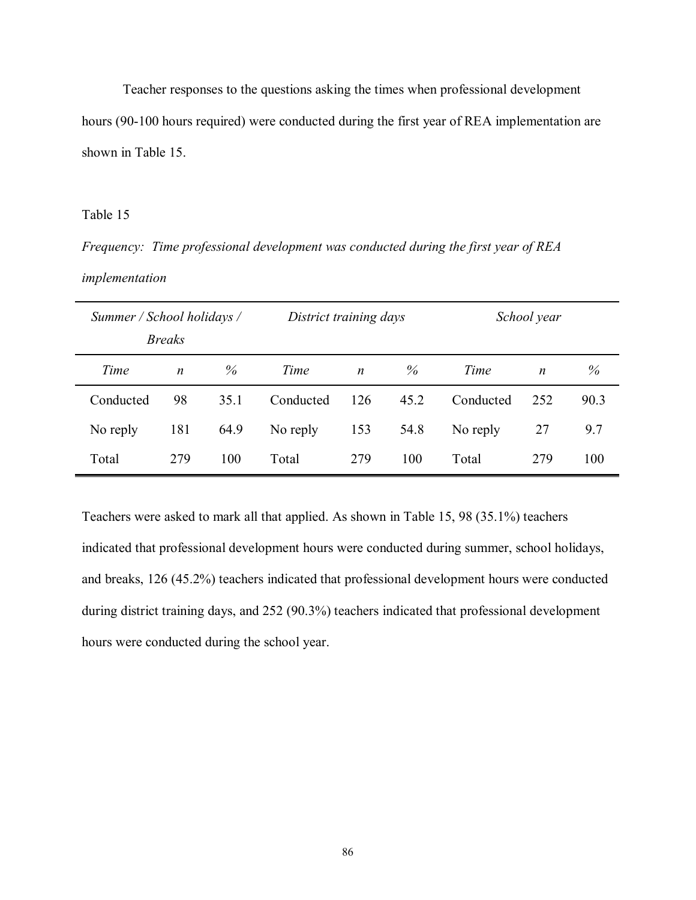Teacher responses to the questions asking the times when professional development hours (90-100 hours required) were conducted during the first year of REA implementation are shown in Table 15.

Table 15

*Frequency: Time professional development was conducted during the first year of REA implementation*

| *Summer / School holidays / Breaks* | | | *District training days* | | | *School year* | | |
|---|---|---|---|---|---|---|---|---|
| *Time* | *n* | *%* | *Time* | *n* | *%* | *Time* | *n* | *%* |
| Conducted | 98 | 35.1 | Conducted | 126 | 45.2 | Conducted | 252 | 90.3 |
| No reply | 181 | 64.9 | No reply | 153 | 54.8 | No reply | 27 | 9.7 |
| Total | 279 | 100 | Total | 279 | 100 | Total | 279 | 100 |

Teachers were asked to mark all that applied. As shown in Table 15, 98 (35.1%) teachers indicated that professional development hours were conducted during summer, school holidays, and breaks, 126 (45.2%) teachers indicated that professional development hours were conducted during district training days, and 252 (90.3%) teachers indicated that professional development hours were conducted during the school year.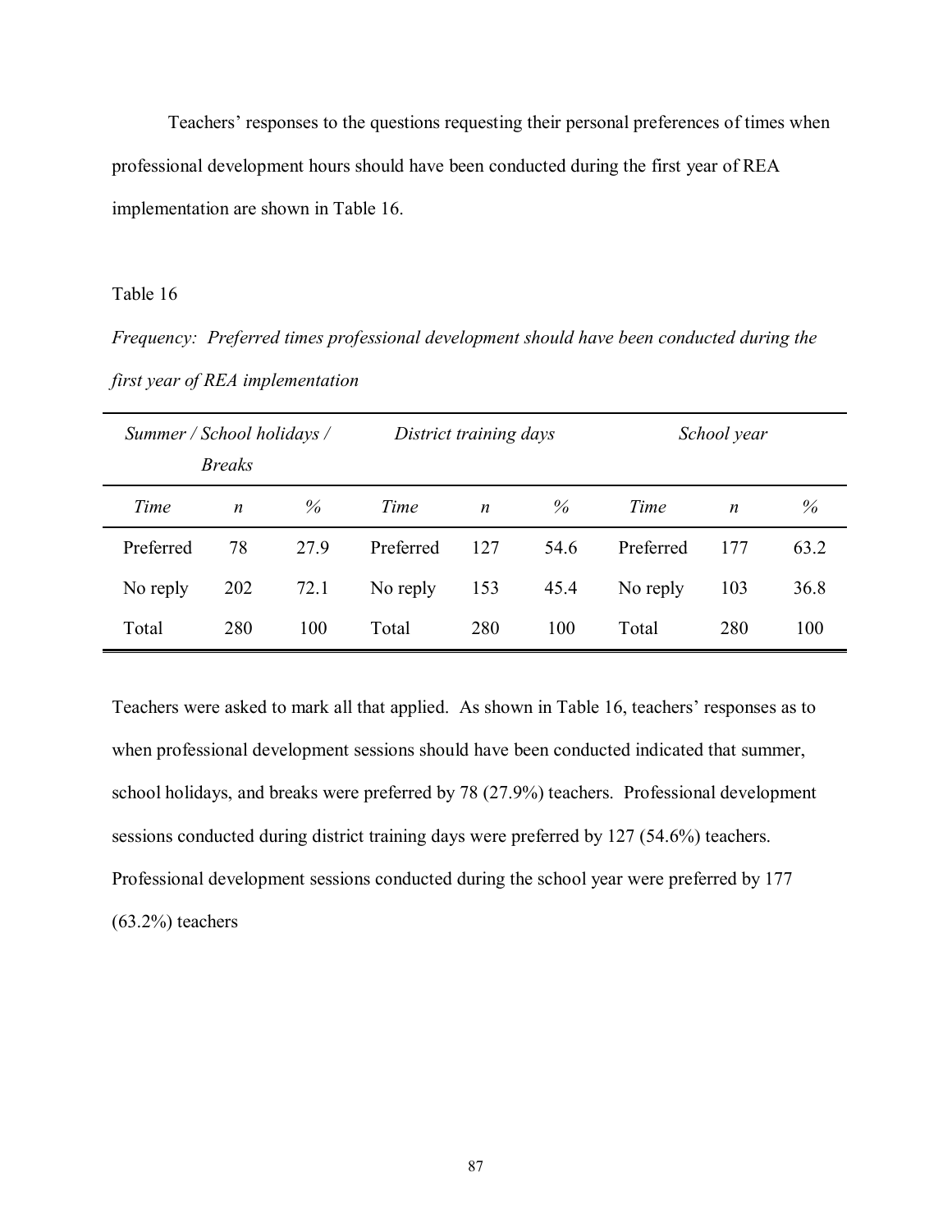Teachers' responses to the questions requesting their personal preferences of times when professional development hours should have been conducted during the first year of REA implementation are shown in Table 16.

Table 16

*Frequency: Preferred times professional development should have been conducted during the first year of REA implementation*

| *Summer / School holidays / Breaks* | | | *District training days* | | | *School year* | | |
|---|---|---|---|---|---|---|---|---|
| *Time* | *n* | *%* | *Time* | *n* | *%* | *Time* | *n* | *%* |
| Preferred | 78 | 27.9 | Preferred | 127 | 54.6 | Preferred | 177 | 63.2 |
| No reply | 202 | 72.1 | No reply | 153 | 45.4 | No reply | 103 | 36.8 |
| Total | 280 | 100 | Total | 280 | 100 | Total | 280 | 100 |

Teachers were asked to mark all that applied. As shown in Table 16, teachers' responses as to when professional development sessions should have been conducted indicated that summer, school holidays, and breaks were preferred by 78 (27.9%) teachers. Professional development sessions conducted during district training days were preferred by 127 (54.6%) teachers. Professional development sessions conducted during the school year were preferred by 177 (63.2%) teachers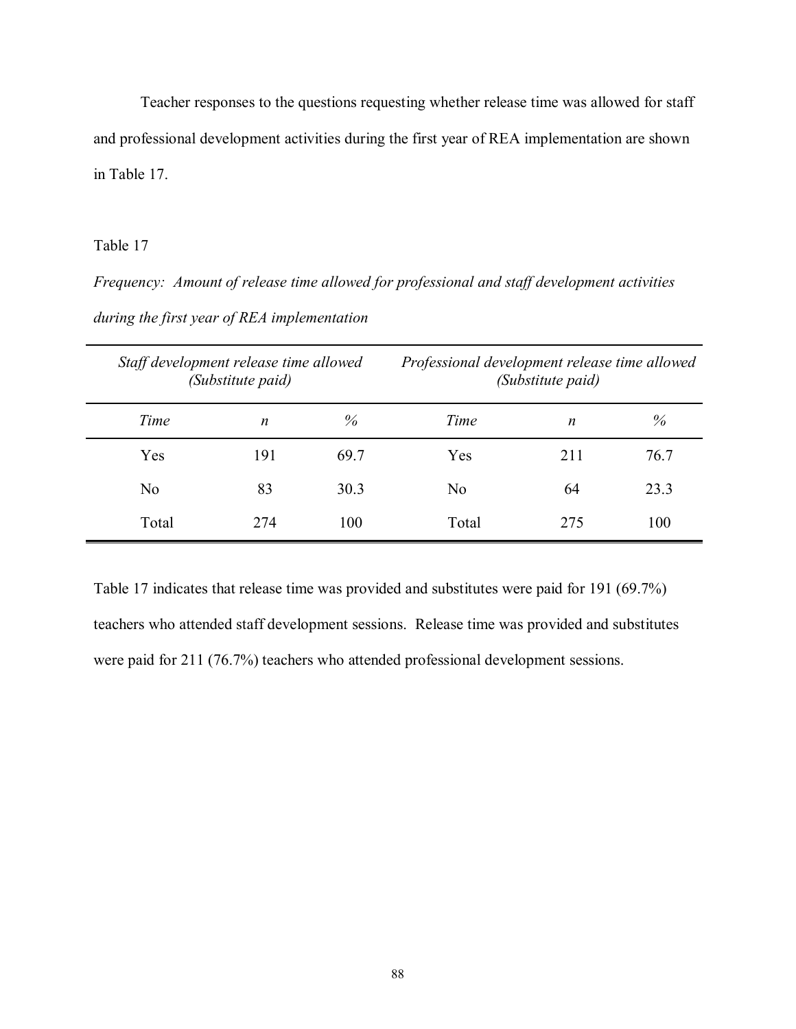Teacher responses to the questions requesting whether release time was allowed for staff and professional development activities during the first year of REA implementation are shown in Table 17.

Table 17

*Frequency: Amount of release time allowed for professional and staff development activities during the first year of REA implementation*

| *Staff development release time allowed (Substitute paid)* | | | *Professional development release time allowed (Substitute paid)* | | |
|---|---|---|---|---|---|
| *Time* | *n* | *%* | *Time* | *n* | *%* |
| Yes | 191 | 69.7 | Yes | 211 | 76.7 |
| No | 83 | 30.3 | No | 64 | 23.3 |
| Total | 274 | 100 | Total | 275 | 100 |

Table 17 indicates that release time was provided and substitutes were paid for 191 (69.7%) teachers who attended staff development sessions. Release time was provided and substitutes were paid for 211 (76.7%) teachers who attended professional development sessions.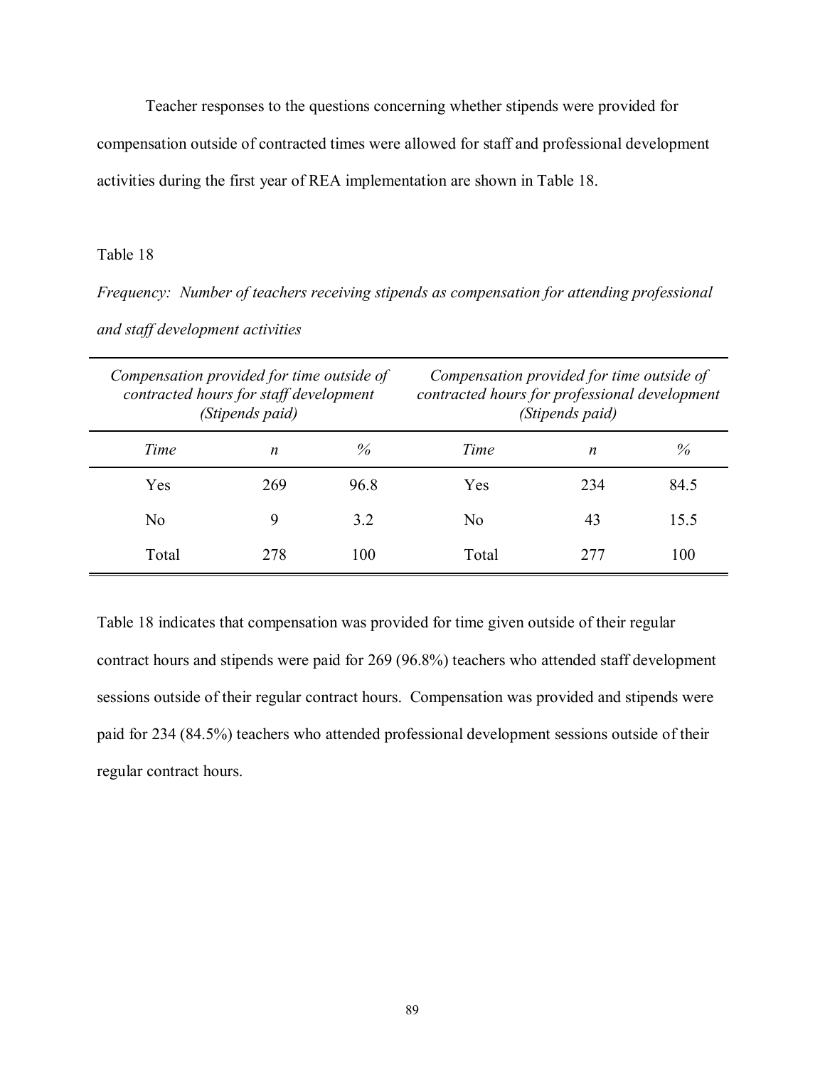Teacher responses to the questions concerning whether stipends were provided for compensation outside of contracted times were allowed for staff and professional development activities during the first year of REA implementation are shown in Table 18.

Table 18

*Frequency: Number of teachers receiving stipends as compensation for attending professional and staff development activities*

| *Compensation provided for time outside of contracted hours for staff development (Stipends paid)* | | | *Compensation provided for time outside of contracted hours for professional development (Stipends paid)* | | |
|---|---|---|---|---|---|
| *Time* | *n* | *%* | *Time* | *n* | *%* |
| Yes | 269 | 96.8 | Yes | 234 | 84.5 |
| No | 9 | 3.2 | No | 43 | 15.5 |
| Total | 278 | 100 | Total | 277 | 100 |

Table 18 indicates that compensation was provided for time given outside of their regular contract hours and stipends were paid for 269 (96.8%) teachers who attended staff development sessions outside of their regular contract hours. Compensation was provided and stipends were paid for 234 (84.5%) teachers who attended professional development sessions outside of their regular contract hours.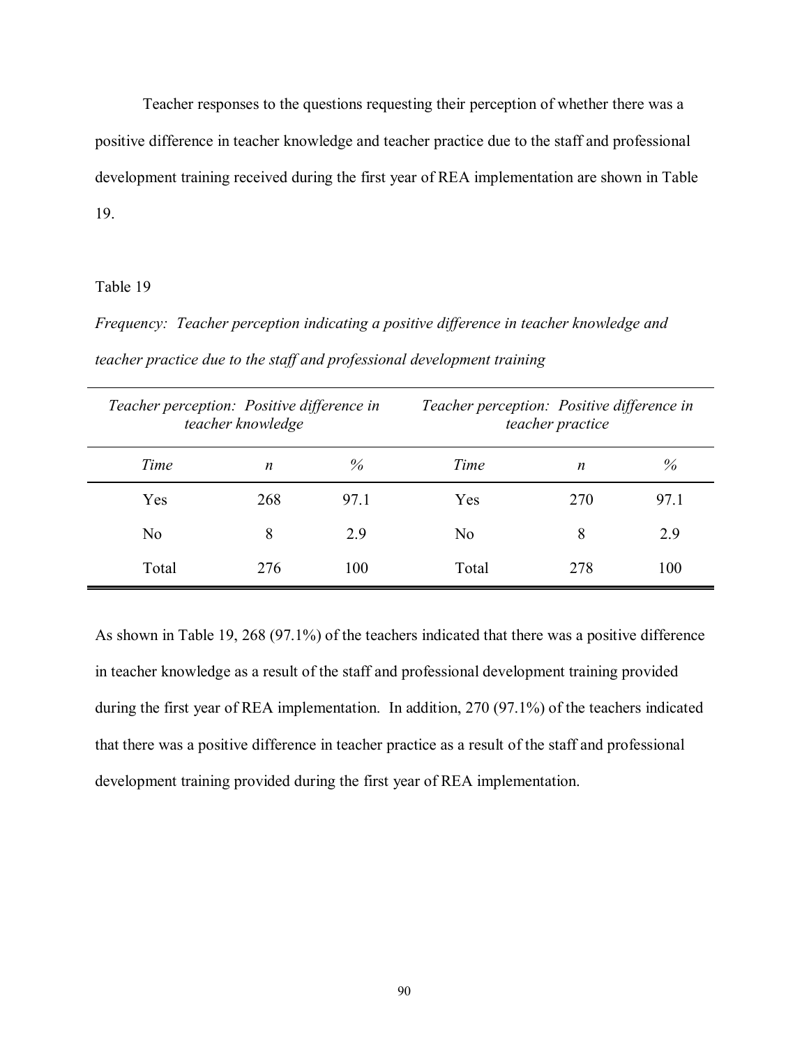Teacher responses to the questions requesting their perception of whether there was a positive difference in teacher knowledge and teacher practice due to the staff and professional development training received during the first year of REA implementation are shown in Table 19.

Table 19

*Frequency: Teacher perception indicating a positive difference in teacher knowledge and teacher practice due to the staff and professional development training*

| *Teacher perception: Positive difference in teacher knowledge* | | | *Teacher perception: Positive difference in teacher practice* | | |
|---|---|---|---|---|---|
| *Time* | *n* | *%* | *Time* | *n* | *%* |
| Yes | 268 | 97.1 | Yes | 270 | 97.1 |
| No | 8 | 2.9 | No | 8 | 2.9 |
| Total | 276 | 100 | Total | 278 | 100 |

As shown in Table 19, 268 (97.1%) of the teachers indicated that there was a positive difference in teacher knowledge as a result of the staff and professional development training provided during the first year of REA implementation. In addition, 270 (97.1%) of the teachers indicated that there was a positive difference in teacher practice as a result of the staff and professional development training provided during the first year of REA implementation.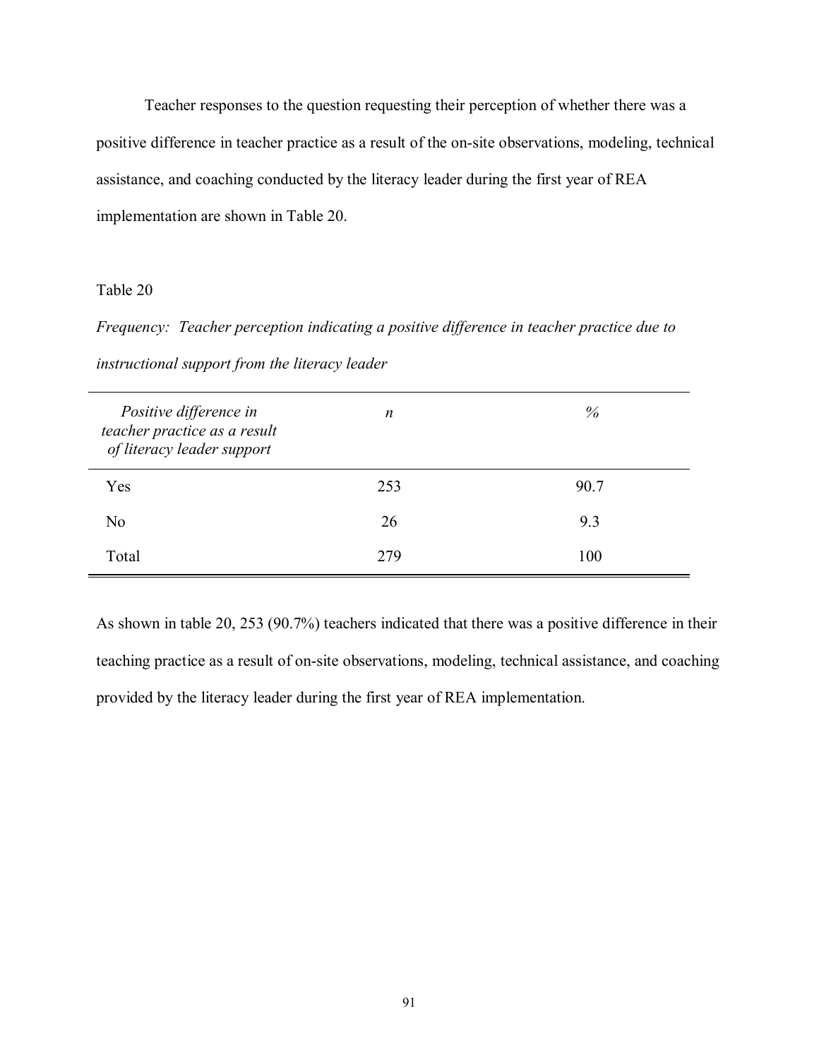Teacher responses to the question requesting their perception of whether there was a positive difference in teacher practice as a result of the on-site observations, modeling, technical assistance, and coaching conducted by the literacy leader during the first year of REA implementation are shown in Table 20.

Table 20

*Frequency: Teacher perception indicating a positive difference in teacher practice due to instructional support from the literacy leader*

| *Positive difference in teacher practice as a result of literacy leader support* | *n* | *%* |
|---|---|---|
| Yes | 253 | 90.7 |
| No | 26 | 9.3 |
| Total | 279 | 100 |

As shown in table 20, 253 (90.7%) teachers indicated that there was a positive difference in their teaching practice as a result of on-site observations, modeling, technical assistance, and coaching provided by the literacy leader during the first year of REA implementation.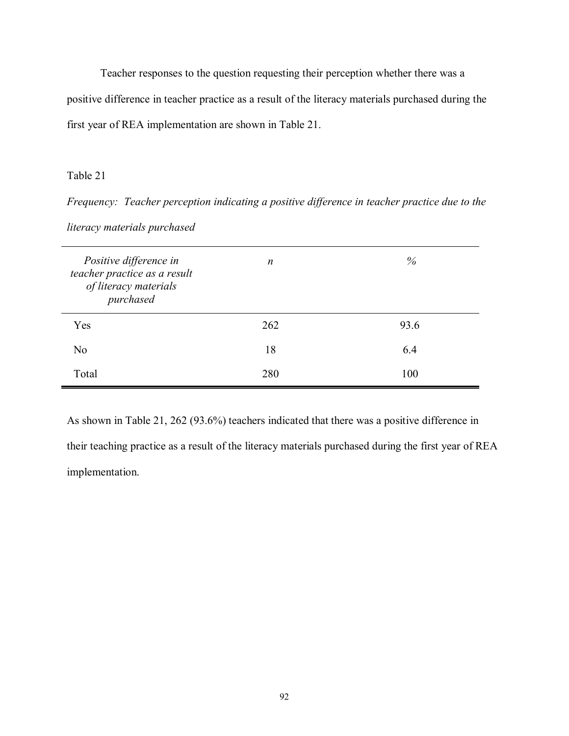Teacher responses to the question requesting their perception whether there was a positive difference in teacher practice as a result of the literacy materials purchased during the first year of REA implementation are shown in Table 21.

Table 21

*Frequency: Teacher perception indicating a positive difference in teacher practice due to the literacy materials purchased*

| *Positive difference in teacher practice as a result of literacy materials purchased* | *n* | *%* |
|---|---|---|
| Yes | 262 | 93.6 |
| No | 18 | 6.4 |
| Total | 280 | 100 |

As shown in Table 21, 262 (93.6%) teachers indicated that there was a positive difference in their teaching practice as a result of the literacy materials purchased during the first year of REA implementation.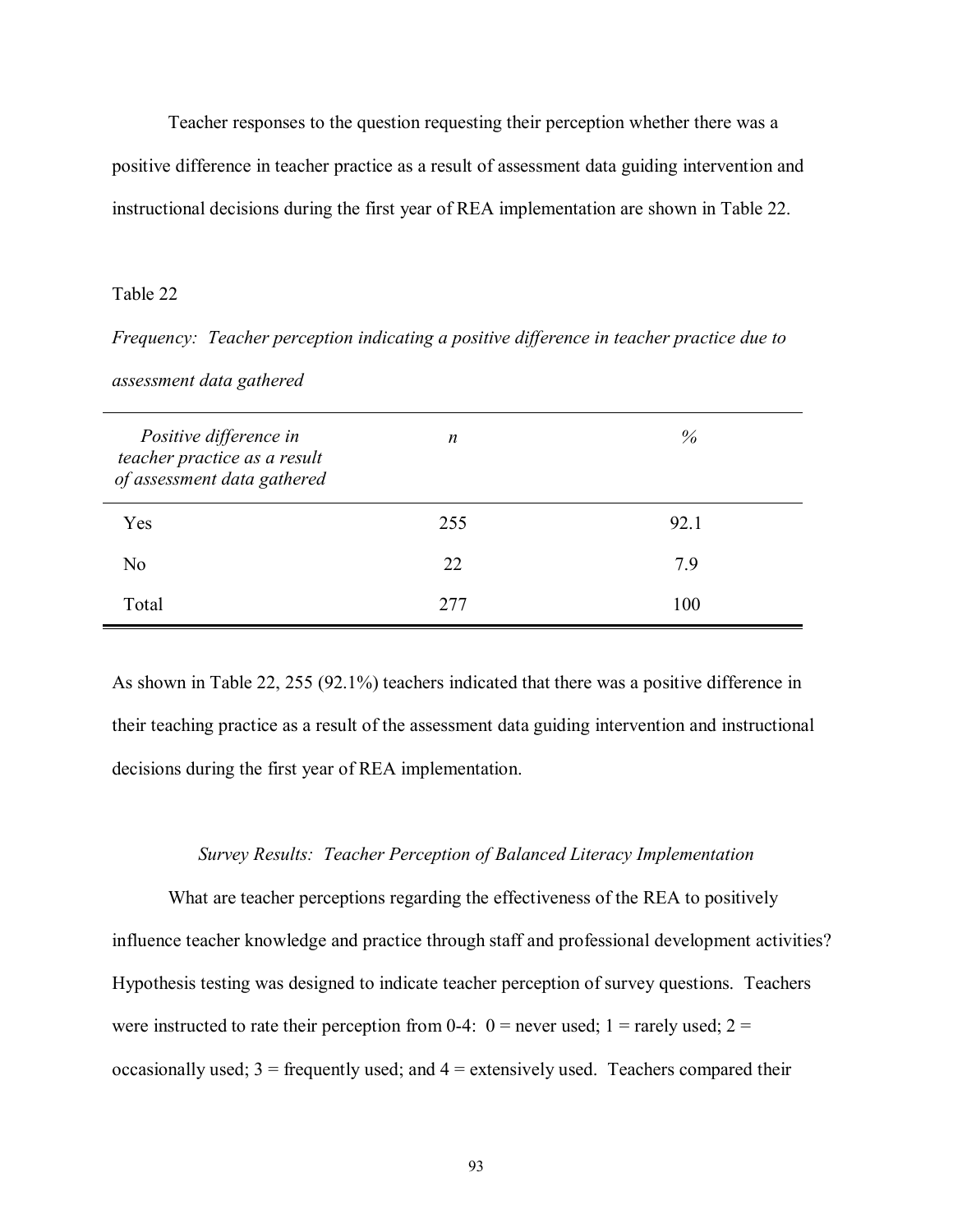Teacher responses to the question requesting their perception whether there was a positive difference in teacher practice as a result of assessment data guiding intervention and instructional decisions during the first year of REA implementation are shown in Table 22.

Table 22

*Frequency: Teacher perception indicating a positive difference in teacher practice due to assessment data gathered*

| *Positive difference in teacher practice as a result of assessment data gathered* | *n* | *%* |
|---|---|---|
| Yes | 255 | 92.1 |
| No | 22 | 7.9 |
| Total | 277 | 100 |

As shown in Table 22, 255 (92.1%) teachers indicated that there was a positive difference in their teaching practice as a result of the assessment data guiding intervention and instructional decisions during the first year of REA implementation.

### *Survey Results: Teacher Perception of Balanced Literacy Implementation*

What are teacher perceptions regarding the effectiveness of the REA to positively influence teacher knowledge and practice through staff and professional development activities? Hypothesis testing was designed to indicate teacher perception of survey questions. Teachers were instructed to rate their perception from 0-4: 0 = never used; 1 = rarely used; 2 = occasionally used; 3 = frequently used; and 4 = extensively used. Teachers compared their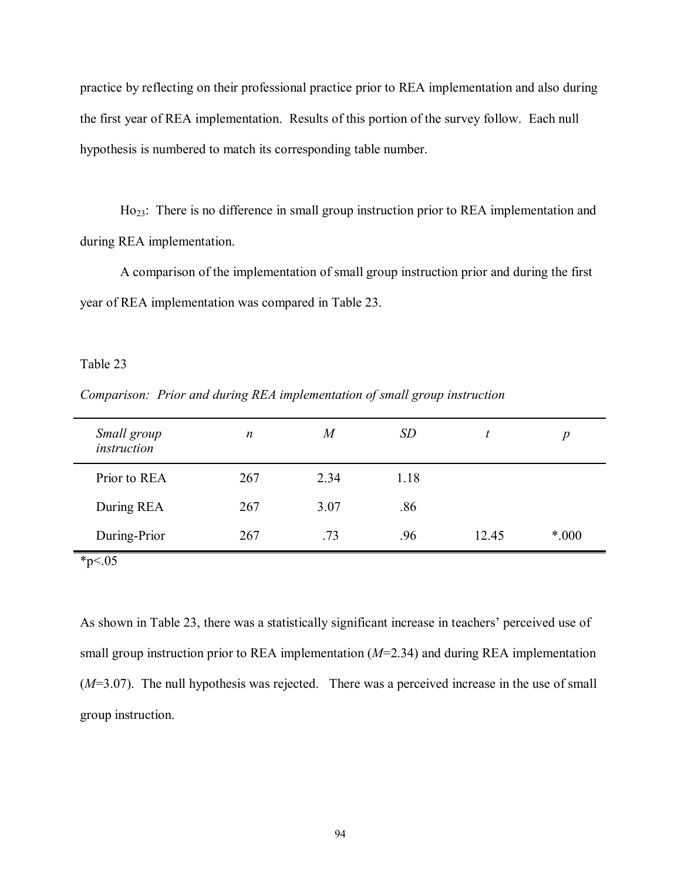practice by reflecting on their professional practice prior to REA implementation and also during the first year of REA implementation. Results of this portion of the survey follow. Each null hypothesis is numbered to match its corresponding table number.

$Ho_{23}$: There is no difference in small group instruction prior to REA implementation and during REA implementation.

A comparison of the implementation of small group instruction prior and during the first year of REA implementation was compared in Table 23.

Table 23

*Comparison: Prior and during REA implementation of small group instruction*

| *Small group instruction* | *n* | *M* | *SD* | *t* | *p* |
|---|---|---|---|---|---|
| Prior to REA | 267 | 2.34 | 1.18 | | |
| During REA | 267 | 3.07 | .86 | | |
| During-Prior | 267 | .73 | .96 | 12.45 | *.000 |

*p<.05

As shown in Table 23, there was a statistically significant increase in teachers' perceived use of small group instruction prior to REA implementation (*M*=2.34) and during REA implementation (*M*=3.07). The null hypothesis was rejected. There was a perceived increase in the use of small group instruction.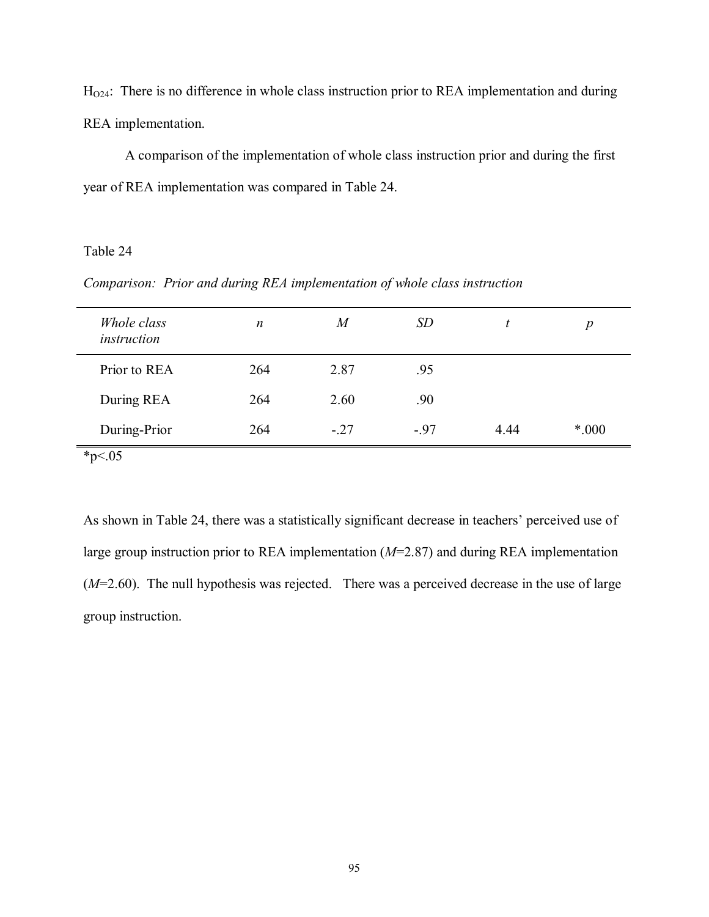$H_{O24}$: There is no difference in whole class instruction prior to REA implementation and during REA implementation.

A comparison of the implementation of whole class instruction prior and during the first year of REA implementation was compared in Table 24.

Table 24

*Comparison: Prior and during REA implementation of whole class instruction*

| *Whole class instruction* | *n* | *M* | *SD* | *t* | *p* |
|---|---|---|---|---|---|
| Prior to REA | 264 | 2.87 | .95 | | |
| During REA | 264 | 2.60 | .90 | | |
| During-Prior | 264 | -.27 | -.97 | 4.44 | *.000 |

*p<.05

As shown in Table 24, there was a statistically significant decrease in teachers' perceived use of large group instruction prior to REA implementation (*M*=2.87) and during REA implementation (*M*=2.60). The null hypothesis was rejected. There was a perceived decrease in the use of large group instruction.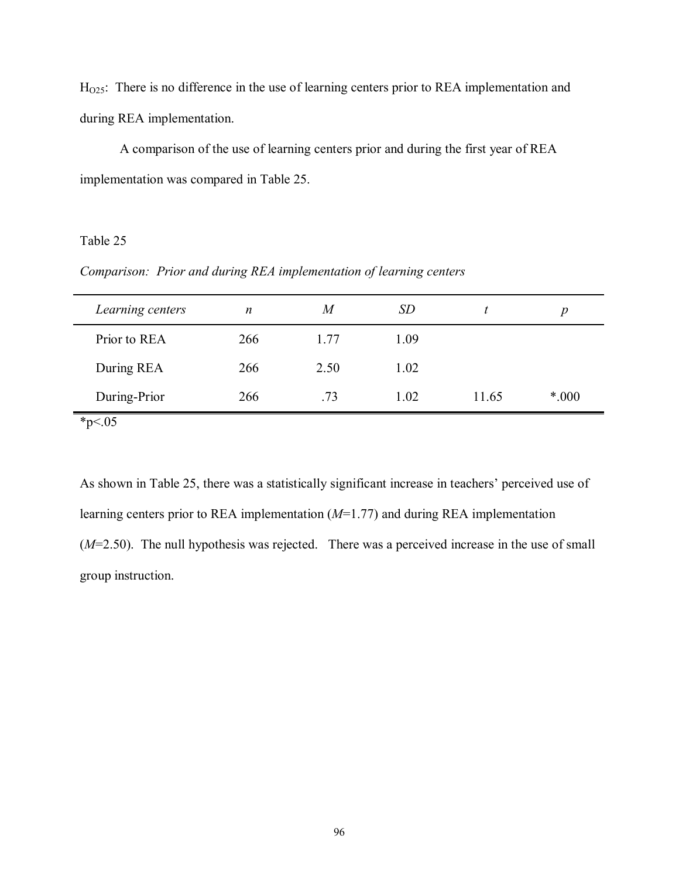$H_{O25}$: There is no difference in the use of learning centers prior to REA implementation and during REA implementation.

A comparison of the use of learning centers prior and during the first year of REA implementation was compared in Table 25.

Table 25

*Comparison: Prior and during REA implementation of learning centers*

| *Learning centers* | *n* | *M* | *SD* | *t* | *p* |
|---|---|---|---|---|---|
| Prior to REA | 266 | 1.77 | 1.09 | | |
| During REA | 266 | 2.50 | 1.02 | | |
| During-Prior | 266 | .73 | 1.02 | 11.65 | *.000 |

*p<.05

As shown in Table 25, there was a statistically significant increase in teachers' perceived use of learning centers prior to REA implementation (*M*=1.77) and during REA implementation (*M*=2.50). The null hypothesis was rejected. There was a perceived increase in the use of small group instruction.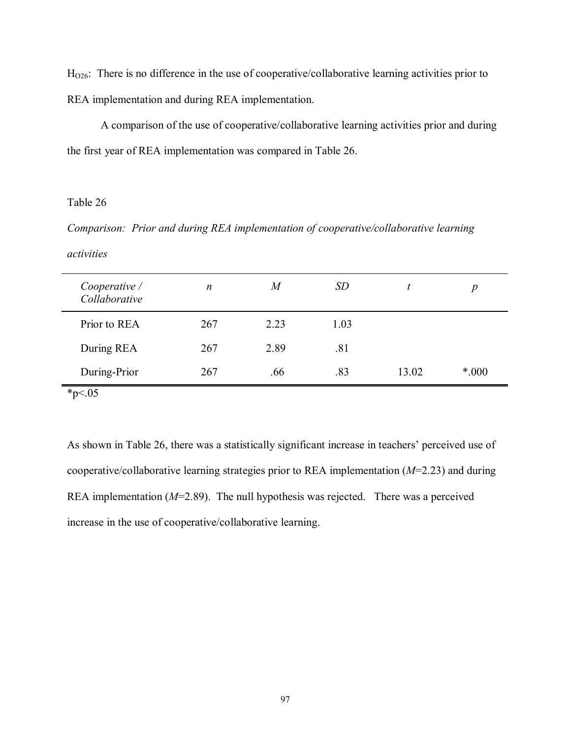$H_{O26}$: There is no difference in the use of cooperative/collaborative learning activities prior to REA implementation and during REA implementation.

A comparison of the use of cooperative/collaborative learning activities prior and during the first year of REA implementation was compared in Table 26.

Table 26

*Comparison: Prior and during REA implementation of cooperative/collaborative learning activities*

| *Cooperative / Collaborative* | *n* | *M* | *SD* | *t* | *p* |
|---|---|---|---|---|---|
| Prior to REA | 267 | 2.23 | 1.03 | | |
| During REA | 267 | 2.89 | .81 | | |
| During-Prior | 267 | .66 | .83 | 13.02 | *.000 |

*p<.05

As shown in Table 26, there was a statistically significant increase in teachers' perceived use of cooperative/collaborative learning strategies prior to REA implementation (*M*=2.23) and during REA implementation (*M*=2.89). The null hypothesis was rejected. There was a perceived increase in the use of cooperative/collaborative learning.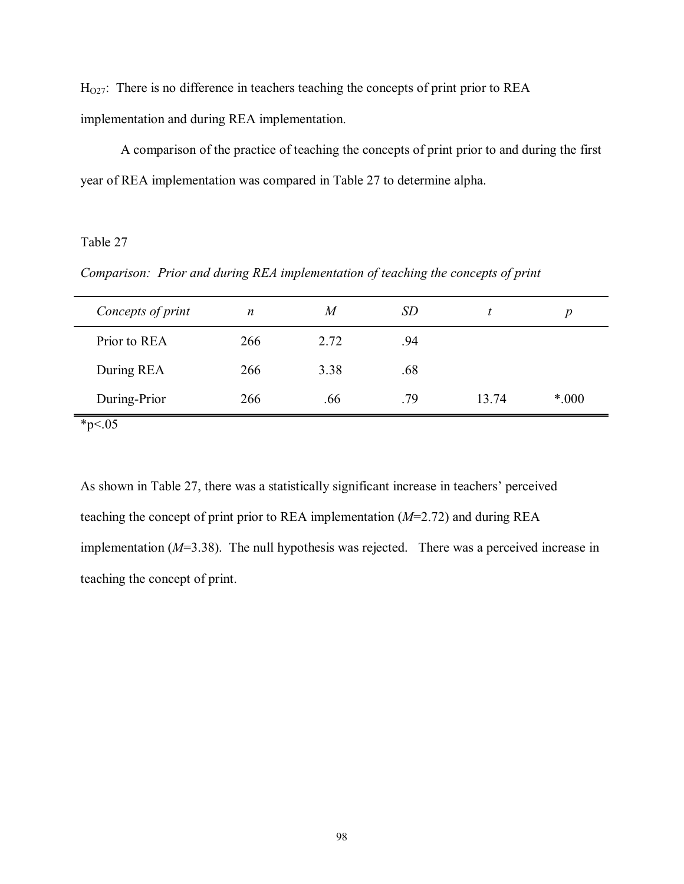$H_{O27}$: There is no difference in teachers teaching the concepts of print prior to REA implementation and during REA implementation.

A comparison of the practice of teaching the concepts of print prior to and during the first year of REA implementation was compared in Table 27 to determine alpha.

Table 27

*Comparison: Prior and during REA implementation of teaching the concepts of print*

| *Concepts of print* | *n* | *M* | *SD* | *t* | *p* |
|---|---|---|---|---|---|
| Prior to REA | 266 | 2.72 | .94 | | |
| During REA | 266 | 3.38 | .68 | | |
| During-Prior | 266 | .66 | .79 | 13.74 | *.000 |

*p<.05

As shown in Table 27, there was a statistically significant increase in teachers' perceived teaching the concept of print prior to REA implementation (*M*=2.72) and during REA implementation (*M*=3.38). The null hypothesis was rejected. There was a perceived increase in teaching the concept of print.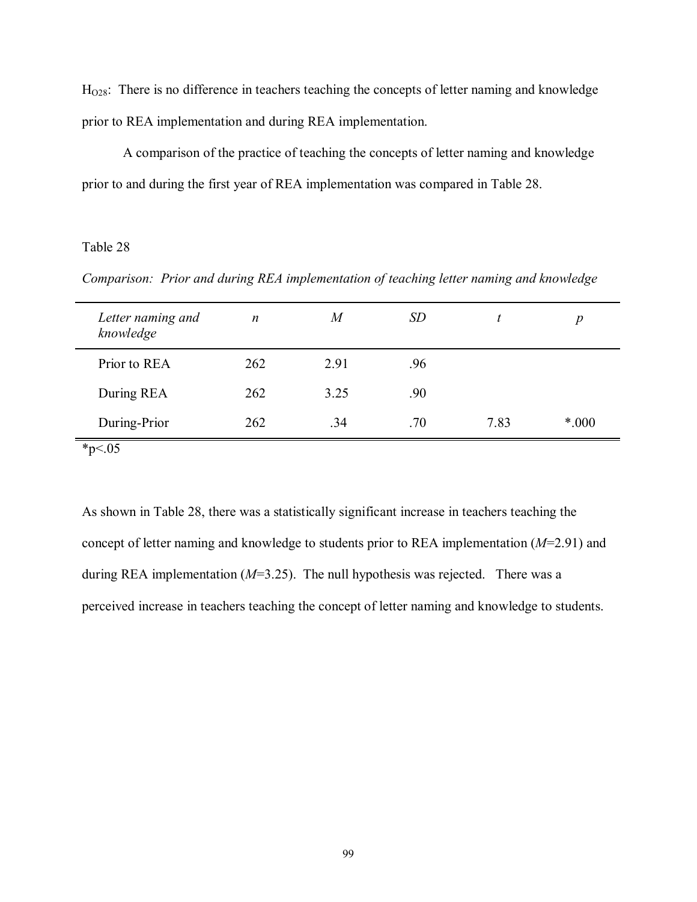$H_{O28}$: There is no difference in teachers teaching the concepts of letter naming and knowledge prior to REA implementation and during REA implementation.

A comparison of the practice of teaching the concepts of letter naming and knowledge prior to and during the first year of REA implementation was compared in Table 28.

Table 28

*Comparison: Prior and during REA implementation of teaching letter naming and knowledge*

| *Letter naming and knowledge* | *n* | *M* | *SD* | *t* | *p* |
|---|---|---|---|---|---|
| Prior to REA | 262 | 2.91 | .96 | | |
| During REA | 262 | 3.25 | .90 | | |
| During-Prior | 262 | .34 | .70 | 7.83 | *.000 |

$^*p<.05$

As shown in Table 28, there was a statistically significant increase in teachers teaching the concept of letter naming and knowledge to students prior to REA implementation (*M*=2.91) and during REA implementation (*M*=3.25). The null hypothesis was rejected. There was a perceived increase in teachers teaching the concept of letter naming and knowledge to students.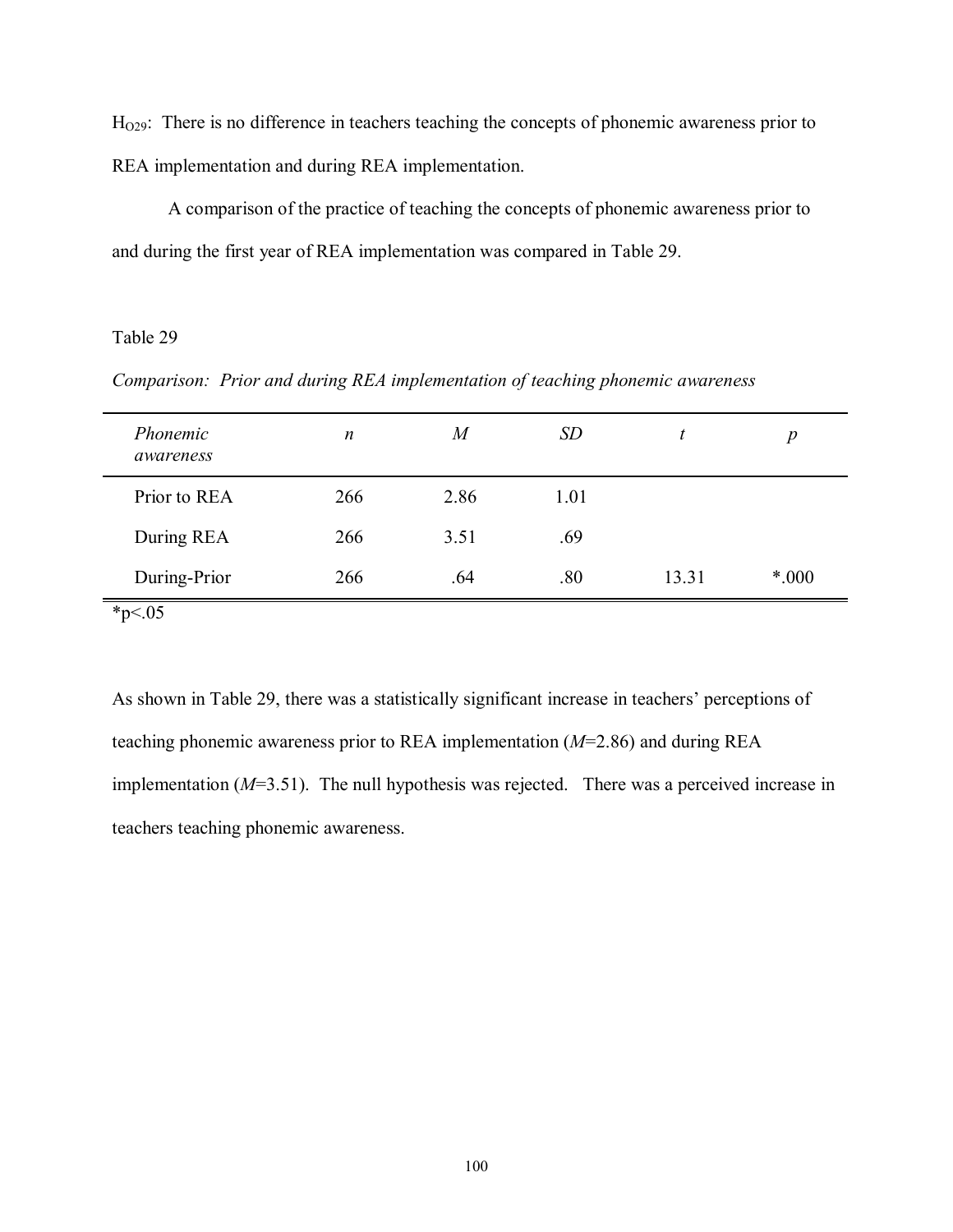$H_{O29}$: There is no difference in teachers teaching the concepts of phonemic awareness prior to REA implementation and during REA implementation.

A comparison of the practice of teaching the concepts of phonemic awareness prior to and during the first year of REA implementation was compared in Table 29.

Table 29

*Comparison: Prior and during REA implementation of teaching phonemic awareness*

| *Phonemic awareness* | *n* | *M* | *SD* | *t* | *p* |
|---|---|---|---|---|---|
| Prior to REA | 266 | 2.86 | 1.01 | | |
| During REA | 266 | 3.51 | .69 | | |
| During-Prior | 266 | .64 | .80 | 13.31 | *.000 |

*p<.05

As shown in Table 29, there was a statistically significant increase in teachers' perceptions of teaching phonemic awareness prior to REA implementation (*M*=2.86) and during REA implementation (*M*=3.51). The null hypothesis was rejected. There was a perceived increase in teachers teaching phonemic awareness.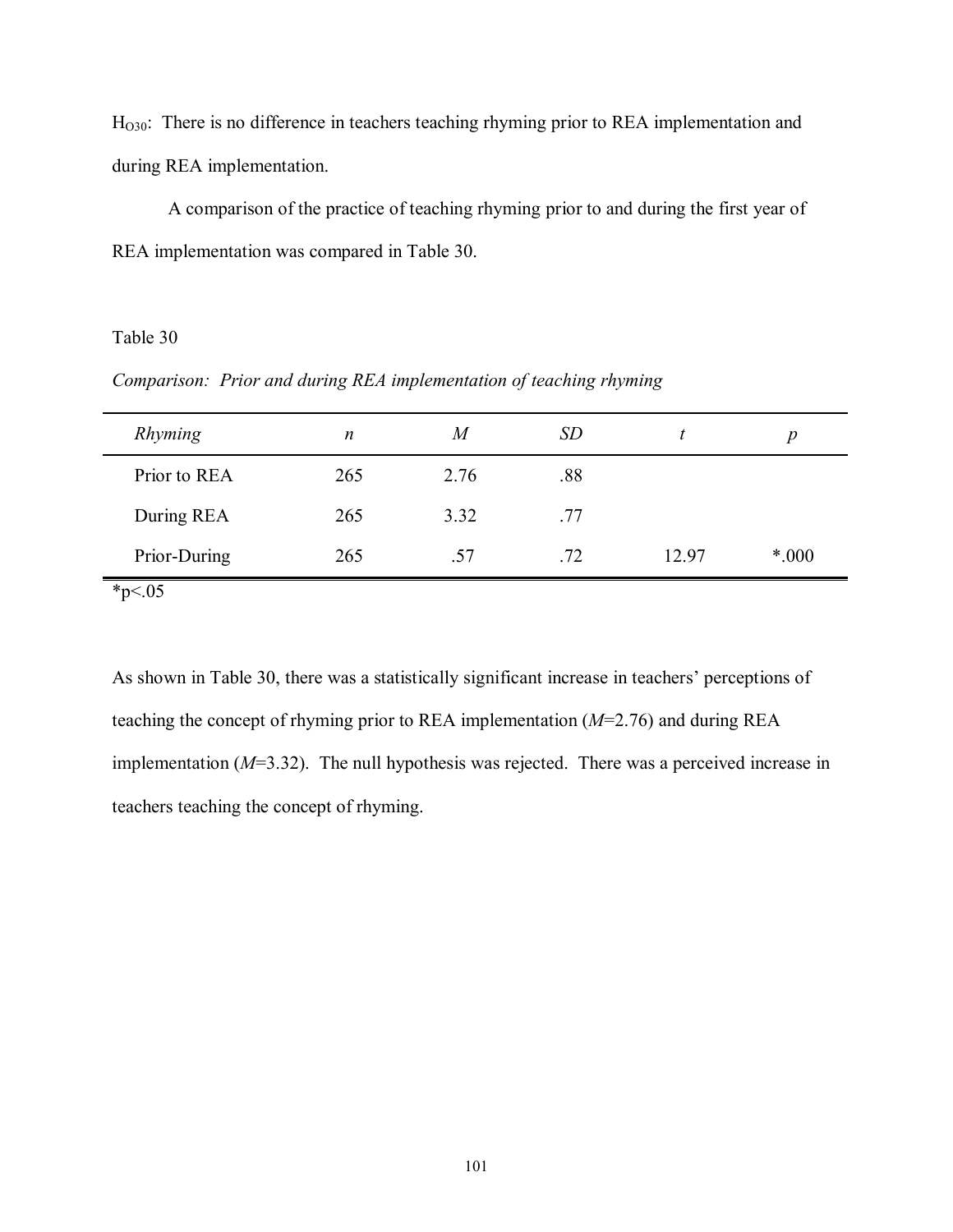$H_{O30}$: There is no difference in teachers teaching rhyming prior to REA implementation and during REA implementation.

A comparison of the practice of teaching rhyming prior to and during the first year of REA implementation was compared in Table 30.

Table 30

*Comparison: Prior and during REA implementation of teaching rhyming*

| *Rhyming* | *n* | *M* | *SD* | *t* | *p* |
|---|---|---|---|---|---|
| Prior to REA | 265 | 2.76 | .88 | | |
| During REA | 265 | 3.32 | .77 | | |
| Prior-During | 265 | .57 | .72 | 12.97 | *.000 |

*p<.05

As shown in Table 30, there was a statistically significant increase in teachers' perceptions of teaching the concept of rhyming prior to REA implementation (*M*=2.76) and during REA implementation (*M*=3.32). The null hypothesis was rejected. There was a perceived increase in teachers teaching the concept of rhyming.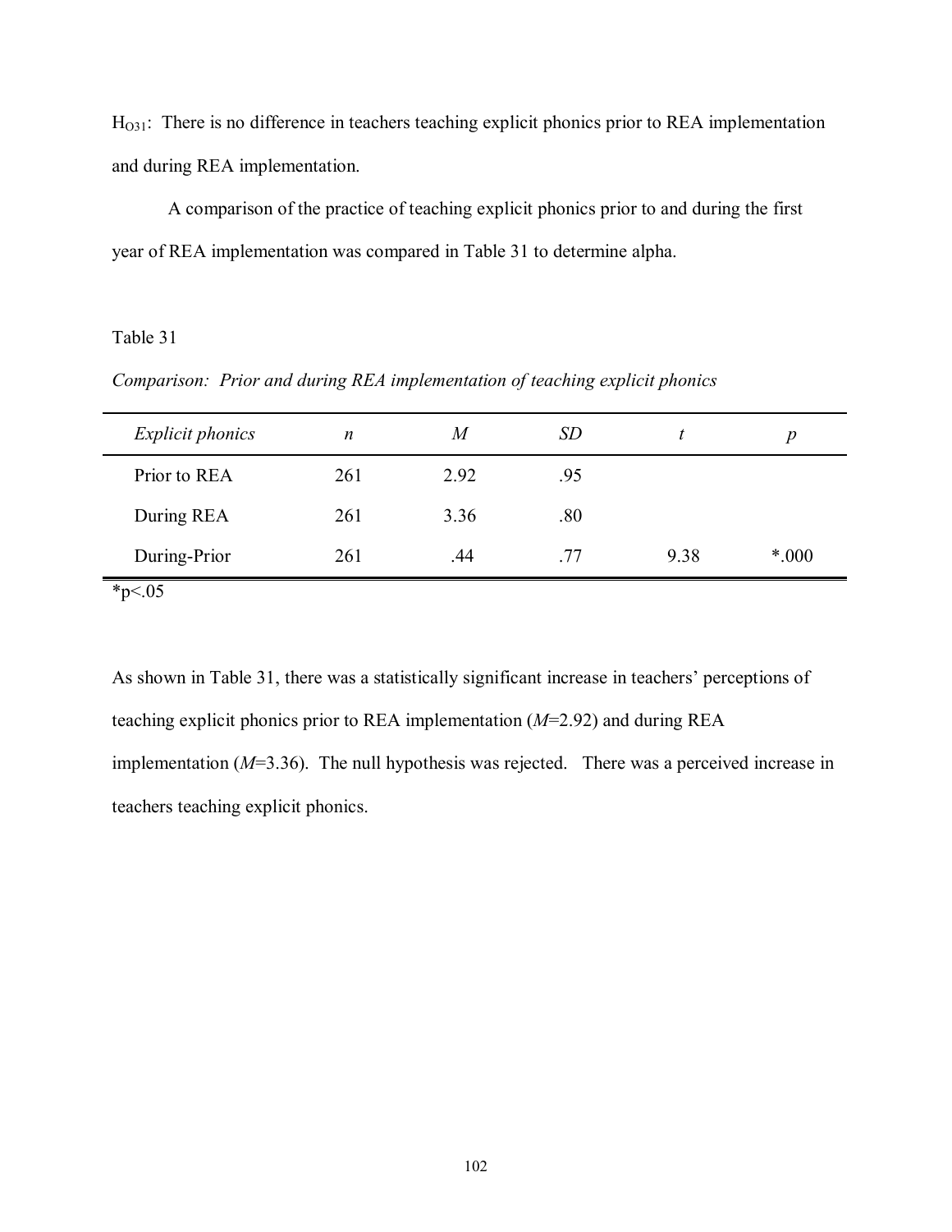$H_{O31}$: There is no difference in teachers teaching explicit phonics prior to REA implementation and during REA implementation.

A comparison of the practice of teaching explicit phonics prior to and during the first year of REA implementation was compared in Table 31 to determine alpha.

Table 31

*Comparison: Prior and during REA implementation of teaching explicit phonics*

| *Explicit phonics* | *n* | *M* | *SD* | *t* | *p* |
|---|---|---|---|---|---|
| Prior to REA | 261 | 2.92 | .95 | | |
| During REA | 261 | 3.36 | .80 | | |
| During-Prior | 261 | .44 | .77 | 9.38 | *.000 |

*p<.05

As shown in Table 31, there was a statistically significant increase in teachers' perceptions of teaching explicit phonics prior to REA implementation (*M*=2.92) and during REA implementation (*M*=3.36). The null hypothesis was rejected. There was a perceived increase in teachers teaching explicit phonics.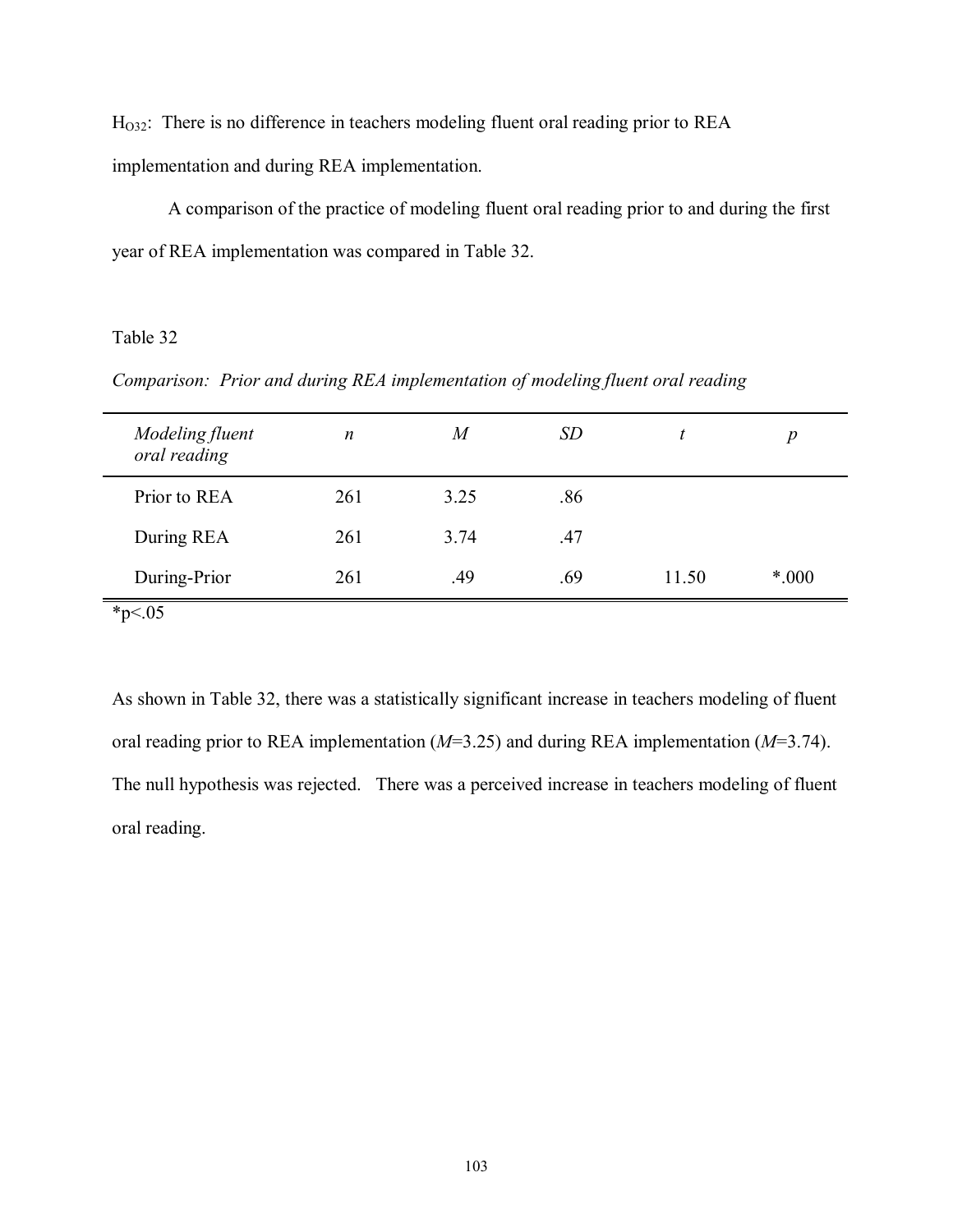$H_{O32}$: There is no difference in teachers modeling fluent oral reading prior to REA implementation and during REA implementation.

A comparison of the practice of modeling fluent oral reading prior to and during the first year of REA implementation was compared in Table 32.

Table 32

*Comparison: Prior and during REA implementation of modeling fluent oral reading*

| *Modeling fluent oral reading* | *n* | *M* | *SD* | *t* | *p* |
|---|---|---|---|---|---|
| Prior to REA | 261 | 3.25 | .86 | | |
| During REA | 261 | 3.74 | .47 | | |
| During-Prior | 261 | .49 | .69 | 11.50 | *.000 |

*$p<.05$

As shown in Table 32, there was a statistically significant increase in teachers modeling of fluent oral reading prior to REA implementation (*M*=3.25) and during REA implementation (*M*=3.74). The null hypothesis was rejected. There was a perceived increase in teachers modeling of fluent oral reading.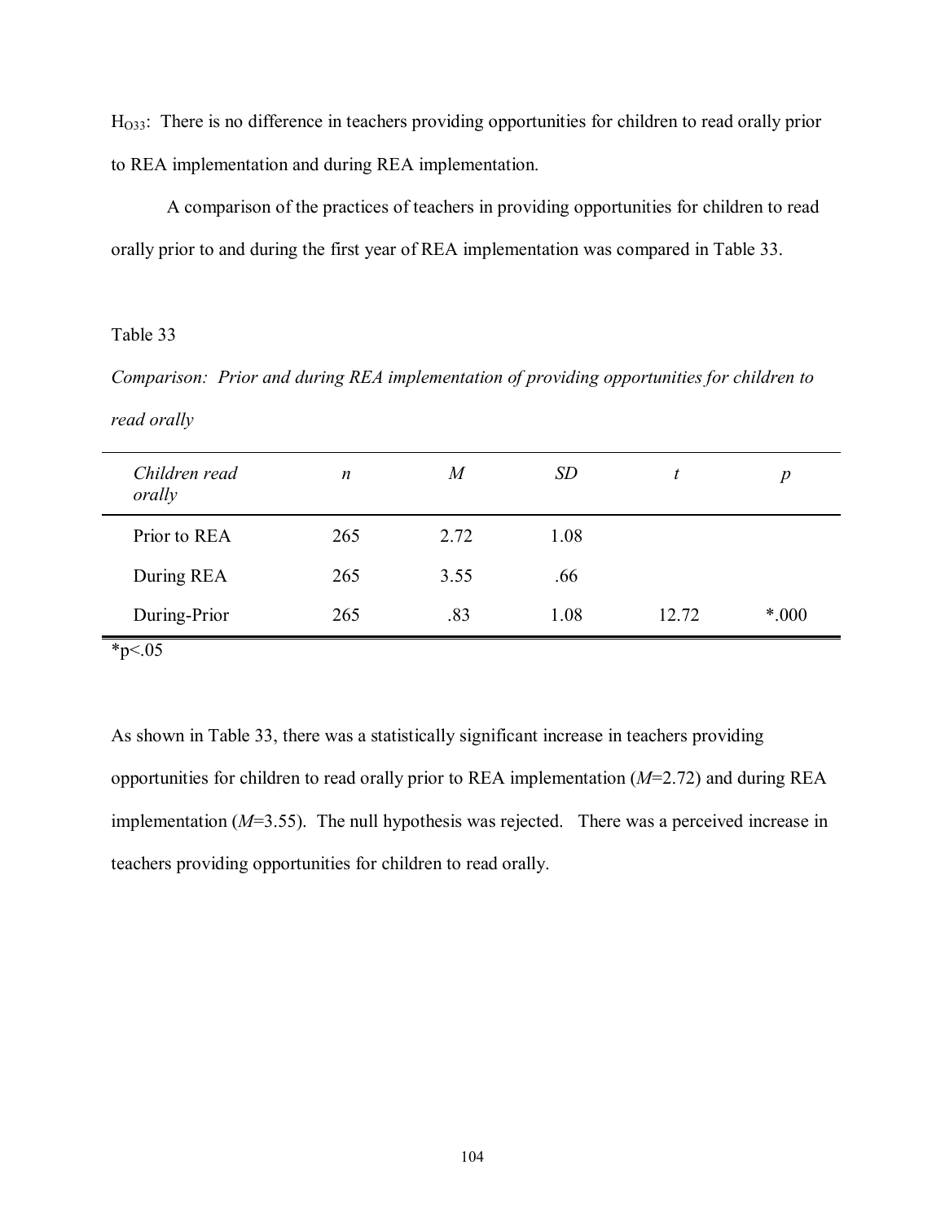$H_{O33}$: There is no difference in teachers providing opportunities for children to read orally prior to REA implementation and during REA implementation.

A comparison of the practices of teachers in providing opportunities for children to read orally prior to and during the first year of REA implementation was compared in Table 33.

Table 33

*Comparison: Prior and during REA implementation of providing opportunities for children to read orally*

| *Children read orally* | *n* | *M* | *SD* | *t* | *p* |
|---|---|---|---|---|---|
| Prior to REA | 265 | 2.72 | 1.08 | | |
| During REA | 265 | 3.55 | .66 | | |
| During-Prior | 265 | .83 | 1.08 | 12.72 | *.000 |

*p<.05

As shown in Table 33, there was a statistically significant increase in teachers providing opportunities for children to read orally prior to REA implementation (*M*=2.72) and during REA implementation (*M*=3.55). The null hypothesis was rejected. There was a perceived increase in teachers providing opportunities for children to read orally.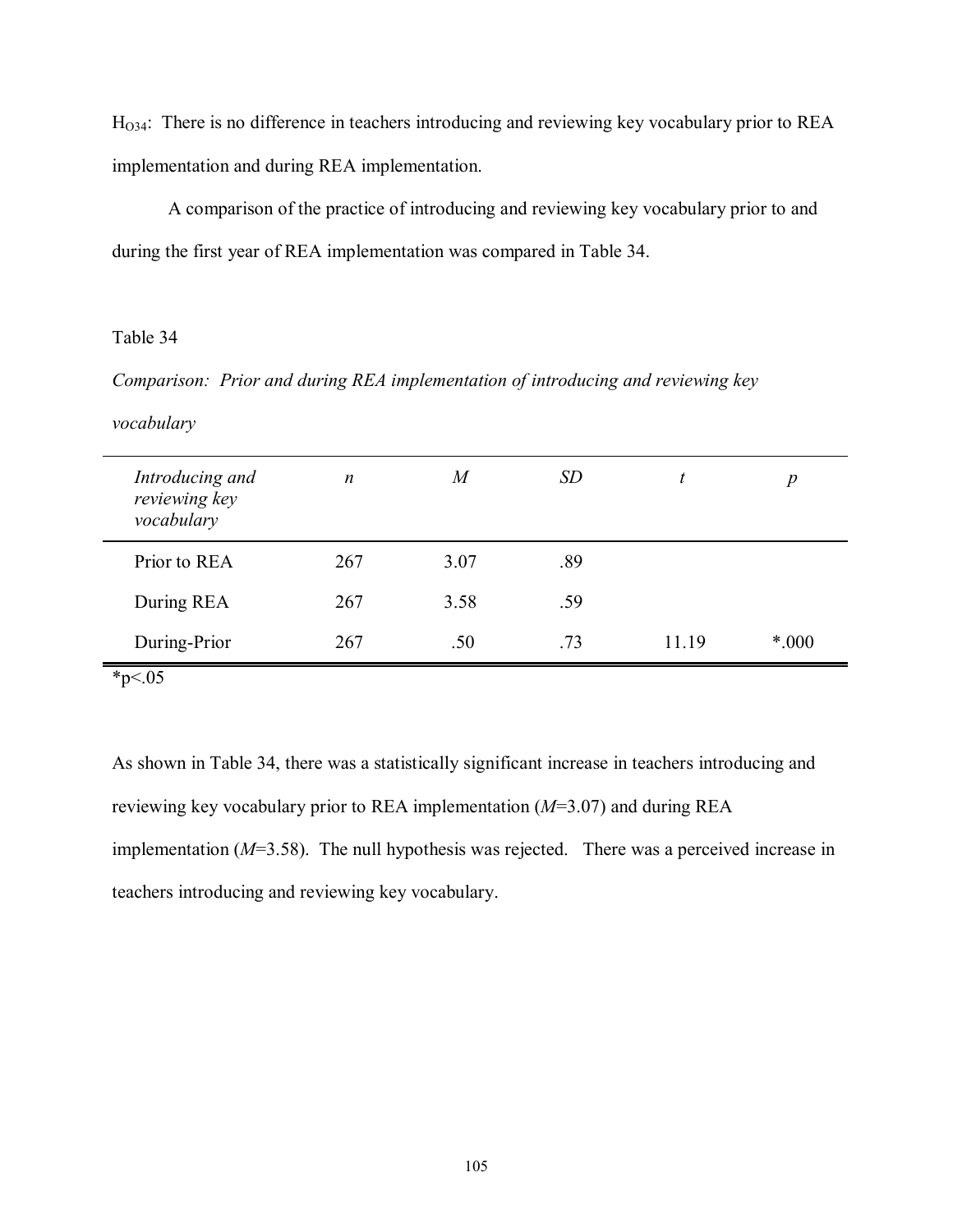$H_{O34}$: There is no difference in teachers introducing and reviewing key vocabulary prior to REA implementation and during REA implementation.

A comparison of the practice of introducing and reviewing key vocabulary prior to and during the first year of REA implementation was compared in Table 34.

Table 34

*Comparison: Prior and during REA implementation of introducing and reviewing key vocabulary*

| *Introducing and reviewing key vocabulary* | *n* | *M* | *SD* | *t* | *p* |
|---|---|---|---|---|---|
| Prior to REA | 267 | 3.07 | .89 | | |
| During REA | 267 | 3.58 | .59 | | |
| During-Prior | 267 | .50 | .73 | 11.19 | *.000 |

*p<.05

As shown in Table 34, there was a statistically significant increase in teachers introducing and reviewing key vocabulary prior to REA implementation (*M*=3.07) and during REA implementation (*M*=3.58). The null hypothesis was rejected. There was a perceived increase in teachers introducing and reviewing key vocabulary.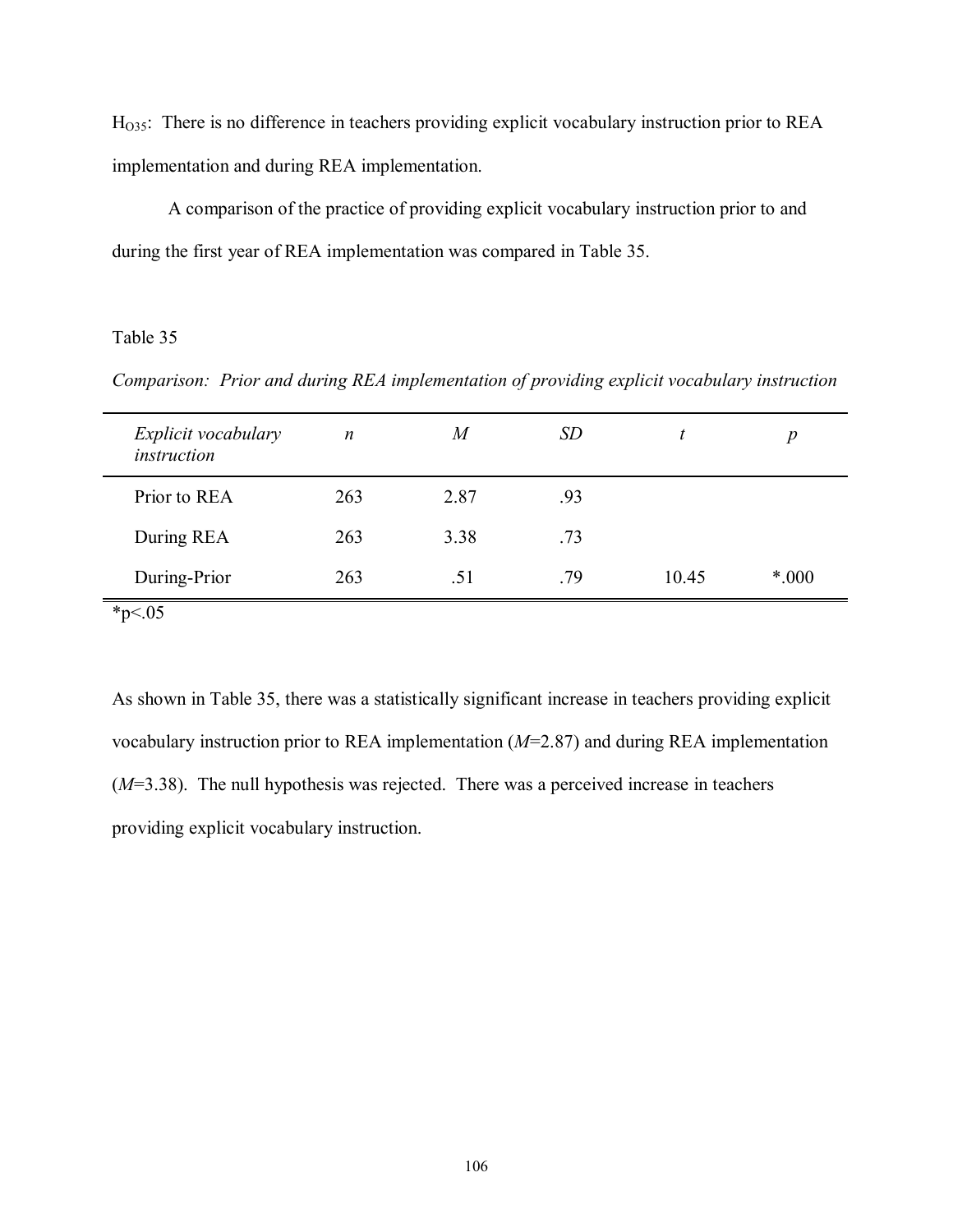$H_{O35}$: There is no difference in teachers providing explicit vocabulary instruction prior to REA implementation and during REA implementation.

A comparison of the practice of providing explicit vocabulary instruction prior to and during the first year of REA implementation was compared in Table 35.

Table 35

*Comparison: Prior and during REA implementation of providing explicit vocabulary instruction*

| *Explicit vocabulary instruction* | *n* | *M* | *SD* | *t* | *p* |
|---|---|---|---|---|---|
| Prior to REA | 263 | 2.87 | .93 | | |
| During REA | 263 | 3.38 | .73 | | |
| During-Prior | 263 | .51 | .79 | 10.45 | *.000 |

*p<.05

As shown in Table 35, there was a statistically significant increase in teachers providing explicit vocabulary instruction prior to REA implementation (*M*=2.87) and during REA implementation (*M*=3.38). The null hypothesis was rejected. There was a perceived increase in teachers providing explicit vocabulary instruction.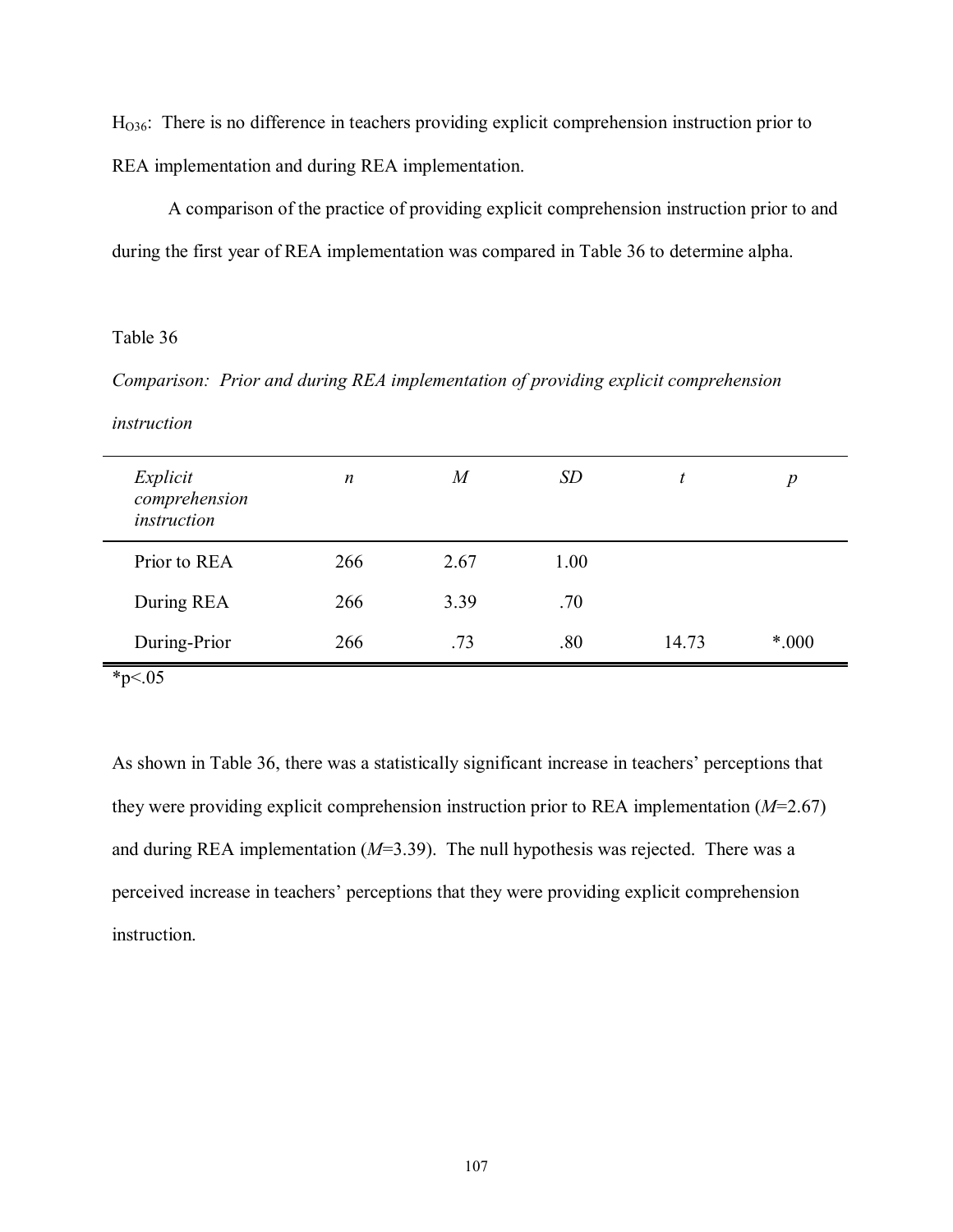$H_{O36}$: There is no difference in teachers providing explicit comprehension instruction prior to REA implementation and during REA implementation.

A comparison of the practice of providing explicit comprehension instruction prior to and during the first year of REA implementation was compared in Table 36 to determine alpha.

Table 36

*Comparison: Prior and during REA implementation of providing explicit comprehension instruction*

| *Explicit comprehension instruction* | *n* | *M* | *SD* | *t* | *p* |
|---|---|---|---|---|---|
| Prior to REA | 266 | 2.67 | 1.00 | | |
| During REA | 266 | 3.39 | .70 | | |
| During-Prior | 266 | .73 | .80 | 14.73 | *.000 |

*p<.05

As shown in Table 36, there was a statistically significant increase in teachers' perceptions that they were providing explicit comprehension instruction prior to REA implementation (*M*=2.67) and during REA implementation (*M*=3.39). The null hypothesis was rejected. There was a perceived increase in teachers' perceptions that they were providing explicit comprehension instruction.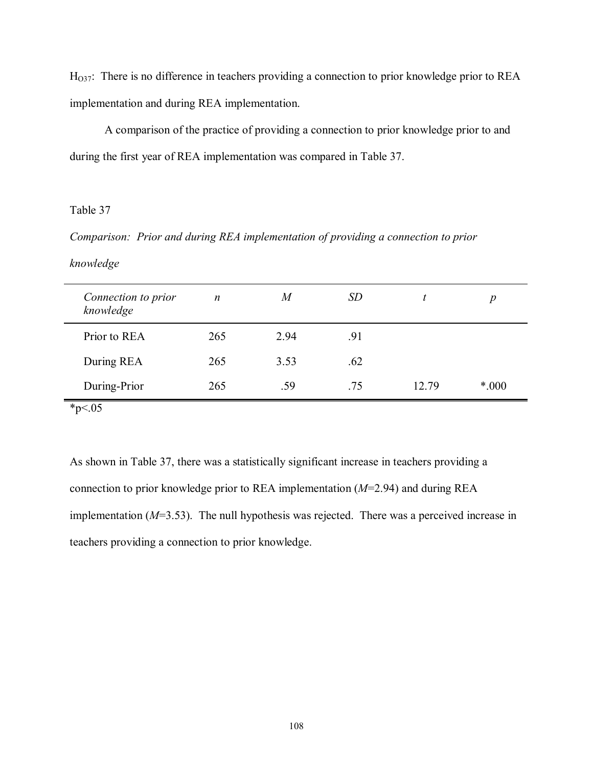$H_{O37}$: There is no difference in teachers providing a connection to prior knowledge prior to REA implementation and during REA implementation.

A comparison of the practice of providing a connection to prior knowledge prior to and during the first year of REA implementation was compared in Table 37.

Table 37

*Comparison: Prior and during REA implementation of providing a connection to prior knowledge*

| *Connection to prior knowledge* | *n* | *M* | *SD* | *t* | *p* |
|---|---|---|---|---|---|
| Prior to REA | 265 | 2.94 | .91 | | |
| During REA | 265 | 3.53 | .62 | | |
| During-Prior | 265 | .59 | .75 | 12.79 | *.000 |

*p<.05

As shown in Table 37, there was a statistically significant increase in teachers providing a connection to prior knowledge prior to REA implementation (*M*=2.94) and during REA implementation (*M*=3.53). The null hypothesis was rejected. There was a perceived increase in teachers providing a connection to prior knowledge.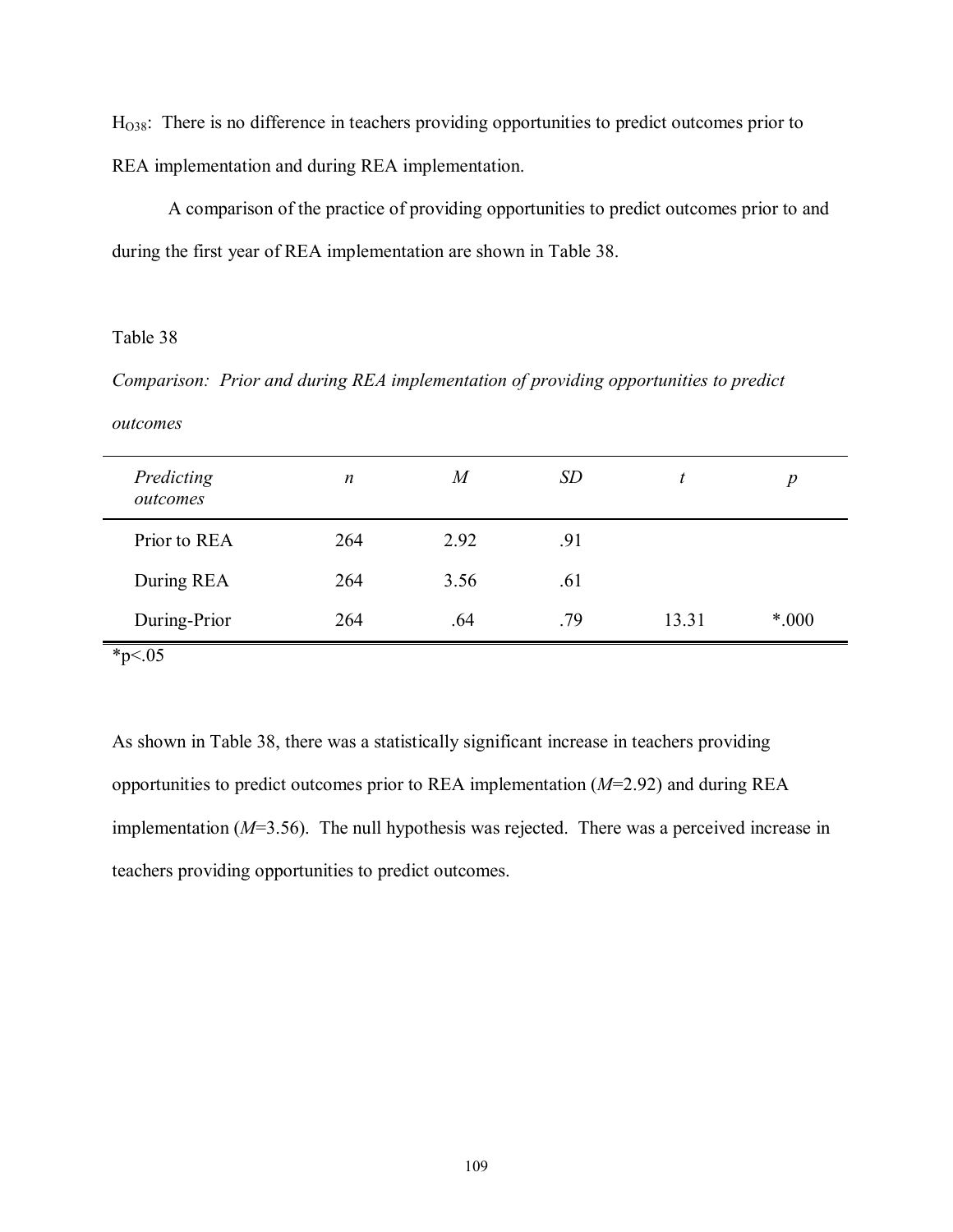$H_{O38}$: There is no difference in teachers providing opportunities to predict outcomes prior to REA implementation and during REA implementation.

A comparison of the practice of providing opportunities to predict outcomes prior to and during the first year of REA implementation are shown in Table 38.

Table 38

*Comparison: Prior and during REA implementation of providing opportunities to predict outcomes*

| *Predicting outcomes* | *n* | *M* | *SD* | *t* | *p* |
|---|---|---|---|---|---|
| Prior to REA | 264 | 2.92 | .91 | | |
| During REA | 264 | 3.56 | .61 | | |
| During-Prior | 264 | .64 | .79 | 13.31 | *.000 |

*p<.05

As shown in Table 38, there was a statistically significant increase in teachers providing opportunities to predict outcomes prior to REA implementation (*M*=2.92) and during REA implementation (*M*=3.56). The null hypothesis was rejected. There was a perceived increase in teachers providing opportunities to predict outcomes.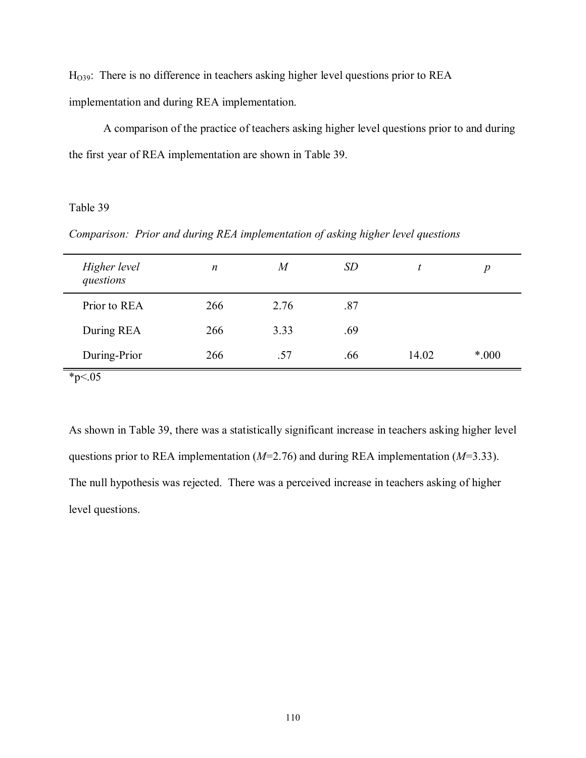$H_{O39}$: There is no difference in teachers asking higher level questions prior to REA implementation and during REA implementation.

A comparison of the practice of teachers asking higher level questions prior to and during the first year of REA implementation are shown in Table 39.

Table 39

*Comparison: Prior and during REA implementation of asking higher level questions*

| *Higher level questions* | *n* | *M* | *SD* | *t* | *p* |
|---|---|---|---|---|---|
| Prior to REA | 266 | 2.76 | .87 | | |
| During REA | 266 | 3.33 | .69 | | |
| During-Prior | 266 | .57 | .66 | 14.02 | *.000 |

*p<.05

As shown in Table 39, there was a statistically significant increase in teachers asking higher level questions prior to REA implementation (*M*=2.76) and during REA implementation (*M*=3.33). The null hypothesis was rejected. There was a perceived increase in teachers asking of higher level questions.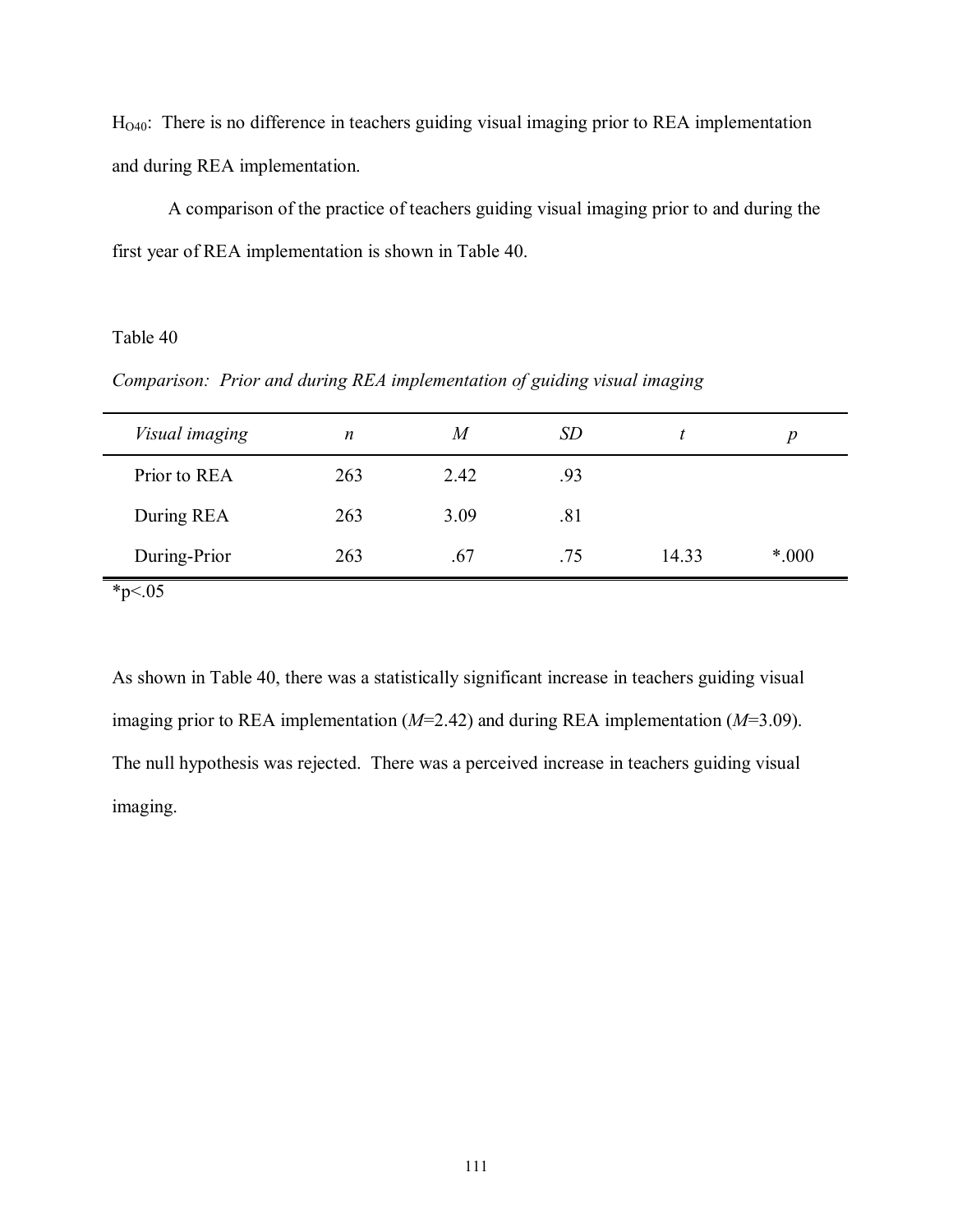$H_{O40}$: There is no difference in teachers guiding visual imaging prior to REA implementation and during REA implementation.

A comparison of the practice of teachers guiding visual imaging prior to and during the first year of REA implementation is shown in Table 40.

Table 40

*Comparison: Prior and during REA implementation of guiding visual imaging*

| *Visual imaging* | *n* | *M* | *SD* | *t* | *p* |
|---|---|---|---|---|---|
| Prior to REA | 263 | 2.42 | .93 | | |
| During REA | 263 | 3.09 | .81 | | |
| During-Prior | 263 | .67 | .75 | 14.33 | *.000 |

*p<.05

As shown in Table 40, there was a statistically significant increase in teachers guiding visual imaging prior to REA implementation (*M*=2.42) and during REA implementation (*M*=3.09). The null hypothesis was rejected. There was a perceived increase in teachers guiding visual imaging.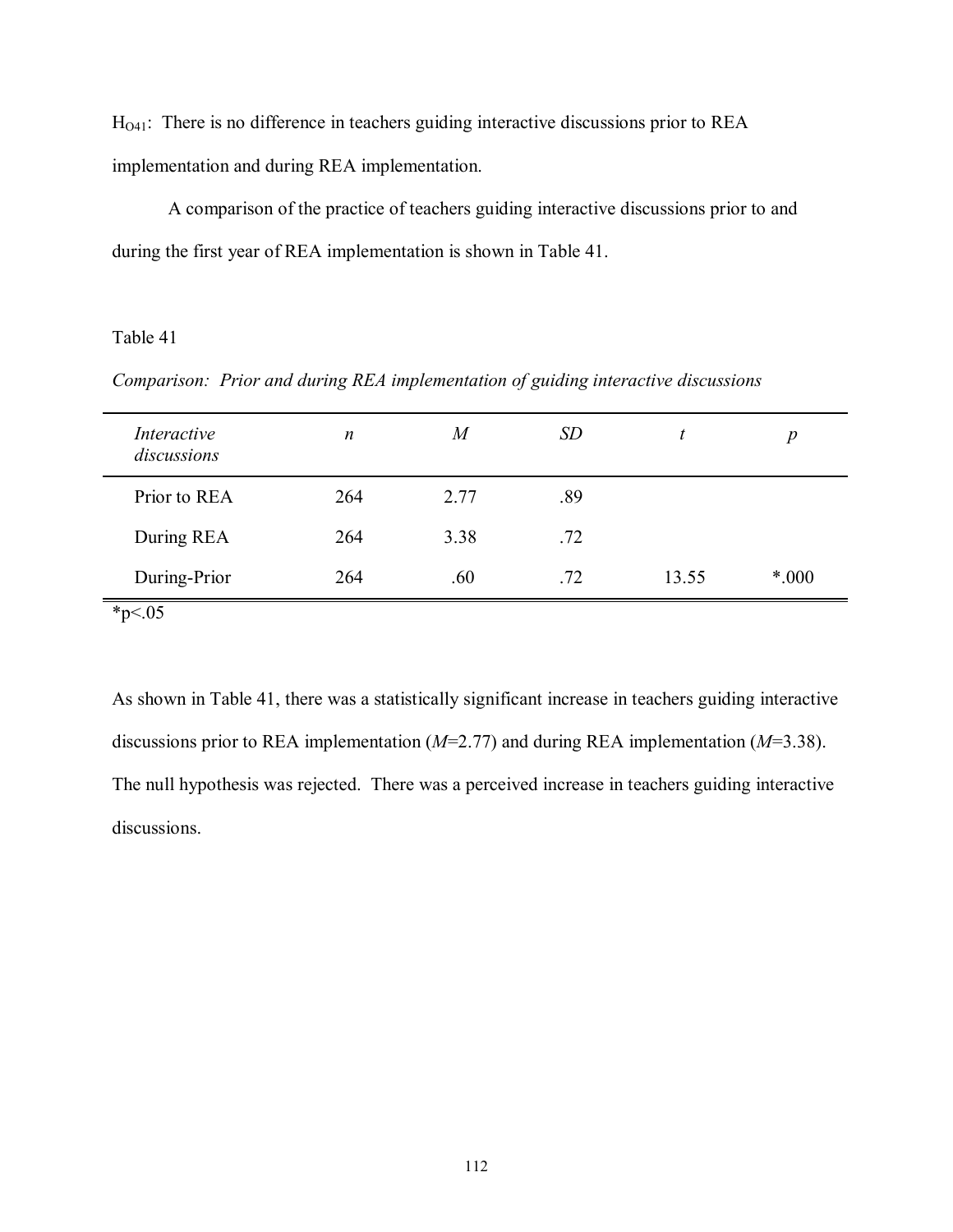$H_{O41}$: There is no difference in teachers guiding interactive discussions prior to REA implementation and during REA implementation.

A comparison of the practice of teachers guiding interactive discussions prior to and during the first year of REA implementation is shown in Table 41.

Table 41

*Comparison: Prior and during REA implementation of guiding interactive discussions*

| *Interactive discussions* | *n* | *M* | *SD* | *t* | *p* |
|---|---|---|---|---|---|
| Prior to REA | 264 | 2.77 | .89 | | |
| During REA | 264 | 3.38 | .72 | | |
| During-Prior | 264 | .60 | .72 | 13.55 | *.000 |

*p<.05

As shown in Table 41, there was a statistically significant increase in teachers guiding interactive discussions prior to REA implementation (*M*=2.77) and during REA implementation (*M*=3.38). The null hypothesis was rejected. There was a perceived increase in teachers guiding interactive discussions.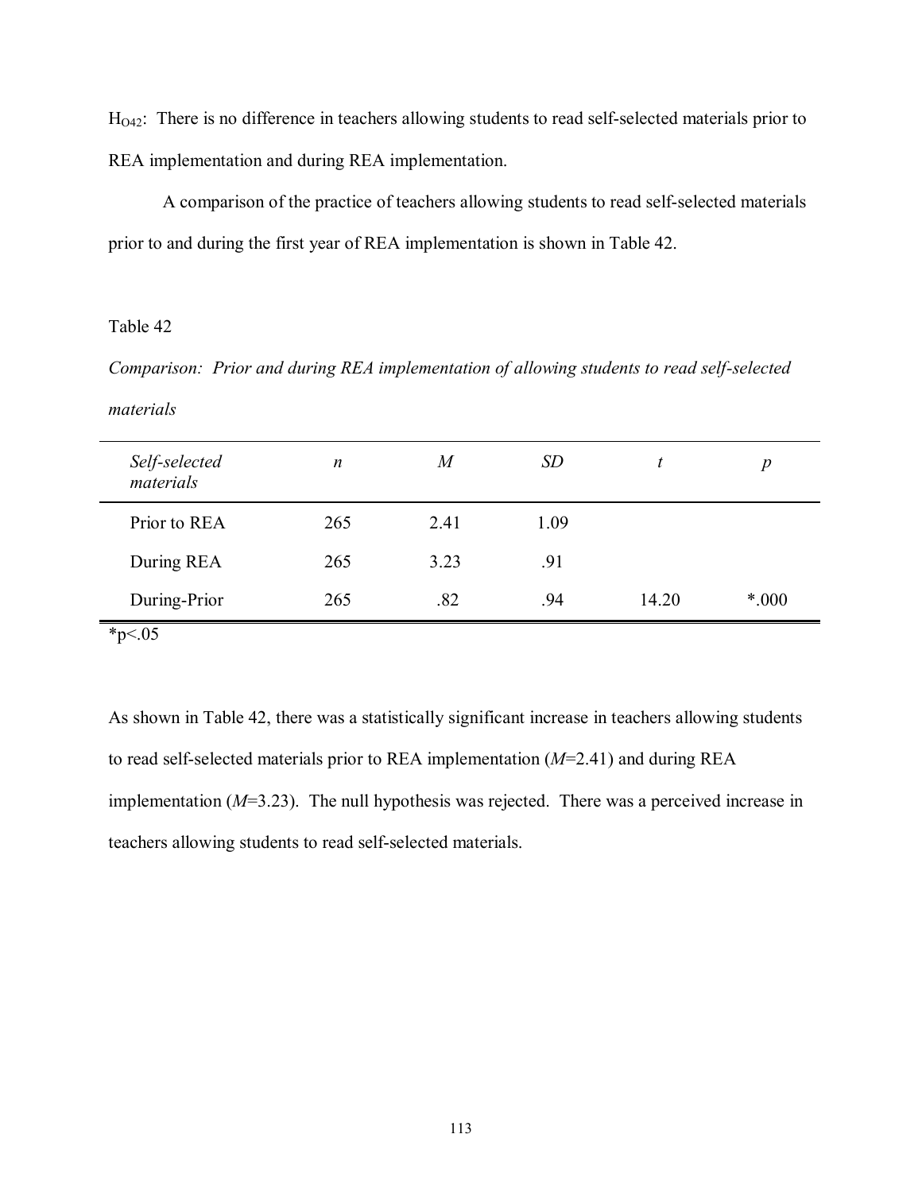$H_{O42}$: There is no difference in teachers allowing students to read self-selected materials prior to REA implementation and during REA implementation.

A comparison of the practice of teachers allowing students to read self-selected materials prior to and during the first year of REA implementation is shown in Table 42.

Table 42

*Comparison: Prior and during REA implementation of allowing students to read self-selected materials*

| *Self-selected materials* | *n* | *M* | *SD* | *t* | *p* |
|---|---|---|---|---|---|
| Prior to REA | 265 | 2.41 | 1.09 | | |
| During REA | 265 | 3.23 | .91 | | |
| During-Prior | 265 | .82 | .94 | 14.20 | *.000 |

*p<.05

As shown in Table 42, there was a statistically significant increase in teachers allowing students to read self-selected materials prior to REA implementation (*M*=2.41) and during REA implementation (*M*=3.23). The null hypothesis was rejected. There was a perceived increase in teachers allowing students to read self-selected materials.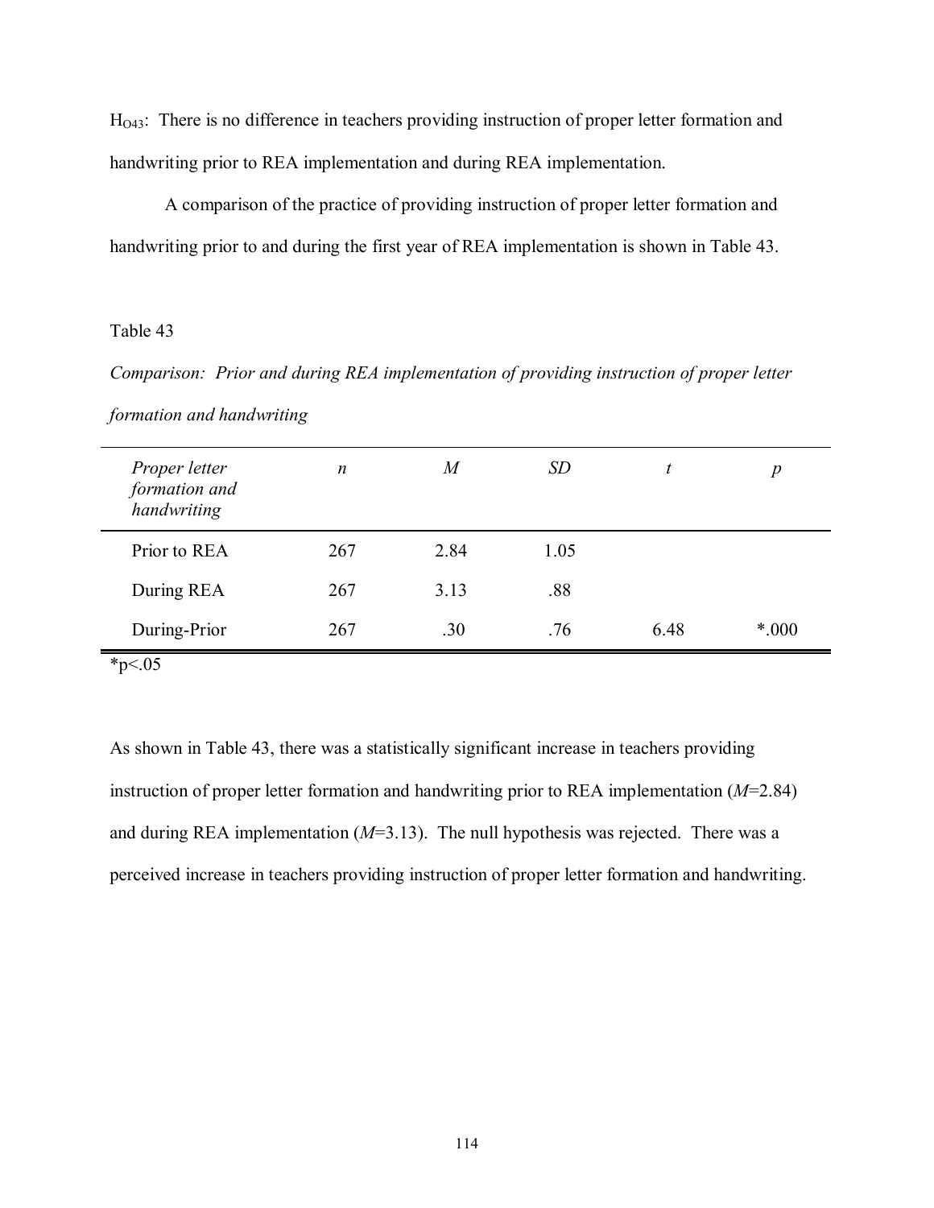$H_{O43}$: There is no difference in teachers providing instruction of proper letter formation and handwriting prior to REA implementation and during REA implementation.

A comparison of the practice of providing instruction of proper letter formation and handwriting prior to and during the first year of REA implementation is shown in Table 43.

Table 43

*Comparison: Prior and during REA implementation of providing instruction of proper letter formation and handwriting*

| *Proper letter formation and handwriting* | *n* | *M* | *SD* | *t* | *p* |
|---|---|---|---|---|---|
| Prior to REA | 267 | 2.84 | 1.05 | | |
| During REA | 267 | 3.13 | .88 | | |
| During-Prior | 267 | .30 | .76 | 6.48 | *.000 |

*p<.05

As shown in Table 43, there was a statistically significant increase in teachers providing instruction of proper letter formation and handwriting prior to REA implementation (*M*=2.84) and during REA implementation (*M*=3.13). The null hypothesis was rejected. There was a perceived increase in teachers providing instruction of proper letter formation and handwriting.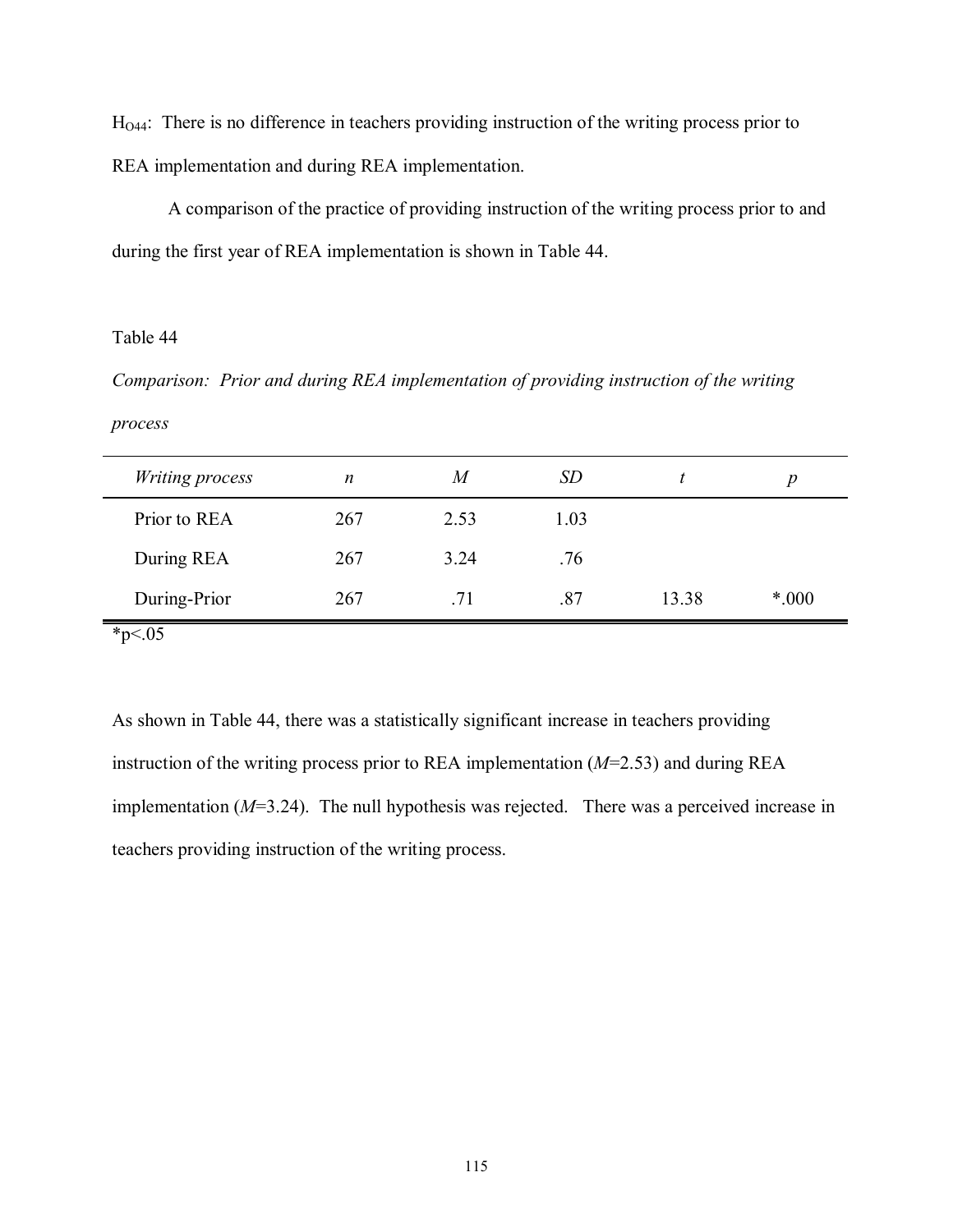$H_{O44}$: There is no difference in teachers providing instruction of the writing process prior to REA implementation and during REA implementation.

A comparison of the practice of providing instruction of the writing process prior to and during the first year of REA implementation is shown in Table 44.

Table 44

*Comparison: Prior and during REA implementation of providing instruction of the writing process*

| *Writing process* | *n* | *M* | *SD* | *t* | *p* |
|---|---|---|---|---|---|
| Prior to REA | 267 | 2.53 | 1.03 | | |
| During REA | 267 | 3.24 | .76 | | |
| During-Prior | 267 | .71 | .87 | 13.38 | *.000 |

*p<.05

As shown in Table 44, there was a statistically significant increase in teachers providing instruction of the writing process prior to REA implementation (*M*=2.53) and during REA implementation (*M*=3.24). The null hypothesis was rejected. There was a perceived increase in teachers providing instruction of the writing process.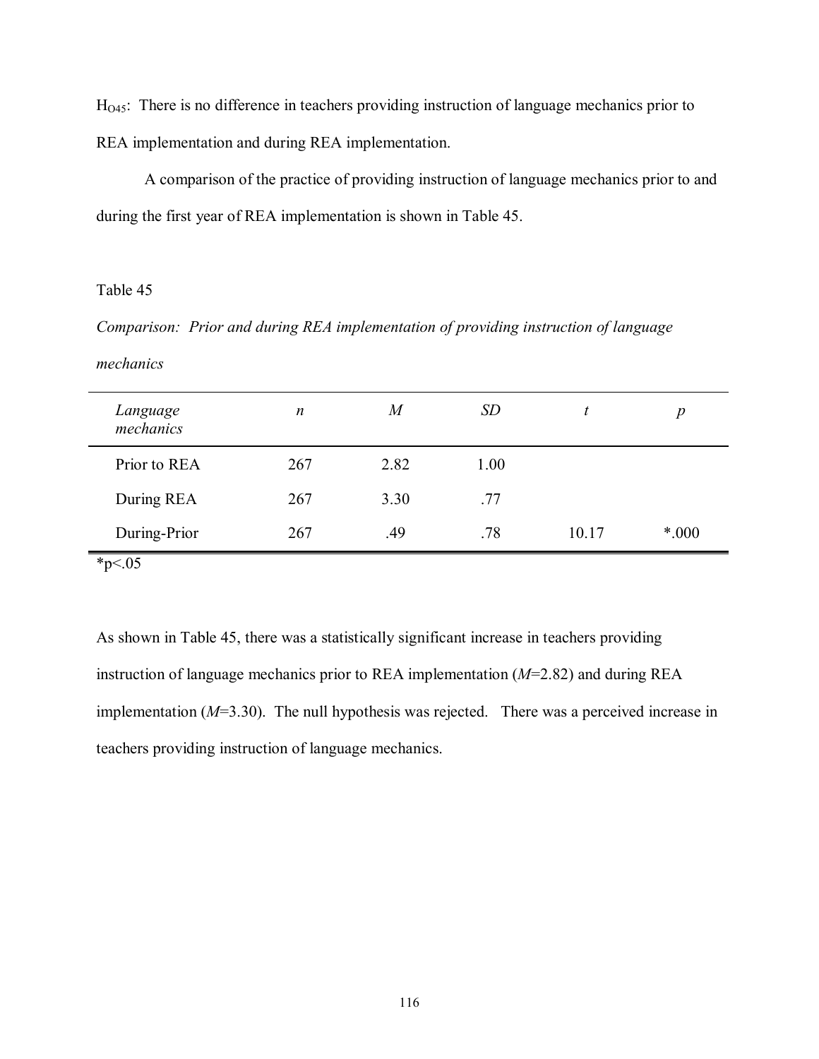$H_{O45}$: There is no difference in teachers providing instruction of language mechanics prior to REA implementation and during REA implementation.

A comparison of the practice of providing instruction of language mechanics prior to and during the first year of REA implementation is shown in Table 45.

Table 45

*Comparison: Prior and during REA implementation of providing instruction of language mechanics*

| *Language mechanics* | *n* | *M* | *SD* | *t* | *p* |
|---|---|---|---|---|---|
| Prior to REA | 267 | 2.82 | 1.00 | | |
| During REA | 267 | 3.30 | .77 | | |
| During-Prior | 267 | .49 | .78 | 10.17 | *.000 |

*$p<.05$

As shown in Table 45, there was a statistically significant increase in teachers providing instruction of language mechanics prior to REA implementation (*M*=2.82) and during REA implementation (*M*=3.30). The null hypothesis was rejected. There was a perceived increase in teachers providing instruction of language mechanics.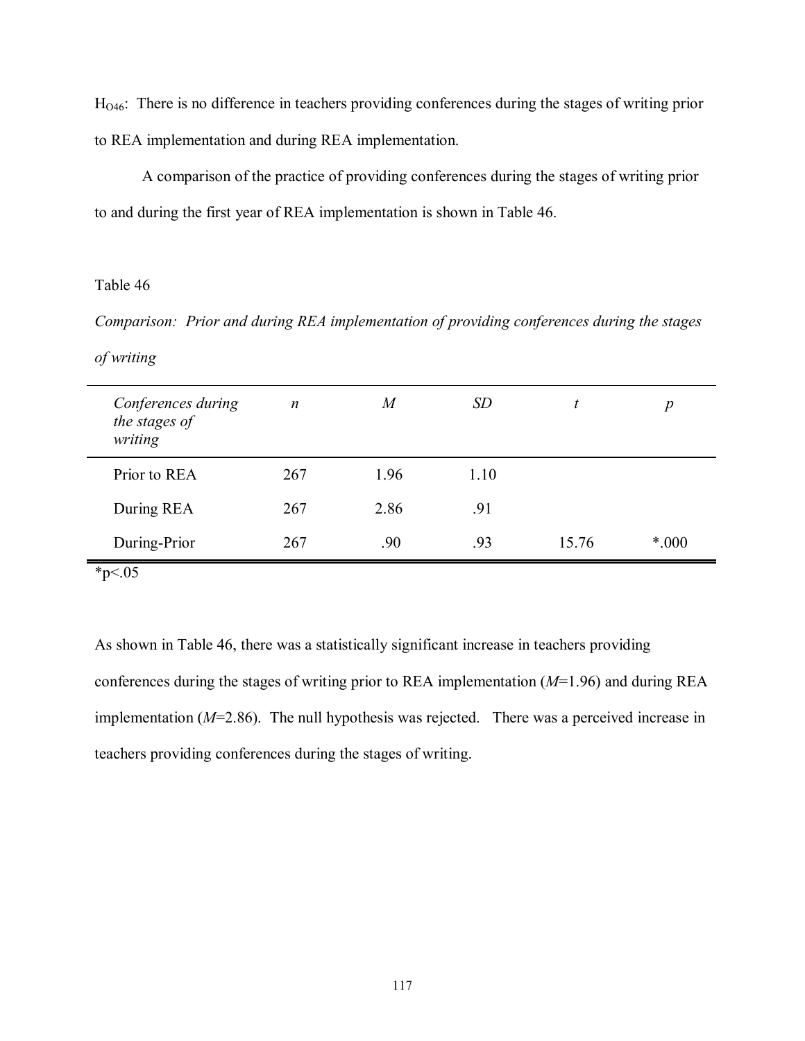$H_{O46}$: There is no difference in teachers providing conferences during the stages of writing prior to REA implementation and during REA implementation.

A comparison of the practice of providing conferences during the stages of writing prior to and during the first year of REA implementation is shown in Table 46.

Table 46

*Comparison: Prior and during REA implementation of providing conferences during the stages of writing*

| *Conferences during the stages of writing* | *n* | *M* | *SD* | *t* | *p* |
|---|---|---|---|---|---|
| Prior to REA | 267 | 1.96 | 1.10 | | |
| During REA | 267 | 2.86 | .91 | | |
| During-Prior | 267 | .90 | .93 | 15.76 | *.000 |

*p<.05

As shown in Table 46, there was a statistically significant increase in teachers providing conferences during the stages of writing prior to REA implementation (*M*=1.96) and during REA implementation (*M*=2.86). The null hypothesis was rejected. There was a perceived increase in teachers providing conferences during the stages of writing.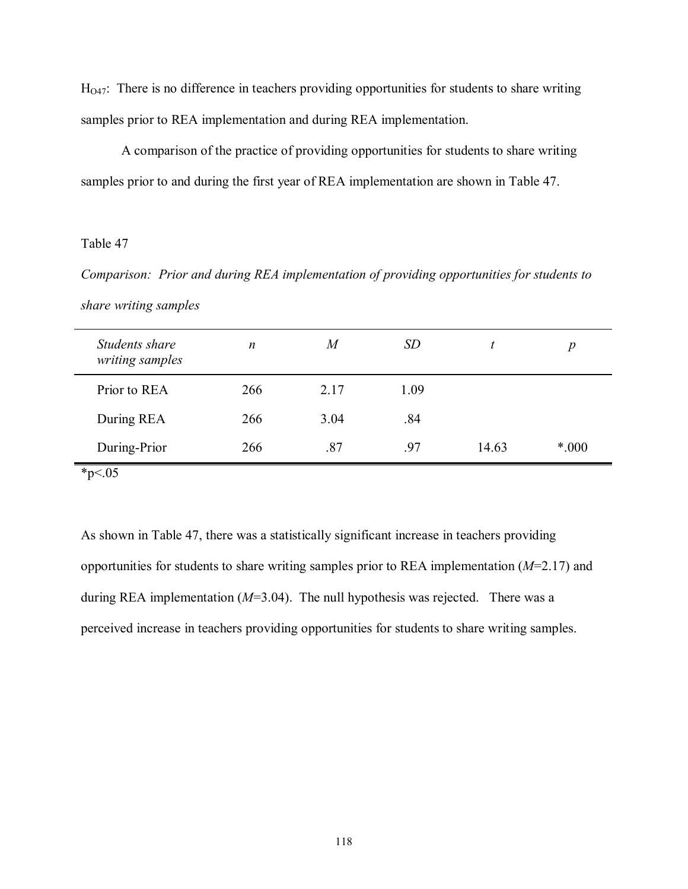$H_{O47}$: There is no difference in teachers providing opportunities for students to share writing samples prior to REA implementation and during REA implementation.

A comparison of the practice of providing opportunities for students to share writing samples prior to and during the first year of REA implementation are shown in Table 47.

Table 47

*Comparison: Prior and during REA implementation of providing opportunities for students to share writing samples*

| *Students share writing samples* | *n* | *M* | *SD* | *t* | *p* |
|---|---|---|---|---|---|
| Prior to REA | 266 | 2.17 | 1.09 | | |
| During REA | 266 | 3.04 | .84 | | |
| During-Prior | 266 | .87 | .97 | 14.63 | *.000 |

*p<.05

As shown in Table 47, there was a statistically significant increase in teachers providing opportunities for students to share writing samples prior to REA implementation (*M*=2.17) and during REA implementation (*M*=3.04). The null hypothesis was rejected. There was a perceived increase in teachers providing opportunities for students to share writing samples.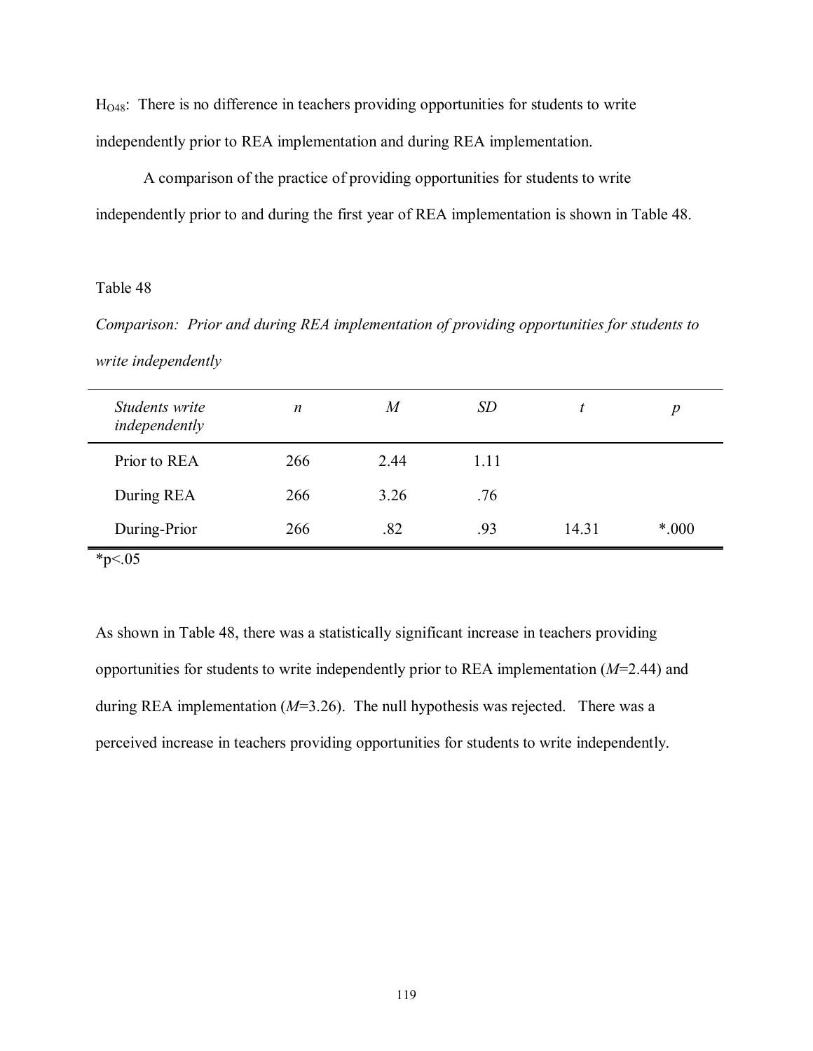$H_{O48}$: There is no difference in teachers providing opportunities for students to write independently prior to REA implementation and during REA implementation.

A comparison of the practice of providing opportunities for students to write independently prior to and during the first year of REA implementation is shown in Table 48.

Table 48

*Comparison: Prior and during REA implementation of providing opportunities for students to write independently*

| *Students write independently* | *n* | *M* | *SD* | *t* | *p* |
|---|---|---|---|---|---|
| Prior to REA | 266 | 2.44 | 1.11 | | |
| During REA | 266 | 3.26 | .76 | | |
| During-Prior | 266 | .82 | .93 | 14.31 | *.000 |

*p<.05

As shown in Table 48, there was a statistically significant increase in teachers providing opportunities for students to write independently prior to REA implementation ($M$=2.44) and during REA implementation ($M$=3.26). The null hypothesis was rejected. There was a perceived increase in teachers providing opportunities for students to write independently.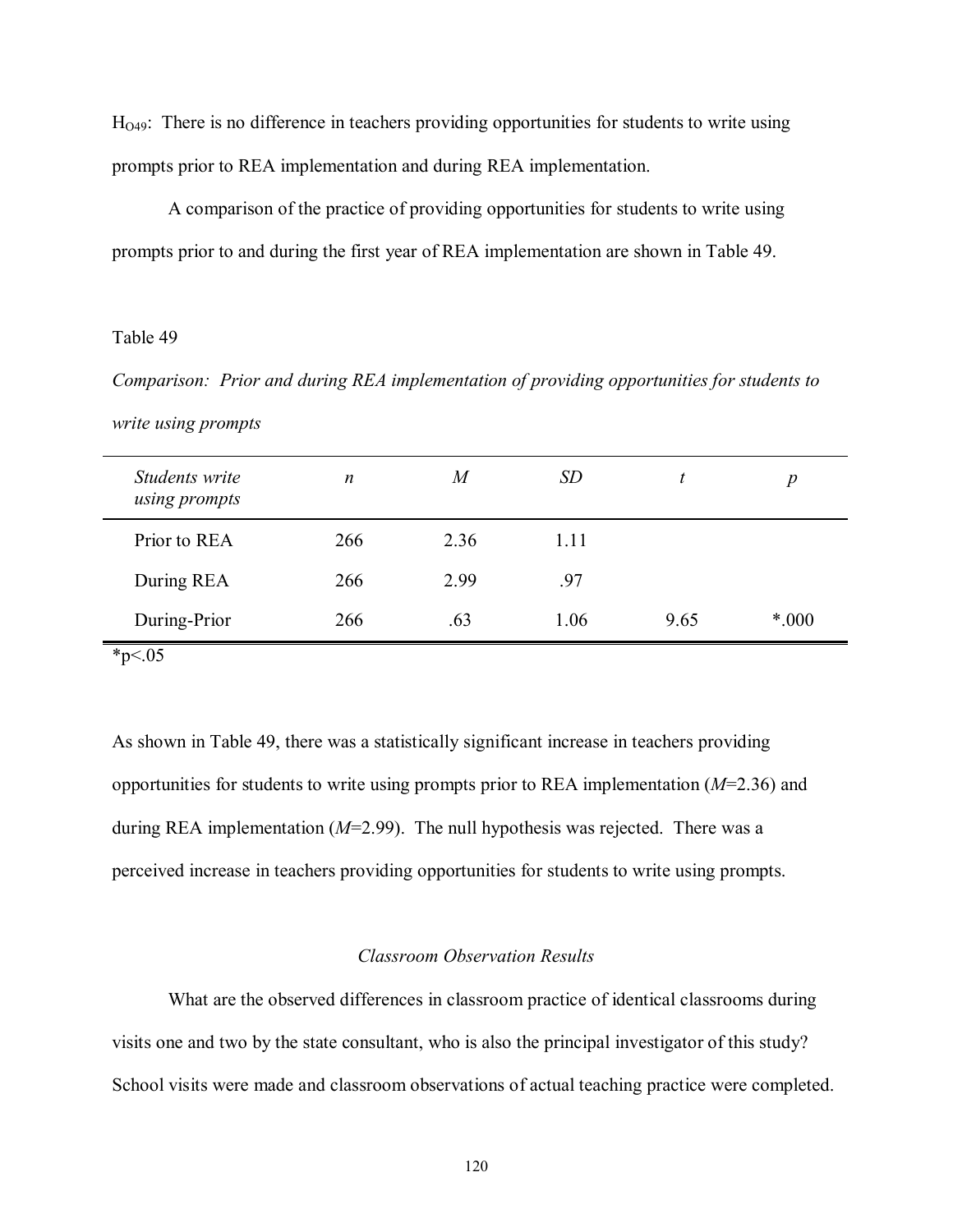$H_{O49}$: There is no difference in teachers providing opportunities for students to write using prompts prior to REA implementation and during REA implementation.

A comparison of the practice of providing opportunities for students to write using prompts prior to and during the first year of REA implementation are shown in Table 49.

Table 49

*Comparison: Prior and during REA implementation of providing opportunities for students to write using prompts*

| *Students write using prompts* | *n* | *M* | *SD* | *t* | *p* |
|---|---|---|---|---|---|
| Prior to REA | 266 | 2.36 | 1.11 | | |
| During REA | 266 | 2.99 | .97 | | |
| During-Prior | 266 | .63 | 1.06 | 9.65 | *.000 |

*p<.05

As shown in Table 49, there was a statistically significant increase in teachers providing opportunities for students to write using prompts prior to REA implementation (*M*=2.36) and during REA implementation (*M*=2.99). The null hypothesis was rejected. There was a perceived increase in teachers providing opportunities for students to write using prompts.

### *Classroom Observation Results*

What are the observed differences in classroom practice of identical classrooms during visits one and two by the state consultant, who is also the principal investigator of this study? School visits were made and classroom observations of actual teaching practice were completed.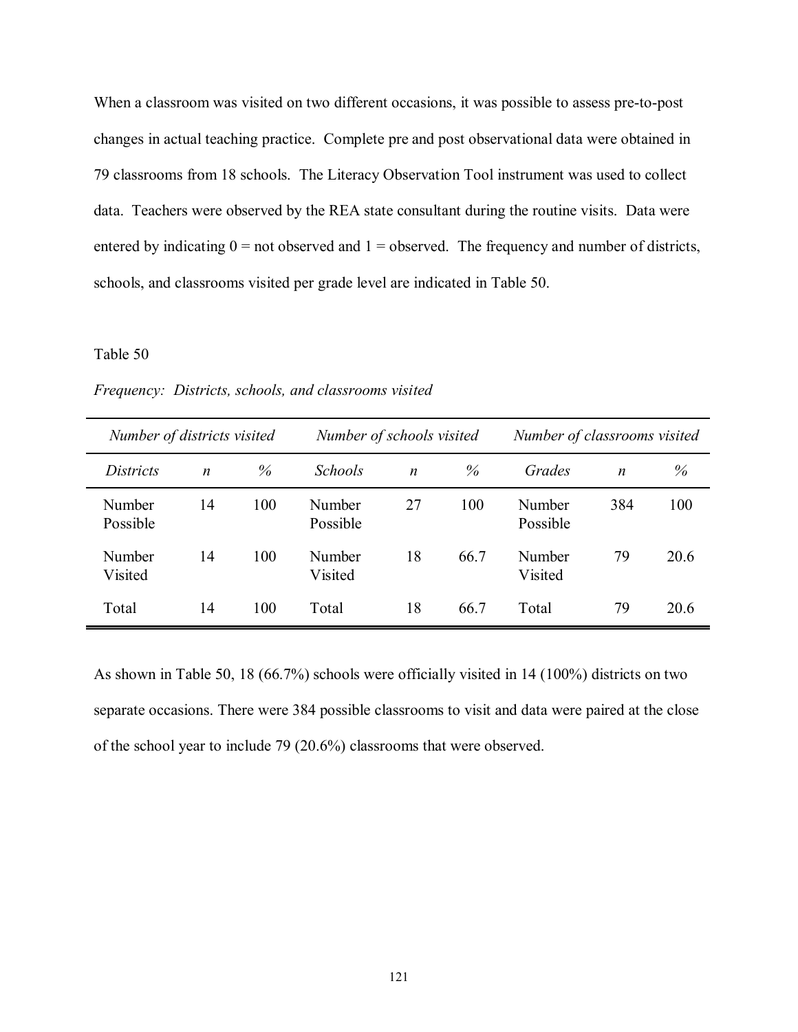When a classroom was visited on two different occasions, it was possible to assess pre-to-post changes in actual teaching practice. Complete pre and post observational data were obtained in 79 classrooms from 18 schools. The Literacy Observation Tool instrument was used to collect data. Teachers were observed by the REA state consultant during the routine visits. Data were entered by indicating 0 = not observed and 1 = observed. The frequency and number of districts, schools, and classrooms visited per grade level are indicated in Table 50.

Table 50

*Frequency: Districts, schools, and classrooms visited*

| *Number of districts visited* | | | *Number of schools visited* | | | *Number of classrooms visited* | | |
|---|---|---|---|---|---|---|---|---|
| *Districts* | *n* | *%* | *Schools* | *n* | *%* | *Grades* | *n* | *%* |
| Number Possible | 14 | 100 | Number Possible | 27 | 100 | Number Possible | 384 | 100 |
| Number Visited | 14 | 100 | Number Visited | 18 | 66.7 | Number Visited | 79 | 20.6 |
| Total | 14 | 100 | Total | 18 | 66.7 | Total | 79 | 20.6 |

As shown in Table 50, 18 (66.7%) schools were officially visited in 14 (100%) districts on two separate occasions. There were 384 possible classrooms to visit and data were paired at the close of the school year to include 79 (20.6%) classrooms that were observed.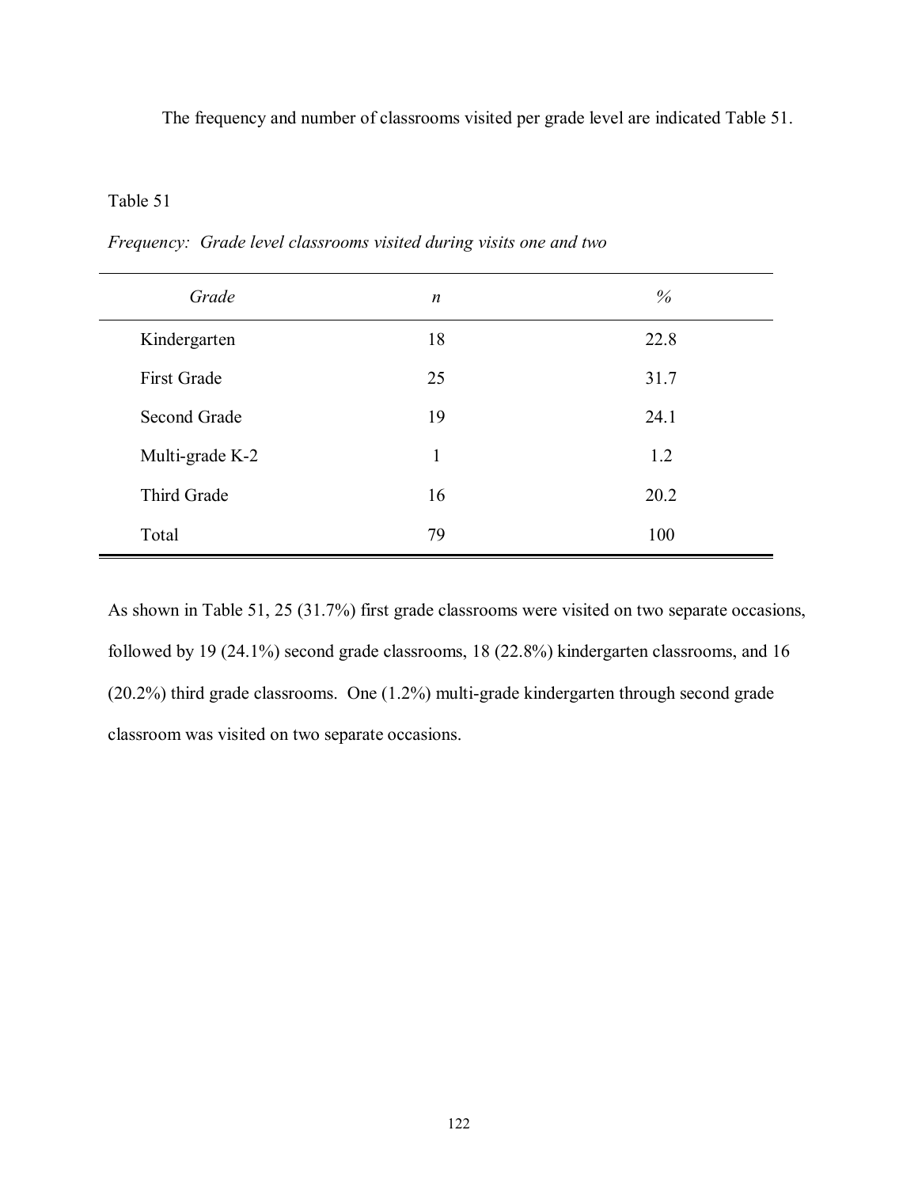The frequency and number of classrooms visited per grade level are indicated Table 51.

Table 51

*Frequency: Grade level classrooms visited during visits one and two*

| *Grade* | *n* | *%* |
|---|---|---|
| Kindergarten | 18 | 22.8 |
| First Grade | 25 | 31.7 |
| Second Grade | 19 | 24.1 |
| Multi-grade K-2 | 1 | 1.2 |
| Third Grade | 16 | 20.2 |
| Total | 79 | 100 |

As shown in Table 51, 25 (31.7%) first grade classrooms were visited on two separate occasions, followed by 19 (24.1%) second grade classrooms, 18 (22.8%) kindergarten classrooms, and 16 (20.2%) third grade classrooms. One (1.2%) multi-grade kindergarten through second grade classroom was visited on two separate occasions.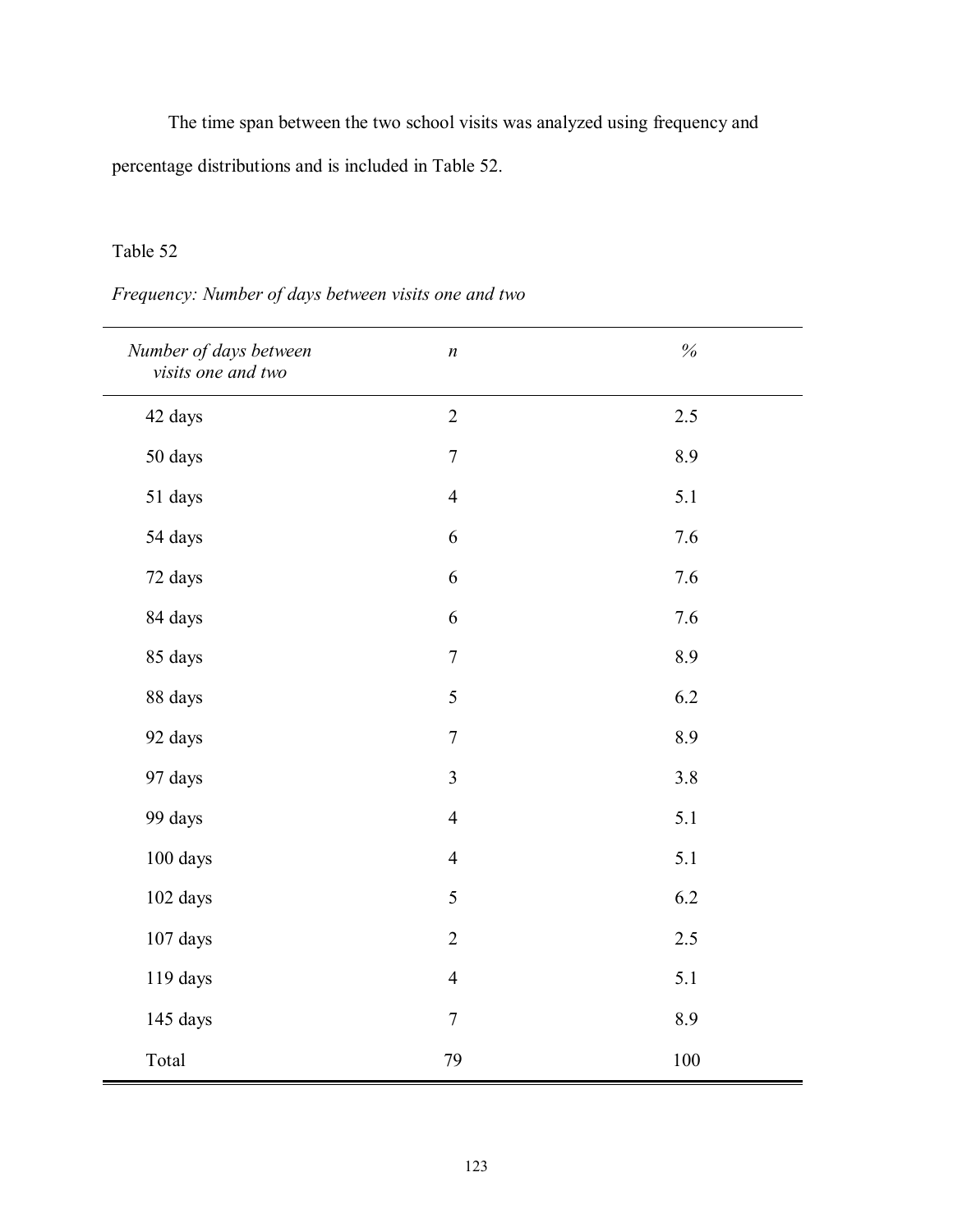The time span between the two school visits was analyzed using frequency and percentage distributions and is included in Table 52.

Table 52

*Frequency: Number of days between visits one and two*

| *Number of days between visits one and two* | *n* | *%* |
| --- | --- | --- |
| 42 days | 2 | 2.5 |
| 50 days | 7 | 8.9 |
| 51 days | 4 | 5.1 |
| 54 days | 6 | 7.6 |
| 72 days | 6 | 7.6 |
| 84 days | 6 | 7.6 |
| 85 days | 7 | 8.9 |
| 88 days | 5 | 6.2 |
| 92 days | 7 | 8.9 |
| 97 days | 3 | 3.8 |
| 99 days | 4 | 5.1 |
| 100 days | 4 | 5.1 |
| 102 days | 5 | 6.2 |
| 107 days | 2 | 2.5 |
| 119 days | 4 | 5.1 |
| 145 days | 7 | 8.9 |
| Total | 79 | 100 |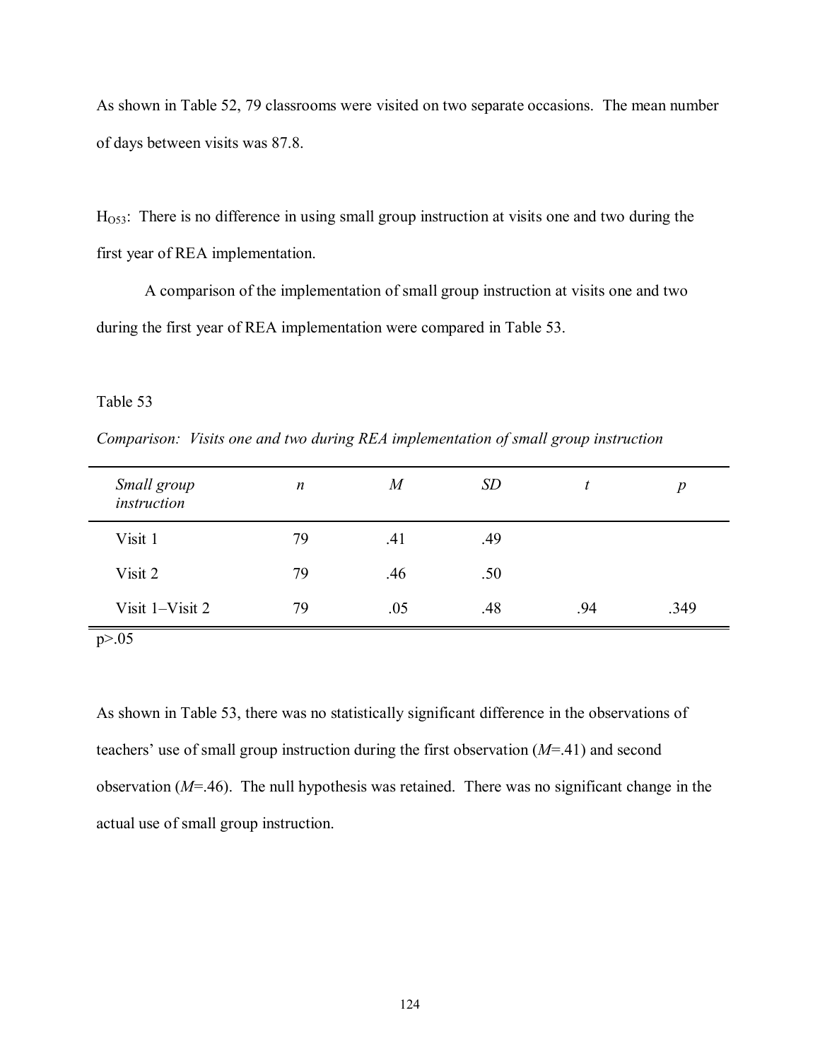As shown in Table 52, 79 classrooms were visited on two separate occasions. The mean number of days between visits was 87.8.

$H_{O53}$: There is no difference in using small group instruction at visits one and two during the first year of REA implementation.

A comparison of the implementation of small group instruction at visits one and two during the first year of REA implementation were compared in Table 53.

Table 53

*Comparison: Visits one and two during REA implementation of small group instruction*

| *Small group instruction* | *n* | *M* | *SD* | *t* | *p* |
|---|---|---|---|---|---|
| Visit 1 | 79 | .41 | .49 | | |
| Visit 2 | 79 | .46 | .50 | | |
| Visit 1–Visit 2 | 79 | .05 | .48 | .94 | .349 |

$p > .05$

As shown in Table 53, there was no statistically significant difference in the observations of teachers' use of small group instruction during the first observation ($M$=.41) and second observation ($M$=.46). The null hypothesis was retained. There was no significant change in the actual use of small group instruction.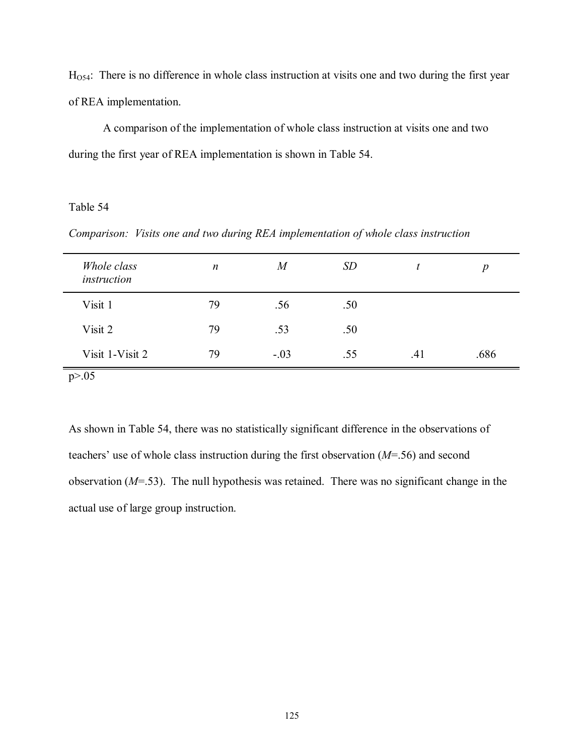$H_{O54}$: There is no difference in whole class instruction at visits one and two during the first year of REA implementation.

A comparison of the implementation of whole class instruction at visits one and two during the first year of REA implementation is shown in Table 54.

Table 54

*Comparison: Visits one and two during REA implementation of whole class instruction*

| *Whole class instruction* | *n* | *M* | *SD* | *t* | *p* |
|---|---|---|---|---|---|
| Visit 1 | 79 | .56 | .50 | | |
| Visit 2 | 79 | .53 | .50 | | |
| Visit 1-Visit 2 | 79 | -.03 | .55 | .41 | .686 |

$p > .05$

As shown in Table 54, there was no statistically significant difference in the observations of teachers' use of whole class instruction during the first observation ($M$=.56) and second observation ($M$=.53). The null hypothesis was retained. There was no significant change in the actual use of large group instruction.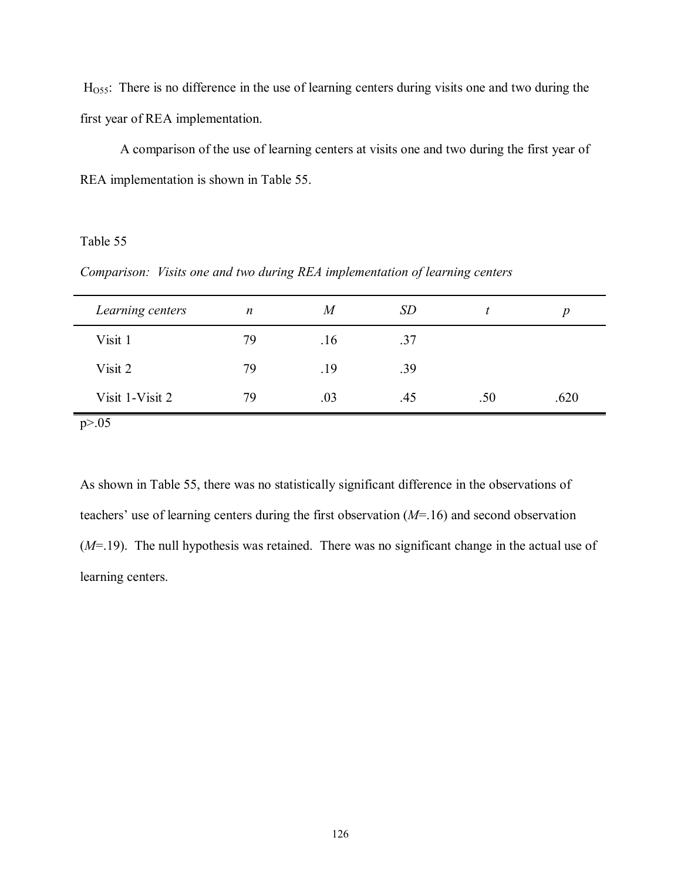$H_{O55}$: There is no difference in the use of learning centers during visits one and two during the first year of REA implementation.

A comparison of the use of learning centers at visits one and two during the first year of REA implementation is shown in Table 55.

Table 55

*Comparison: Visits one and two during REA implementation of learning centers*

| *Learning centers* | *n* | *M* | *SD* | *t* | *p* |
|---|---|---|---|---|---|
| Visit 1 | 79 | .16 | .37 | | |
| Visit 2 | 79 | .19 | .39 | | |
| Visit 1-Visit 2 | 79 | .03 | .45 | .50 | .620 |

$p>.05$

As shown in Table 55, there was no statistically significant difference in the observations of teachers' use of learning centers during the first observation (*M*=.16) and second observation (*M*=.19). The null hypothesis was retained. There was no significant change in the actual use of learning centers.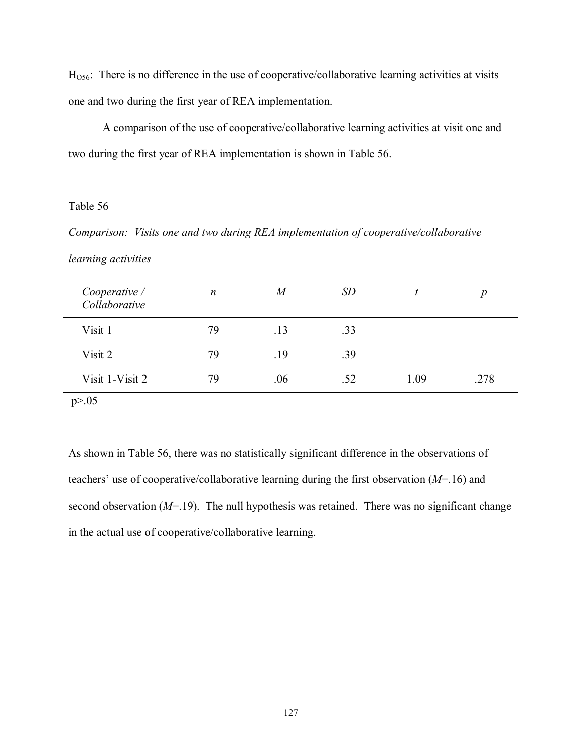$H_{O56}$: There is no difference in the use of cooperative/collaborative learning activities at visits one and two during the first year of REA implementation.

A comparison of the use of cooperative/collaborative learning activities at visit one and two during the first year of REA implementation is shown in Table 56.

Table 56

*Comparison: Visits one and two during REA implementation of cooperative/collaborative learning activities*

| *Cooperative / Collaborative* | *n* | *M* | *SD* | *t* | *p* |
|---|---|---|---|---|---|
| Visit 1 | 79 | .13 | .33 | | |
| Visit 2 | 79 | .19 | .39 | | |
| Visit 1-Visit 2 | 79 | .06 | .52 | 1.09 | .278 |

$p > .05$

As shown in Table 56, there was no statistically significant difference in the observations of teachers' use of cooperative/collaborative learning during the first observation (*M*=.16) and second observation (*M*=.19). The null hypothesis was retained. There was no significant change in the actual use of cooperative/collaborative learning.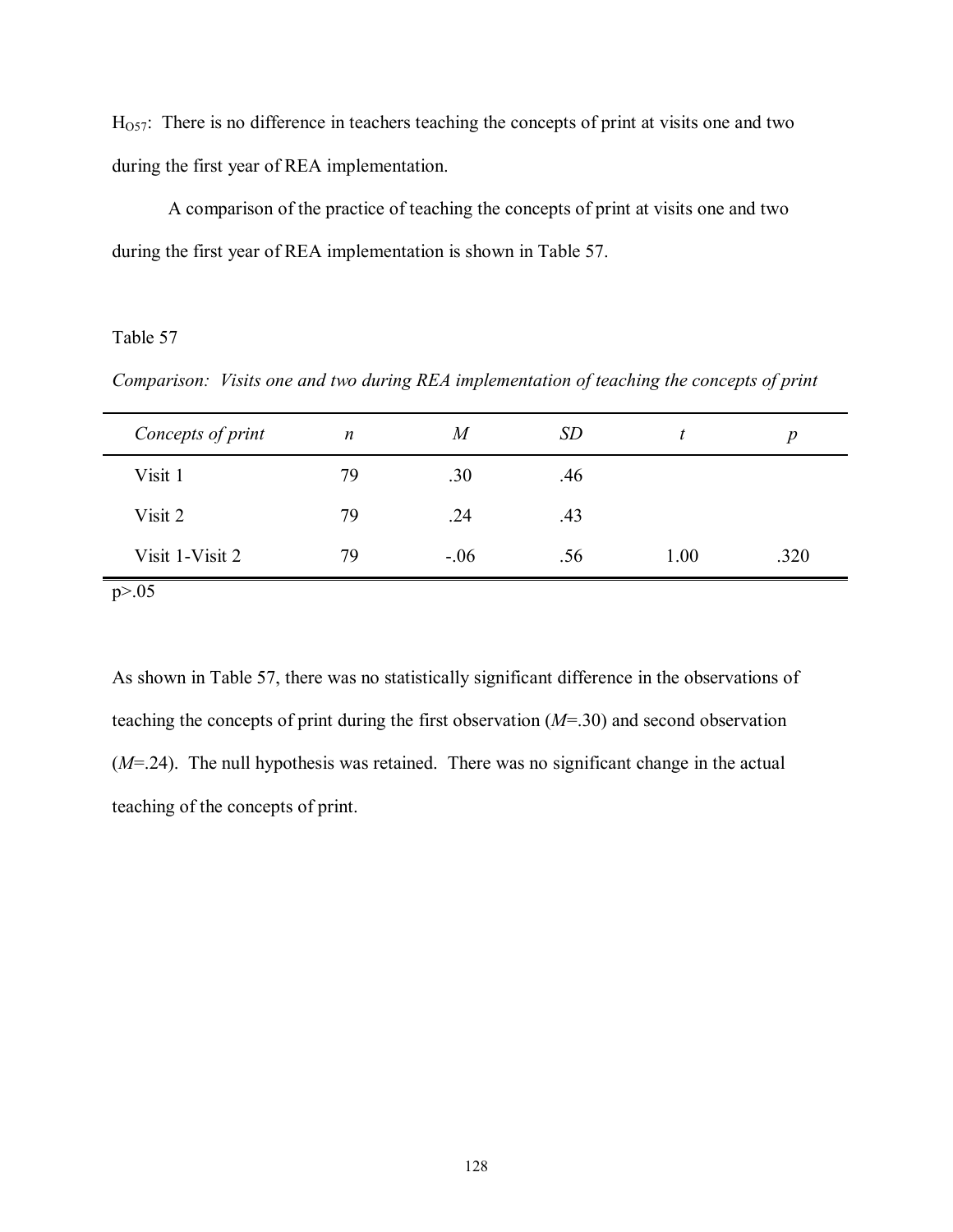$H_{O57}$: There is no difference in teachers teaching the concepts of print at visits one and two during the first year of REA implementation.

A comparison of the practice of teaching the concepts of print at visits one and two during the first year of REA implementation is shown in Table 57.

Table 57

*Comparison: Visits one and two during REA implementation of teaching the concepts of print*

| *Concepts of print* | *n* | *M* | *SD* | *t* | *p* |
|---|---|---|---|---|---|
| Visit 1 | 79 | .30 | .46 | | |
| Visit 2 | 79 | .24 | .43 | | |
| Visit 1-Visit 2 | 79 | -.06 | .56 | 1.00 | .320 |

$p>.05$

As shown in Table 57, there was no statistically significant difference in the observations of teaching the concepts of print during the first observation (*M*=.30) and second observation (*M*=.24). The null hypothesis was retained. There was no significant change in the actual teaching of the concepts of print.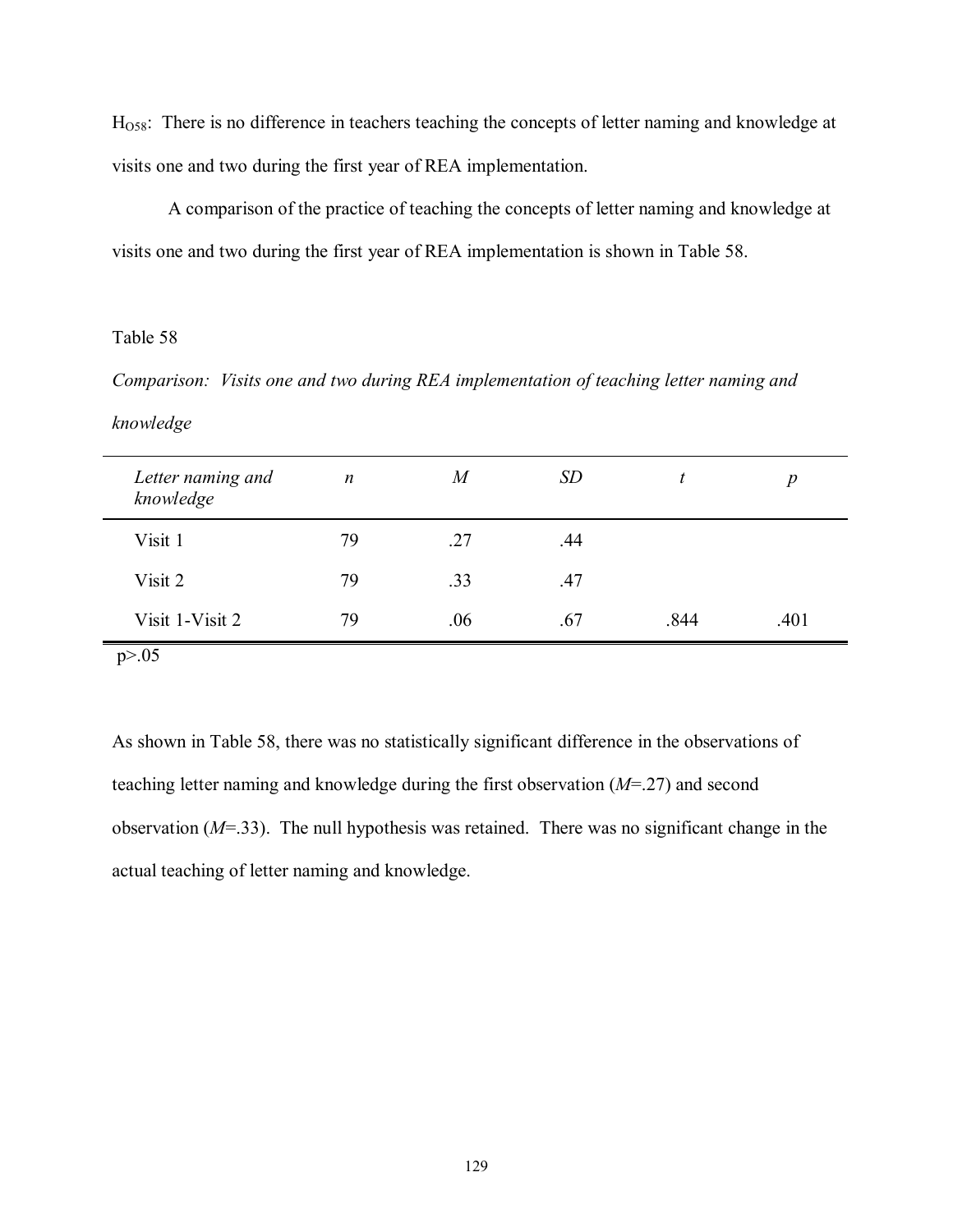$H_{O58}$: There is no difference in teachers teaching the concepts of letter naming and knowledge at visits one and two during the first year of REA implementation.

A comparison of the practice of teaching the concepts of letter naming and knowledge at visits one and two during the first year of REA implementation is shown in Table 58.

Table 58

*Comparison: Visits one and two during REA implementation of teaching letter naming and knowledge*

| *Letter naming and knowledge* | *n* | *M* | *SD* | *t* | *p* |
|---|---|---|---|---|---|
| Visit 1 | 79 | .27 | .44 | | |
| Visit 2 | 79 | .33 | .47 | | |
| Visit 1-Visit 2 | 79 | .06 | .67 | .844 | .401 |

$p > .05$

As shown in Table 58, there was no statistically significant difference in the observations of teaching letter naming and knowledge during the first observation (*M*=.27) and second observation (*M*=.33). The null hypothesis was retained. There was no significant change in the actual teaching of letter naming and knowledge.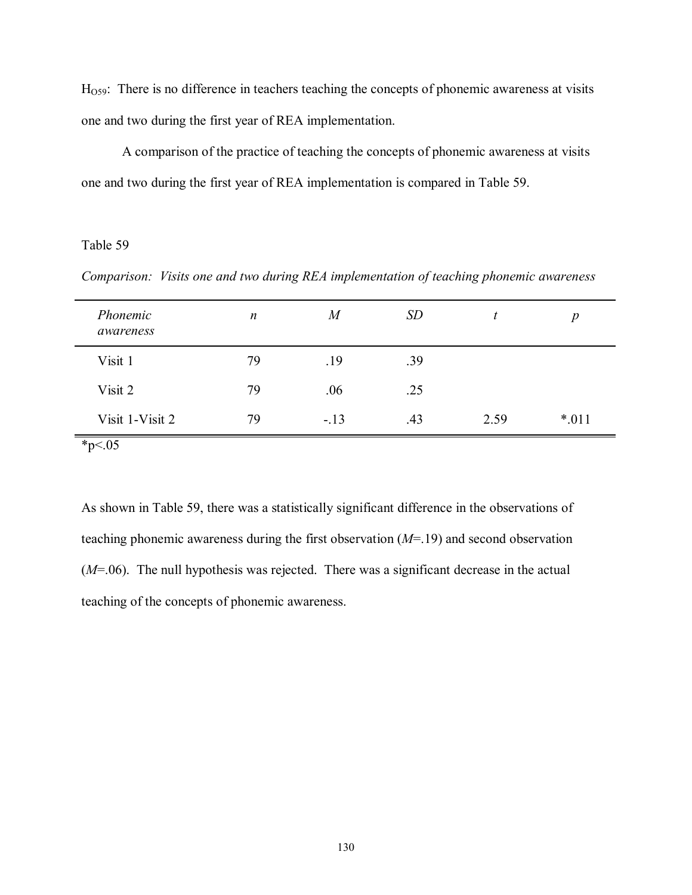$H_{O59}$: There is no difference in teachers teaching the concepts of phonemic awareness at visits one and two during the first year of REA implementation.

A comparison of the practice of teaching the concepts of phonemic awareness at visits one and two during the first year of REA implementation is compared in Table 59.

Table 59

*Comparison: Visits one and two during REA implementation of teaching phonemic awareness*

| *Phonemic awareness* | *n* | *M* | *SD* | *t* | *p* |
|---|---|---|---|---|---|
| Visit 1 | 79 | .19 | .39 | | |
| Visit 2 | 79 | .06 | .25 | | |
| Visit 1-Visit 2 | 79 | -.13 | .43 | 2.59 | *.011 |

*p<.05

As shown in Table 59, there was a statistically significant difference in the observations of teaching phonemic awareness during the first observation ($M$=.19) and second observation ($M$=.06). The null hypothesis was rejected. There was a significant decrease in the actual teaching of the concepts of phonemic awareness.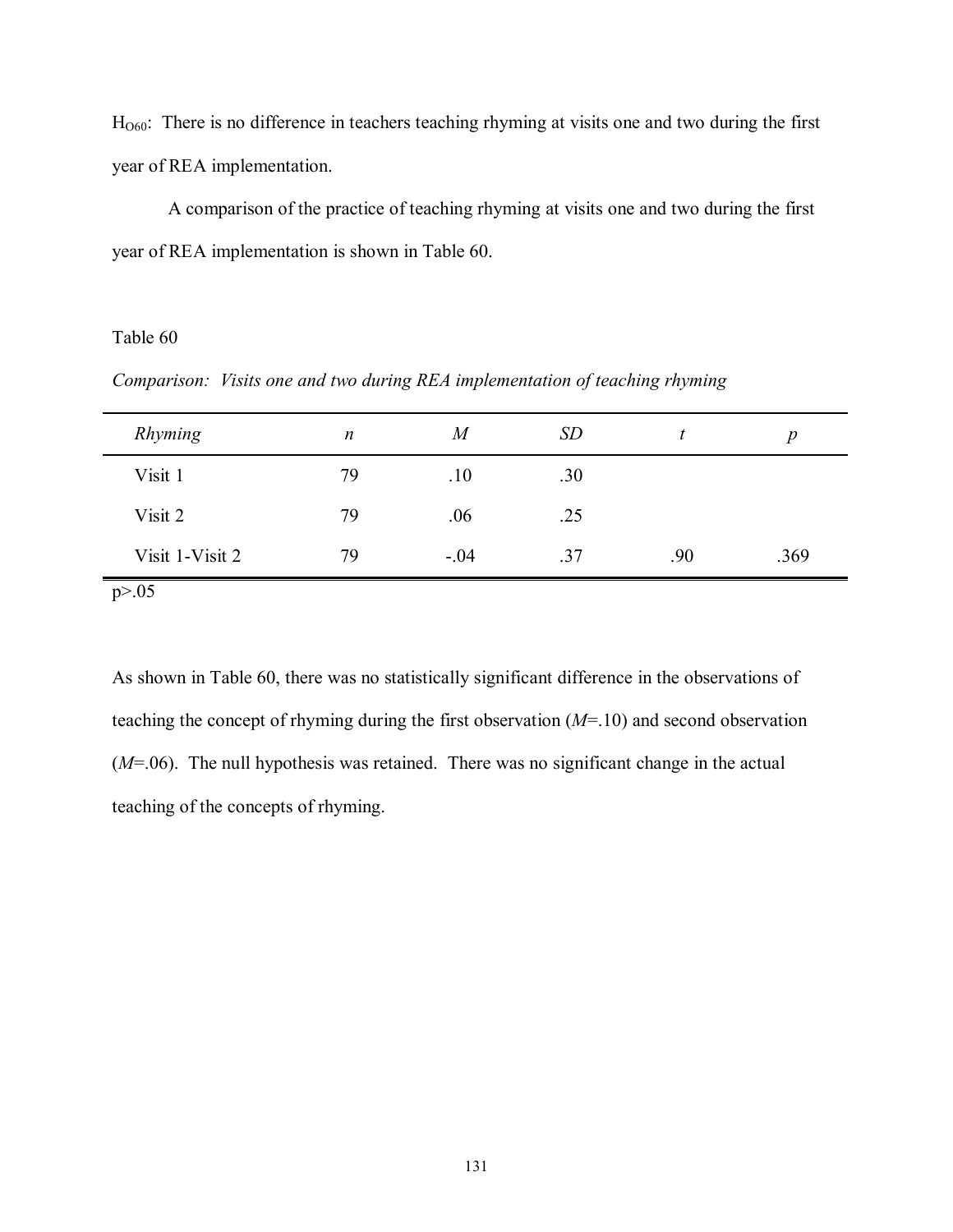$H_{O60}$: There is no difference in teachers teaching rhyming at visits one and two during the first year of REA implementation.

A comparison of the practice of teaching rhyming at visits one and two during the first year of REA implementation is shown in Table 60.

Table 60

*Comparison: Visits one and two during REA implementation of teaching rhyming*

| *Rhyming* | *n* | *M* | *SD* | *t* | *p* |
|---|---|---|---|---|---|
| Visit 1 | 79 | .10 | .30 | | |
| Visit 2 | 79 | .06 | .25 | | |
| Visit 1-Visit 2 | 79 | -.04 | .37 | .90 | .369 |

$p>.05$

As shown in Table 60, there was no statistically significant difference in the observations of teaching the concept of rhyming during the first observation ($M$=.10) and second observation ($M$=.06). The null hypothesis was retained. There was no significant change in the actual teaching of the concepts of rhyming.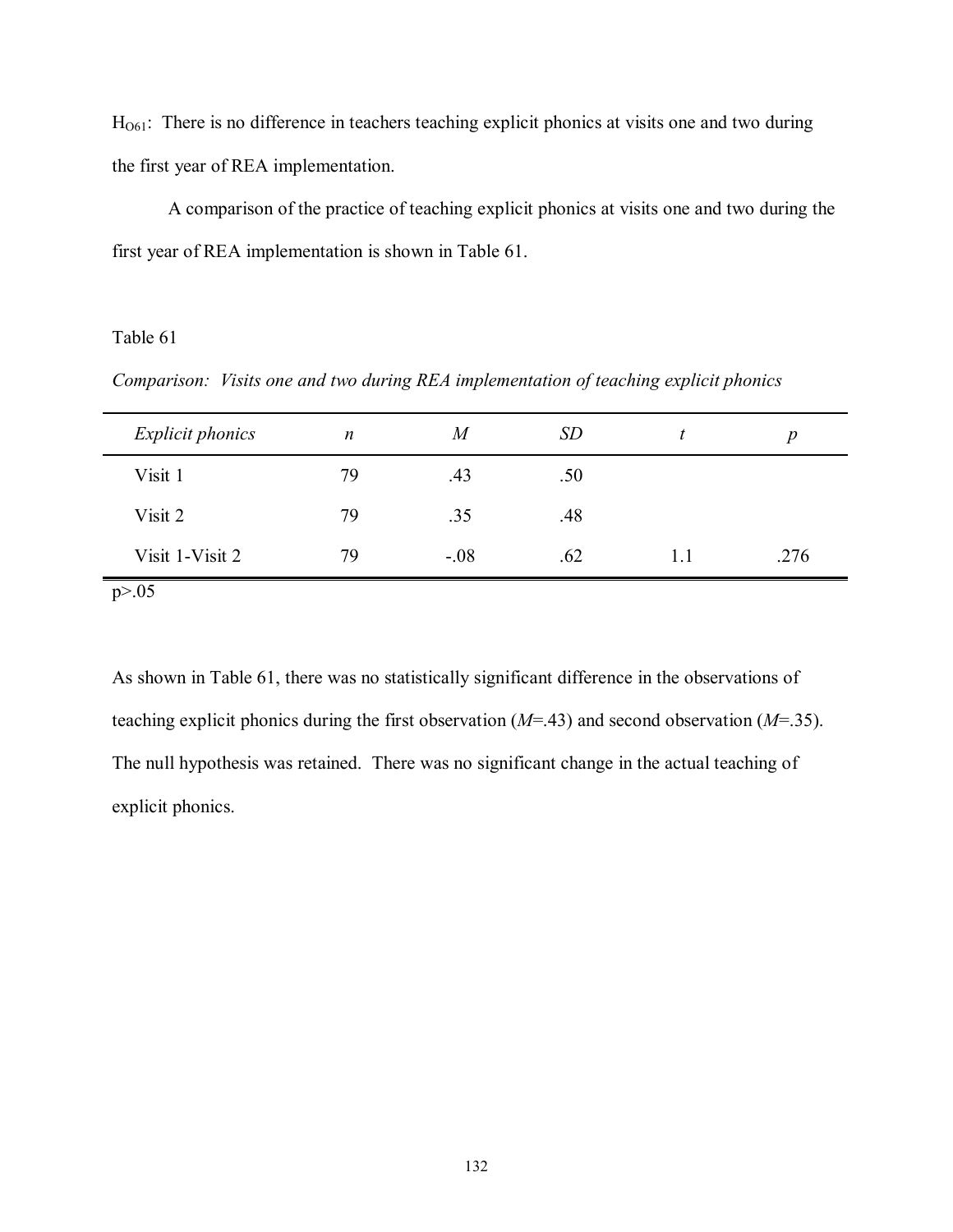$H_{O61}$: There is no difference in teachers teaching explicit phonics at visits one and two during the first year of REA implementation.

A comparison of the practice of teaching explicit phonics at visits one and two during the first year of REA implementation is shown in Table 61.

Table 61

*Comparison: Visits one and two during REA implementation of teaching explicit phonics*

| *Explicit phonics* | *n* | *M* | *SD* | *t* | *p* |
|---|---|---|---|---|---|
| Visit 1 | 79 | .43 | .50 | | |
| Visit 2 | 79 | .35 | .48 | | |
| Visit 1-Visit 2 | 79 | -.08 | .62 | 1.1 | .276 |

$p>.05$

As shown in Table 61, there was no statistically significant difference in the observations of teaching explicit phonics during the first observation (*M*=.43) and second observation (*M*=.35). The null hypothesis was retained. There was no significant change in the actual teaching of explicit phonics.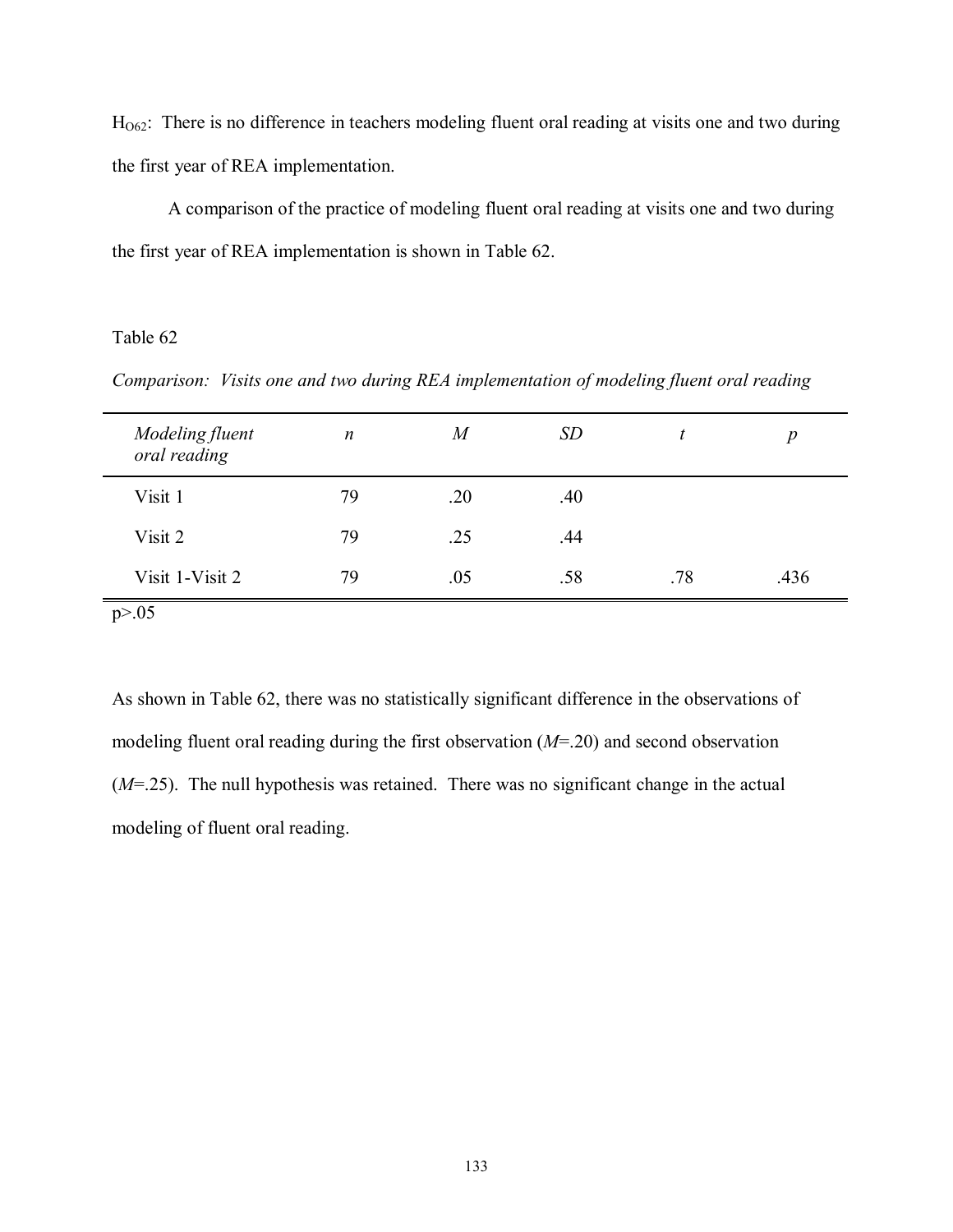$H_{O62}$: There is no difference in teachers modeling fluent oral reading at visits one and two during the first year of REA implementation.

A comparison of the practice of modeling fluent oral reading at visits one and two during the first year of REA implementation is shown in Table 62.

Table 62

*Comparison: Visits one and two during REA implementation of modeling fluent oral reading*

| *Modeling fluent oral reading* | *n* | *M* | *SD* | *t* | *p* |
|---|---|---|---|---|---|
| Visit 1 | 79 | .20 | .40 | | |
| Visit 2 | 79 | .25 | .44 | | |
| Visit 1-Visit 2 | 79 | .05 | .58 | .78 | .436 |

$p>.05$

As shown in Table 62, there was no statistically significant difference in the observations of modeling fluent oral reading during the first observation ($M$=.20) and second observation ($M$=.25). The null hypothesis was retained. There was no significant change in the actual modeling of fluent oral reading.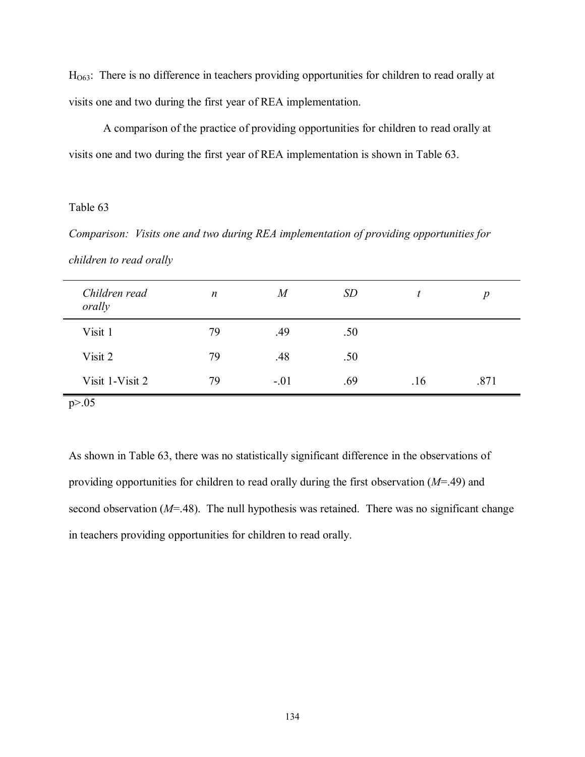$H_{O63}$: There is no difference in teachers providing opportunities for children to read orally at visits one and two during the first year of REA implementation.

A comparison of the practice of providing opportunities for children to read orally at visits one and two during the first year of REA implementation is shown in Table 63.

Table 63

*Comparison: Visits one and two during REA implementation of providing opportunities for children to read orally*

| *Children read orally* | *n* | *M* | *SD* | *t* | *p* |
|---|---|---|---|---|---|
| Visit 1 | 79 | .49 | .50 | | |
| Visit 2 | 79 | .48 | .50 | | |
| Visit 1-Visit 2 | 79 | -.01 | .69 | .16 | .871 |

$p > .05$

As shown in Table 63, there was no statistically significant difference in the observations of providing opportunities for children to read orally during the first observation (*M*=.49) and second observation (*M*=.48). The null hypothesis was retained. There was no significant change in teachers providing opportunities for children to read orally.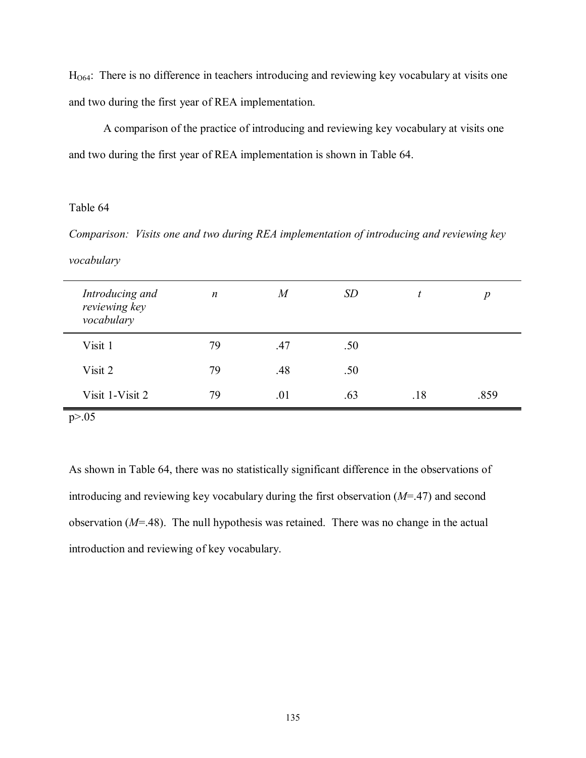$H_{O64}$: There is no difference in teachers introducing and reviewing key vocabulary at visits one and two during the first year of REA implementation.

A comparison of the practice of introducing and reviewing key vocabulary at visits one and two during the first year of REA implementation is shown in Table 64.

Table 64

*Comparison: Visits one and two during REA implementation of introducing and reviewing key vocabulary*

| *Introducing and reviewing key vocabulary* | *n* | *M* | *SD* | *t* | *p* |
|---|---|---|---|---|---|
| Visit 1 | 79 | .47 | .50 | | |
| Visit 2 | 79 | .48 | .50 | | |
| Visit 1-Visit 2 | 79 | .01 | .63 | .18 | .859 |

$p > .05$

As shown in Table 64, there was no statistically significant difference in the observations of introducing and reviewing key vocabulary during the first observation (*M*=.47) and second observation (*M*=.48). The null hypothesis was retained. There was no change in the actual introduction and reviewing of key vocabulary.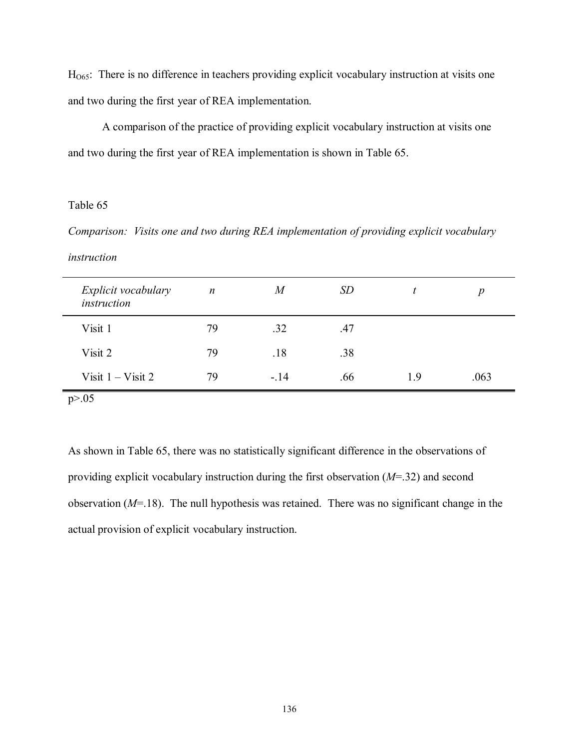$H_{O65}$: There is no difference in teachers providing explicit vocabulary instruction at visits one and two during the first year of REA implementation.

A comparison of the practice of providing explicit vocabulary instruction at visits one and two during the first year of REA implementation is shown in Table 65.

Table 65

*Comparison: Visits one and two during REA implementation of providing explicit vocabulary instruction*

| *Explicit vocabulary instruction* | *n* | *M* | *SD* | *t* | *p* |
|---|---|---|---|---|---|
| Visit 1 | 79 | .32 | .47 | | |
| Visit 2 | 79 | .18 | .38 | | |
| Visit 1 – Visit 2 | 79 | -.14 | .66 | 1.9 | .063 |

$p > .05$

As shown in Table 65, there was no statistically significant difference in the observations of providing explicit vocabulary instruction during the first observation ($M$=.32) and second observation ($M$=.18). The null hypothesis was retained. There was no significant change in the actual provision of explicit vocabulary instruction.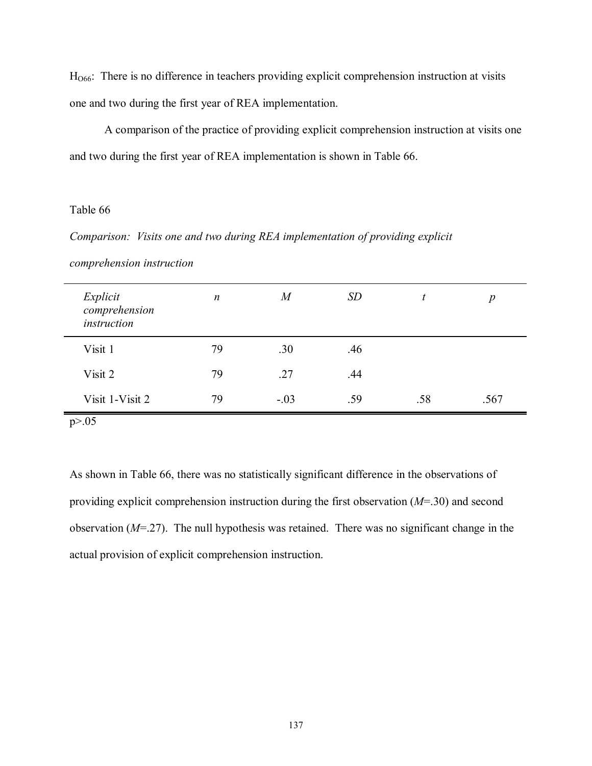$H_{O66}$: There is no difference in teachers providing explicit comprehension instruction at visits one and two during the first year of REA implementation.

A comparison of the practice of providing explicit comprehension instruction at visits one and two during the first year of REA implementation is shown in Table 66.

Table 66

*Comparison: Visits one and two during REA implementation of providing explicit comprehension instruction*

| *Explicit comprehension instruction* | *n* | *M* | *SD* | *t* | *p* |
|---|---|---|---|---|---|
| Visit 1 | 79 | .30 | .46 | | |
| Visit 2 | 79 | .27 | .44 | | |
| Visit 1-Visit 2 | 79 | -.03 | .59 | .58 | .567 |

$p > .05$

As shown in Table 66, there was no statistically significant difference in the observations of providing explicit comprehension instruction during the first observation (*M*=.30) and second observation (*M*=.27). The null hypothesis was retained. There was no significant change in the actual provision of explicit comprehension instruction.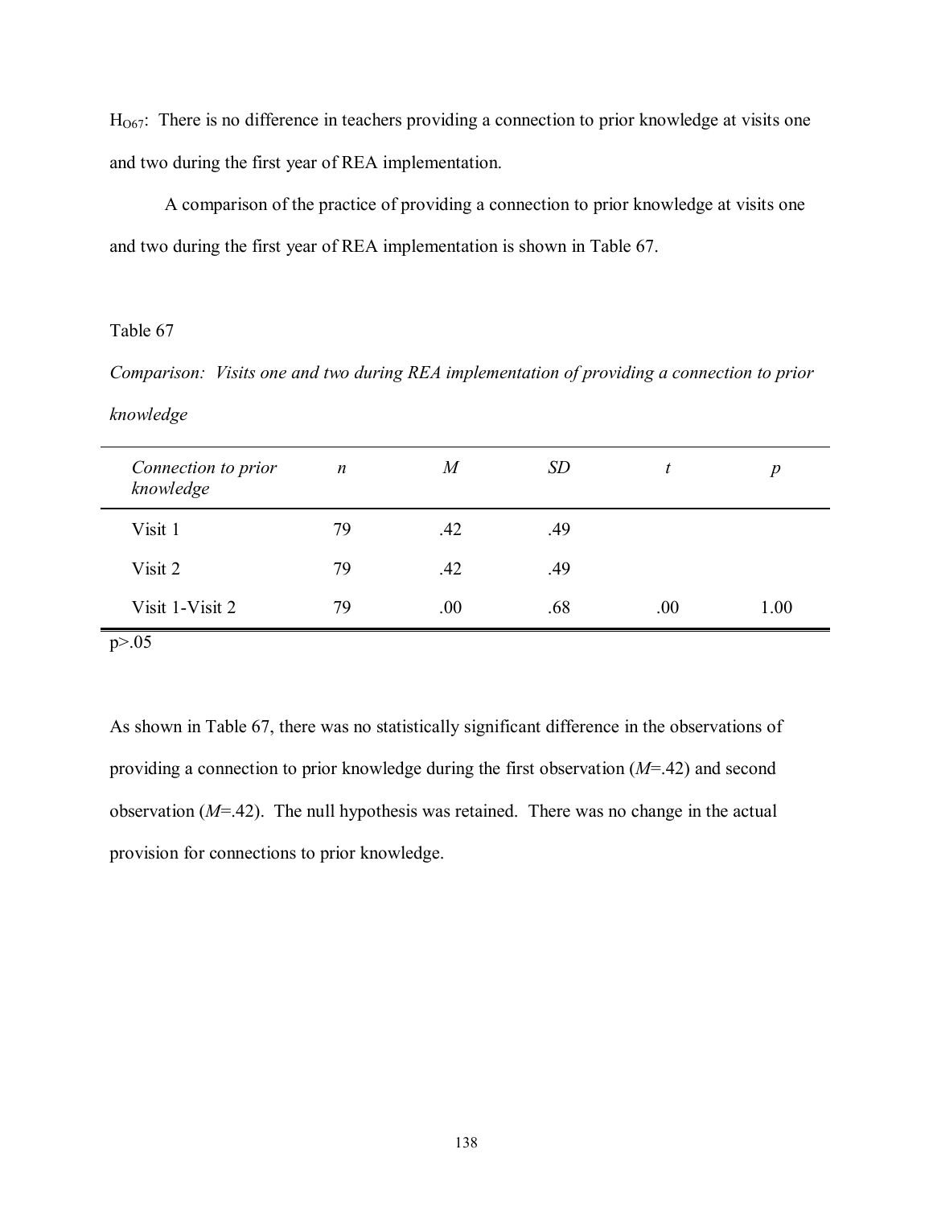$H_{O67}$: There is no difference in teachers providing a connection to prior knowledge at visits one and two during the first year of REA implementation.

A comparison of the practice of providing a connection to prior knowledge at visits one and two during the first year of REA implementation is shown in Table 67.

Table 67

*Comparison: Visits one and two during REA implementation of providing a connection to prior knowledge*

| *Connection to prior knowledge* | *n* | *M* | *SD* | *t* | *p* |
|---|---|---|---|---|---|
| Visit 1 | 79 | .42 | .49 | | |
| Visit 2 | 79 | .42 | .49 | | |
| Visit 1-Visit 2 | 79 | .00 | .68 | .00 | 1.00 |

$p>.05$

As shown in Table 67, there was no statistically significant difference in the observations of providing a connection to prior knowledge during the first observation ($M$=.42) and second observation ($M$=.42). The null hypothesis was retained. There was no change in the actual provision for connections to prior knowledge.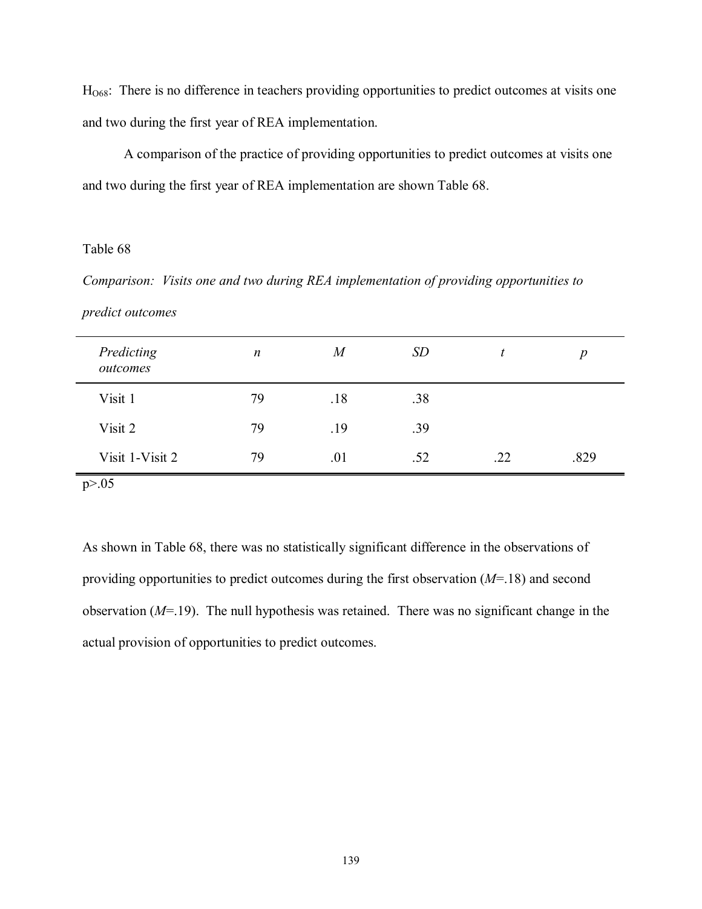$H_{O68}$: There is no difference in teachers providing opportunities to predict outcomes at visits one and two during the first year of REA implementation.

A comparison of the practice of providing opportunities to predict outcomes at visits one and two during the first year of REA implementation are shown Table 68.

Table 68

*Comparison: Visits one and two during REA implementation of providing opportunities to predict outcomes*

| *Predicting outcomes* | *n* | *M* | *SD* | *t* | *p* |
|---|---|---|---|---|---|
| Visit 1 | 79 | .18 | .38 | | |
| Visit 2 | 79 | .19 | .39 | | |
| Visit 1-Visit 2 | 79 | .01 | .52 | .22 | .829 |

$p > .05$

As shown in Table 68, there was no statistically significant difference in the observations of providing opportunities to predict outcomes during the first observation ($M$=.18) and second observation ($M$=.19). The null hypothesis was retained. There was no significant change in the actual provision of opportunities to predict outcomes.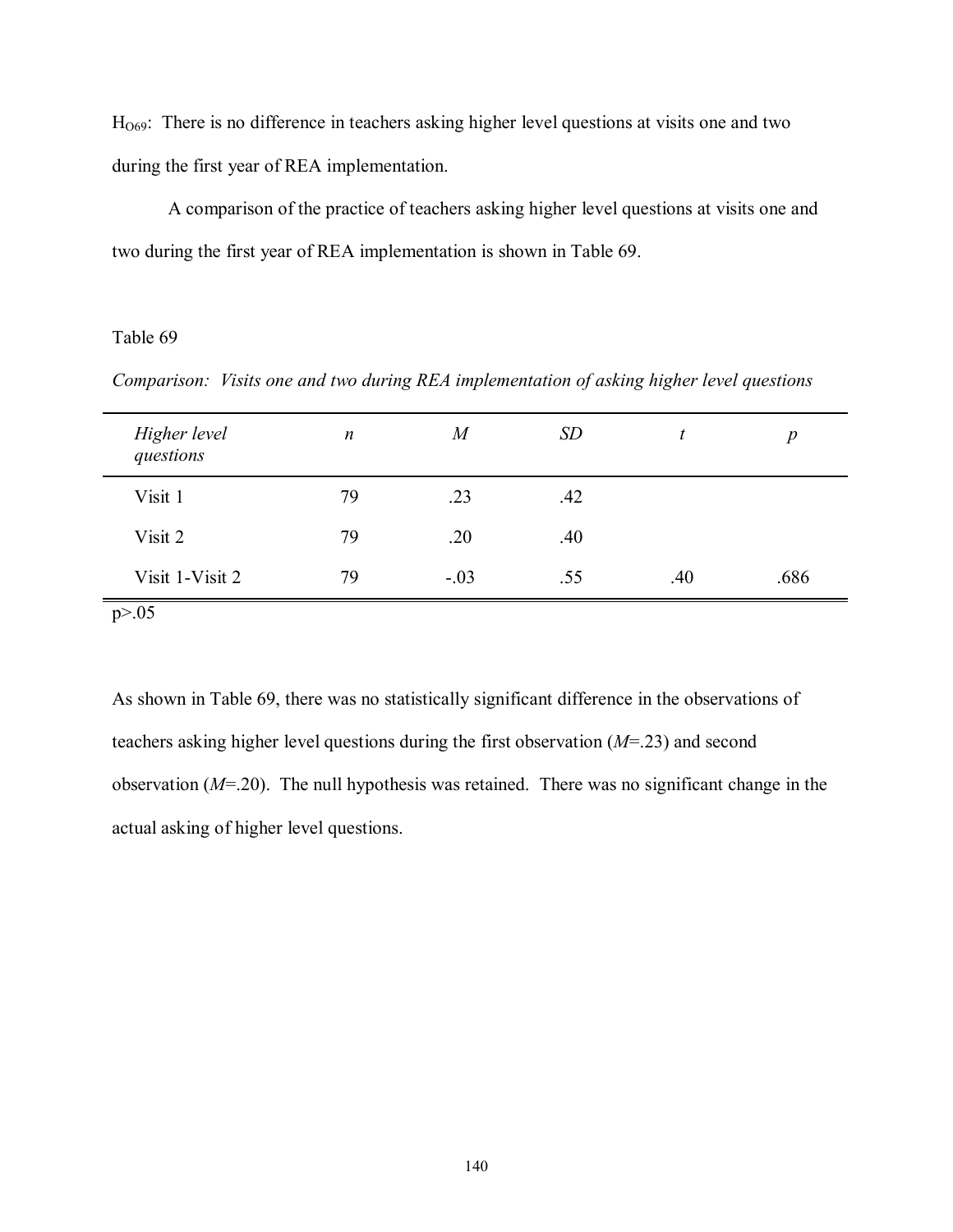$H_{O69}$: There is no difference in teachers asking higher level questions at visits one and two during the first year of REA implementation.

A comparison of the practice of teachers asking higher level questions at visits one and two during the first year of REA implementation is shown in Table 69.

Table 69

*Comparison: Visits one and two during REA implementation of asking higher level questions*

| *Higher level questions* | *n* | *M* | *SD* | *t* | *p* |
|---|---|---|---|---|---|
| Visit 1 | 79 | .23 | .42 | | |
| Visit 2 | 79 | .20 | .40 | | |
| Visit 1-Visit 2 | 79 | -.03 | .55 | .40 | .686 |

$p>.05$

As shown in Table 69, there was no statistically significant difference in the observations of teachers asking higher level questions during the first observation (*M*=.23) and second observation (*M*=.20). The null hypothesis was retained. There was no significant change in the actual asking of higher level questions.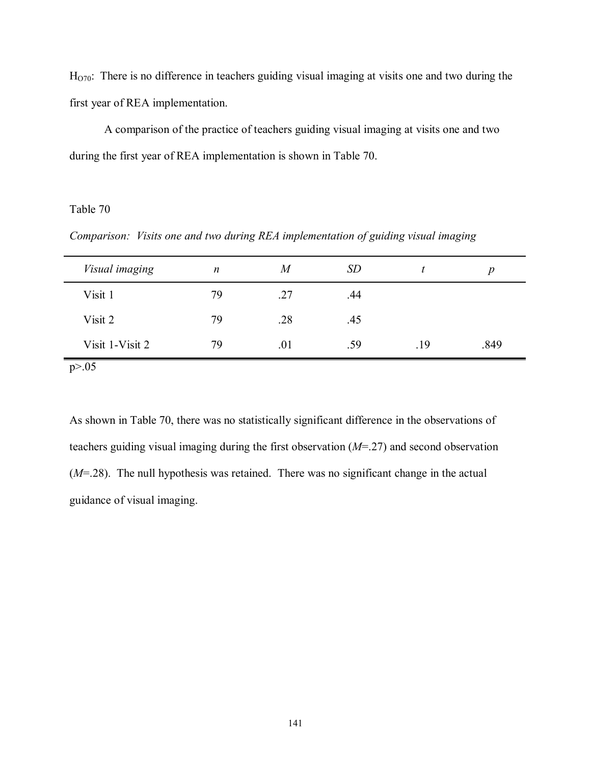$H_{O70}$: There is no difference in teachers guiding visual imaging at visits one and two during the first year of REA implementation.

A comparison of the practice of teachers guiding visual imaging at visits one and two during the first year of REA implementation is shown in Table 70.

Table 70

*Comparison: Visits one and two during REA implementation of guiding visual imaging*

| *Visual imaging* | *n* | *M* | *SD* | *t* | *p* |
|---|---|---|---|---|---|
| Visit 1 | 79 | .27 | .44 | | |
| Visit 2 | 79 | .28 | .45 | | |
| Visit 1-Visit 2 | 79 | .01 | .59 | .19 | .849 |

$p>.05$

As shown in Table 70, there was no statistically significant difference in the observations of teachers guiding visual imaging during the first observation ($M$=.27) and second observation ($M$=.28). The null hypothesis was retained. There was no significant change in the actual guidance of visual imaging.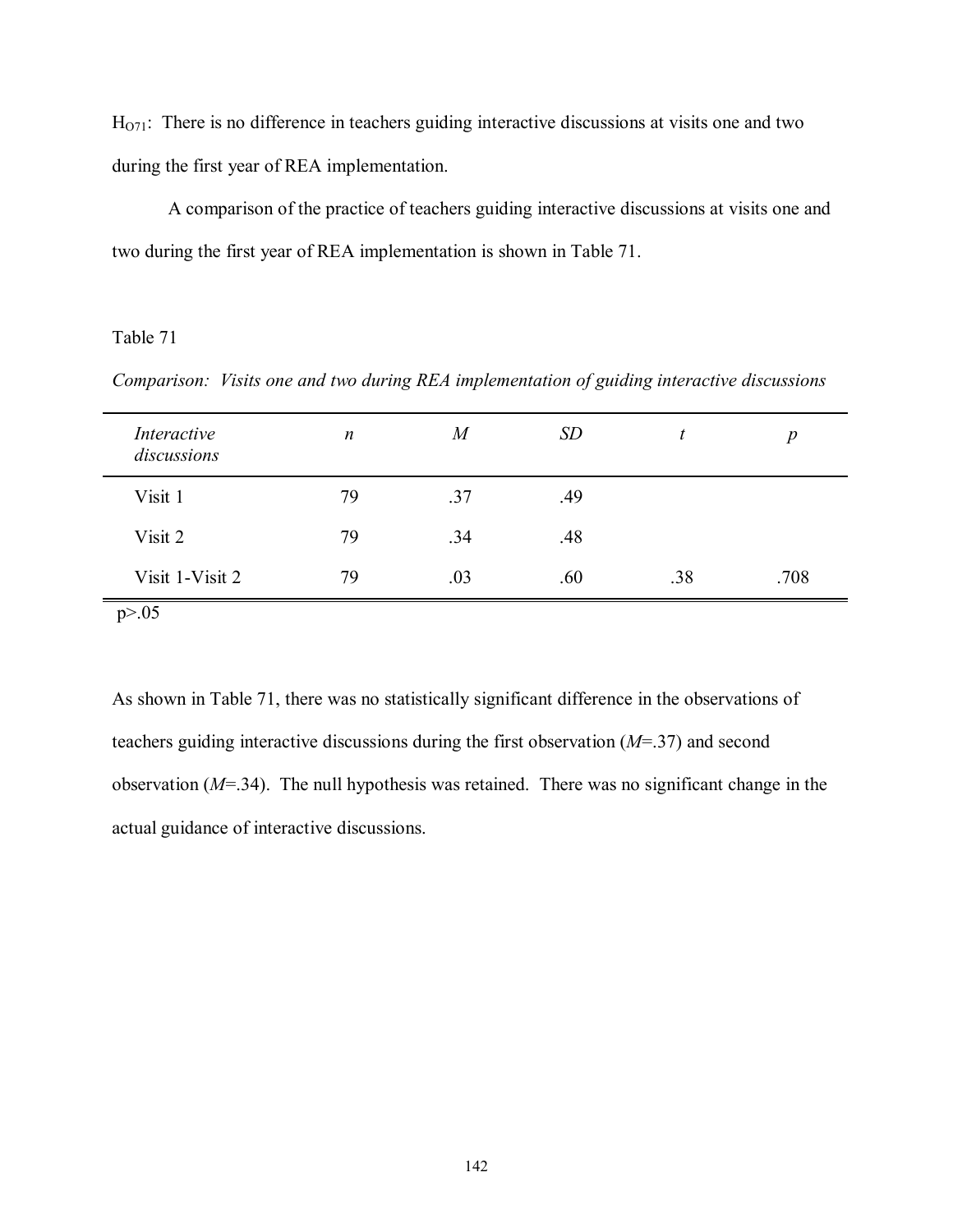$H_{O71}$: There is no difference in teachers guiding interactive discussions at visits one and two during the first year of REA implementation.

A comparison of the practice of teachers guiding interactive discussions at visits one and two during the first year of REA implementation is shown in Table 71.

Table 71

*Comparison: Visits one and two during REA implementation of guiding interactive discussions*

| *Interactive discussions* | *n* | *M* | *SD* | *t* | *p* |
|---|---|---|---|---|---|
| Visit 1 | 79 | .37 | .49 | | |
| Visit 2 | 79 | .34 | .48 | | |
| Visit 1-Visit 2 | 79 | .03 | .60 | .38 | .708 |

$p > .05$

As shown in Table 71, there was no statistically significant difference in the observations of teachers guiding interactive discussions during the first observation ($M$=.37) and second observation ($M$=.34). The null hypothesis was retained. There was no significant change in the actual guidance of interactive discussions.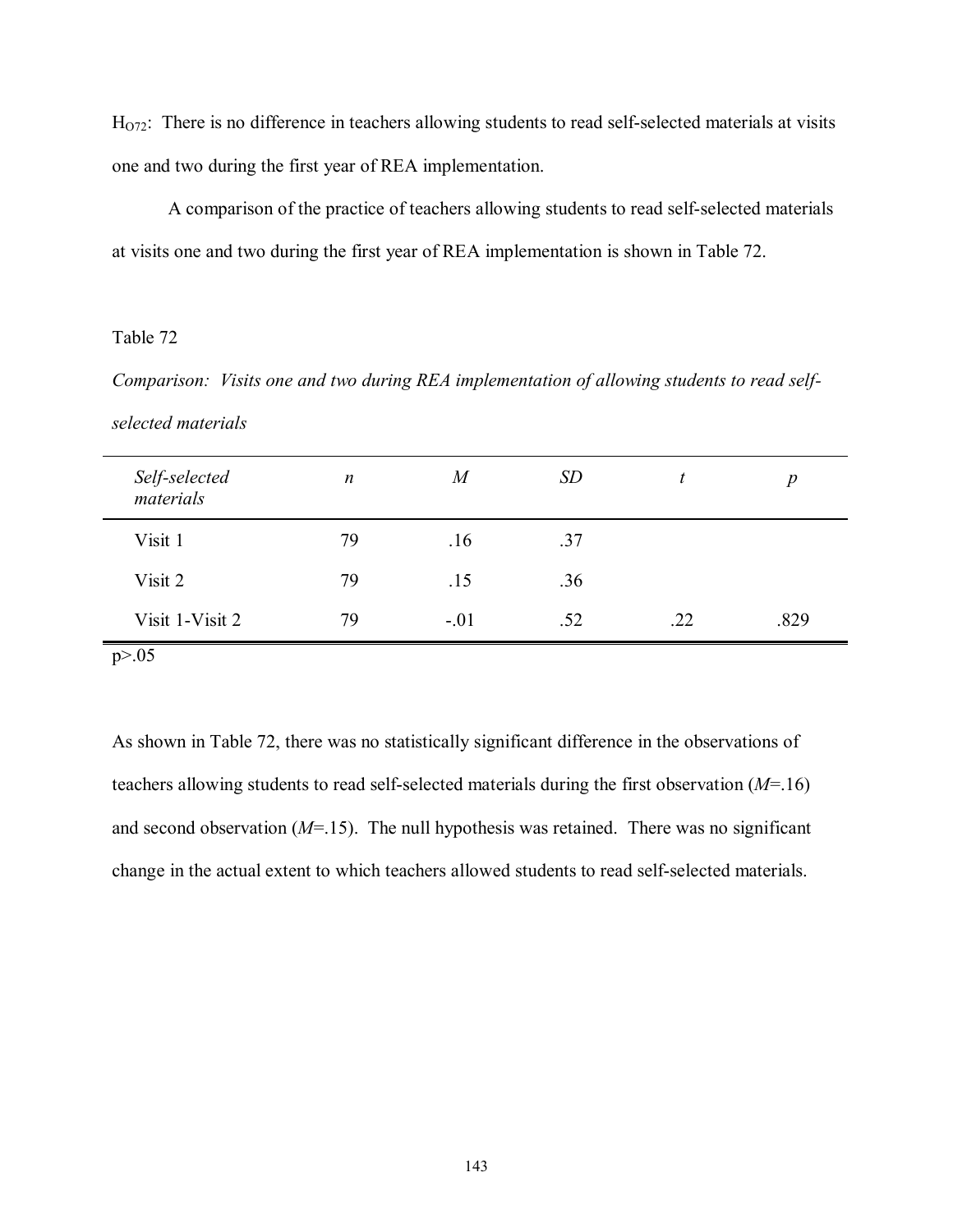$H_{O72}$: There is no difference in teachers allowing students to read self-selected materials at visits one and two during the first year of REA implementation.

A comparison of the practice of teachers allowing students to read self-selected materials at visits one and two during the first year of REA implementation is shown in Table 72.

Table 72

*Comparison: Visits one and two during REA implementation of allowing students to read self-selected materials*

| *Self-selected materials* | *n* | *M* | *SD* | *t* | *p* |
|---|---|---|---|---|---|
| Visit 1 | 79 | .16 | .37 | | |
| Visit 2 | 79 | .15 | .36 | | |
| Visit 1-Visit 2 | 79 | -.01 | .52 | .22 | .829 |

$p>.05$

As shown in Table 72, there was no statistically significant difference in the observations of teachers allowing students to read self-selected materials during the first observation (*M*=.16) and second observation (*M*=.15). The null hypothesis was retained. There was no significant change in the actual extent to which teachers allowed students to read self-selected materials.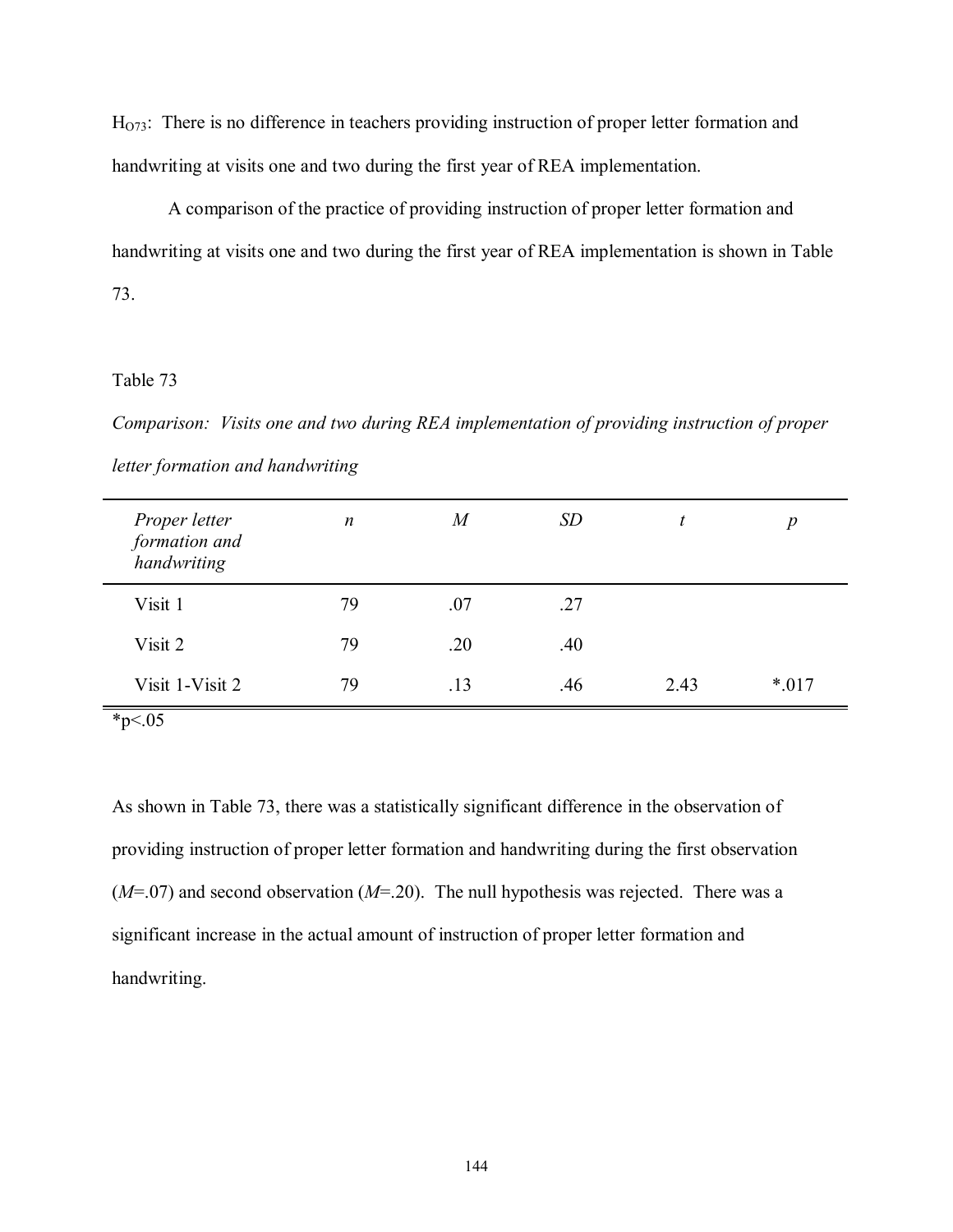$H_{O73}$: There is no difference in teachers providing instruction of proper letter formation and handwriting at visits one and two during the first year of REA implementation.

A comparison of the practice of providing instruction of proper letter formation and handwriting at visits one and two during the first year of REA implementation is shown in Table 73.

Table 73

*Comparison: Visits one and two during REA implementation of providing instruction of proper letter formation and handwriting*

| *Proper letter formation and handwriting* | *n* | *M* | *SD* | *t* | *p* |
|---|---|---|---|---|---|
| Visit 1 | 79 | .07 | .27 | | |
| Visit 2 | 79 | .20 | .40 | | |
| Visit 1-Visit 2 | 79 | .13 | .46 | 2.43 | *.017 |

*p<.05

As shown in Table 73, there was a statistically significant difference in the observation of providing instruction of proper letter formation and handwriting during the first observation (*M*=.07) and second observation (*M*=.20). The null hypothesis was rejected. There was a significant increase in the actual amount of instruction of proper letter formation and handwriting.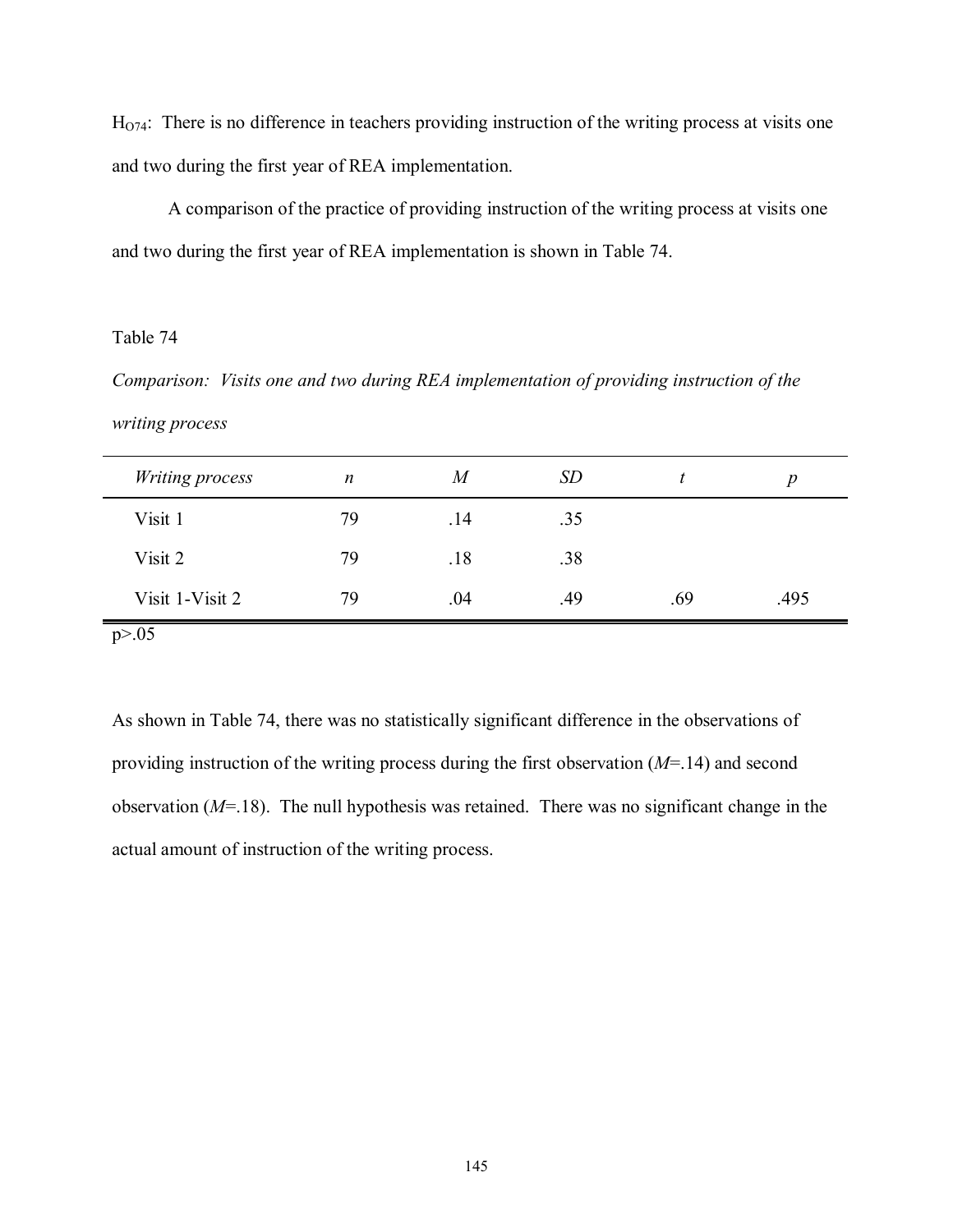$H_{O74}$: There is no difference in teachers providing instruction of the writing process at visits one and two during the first year of REA implementation.

A comparison of the practice of providing instruction of the writing process at visits one and two during the first year of REA implementation is shown in Table 74.

Table 74

*Comparison: Visits one and two during REA implementation of providing instruction of the writing process*

| *Writing process* | *n* | *M* | *SD* | *t* | *p* |
|---|---|---|---|---|---|
| Visit 1 | 79 | .14 | .35 | | |
| Visit 2 | 79 | .18 | .38 | | |
| Visit 1-Visit 2 | 79 | .04 | .49 | .69 | .495 |

$p>.05$

As shown in Table 74, there was no statistically significant difference in the observations of providing instruction of the writing process during the first observation ($M$=.14) and second observation ($M$=.18). The null hypothesis was retained. There was no significant change in the actual amount of instruction of the writing process.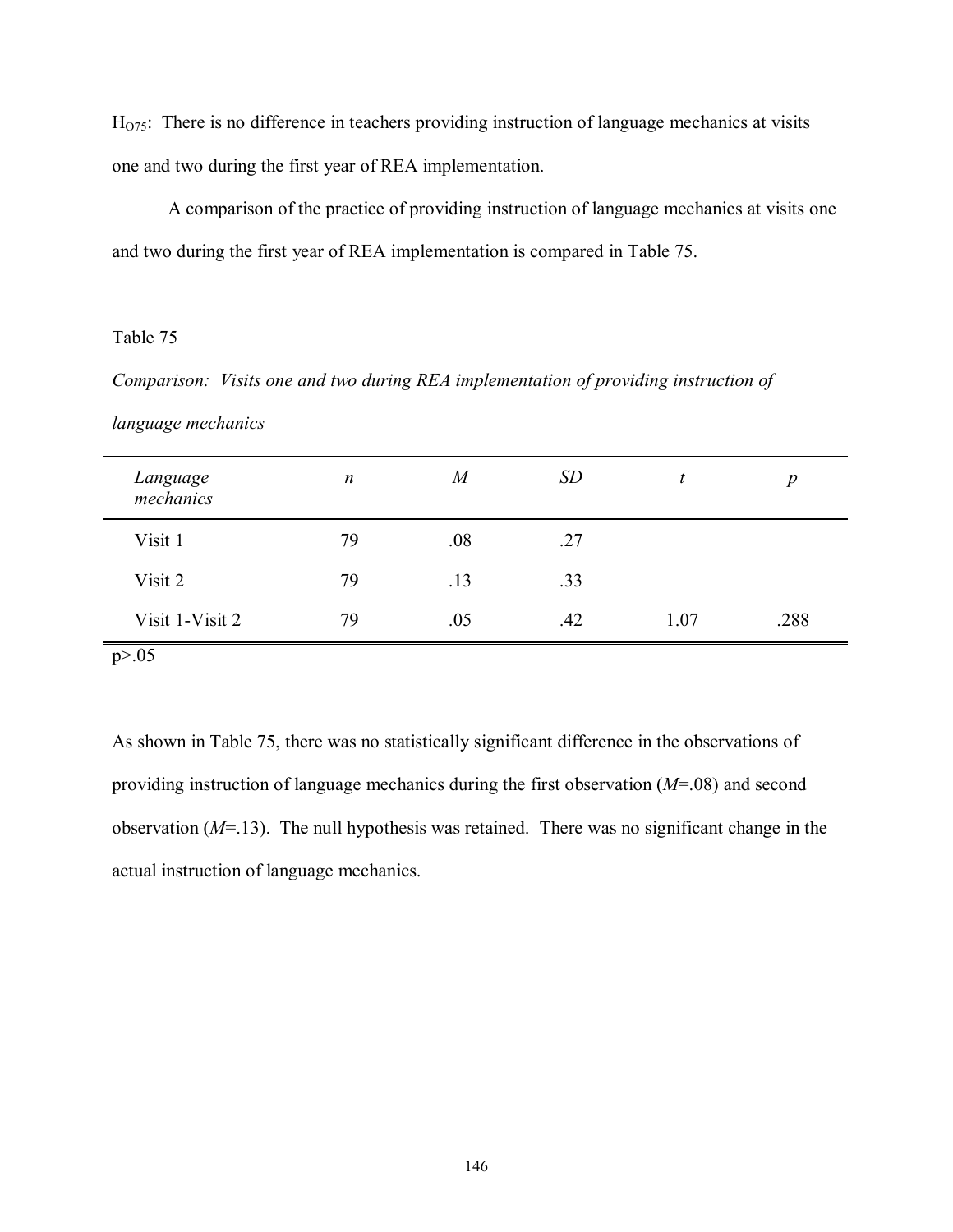$H_{O75}$: There is no difference in teachers providing instruction of language mechanics at visits one and two during the first year of REA implementation.

A comparison of the practice of providing instruction of language mechanics at visits one and two during the first year of REA implementation is compared in Table 75.

Table 75

*Comparison: Visits one and two during REA implementation of providing instruction of language mechanics*

| *Language mechanics* | *n* | *M* | *SD* | *t* | *p* |
|---|---|---|---|---|---|
| Visit 1 | 79 | .08 | .27 | | |
| Visit 2 | 79 | .13 | .33 | | |
| Visit 1-Visit 2 | 79 | .05 | .42 | 1.07 | .288 |

$p > .05$

As shown in Table 75, there was no statistically significant difference in the observations of providing instruction of language mechanics during the first observation (*M*=.08) and second observation (*M*=.13). The null hypothesis was retained. There was no significant change in the actual instruction of language mechanics.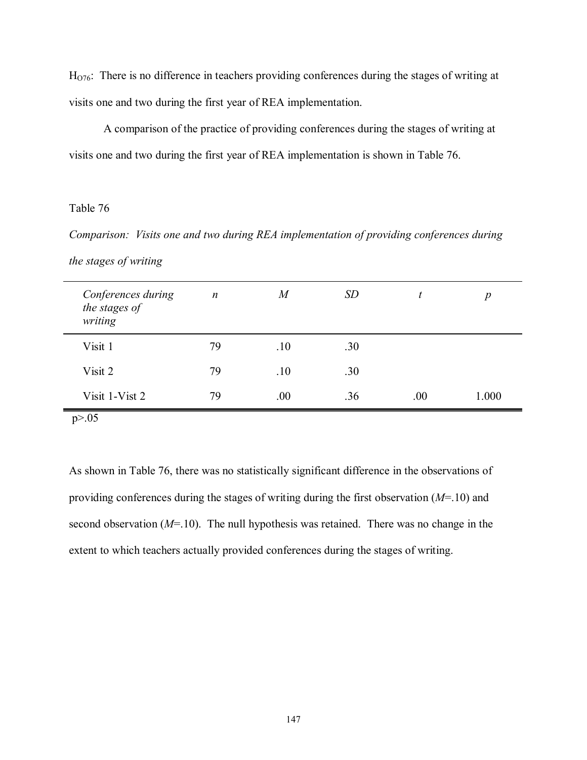$H_{O76}$: There is no difference in teachers providing conferences during the stages of writing at visits one and two during the first year of REA implementation.

A comparison of the practice of providing conferences during the stages of writing at visits one and two during the first year of REA implementation is shown in Table 76.

Table 76

*Comparison: Visits one and two during REA implementation of providing conferences during the stages of writing*

| *Conferences during the stages of writing* | *n* | *M* | *SD* | *t* | *p* |
|---|---|---|---|---|---|
| Visit 1 | 79 | .10 | .30 | | |
| Visit 2 | 79 | .10 | .30 | | |
| Visit 1-Vist 2 | 79 | .00 | .36 | .00 | 1.000 |

$p > .05$

As shown in Table 76, there was no statistically significant difference in the observations of providing conferences during the stages of writing during the first observation (*M*=.10) and second observation (*M*=.10). The null hypothesis was retained. There was no change in the extent to which teachers actually provided conferences during the stages of writing.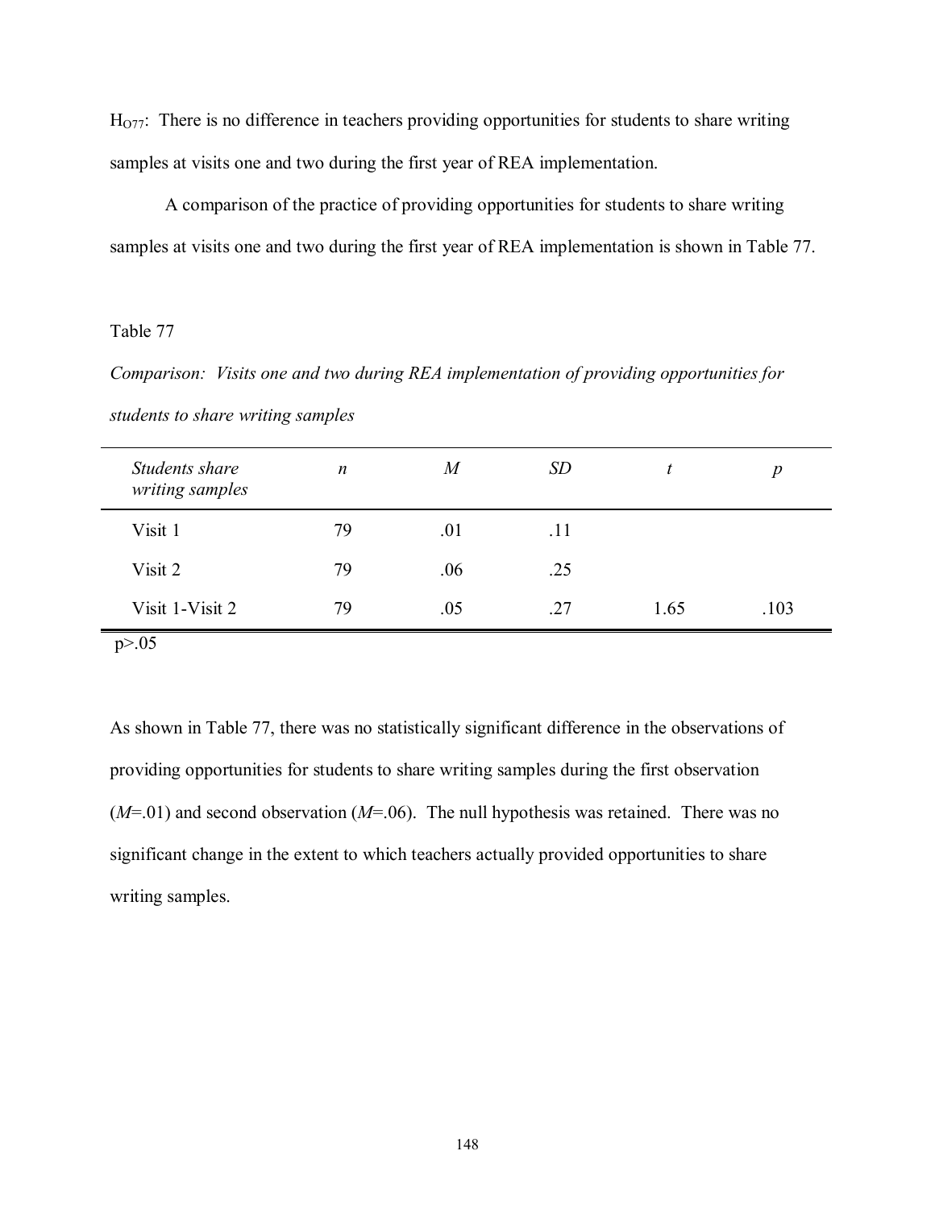$H_{O77}$: There is no difference in teachers providing opportunities for students to share writing samples at visits one and two during the first year of REA implementation.

A comparison of the practice of providing opportunities for students to share writing samples at visits one and two during the first year of REA implementation is shown in Table 77.

Table 77

*Comparison: Visits one and two during REA implementation of providing opportunities for students to share writing samples*

| *Students share writing samples* | *n* | *M* | *SD* | *t* | *p* |
|---|---|---|---|---|---|
| Visit 1 | 79 | .01 | .11 | | |
| Visit 2 | 79 | .06 | .25 | | |
| Visit 1-Visit 2 | 79 | .05 | .27 | 1.65 | .103 |

$p > .05$

As shown in Table 77, there was no statistically significant difference in the observations of providing opportunities for students to share writing samples during the first observation (*M*=.01) and second observation (*M*=.06). The null hypothesis was retained. There was no significant change in the extent to which teachers actually provided opportunities to share writing samples.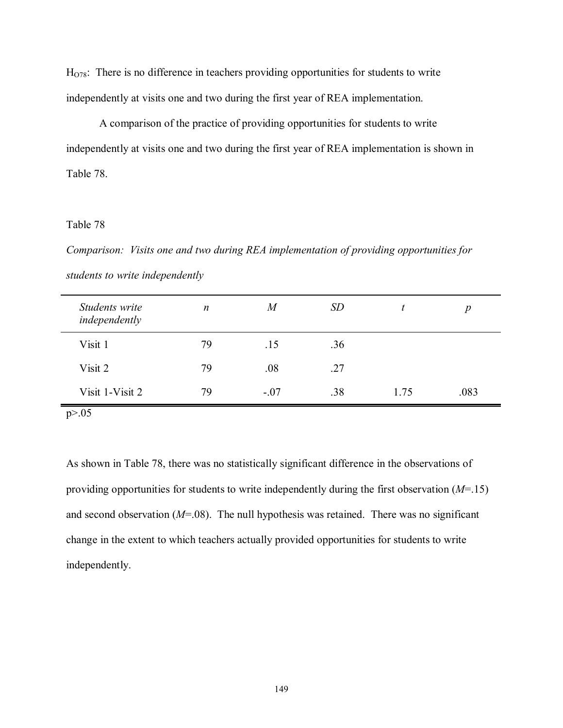$H_{O78}$: There is no difference in teachers providing opportunities for students to write independently at visits one and two during the first year of REA implementation.

A comparison of the practice of providing opportunities for students to write independently at visits one and two during the first year of REA implementation is shown in Table 78.

Table 78

*Comparison: Visits one and two during REA implementation of providing opportunities for students to write independently*

| *Students write independently* | *n* | *M* | *SD* | *t* | *p* |
|---|---|---|---|---|---|
| Visit 1 | 79 | .15 | .36 | | |
| Visit 2 | 79 | .08 | .27 | | |
| Visit 1-Visit 2 | 79 | -.07 | .38 | 1.75 | .083 |

$p > .05$

As shown in Table 78, there was no statistically significant difference in the observations of providing opportunities for students to write independently during the first observation ($M$=.15) and second observation ($M$=.08). The null hypothesis was retained. There was no significant change in the extent to which teachers actually provided opportunities for students to write independently.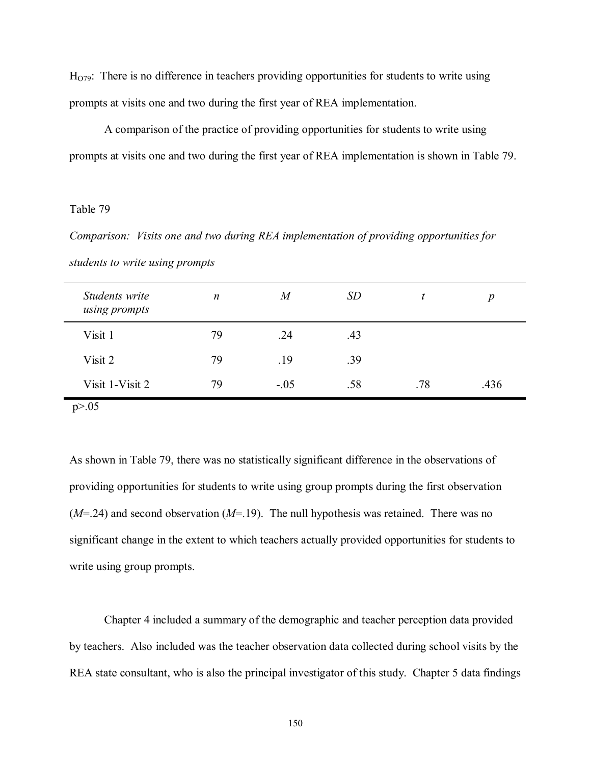$H_{O79}$: There is no difference in teachers providing opportunities for students to write using prompts at visits one and two during the first year of REA implementation.

A comparison of the practice of providing opportunities for students to write using prompts at visits one and two during the first year of REA implementation is shown in Table 79.

Table 79

*Comparison: Visits one and two during REA implementation of providing opportunities for students to write using prompts*

| *Students write using prompts* | *n* | *M* | *SD* | *t* | *p* |
|---|---|---|---|---|---|
| Visit 1 | 79 | .24 | .43 | | |
| Visit 2 | 79 | .19 | .39 | | |
| Visit 1-Visit 2 | 79 | -.05 | .58 | .78 | .436 |

$p>.05$

As shown in Table 79, there was no statistically significant difference in the observations of providing opportunities for students to write using group prompts during the first observation (*M*=.24) and second observation (*M*=.19). The null hypothesis was retained. There was no significant change in the extent to which teachers actually provided opportunities for students to write using group prompts.

Chapter 4 included a summary of the demographic and teacher perception data provided by teachers. Also included was the teacher observation data collected during school visits by the REA state consultant, who is also the principal investigator of this study. Chapter 5 data findings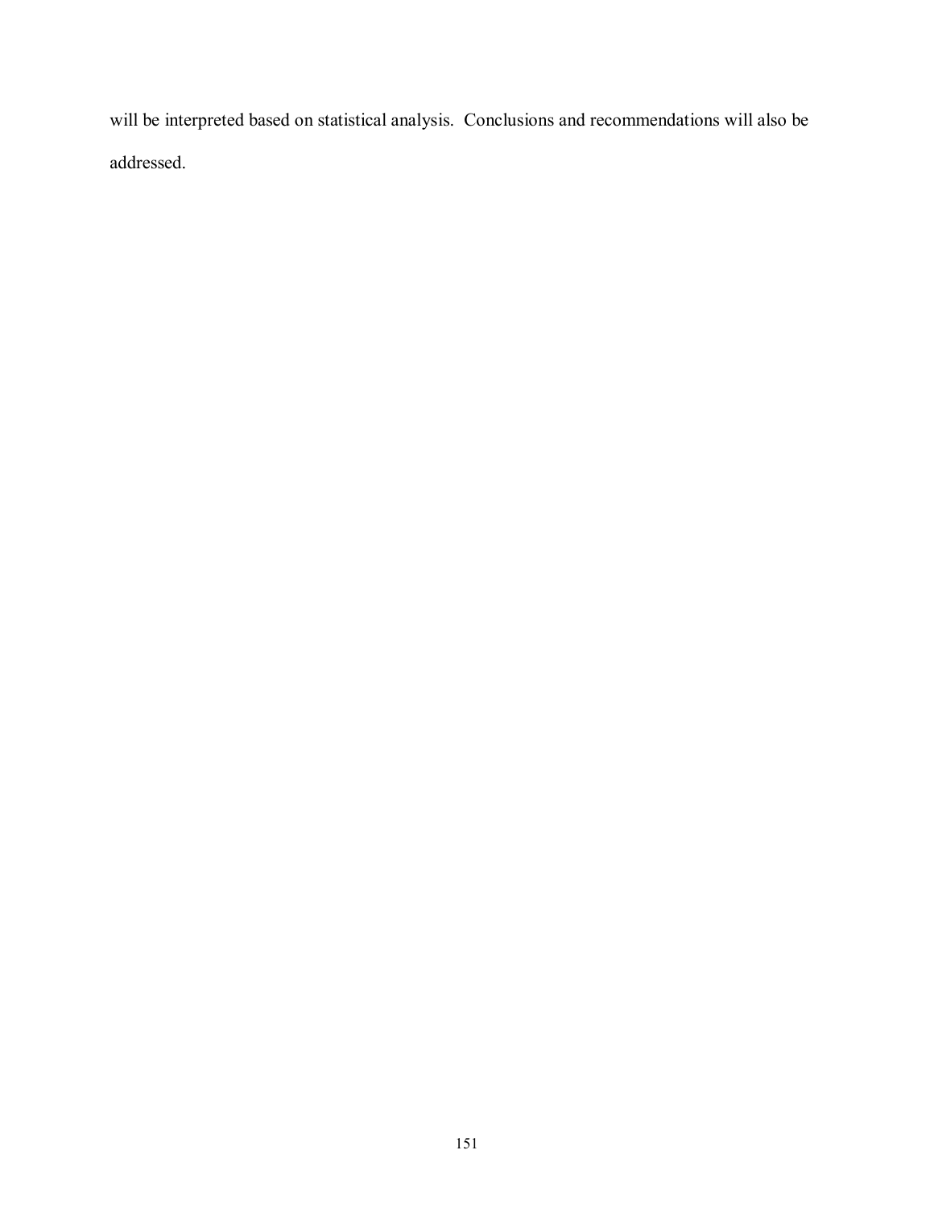will be interpreted based on statistical analysis.  Conclusions and recommendations will also be addressed.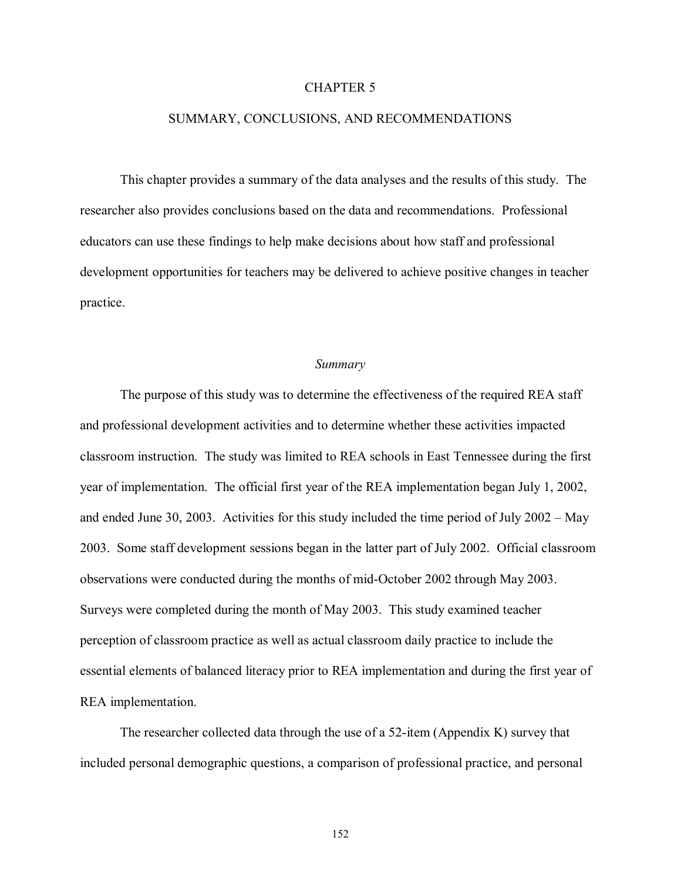# CHAPTER 5

# SUMMARY, CONCLUSIONS, AND RECOMMENDATIONS

This chapter provides a summary of the data analyses and the results of this study. The researcher also provides conclusions based on the data and recommendations. Professional educators can use these findings to help make decisions about how staff and professional development opportunities for teachers may be delivered to achieve positive changes in teacher practice.

## *Summary*

The purpose of this study was to determine the effectiveness of the required REA staff and professional development activities and to determine whether these activities impacted classroom instruction. The study was limited to REA schools in East Tennessee during the first year of implementation. The official first year of the REA implementation began July 1, 2002, and ended June 30, 2003. Activities for this study included the time period of July 2002 – May 2003. Some staff development sessions began in the latter part of July 2002. Official classroom observations were conducted during the months of mid-October 2002 through May 2003. Surveys were completed during the month of May 2003. This study examined teacher perception of classroom practice as well as actual classroom daily practice to include the essential elements of balanced literacy prior to REA implementation and during the first year of REA implementation.

The researcher collected data through the use of a 52-item (Appendix K) survey that included personal demographic questions, a comparison of professional practice, and personal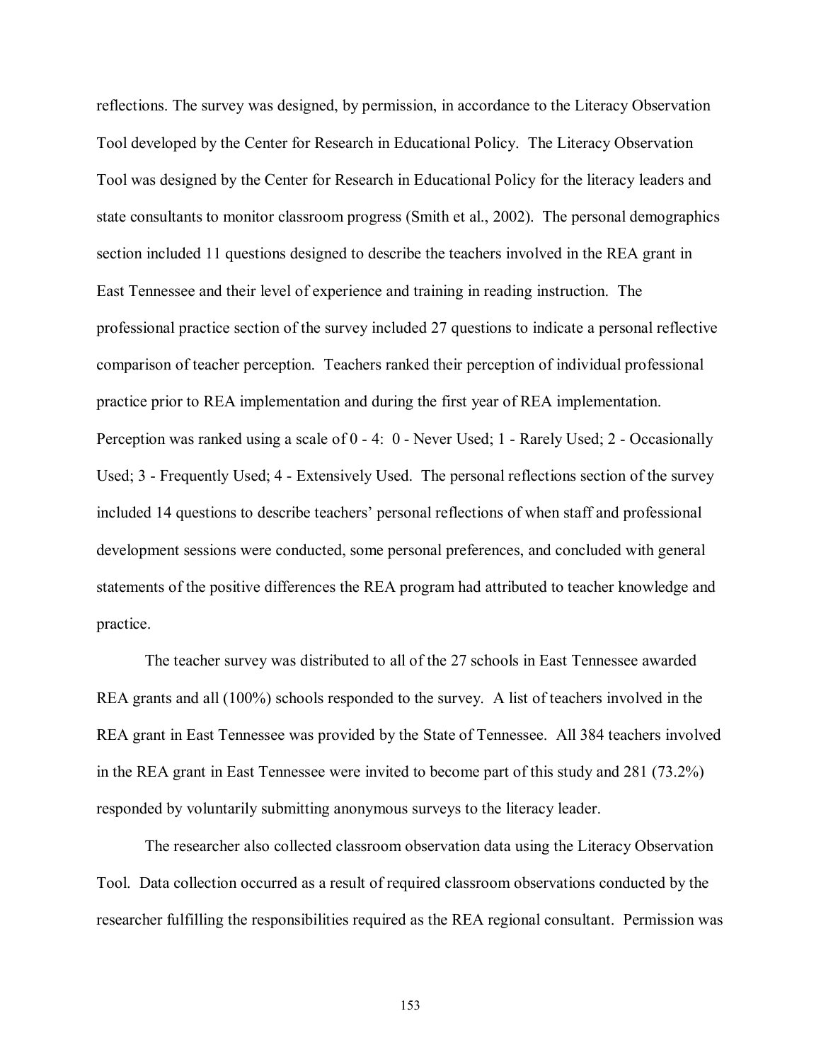reflections. The survey was designed, by permission, in accordance to the Literacy Observation Tool developed by the Center for Research in Educational Policy. The Literacy Observation Tool was designed by the Center for Research in Educational Policy for the literacy leaders and state consultants to monitor classroom progress (Smith et al., 2002). The personal demographics section included 11 questions designed to describe the teachers involved in the REA grant in East Tennessee and their level of experience and training in reading instruction. The professional practice section of the survey included 27 questions to indicate a personal reflective comparison of teacher perception. Teachers ranked their perception of individual professional practice prior to REA implementation and during the first year of REA implementation. Perception was ranked using a scale of 0 - 4: 0 - Never Used; 1 - Rarely Used; 2 - Occasionally Used; 3 - Frequently Used; 4 - Extensively Used. The personal reflections section of the survey included 14 questions to describe teachers' personal reflections of when staff and professional development sessions were conducted, some personal preferences, and concluded with general statements of the positive differences the REA program had attributed to teacher knowledge and practice.

The teacher survey was distributed to all of the 27 schools in East Tennessee awarded REA grants and all (100%) schools responded to the survey. A list of teachers involved in the REA grant in East Tennessee was provided by the State of Tennessee. All 384 teachers involved in the REA grant in East Tennessee were invited to become part of this study and 281 (73.2%) responded by voluntarily submitting anonymous surveys to the literacy leader.

The researcher also collected classroom observation data using the Literacy Observation Tool. Data collection occurred as a result of required classroom observations conducted by the researcher fulfilling the responsibilities required as the REA regional consultant. Permission was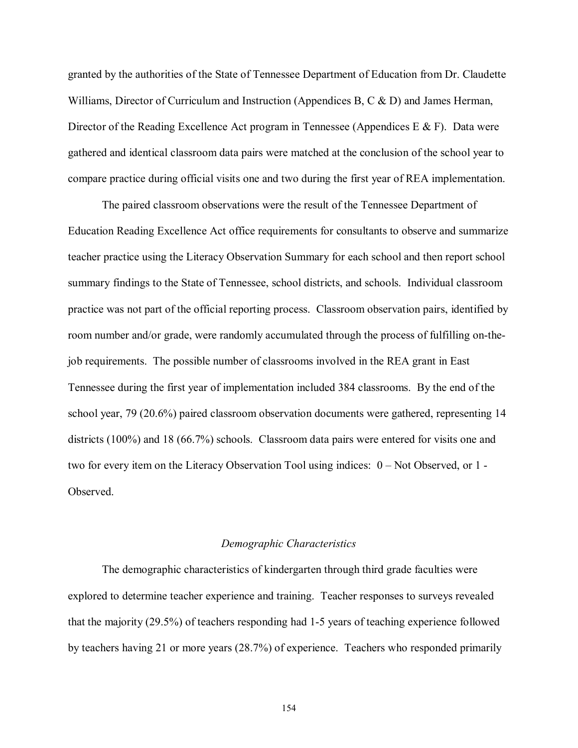granted by the authorities of the State of Tennessee Department of Education from Dr. Claudette Williams, Director of Curriculum and Instruction (Appendices B, C & D) and James Herman, Director of the Reading Excellence Act program in Tennessee (Appendices E & F). Data were gathered and identical classroom data pairs were matched at the conclusion of the school year to compare practice during official visits one and two during the first year of REA implementation.

The paired classroom observations were the result of the Tennessee Department of Education Reading Excellence Act office requirements for consultants to observe and summarize teacher practice using the Literacy Observation Summary for each school and then report school summary findings to the State of Tennessee, school districts, and schools. Individual classroom practice was not part of the official reporting process. Classroom observation pairs, identified by room number and/or grade, were randomly accumulated through the process of fulfilling on-the-job requirements. The possible number of classrooms involved in the REA grant in East Tennessee during the first year of implementation included 384 classrooms. By the end of the school year, 79 (20.6%) paired classroom observation documents were gathered, representing 14 districts (100%) and 18 (66.7%) schools. Classroom data pairs were entered for visits one and two for every item on the Literacy Observation Tool using indices: 0 – Not Observed, or 1 - Observed.

### *Demographic Characteristics*

The demographic characteristics of kindergarten through third grade faculties were explored to determine teacher experience and training. Teacher responses to surveys revealed that the majority (29.5%) of teachers responding had 1-5 years of teaching experience followed by teachers having 21 or more years (28.7%) of experience. Teachers who responded primarily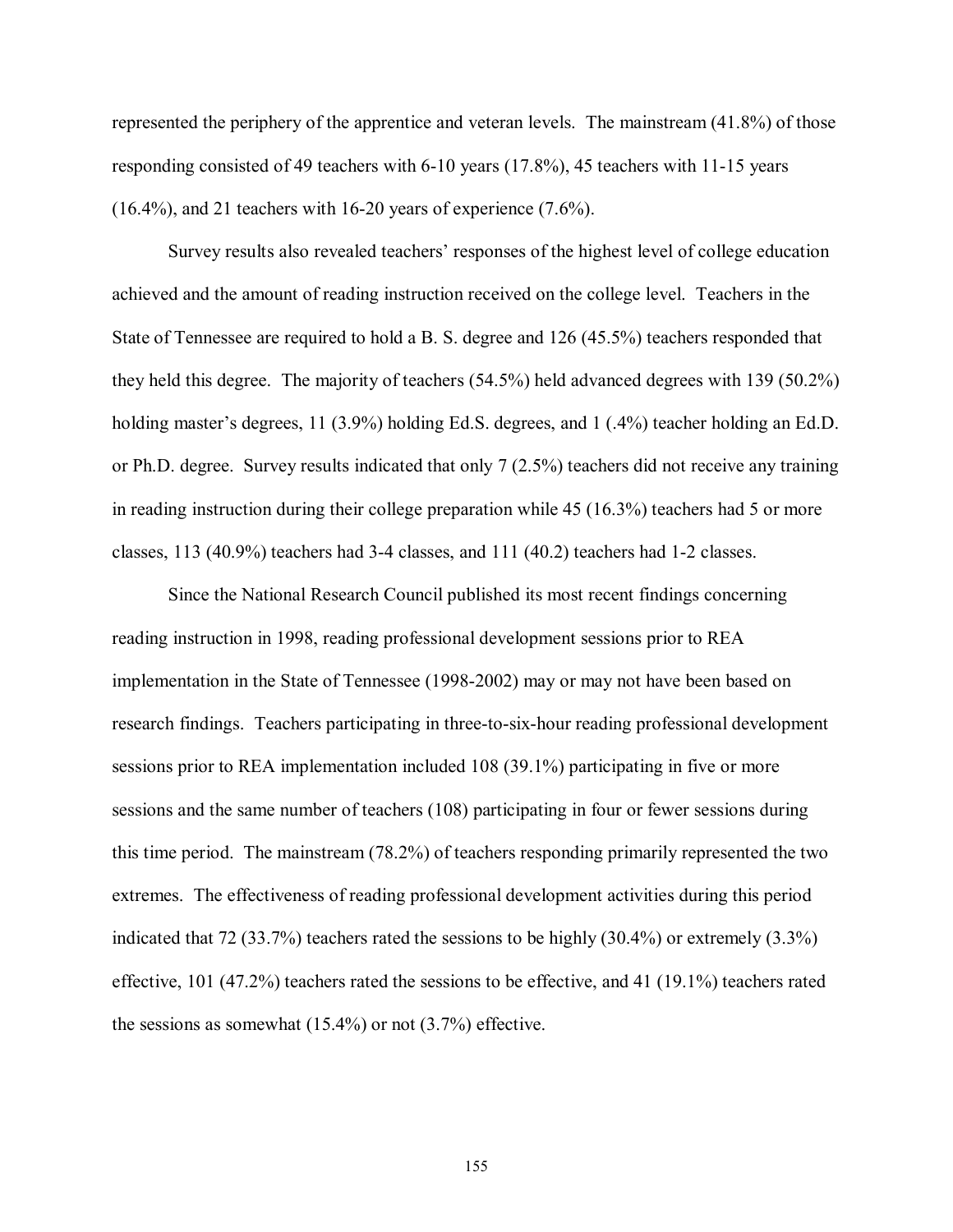represented the periphery of the apprentice and veteran levels. The mainstream (41.8%) of those responding consisted of 49 teachers with 6-10 years (17.8%), 45 teachers with 11-15 years (16.4%), and 21 teachers with 16-20 years of experience (7.6%).

Survey results also revealed teachers' responses of the highest level of college education achieved and the amount of reading instruction received on the college level. Teachers in the State of Tennessee are required to hold a B. S. degree and 126 (45.5%) teachers responded that they held this degree. The majority of teachers (54.5%) held advanced degrees with 139 (50.2%) holding master's degrees, 11 (3.9%) holding Ed.S. degrees, and 1 (.4%) teacher holding an Ed.D. or Ph.D. degree. Survey results indicated that only 7 (2.5%) teachers did not receive any training in reading instruction during their college preparation while 45 (16.3%) teachers had 5 or more classes, 113 (40.9%) teachers had 3-4 classes, and 111 (40.2) teachers had 1-2 classes.

Since the National Research Council published its most recent findings concerning reading instruction in 1998, reading professional development sessions prior to REA implementation in the State of Tennessee (1998-2002) may or may not have been based on research findings. Teachers participating in three-to-six-hour reading professional development sessions prior to REA implementation included 108 (39.1%) participating in five or more sessions and the same number of teachers (108) participating in four or fewer sessions during this time period. The mainstream (78.2%) of teachers responding primarily represented the two extremes. The effectiveness of reading professional development activities during this period indicated that 72 (33.7%) teachers rated the sessions to be highly (30.4%) or extremely (3.3%) effective, 101 (47.2%) teachers rated the sessions to be effective, and 41 (19.1%) teachers rated the sessions as somewhat (15.4%) or not (3.7%) effective.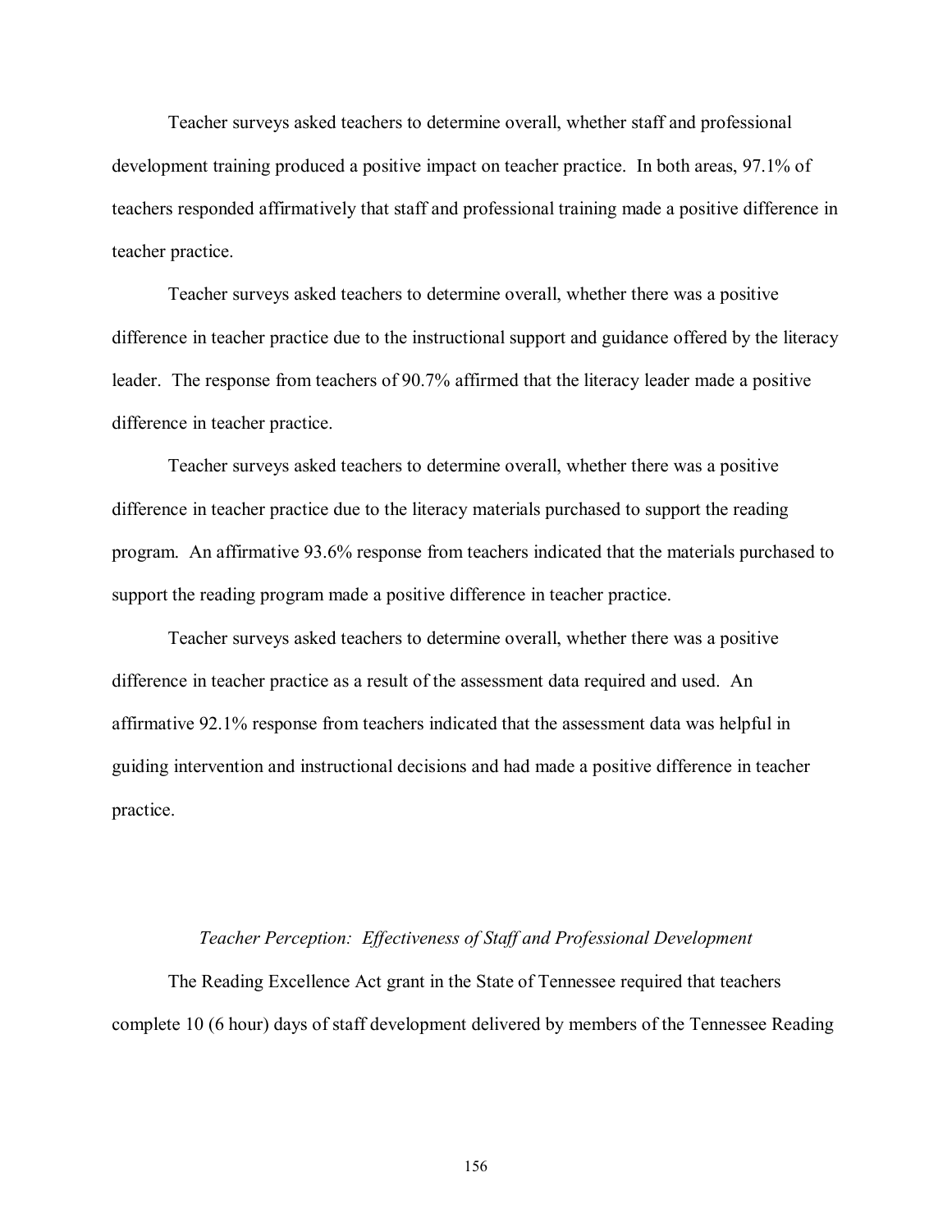Teacher surveys asked teachers to determine overall, whether staff and professional development training produced a positive impact on teacher practice. In both areas, 97.1% of teachers responded affirmatively that staff and professional training made a positive difference in teacher practice.

Teacher surveys asked teachers to determine overall, whether there was a positive difference in teacher practice due to the instructional support and guidance offered by the literacy leader. The response from teachers of 90.7% affirmed that the literacy leader made a positive difference in teacher practice.

Teacher surveys asked teachers to determine overall, whether there was a positive difference in teacher practice due to the literacy materials purchased to support the reading program. An affirmative 93.6% response from teachers indicated that the materials purchased to support the reading program made a positive difference in teacher practice.

Teacher surveys asked teachers to determine overall, whether there was a positive difference in teacher practice as a result of the assessment data required and used. An affirmative 92.1% response from teachers indicated that the assessment data was helpful in guiding intervention and instructional decisions and had made a positive difference in teacher practice.

*Teacher Perception: Effectiveness of Staff and Professional Development*

The Reading Excellence Act grant in the State of Tennessee required that teachers complete 10 (6 hour) days of staff development delivered by members of the Tennessee Reading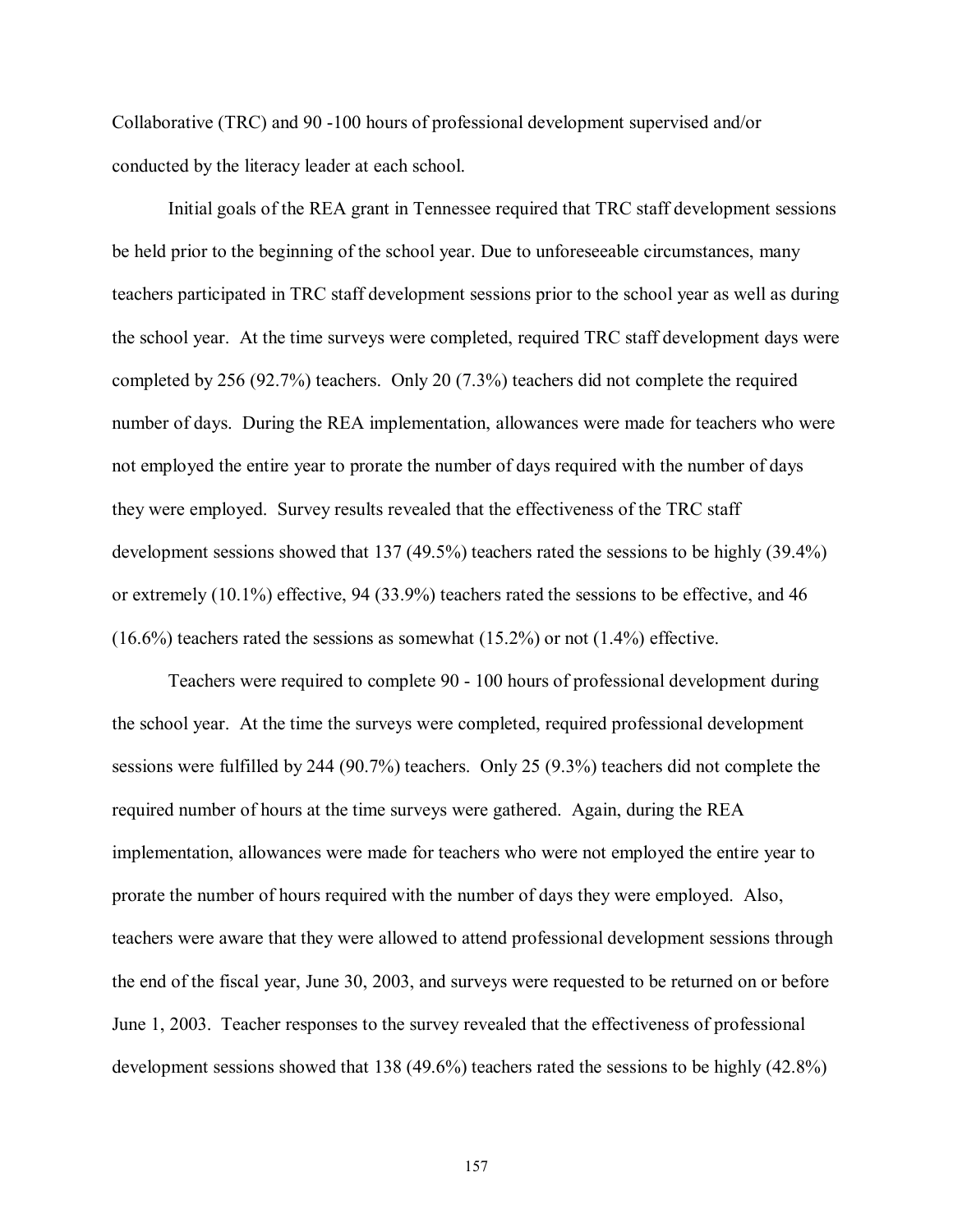Collaborative (TRC) and 90 -100 hours of professional development supervised and/or conducted by the literacy leader at each school.

Initial goals of the REA grant in Tennessee required that TRC staff development sessions be held prior to the beginning of the school year. Due to unforeseeable circumstances, many teachers participated in TRC staff development sessions prior to the school year as well as during the school year. At the time surveys were completed, required TRC staff development days were completed by 256 (92.7%) teachers. Only 20 (7.3%) teachers did not complete the required number of days. During the REA implementation, allowances were made for teachers who were not employed the entire year to prorate the number of days required with the number of days they were employed. Survey results revealed that the effectiveness of the TRC staff development sessions showed that 137 (49.5%) teachers rated the sessions to be highly (39.4%) or extremely (10.1%) effective, 94 (33.9%) teachers rated the sessions to be effective, and 46 (16.6%) teachers rated the sessions as somewhat (15.2%) or not (1.4%) effective.

Teachers were required to complete 90 - 100 hours of professional development during the school year. At the time the surveys were completed, required professional development sessions were fulfilled by 244 (90.7%) teachers. Only 25 (9.3%) teachers did not complete the required number of hours at the time surveys were gathered. Again, during the REA implementation, allowances were made for teachers who were not employed the entire year to prorate the number of hours required with the number of days they were employed. Also, teachers were aware that they were allowed to attend professional development sessions through the end of the fiscal year, June 30, 2003, and surveys were requested to be returned on or before June 1, 2003. Teacher responses to the survey revealed that the effectiveness of professional development sessions showed that 138 (49.6%) teachers rated the sessions to be highly (42.8%)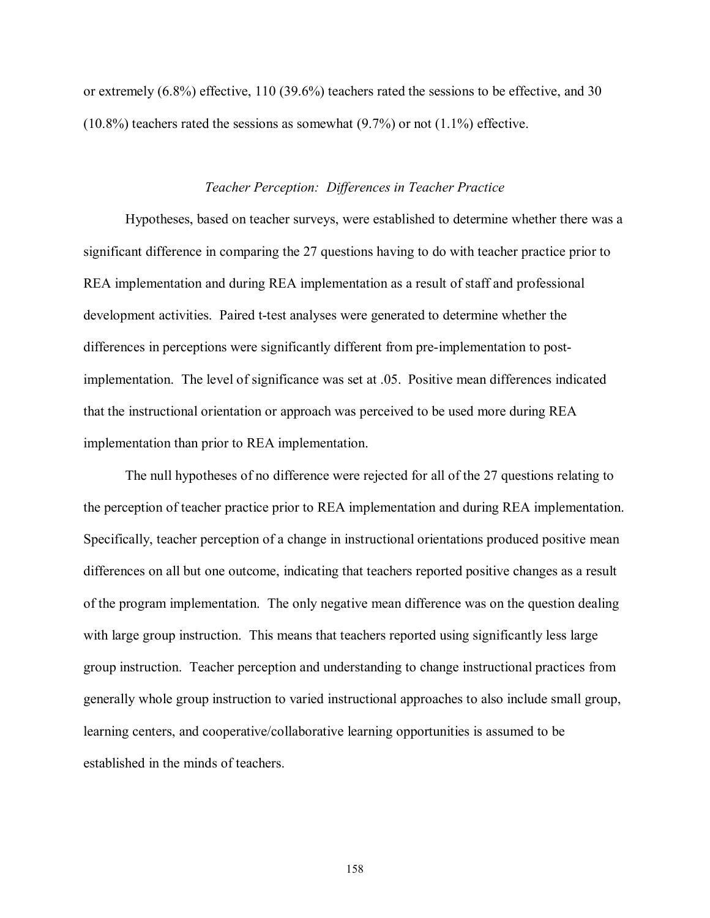or extremely (6.8%) effective, 110 (39.6%) teachers rated the sessions to be effective, and 30 (10.8%) teachers rated the sessions as somewhat (9.7%) or not (1.1%) effective.

### *Teacher Perception: Differences in Teacher Practice*

Hypotheses, based on teacher surveys, were established to determine whether there was a significant difference in comparing the 27 questions having to do with teacher practice prior to REA implementation and during REA implementation as a result of staff and professional development activities. Paired t-test analyses were generated to determine whether the differences in perceptions were significantly different from pre-implementation to post-implementation. The level of significance was set at .05. Positive mean differences indicated that the instructional orientation or approach was perceived to be used more during REA implementation than prior to REA implementation.

The null hypotheses of no difference were rejected for all of the 27 questions relating to the perception of teacher practice prior to REA implementation and during REA implementation. Specifically, teacher perception of a change in instructional orientations produced positive mean differences on all but one outcome, indicating that teachers reported positive changes as a result of the program implementation. The only negative mean difference was on the question dealing with large group instruction. This means that teachers reported using significantly less large group instruction. Teacher perception and understanding to change instructional practices from generally whole group instruction to varied instructional approaches to also include small group, learning centers, and cooperative/collaborative learning opportunities is assumed to be established in the minds of teachers.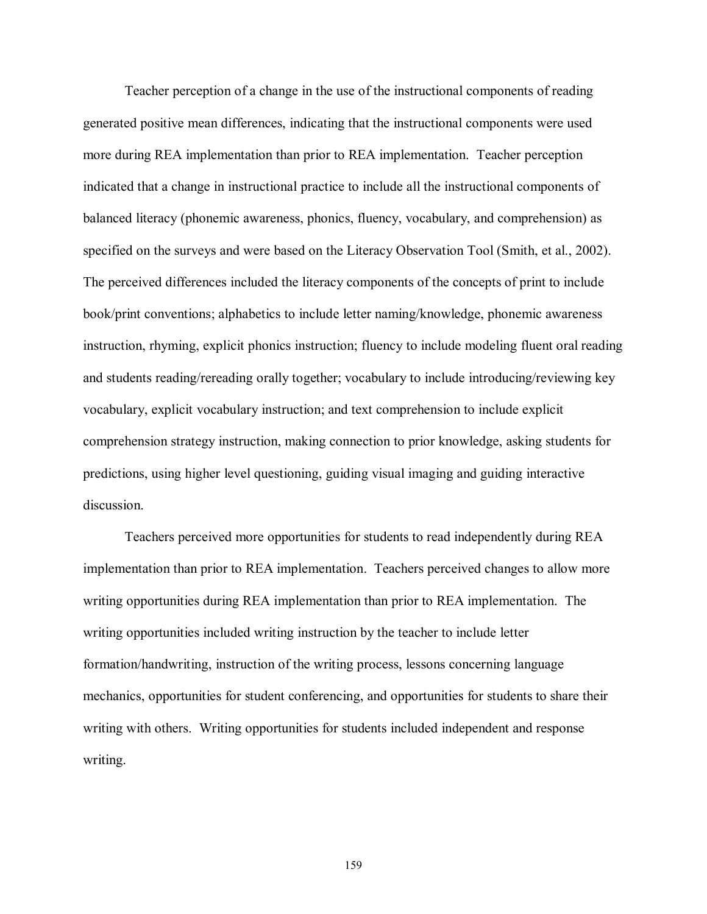Teacher perception of a change in the use of the instructional components of reading generated positive mean differences, indicating that the instructional components were used more during REA implementation than prior to REA implementation. Teacher perception indicated that a change in instructional practice to include all the instructional components of balanced literacy (phonemic awareness, phonics, fluency, vocabulary, and comprehension) as specified on the surveys and were based on the Literacy Observation Tool (Smith, et al., 2002). The perceived differences included the literacy components of the concepts of print to include book/print conventions; alphabetics to include letter naming/knowledge, phonemic awareness instruction, rhyming, explicit phonics instruction; fluency to include modeling fluent oral reading and students reading/rereading orally together; vocabulary to include introducing/reviewing key vocabulary, explicit vocabulary instruction; and text comprehension to include explicit comprehension strategy instruction, making connection to prior knowledge, asking students for predictions, using higher level questioning, guiding visual imaging and guiding interactive discussion.

Teachers perceived more opportunities for students to read independently during REA implementation than prior to REA implementation. Teachers perceived changes to allow more writing opportunities during REA implementation than prior to REA implementation. The writing opportunities included writing instruction by the teacher to include letter formation/handwriting, instruction of the writing process, lessons concerning language mechanics, opportunities for student conferencing, and opportunities for students to share their writing with others. Writing opportunities for students included independent and response writing.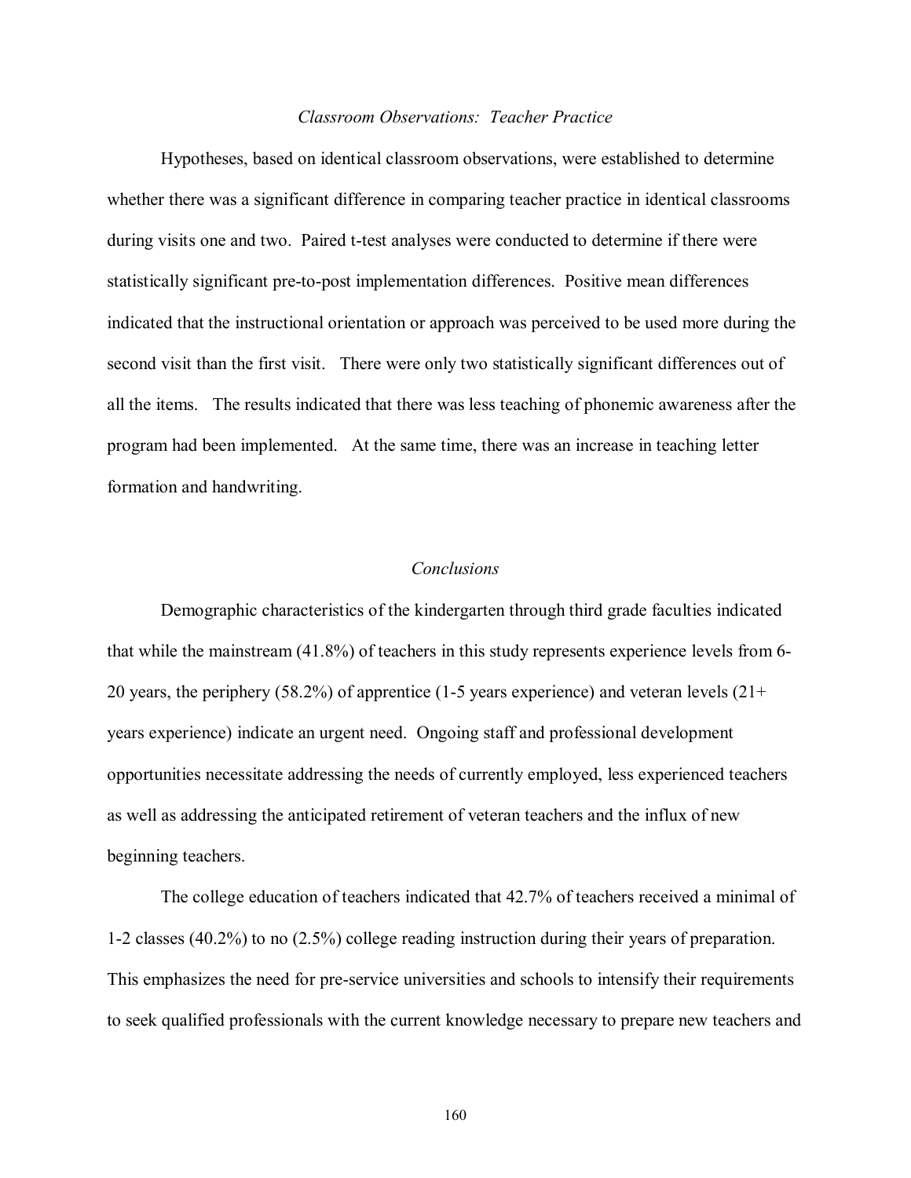### *Classroom Observations: Teacher Practice*

Hypotheses, based on identical classroom observations, were established to determine whether there was a significant difference in comparing teacher practice in identical classrooms during visits one and two. Paired t-test analyses were conducted to determine if there were statistically significant pre-to-post implementation differences. Positive mean differences indicated that the instructional orientation or approach was perceived to be used more during the second visit than the first visit. There were only two statistically significant differences out of all the items. The results indicated that there was less teaching of phonemic awareness after the program had been implemented. At the same time, there was an increase in teaching letter formation and handwriting.

### *Conclusions*

Demographic characteristics of the kindergarten through third grade faculties indicated that while the mainstream (41.8%) of teachers in this study represents experience levels from 6-20 years, the periphery (58.2%) of apprentice (1-5 years experience) and veteran levels (21+ years experience) indicate an urgent need. Ongoing staff and professional development opportunities necessitate addressing the needs of currently employed, less experienced teachers as well as addressing the anticipated retirement of veteran teachers and the influx of new beginning teachers.

The college education of teachers indicated that 42.7% of teachers received a minimal of 1-2 classes (40.2%) to no (2.5%) college reading instruction during their years of preparation. This emphasizes the need for pre-service universities and schools to intensify their requirements to seek qualified professionals with the current knowledge necessary to prepare new teachers and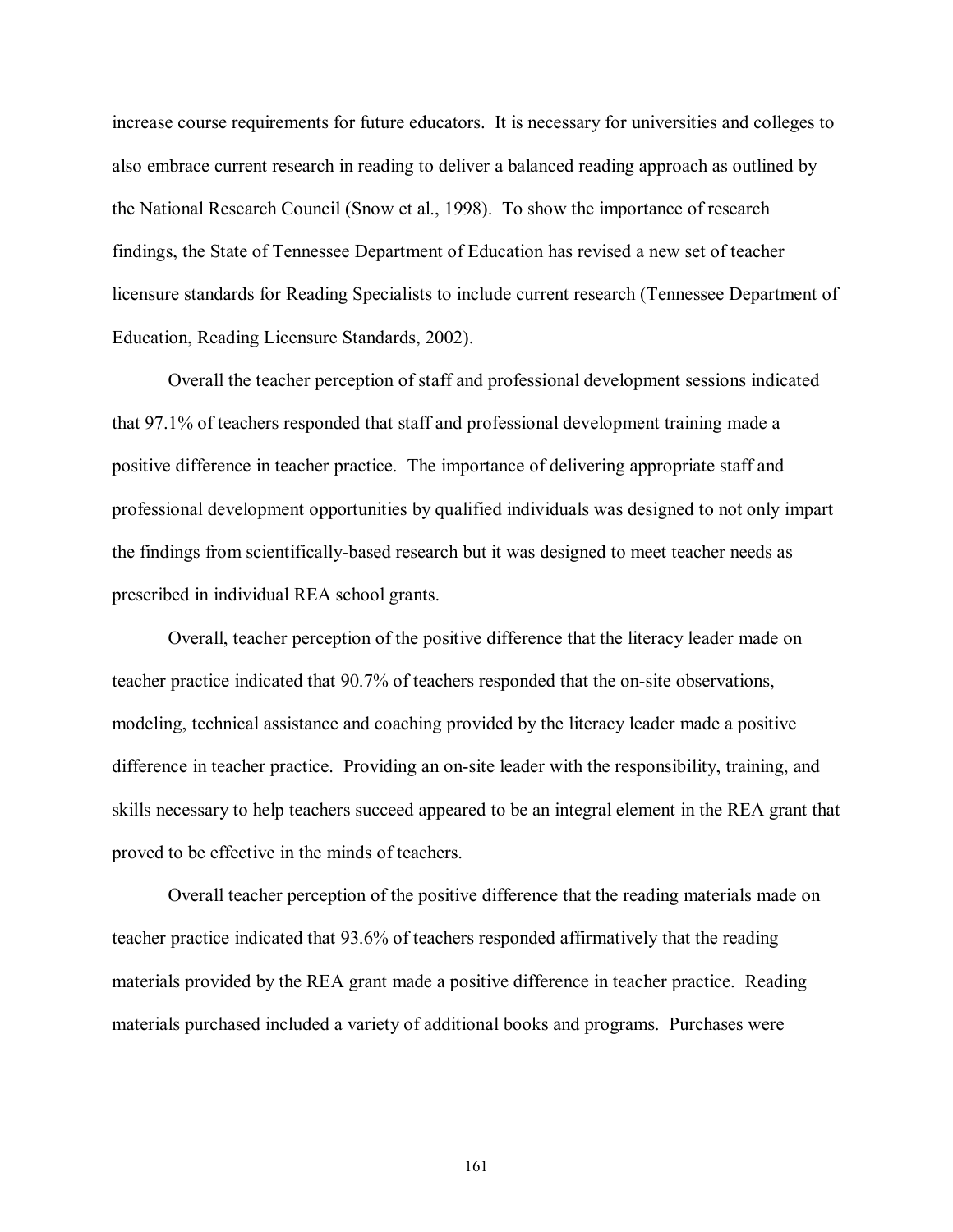increase course requirements for future educators. It is necessary for universities and colleges to also embrace current research in reading to deliver a balanced reading approach as outlined by the National Research Council (Snow et al., 1998). To show the importance of research findings, the State of Tennessee Department of Education has revised a new set of teacher licensure standards for Reading Specialists to include current research (Tennessee Department of Education, Reading Licensure Standards, 2002).

Overall the teacher perception of staff and professional development sessions indicated that 97.1% of teachers responded that staff and professional development training made a positive difference in teacher practice. The importance of delivering appropriate staff and professional development opportunities by qualified individuals was designed to not only impart the findings from scientifically-based research but it was designed to meet teacher needs as prescribed in individual REA school grants.

Overall, teacher perception of the positive difference that the literacy leader made on teacher practice indicated that 90.7% of teachers responded that the on-site observations, modeling, technical assistance and coaching provided by the literacy leader made a positive difference in teacher practice. Providing an on-site leader with the responsibility, training, and skills necessary to help teachers succeed appeared to be an integral element in the REA grant that proved to be effective in the minds of teachers.

Overall teacher perception of the positive difference that the reading materials made on teacher practice indicated that 93.6% of teachers responded affirmatively that the reading materials provided by the REA grant made a positive difference in teacher practice. Reading materials purchased included a variety of additional books and programs. Purchases were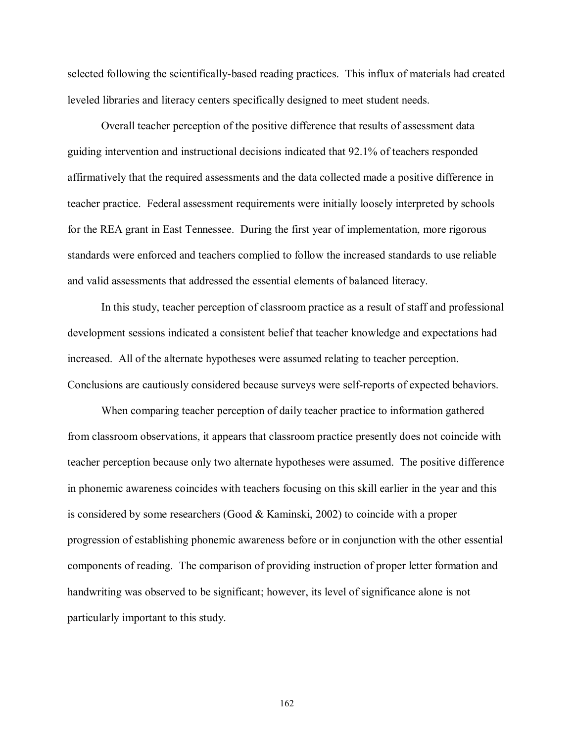selected following the scientifically-based reading practices. This influx of materials had created leveled libraries and literacy centers specifically designed to meet student needs.

Overall teacher perception of the positive difference that results of assessment data guiding intervention and instructional decisions indicated that 92.1% of teachers responded affirmatively that the required assessments and the data collected made a positive difference in teacher practice. Federal assessment requirements were initially loosely interpreted by schools for the REA grant in East Tennessee. During the first year of implementation, more rigorous standards were enforced and teachers complied to follow the increased standards to use reliable and valid assessments that addressed the essential elements of balanced literacy.

In this study, teacher perception of classroom practice as a result of staff and professional development sessions indicated a consistent belief that teacher knowledge and expectations had increased. All of the alternate hypotheses were assumed relating to teacher perception. Conclusions are cautiously considered because surveys were self-reports of expected behaviors.

When comparing teacher perception of daily teacher practice to information gathered from classroom observations, it appears that classroom practice presently does not coincide with teacher perception because only two alternate hypotheses were assumed. The positive difference in phonemic awareness coincides with teachers focusing on this skill earlier in the year and this is considered by some researchers (Good & Kaminski, 2002) to coincide with a proper progression of establishing phonemic awareness before or in conjunction with the other essential components of reading. The comparison of providing instruction of proper letter formation and handwriting was observed to be significant; however, its level of significance alone is not particularly important to this study.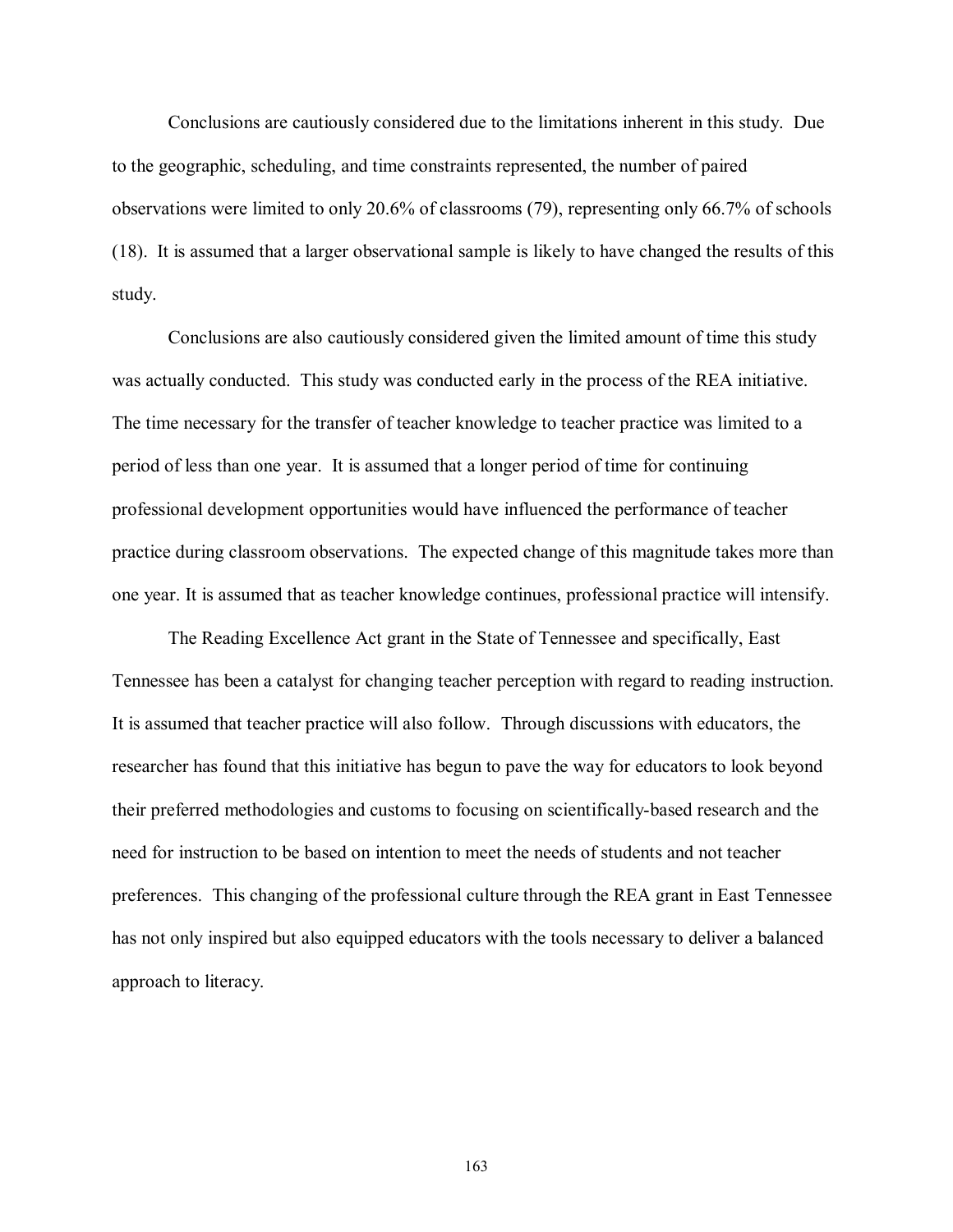Conclusions are cautiously considered due to the limitations inherent in this study. Due to the geographic, scheduling, and time constraints represented, the number of paired observations were limited to only 20.6% of classrooms (79), representing only 66.7% of schools (18). It is assumed that a larger observational sample is likely to have changed the results of this study.

Conclusions are also cautiously considered given the limited amount of time this study was actually conducted. This study was conducted early in the process of the REA initiative. The time necessary for the transfer of teacher knowledge to teacher practice was limited to a period of less than one year. It is assumed that a longer period of time for continuing professional development opportunities would have influenced the performance of teacher practice during classroom observations. The expected change of this magnitude takes more than one year. It is assumed that as teacher knowledge continues, professional practice will intensify.

The Reading Excellence Act grant in the State of Tennessee and specifically, East Tennessee has been a catalyst for changing teacher perception with regard to reading instruction. It is assumed that teacher practice will also follow. Through discussions with educators, the researcher has found that this initiative has begun to pave the way for educators to look beyond their preferred methodologies and customs to focusing on scientifically-based research and the need for instruction to be based on intention to meet the needs of students and not teacher preferences. This changing of the professional culture through the REA grant in East Tennessee has not only inspired but also equipped educators with the tools necessary to deliver a balanced approach to literacy.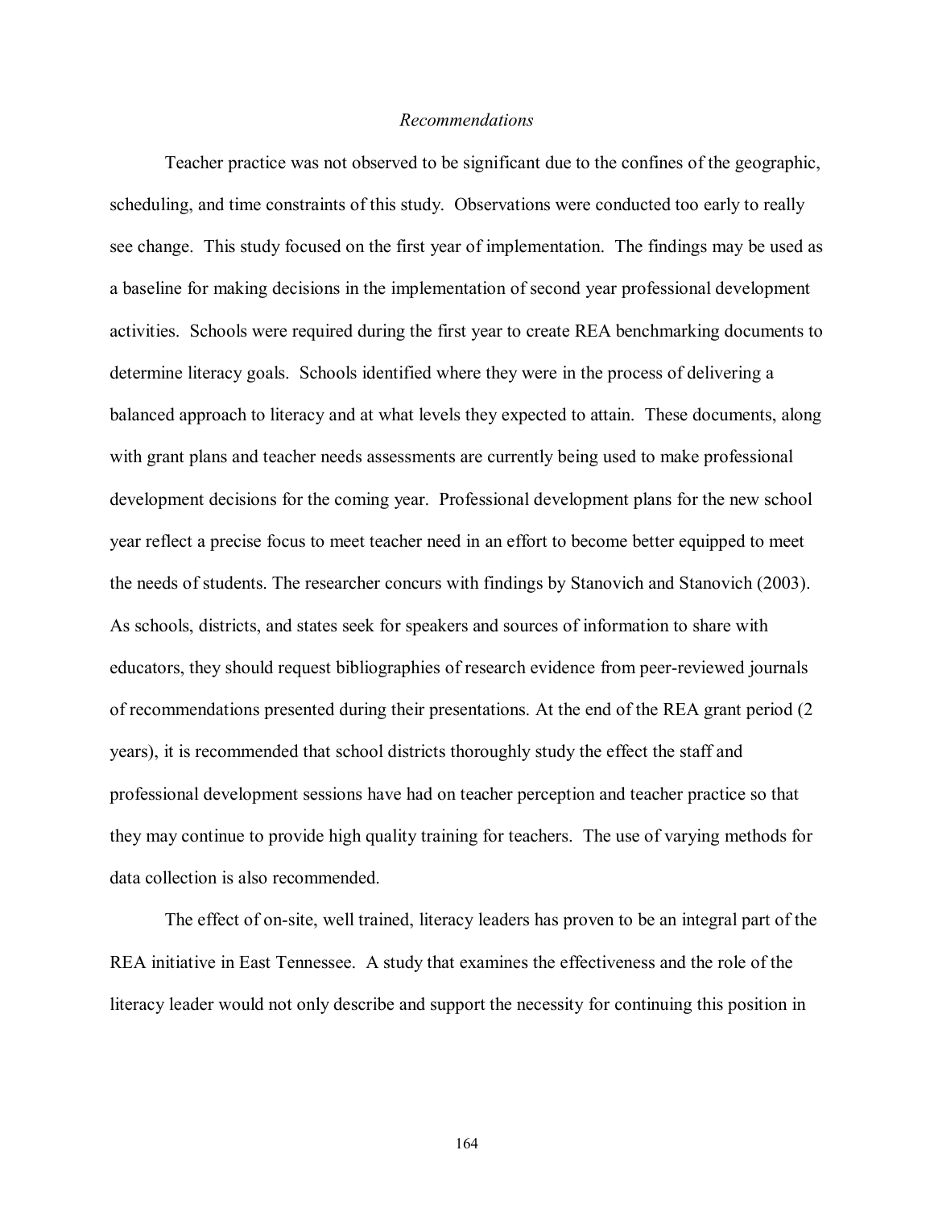*Recommendations*

Teacher practice was not observed to be significant due to the confines of the geographic, scheduling, and time constraints of this study. Observations were conducted too early to really see change. This study focused on the first year of implementation. The findings may be used as a baseline for making decisions in the implementation of second year professional development activities. Schools were required during the first year to create REA benchmarking documents to determine literacy goals. Schools identified where they were in the process of delivering a balanced approach to literacy and at what levels they expected to attain. These documents, along with grant plans and teacher needs assessments are currently being used to make professional development decisions for the coming year. Professional development plans for the new school year reflect a precise focus to meet teacher need in an effort to become better equipped to meet the needs of students. The researcher concurs with findings by Stanovich and Stanovich (2003). As schools, districts, and states seek for speakers and sources of information to share with educators, they should request bibliographies of research evidence from peer-reviewed journals of recommendations presented during their presentations. At the end of the REA grant period (2 years), it is recommended that school districts thoroughly study the effect the staff and professional development sessions have had on teacher perception and teacher practice so that they may continue to provide high quality training for teachers. The use of varying methods for data collection is also recommended.

The effect of on-site, well trained, literacy leaders has proven to be an integral part of the REA initiative in East Tennessee. A study that examines the effectiveness and the role of the literacy leader would not only describe and support the necessity for continuing this position in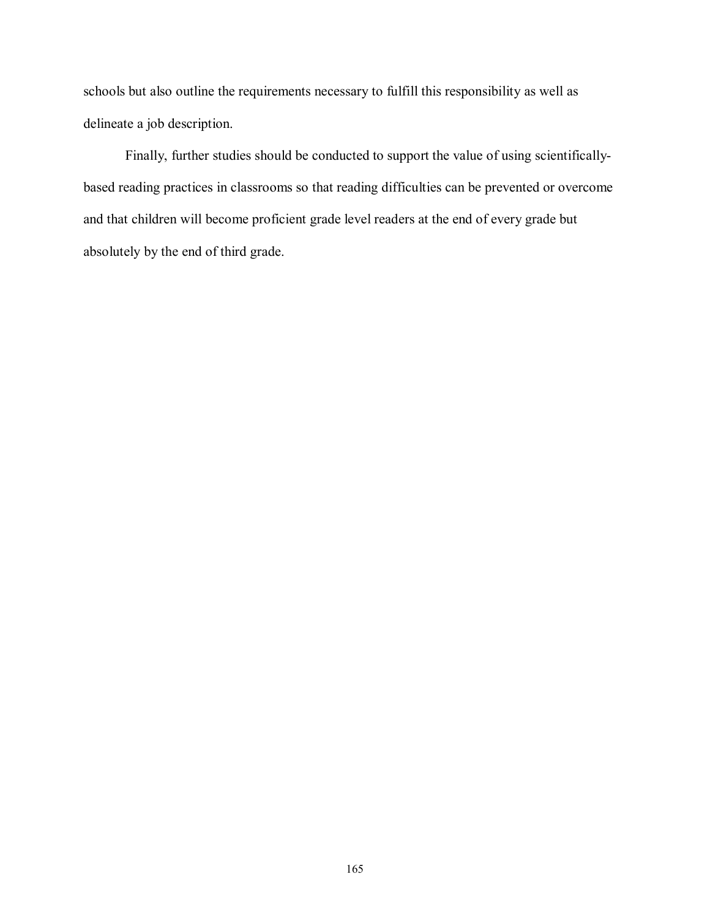schools but also outline the requirements necessary to fulfill this responsibility as well as delineate a job description.

Finally, further studies should be conducted to support the value of using scientifically-based reading practices in classrooms so that reading difficulties can be prevented or overcome and that children will become proficient grade level readers at the end of every grade but absolutely by the end of third grade.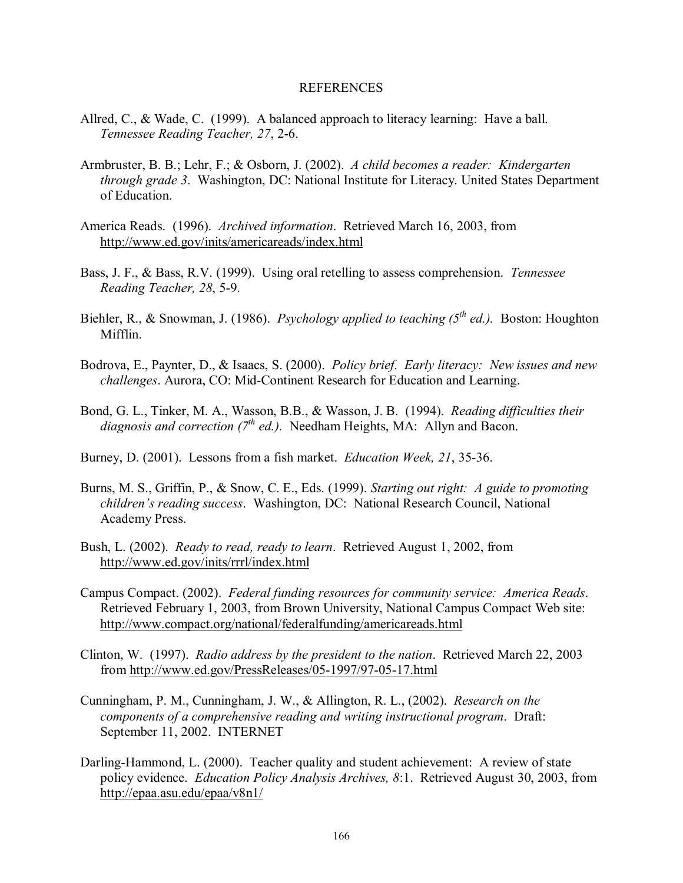# REFERENCES

Allred, C., & Wade, C. (1999). A balanced approach to literacy learning: Have a ball. *Tennessee Reading Teacher, 27*, 2-6.

Armbruster, B. B.; Lehr, F.; & Osborn, J. (2002). *A child becomes a reader: Kindergarten through grade 3*. Washington, DC: National Institute for Literacy. United States Department of Education.

America Reads. (1996). *Archived information*. Retrieved March 16, 2003, from http://www.ed.gov/inits/americareads/index.html

Bass, J. F., & Bass, R.V. (1999). Using oral retelling to assess comprehension. *Tennessee Reading Teacher, 28*, 5-9.

Biehler, R., & Snowman, J. (1986). *Psychology applied to teaching (5th ed.).* Boston: Houghton Mifflin.

Bodrova, E., Paynter, D., & Isaacs, S. (2000). *Policy brief. Early literacy: New issues and new challenges*. Aurora, CO: Mid-Continent Research for Education and Learning.

Bond, G. L., Tinker, M. A., Wasson, B.B., & Wasson, J. B. (1994). *Reading difficulties their diagnosis and correction (7th ed.).* Needham Heights, MA: Allyn and Bacon.

Burney, D. (2001). Lessons from a fish market. *Education Week, 21*, 35-36.

Burns, M. S., Griffin, P., & Snow, C. E., Eds. (1999). *Starting out right: A guide to promoting children's reading success*. Washington, DC: National Research Council, National Academy Press.

Bush, L. (2002). *Ready to read, ready to learn*. Retrieved August 1, 2002, from http://www.ed.gov/inits/rrrl/index.html

Campus Compact. (2002). *Federal funding resources for community service: America Reads*. Retrieved February 1, 2003, from Brown University, National Campus Compact Web site: http://www.compact.org/national/federalfunding/americareads.html

Clinton, W. (1997). *Radio address by the president to the nation*. Retrieved March 22, 2003 from http://www.ed.gov/PressReleases/05-1997/97-05-17.html

Cunningham, P. M., Cunningham, J. W., & Allington, R. L., (2002). *Research on the components of a comprehensive reading and writing instructional program*. Draft: September 11, 2002. INTERNET

Darling-Hammond, L. (2000). Teacher quality and student achievement: A review of state policy evidence. *Education Policy Analysis Archives, 8*:1. Retrieved August 30, 2003, from http://epaa.asu.edu/epaa/v8n1/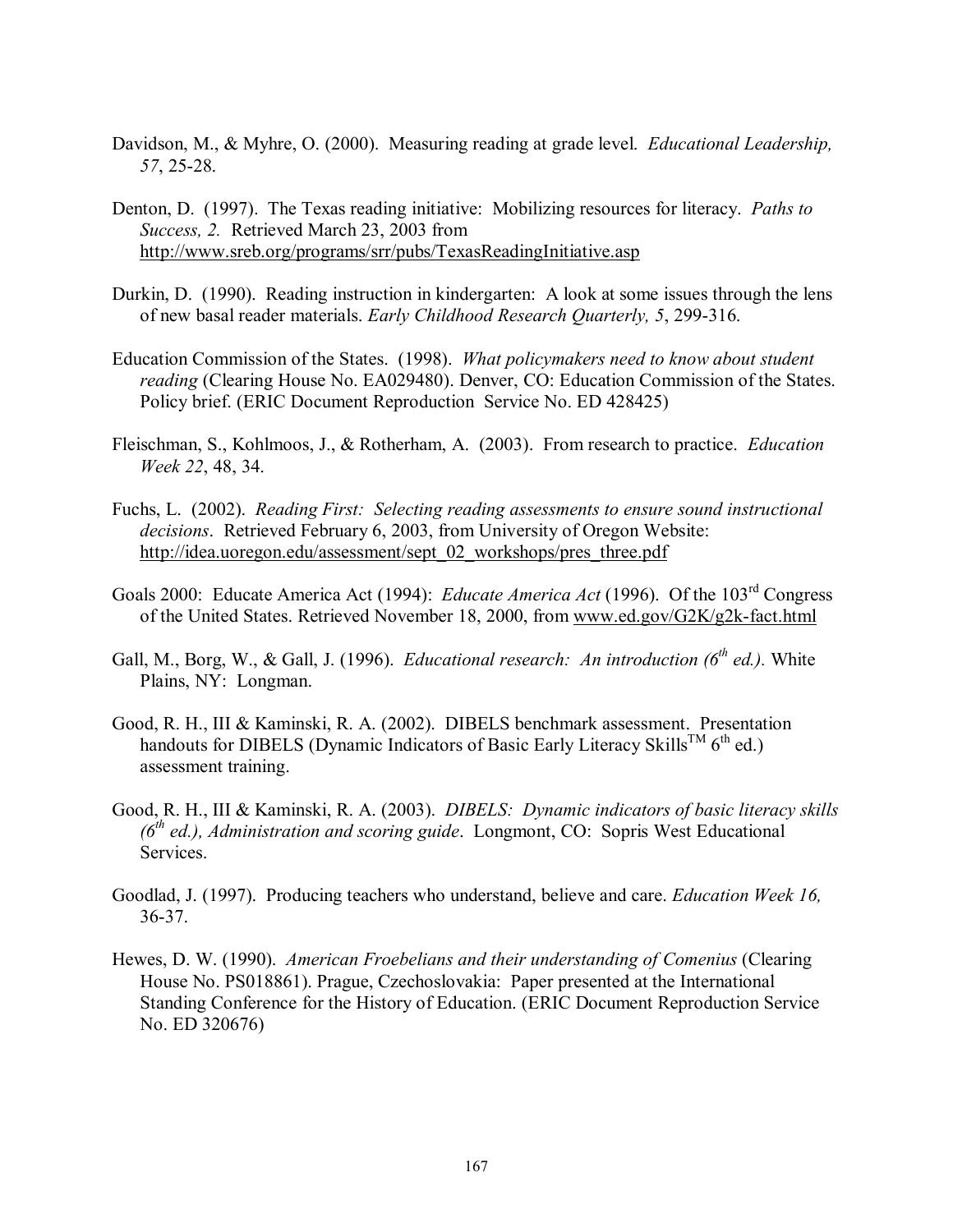Davidson, M., & Myhre, O. (2000). Measuring reading at grade level. *Educational Leadership, 57*, 25-28.

Denton, D. (1997). The Texas reading initiative: Mobilizing resources for literacy. *Paths to Success, 2.* Retrieved March 23, 2003 from http://www.sreb.org/programs/srr/pubs/TexasReadingInitiative.asp

Durkin, D. (1990). Reading instruction in kindergarten: A look at some issues through the lens of new basal reader materials. *Early Childhood Research Quarterly, 5*, 299-316.

Education Commission of the States. (1998). *What policymakers need to know about student reading* (Clearing House No. EA029480). Denver, CO: Education Commission of the States. Policy brief. (ERIC Document Reproduction Service No. ED 428425)

Fleischman, S., Kohlmoos, J., & Rotherham, A. (2003). From research to practice. *Education Week 22*, 48, 34.

Fuchs, L. (2002). *Reading First: Selecting reading assessments to ensure sound instructional decisions*. Retrieved February 6, 2003, from University of Oregon Website: http://idea.uoregon.edu/assessment/sept_02_workshops/pres_three.pdf

Goals 2000: Educate America Act (1994): *Educate America Act* (1996). Of the 103rd Congress of the United States. Retrieved November 18, 2000, from www.ed.gov/G2K/g2k-fact.html

Gall, M., Borg, W., & Gall, J. (1996). *Educational research: An introduction (6th ed.)*. White Plains, NY: Longman.

Good, R. H., III & Kaminski, R. A. (2002). DIBELS benchmark assessment. Presentation handouts for DIBELS (Dynamic Indicators of Basic Early Literacy Skills™ 6th ed.) assessment training.

Good, R. H., III & Kaminski, R. A. (2003). *DIBELS: Dynamic indicators of basic literacy skills (6th ed.), Administration and scoring guide*. Longmont, CO: Sopris West Educational Services.

Goodlad, J. (1997). Producing teachers who understand, believe and care. *Education Week 16,* 36-37.

Hewes, D. W. (1990). *American Froebelians and their understanding of Comenius* (Clearing House No. PS018861). Prague, Czechoslovakia: Paper presented at the International Standing Conference for the History of Education. (ERIC Document Reproduction Service No. ED 320676)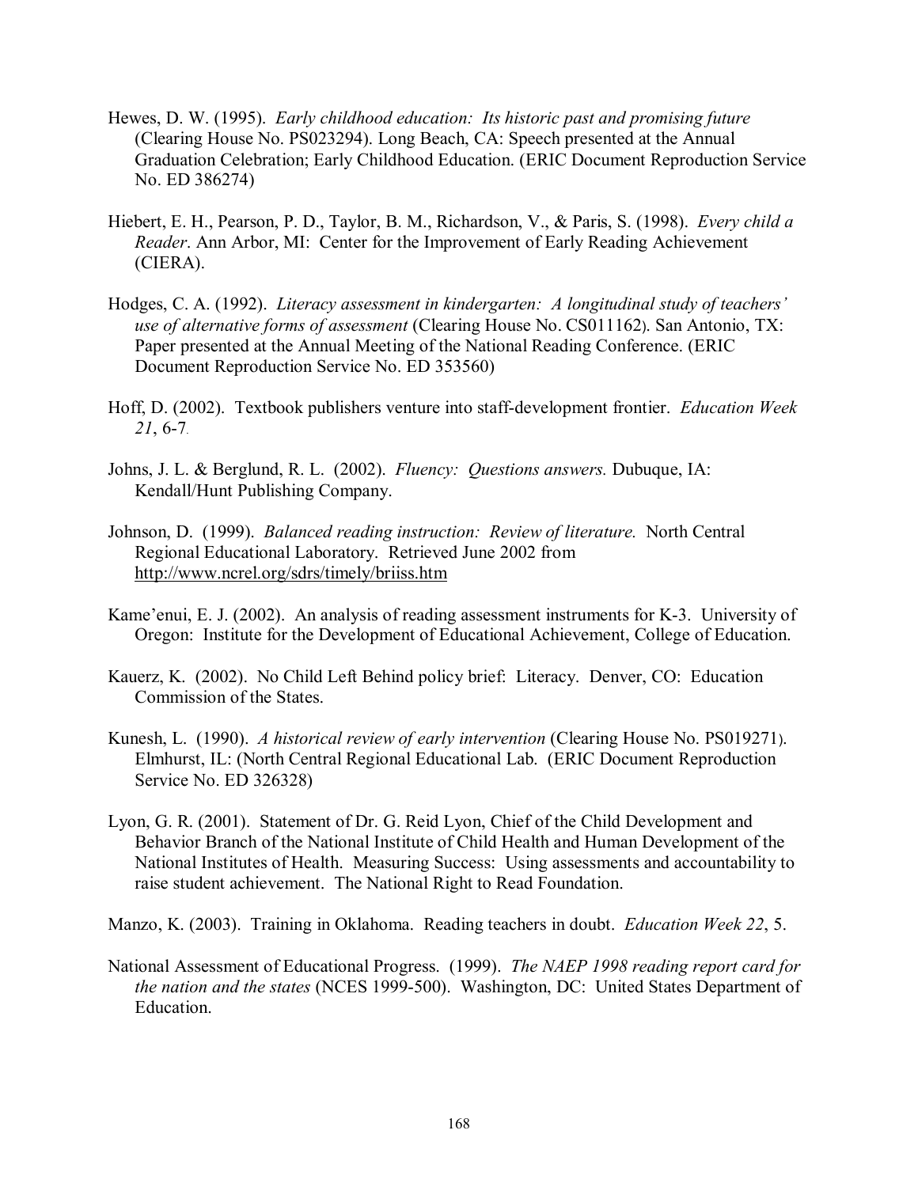Hewes, D. W. (1995). *Early childhood education: Its historic past and promising future* (Clearing House No. PS023294). Long Beach, CA: Speech presented at the Annual Graduation Celebration; Early Childhood Education. (ERIC Document Reproduction Service No. ED 386274)

Hiebert, E. H., Pearson, P. D., Taylor, B. M., Richardson, V., & Paris, S. (1998). *Every child a Reader*. Ann Arbor, MI: Center for the Improvement of Early Reading Achievement (CIERA).

Hodges, C. A. (1992). *Literacy assessment in kindergarten: A longitudinal study of teachers' use of alternative forms of assessment* (Clearing House No. CS011162). San Antonio, TX: Paper presented at the Annual Meeting of the National Reading Conference. (ERIC Document Reproduction Service No. ED 353560)

Hoff, D. (2002). Textbook publishers venture into staff-development frontier. *Education Week 21*, 6-7.

Johns, J. L. & Berglund, R. L. (2002). *Fluency: Questions answers.* Dubuque, IA: Kendall/Hunt Publishing Company.

Johnson, D. (1999). *Balanced reading instruction: Review of literature.* North Central Regional Educational Laboratory. Retrieved June 2002 from http://www.ncrel.org/sdrs/timely/briiss.htm

Kame'enui, E. J. (2002). An analysis of reading assessment instruments for K-3. University of Oregon: Institute for the Development of Educational Achievement, College of Education.

Kauerz, K. (2002). No Child Left Behind policy brief: Literacy. Denver, CO: Education Commission of the States.

Kunesh, L. (1990). *A historical review of early intervention* (Clearing House No. PS019271). Elmhurst, IL: (North Central Regional Educational Lab. (ERIC Document Reproduction Service No. ED 326328)

Lyon, G. R. (2001). Statement of Dr. G. Reid Lyon, Chief of the Child Development and Behavior Branch of the National Institute of Child Health and Human Development of the National Institutes of Health. Measuring Success: Using assessments and accountability to raise student achievement. The National Right to Read Foundation.

Manzo, K. (2003). Training in Oklahoma. Reading teachers in doubt. *Education Week 22*, 5.

National Assessment of Educational Progress. (1999). *The NAEP 1998 reading report card for the nation and the states* (NCES 1999-500). Washington, DC: United States Department of Education.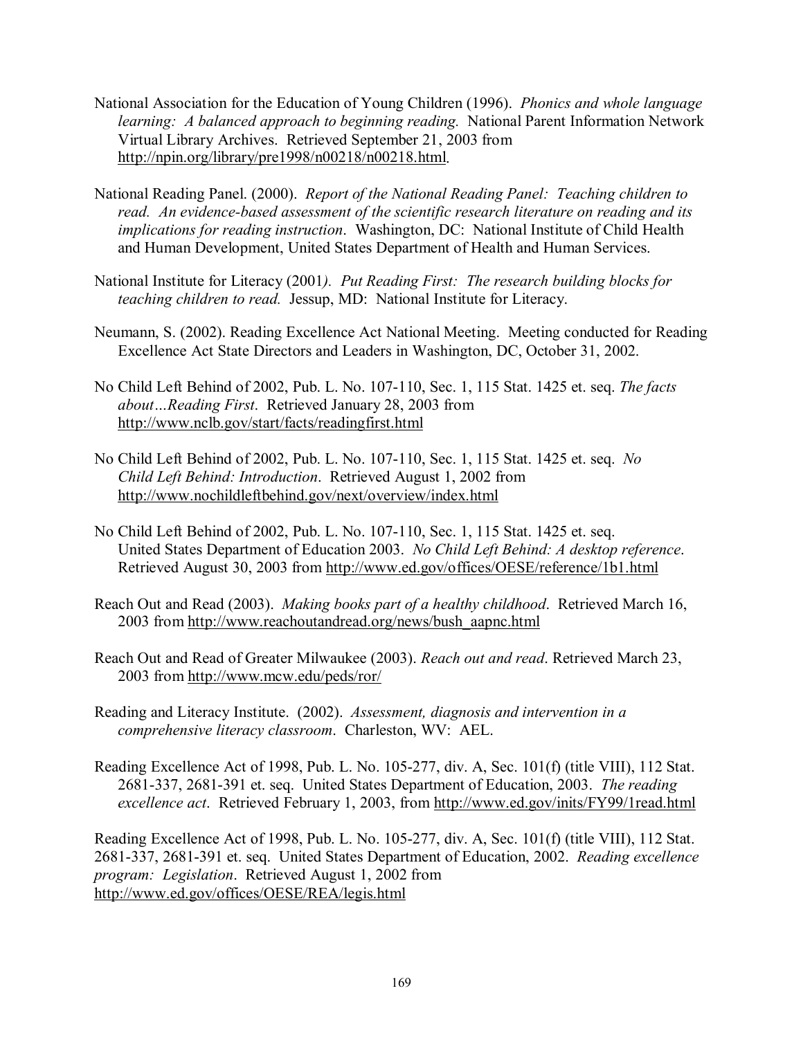National Association for the Education of Young Children (1996). *Phonics and whole language learning: A balanced approach to beginning reading.* National Parent Information Network Virtual Library Archives. Retrieved September 21, 2003 from http://npin.org/library/pre1998/n00218/n00218.html.

National Reading Panel. (2000). *Report of the National Reading Panel: Teaching children to read. An evidence-based assessment of the scientific research literature on reading and its implications for reading instruction*. Washington, DC: National Institute of Child Health and Human Development, United States Department of Health and Human Services.

National Institute for Literacy (2001*). Put Reading First: The research building blocks for teaching children to read.* Jessup, MD: National Institute for Literacy.

Neumann, S. (2002). Reading Excellence Act National Meeting. Meeting conducted for Reading Excellence Act State Directors and Leaders in Washington, DC, October 31, 2002.

No Child Left Behind of 2002, Pub. L. No. 107-110, Sec. 1, 115 Stat. 1425 et. seq. *The facts about…Reading First*. Retrieved January 28, 2003 from http://www.nclb.gov/start/facts/readingfirst.html

No Child Left Behind of 2002, Pub. L. No. 107-110, Sec. 1, 115 Stat. 1425 et. seq. *No Child Left Behind: Introduction*. Retrieved August 1, 2002 from http://www.nochildleftbehind.gov/next/overview/index.html

No Child Left Behind of 2002, Pub. L. No. 107-110, Sec. 1, 115 Stat. 1425 et. seq. United States Department of Education 2003. *No Child Left Behind: A desktop reference*. Retrieved August 30, 2003 from http://www.ed.gov/offices/OESE/reference/1b1.html

Reach Out and Read (2003). *Making books part of a healthy childhood*. Retrieved March 16, 2003 from http://www.reachoutandread.org/news/bush_aapnc.html

Reach Out and Read of Greater Milwaukee (2003). *Reach out and read*. Retrieved March 23, 2003 from http://www.mcw.edu/peds/ror/

Reading and Literacy Institute. (2002). *Assessment, diagnosis and intervention in a comprehensive literacy classroom*. Charleston, WV: AEL.

Reading Excellence Act of 1998, Pub. L. No. 105-277, div. A, Sec. 101(f) (title VIII), 112 Stat. 2681-337, 2681-391 et. seq. United States Department of Education, 2003. *The reading excellence act*. Retrieved February 1, 2003, from http://www.ed.gov/inits/FY99/1read.html

Reading Excellence Act of 1998, Pub. L. No. 105-277, div. A, Sec. 101(f) (title VIII), 112 Stat. 2681-337, 2681-391 et. seq. United States Department of Education, 2002. *Reading excellence program: Legislation*. Retrieved August 1, 2002 from http://www.ed.gov/offices/OESE/REA/legis.html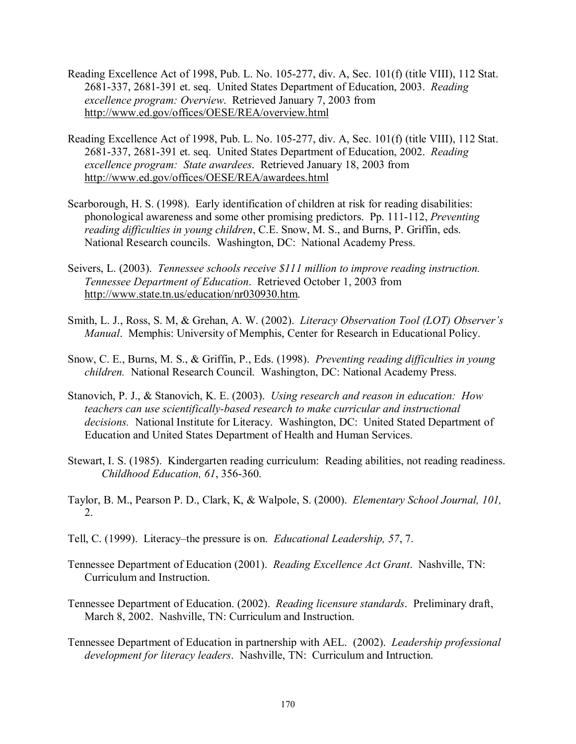Reading Excellence Act of 1998, Pub. L. No. 105-277, div. A, Sec. 101(f) (title VIII), 112 Stat. 2681-337, 2681-391 et. seq. United States Department of Education, 2003. *Reading excellence program: Overview*. Retrieved January 7, 2003 from http://www.ed.gov/offices/OESE/REA/overview.html

Reading Excellence Act of 1998, Pub. L. No. 105-277, div. A, Sec. 101(f) (title VIII), 112 Stat. 2681-337, 2681-391 et. seq. United States Department of Education, 2002. *Reading excellence program: State awardees*. Retrieved January 18, 2003 from http://www.ed.gov/offices/OESE/REA/awardees.html

Scarborough, H. S. (1998). Early identification of children at risk for reading disabilities: phonological awareness and some other promising predictors. Pp. 111-112, *Preventing reading difficulties in young children*, C.E. Snow, M. S., and Burns, P. Griffin, eds. National Research councils. Washington, DC: National Academy Press.

Seivers, L. (2003). *Tennessee schools receive $111 million to improve reading instruction. Tennessee Department of Education*. Retrieved October 1, 2003 from http://www.state.tn.us/education/nr030930.htm.

Smith, L. J., Ross, S. M, & Grehan, A. W. (2002). *Literacy Observation Tool (LOT) Observer's Manual*. Memphis: University of Memphis, Center for Research in Educational Policy.

Snow, C. E., Burns, M. S., & Griffin, P., Eds. (1998). *Preventing reading difficulties in young children.* National Research Council. Washington, DC: National Academy Press.

Stanovich, P. J., & Stanovich, K. E. (2003). *Using research and reason in education: How teachers can use scientifically-based research to make curricular and instructional decisions.* National Institute for Literacy. Washington, DC: United Stated Department of Education and United States Department of Health and Human Services.

Stewart, I. S. (1985). Kindergarten reading curriculum: Reading abilities, not reading readiness. *Childhood Education, 61*, 356-360.

Taylor, B. M., Pearson P. D., Clark, K, & Walpole, S. (2000). *Elementary School Journal, 101,* 2.

Tell, C. (1999). Literacy–the pressure is on. *Educational Leadership, 57*, 7.

Tennessee Department of Education (2001). *Reading Excellence Act Grant*. Nashville, TN: Curriculum and Instruction.

Tennessee Department of Education. (2002). *Reading licensure standards*. Preliminary draft, March 8, 2002. Nashville, TN: Curriculum and Instruction.

Tennessee Department of Education in partnership with AEL. (2002). *Leadership professional development for literacy leaders*. Nashville, TN: Curriculum and Intruction.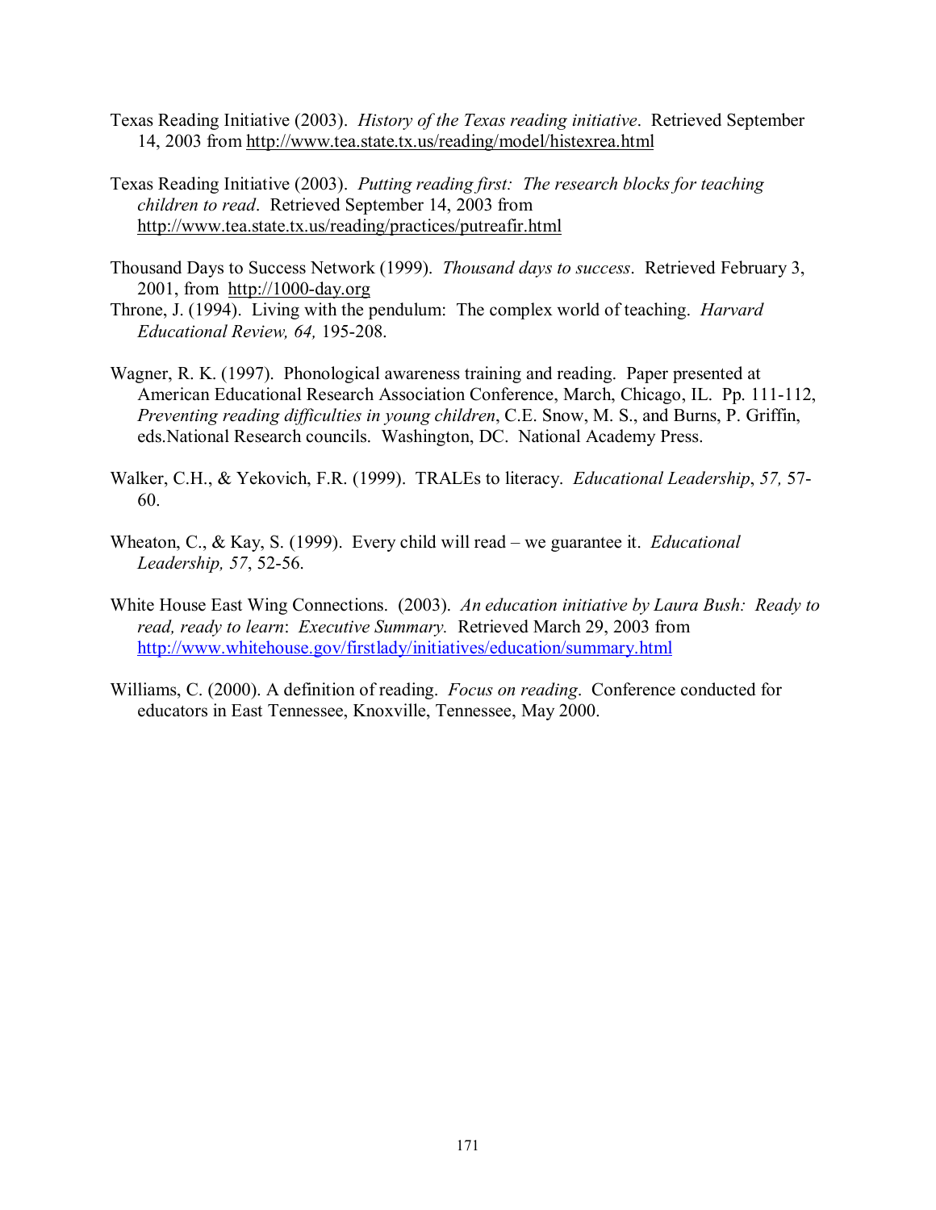Texas Reading Initiative (2003). *History of the Texas reading initiative*. Retrieved September 14, 2003 from http://www.tea.state.tx.us/reading/model/histexrea.html

Texas Reading Initiative (2003). *Putting reading first: The research blocks for teaching children to read*. Retrieved September 14, 2003 from http://www.tea.state.tx.us/reading/practices/putreafir.html

Thousand Days to Success Network (1999). *Thousand days to success*. Retrieved February 3, 2001, from http://1000-day.org

Throne, J. (1994). Living with the pendulum: The complex world of teaching. *Harvard Educational Review, 64,* 195-208.

Wagner, R. K. (1997). Phonological awareness training and reading. Paper presented at American Educational Research Association Conference, March, Chicago, IL. Pp. 111-112, *Preventing reading difficulties in young children*, C.E. Snow, M. S., and Burns, P. Griffin, eds.National Research councils. Washington, DC. National Academy Press.

Walker, C.H., & Yekovich, F.R. (1999). TRALEs to literacy. *Educational Leadership*, *57,* 57-60.

Wheaton, C., & Kay, S. (1999). Every child will read – we guarantee it. *Educational Leadership, 57*, 52-56.

White House East Wing Connections. (2003). *An education initiative by Laura Bush: Ready to read, ready to learn*: *Executive Summary.* Retrieved March 29, 2003 from http://www.whitehouse.gov/firstlady/initiatives/education/summary.html

Williams, C. (2000). A definition of reading. *Focus on reading*. Conference conducted for educators in East Tennessee, Knoxville, Tennessee, May 2000.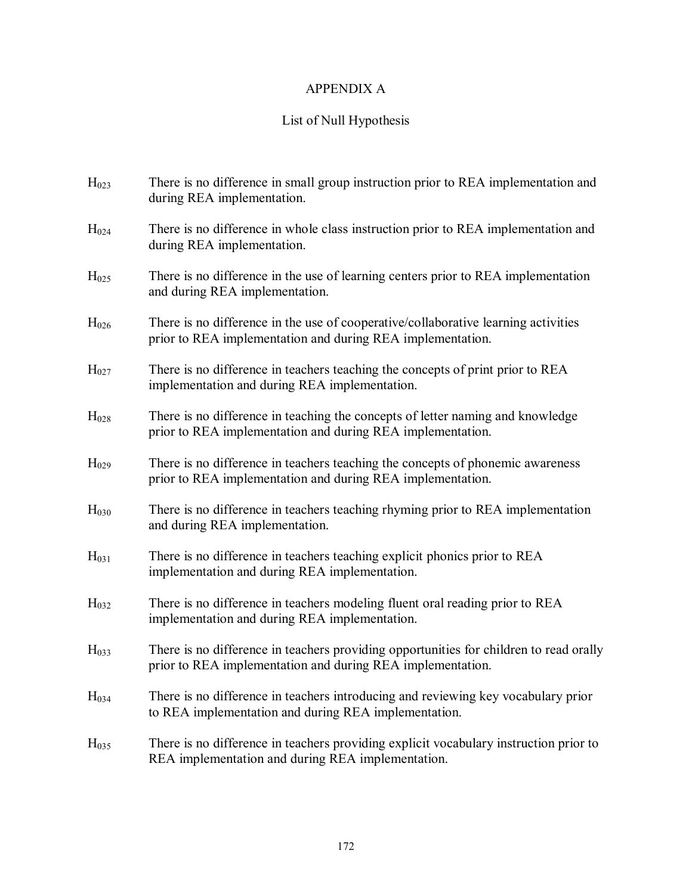# APPENDIX A

## List of Null Hypothesis

$H_{023}$ There is no difference in small group instruction prior to REA implementation and during REA implementation.

$H_{024}$ There is no difference in whole class instruction prior to REA implementation and during REA implementation.

$H_{025}$ There is no difference in the use of learning centers prior to REA implementation and during REA implementation.

$H_{026}$ There is no difference in the use of cooperative/collaborative learning activities prior to REA implementation and during REA implementation.

$H_{027}$ There is no difference in teachers teaching the concepts of print prior to REA implementation and during REA implementation.

$H_{028}$ There is no difference in teaching the concepts of letter naming and knowledge prior to REA implementation and during REA implementation.

$H_{029}$ There is no difference in teachers teaching the concepts of phonemic awareness prior to REA implementation and during REA implementation.

$H_{030}$ There is no difference in teachers teaching rhyming prior to REA implementation and during REA implementation.

$H_{031}$ There is no difference in teachers teaching explicit phonics prior to REA implementation and during REA implementation.

$H_{032}$ There is no difference in teachers modeling fluent oral reading prior to REA implementation and during REA implementation.

$H_{033}$ There is no difference in teachers providing opportunities for children to read orally prior to REA implementation and during REA implementation.

$H_{034}$ There is no difference in teachers introducing and reviewing key vocabulary prior to REA implementation and during REA implementation.

$H_{035}$ There is no difference in teachers providing explicit vocabulary instruction prior to REA implementation and during REA implementation.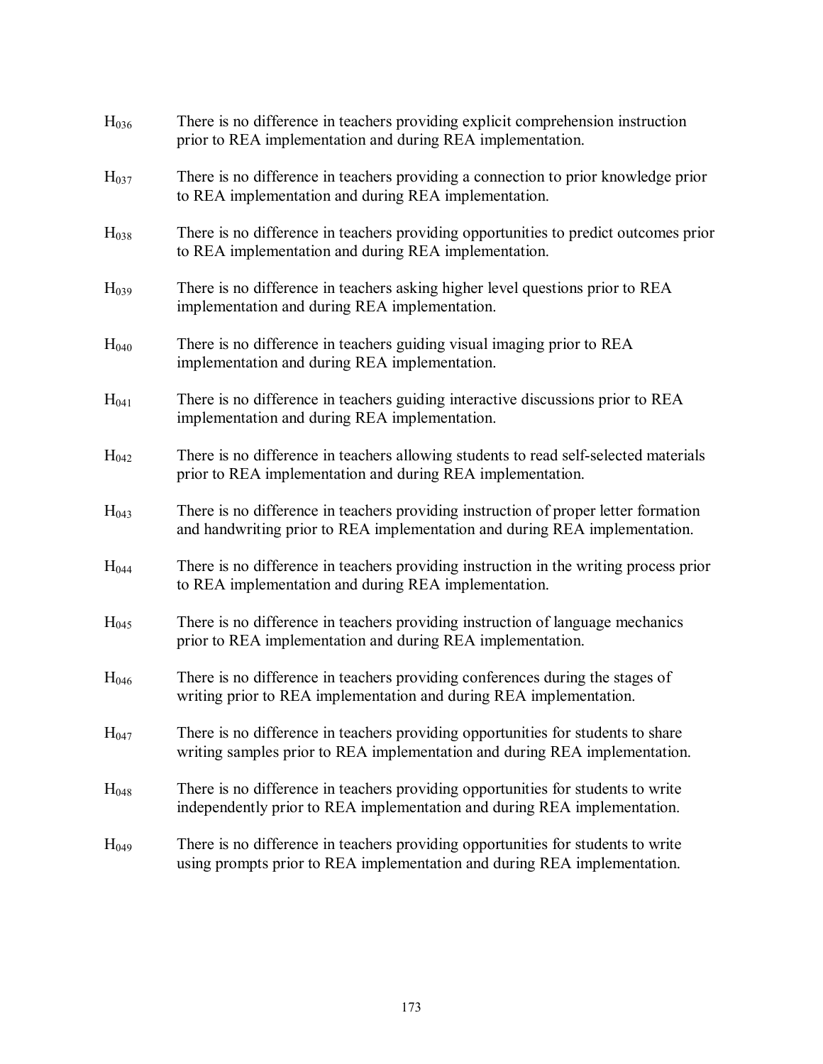$H_{036}$ There is no difference in teachers providing explicit comprehension instruction prior to REA implementation and during REA implementation.

$H_{037}$ There is no difference in teachers providing a connection to prior knowledge prior to REA implementation and during REA implementation.

$H_{038}$ There is no difference in teachers providing opportunities to predict outcomes prior to REA implementation and during REA implementation.

$H_{039}$ There is no difference in teachers asking higher level questions prior to REA implementation and during REA implementation.

$H_{040}$ There is no difference in teachers guiding visual imaging prior to REA implementation and during REA implementation.

$H_{041}$ There is no difference in teachers guiding interactive discussions prior to REA implementation and during REA implementation.

$H_{042}$ There is no difference in teachers allowing students to read self-selected materials prior to REA implementation and during REA implementation.

$H_{043}$ There is no difference in teachers providing instruction of proper letter formation and handwriting prior to REA implementation and during REA implementation.

$H_{044}$ There is no difference in teachers providing instruction in the writing process prior to REA implementation and during REA implementation.

$H_{045}$ There is no difference in teachers providing instruction of language mechanics prior to REA implementation and during REA implementation.

$H_{046}$ There is no difference in teachers providing conferences during the stages of writing prior to REA implementation and during REA implementation.

$H_{047}$ There is no difference in teachers providing opportunities for students to share writing samples prior to REA implementation and during REA implementation.

$H_{048}$ There is no difference in teachers providing opportunities for students to write independently prior to REA implementation and during REA implementation.

$H_{049}$ There is no difference in teachers providing opportunities for students to write using prompts prior to REA implementation and during REA implementation.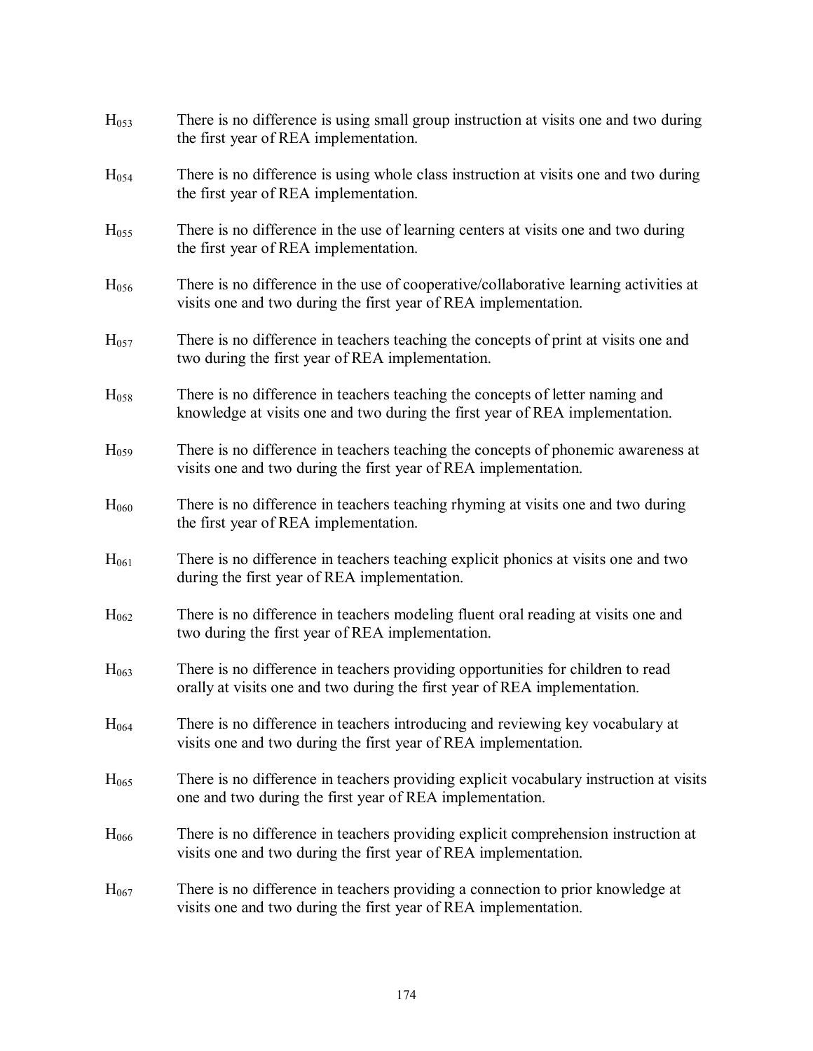$H_{053}$ There is no difference is using small group instruction at visits one and two during the first year of REA implementation.

$H_{054}$ There is no difference is using whole class instruction at visits one and two during the first year of REA implementation.

$H_{055}$ There is no difference in the use of learning centers at visits one and two during the first year of REA implementation.

$H_{056}$ There is no difference in the use of cooperative/collaborative learning activities at visits one and two during the first year of REA implementation.

$H_{057}$ There is no difference in teachers teaching the concepts of print at visits one and two during the first year of REA implementation.

$H_{058}$ There is no difference in teachers teaching the concepts of letter naming and knowledge at visits one and two during the first year of REA implementation.

$H_{059}$ There is no difference in teachers teaching the concepts of phonemic awareness at visits one and two during the first year of REA implementation.

$H_{060}$ There is no difference in teachers teaching rhyming at visits one and two during the first year of REA implementation.

$H_{061}$ There is no difference in teachers teaching explicit phonics at visits one and two during the first year of REA implementation.

$H_{062}$ There is no difference in teachers modeling fluent oral reading at visits one and two during the first year of REA implementation.

$H_{063}$ There is no difference in teachers providing opportunities for children to read orally at visits one and two during the first year of REA implementation.

$H_{064}$ There is no difference in teachers introducing and reviewing key vocabulary at visits one and two during the first year of REA implementation.

$H_{065}$ There is no difference in teachers providing explicit vocabulary instruction at visits one and two during the first year of REA implementation.

$H_{066}$ There is no difference in teachers providing explicit comprehension instruction at visits one and two during the first year of REA implementation.

$H_{067}$ There is no difference in teachers providing a connection to prior knowledge at visits one and two during the first year of REA implementation.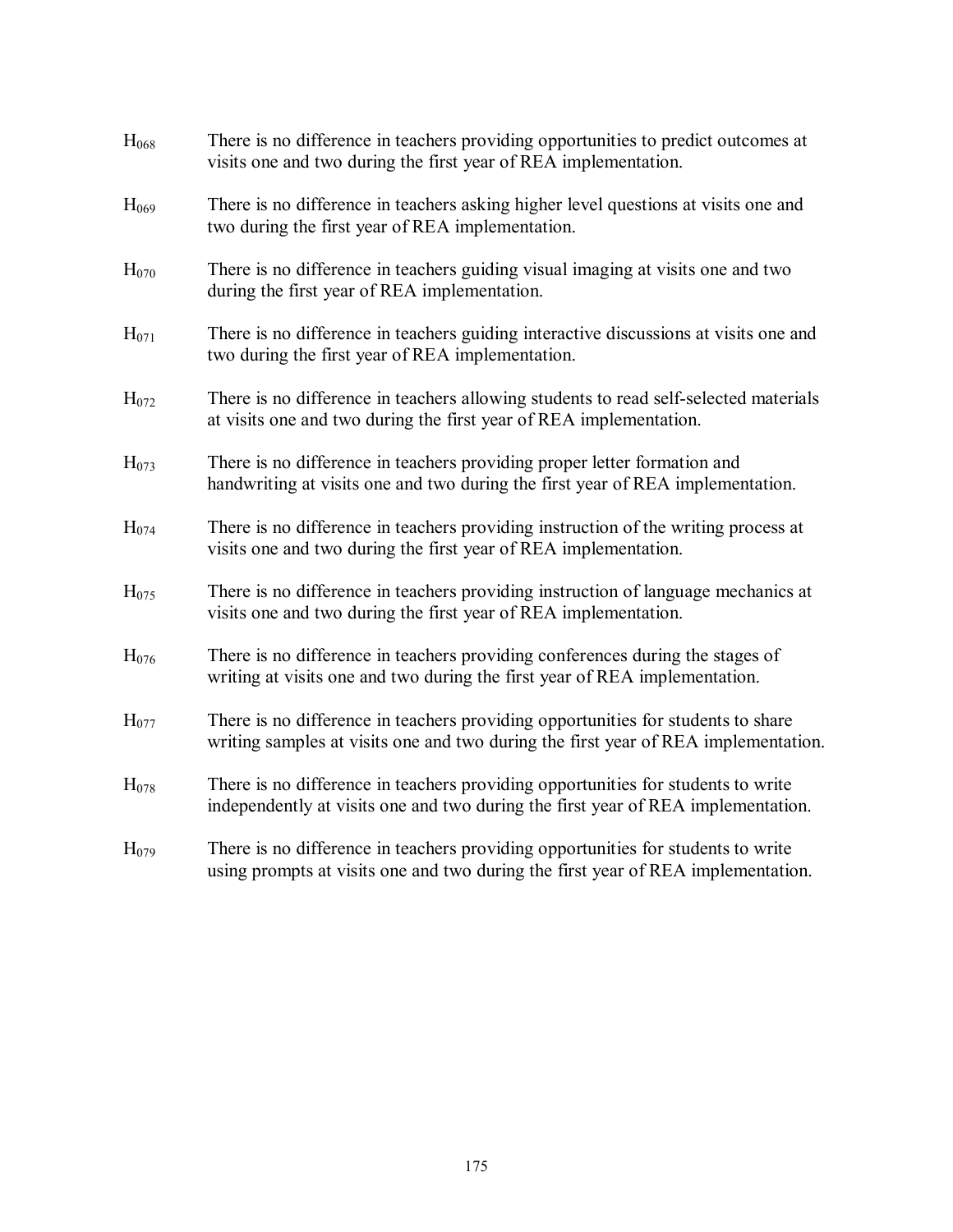$H_{068}$ There is no difference in teachers providing opportunities to predict outcomes at visits one and two during the first year of REA implementation.

$H_{069}$ There is no difference in teachers asking higher level questions at visits one and two during the first year of REA implementation.

$H_{070}$ There is no difference in teachers guiding visual imaging at visits one and two during the first year of REA implementation.

$H_{071}$ There is no difference in teachers guiding interactive discussions at visits one and two during the first year of REA implementation.

$H_{072}$ There is no difference in teachers allowing students to read self-selected materials at visits one and two during the first year of REA implementation.

$H_{073}$ There is no difference in teachers providing proper letter formation and handwriting at visits one and two during the first year of REA implementation.

$H_{074}$ There is no difference in teachers providing instruction of the writing process at visits one and two during the first year of REA implementation.

$H_{075}$ There is no difference in teachers providing instruction of language mechanics at visits one and two during the first year of REA implementation.

$H_{076}$ There is no difference in teachers providing conferences during the stages of writing at visits one and two during the first year of REA implementation.

$H_{077}$ There is no difference in teachers providing opportunities for students to share writing samples at visits one and two during the first year of REA implementation.

$H_{078}$ There is no difference in teachers providing opportunities for students to write independently at visits one and two during the first year of REA implementation.

$H_{079}$ There is no difference in teachers providing opportunities for students to write using prompts at visits one and two during the first year of REA implementation.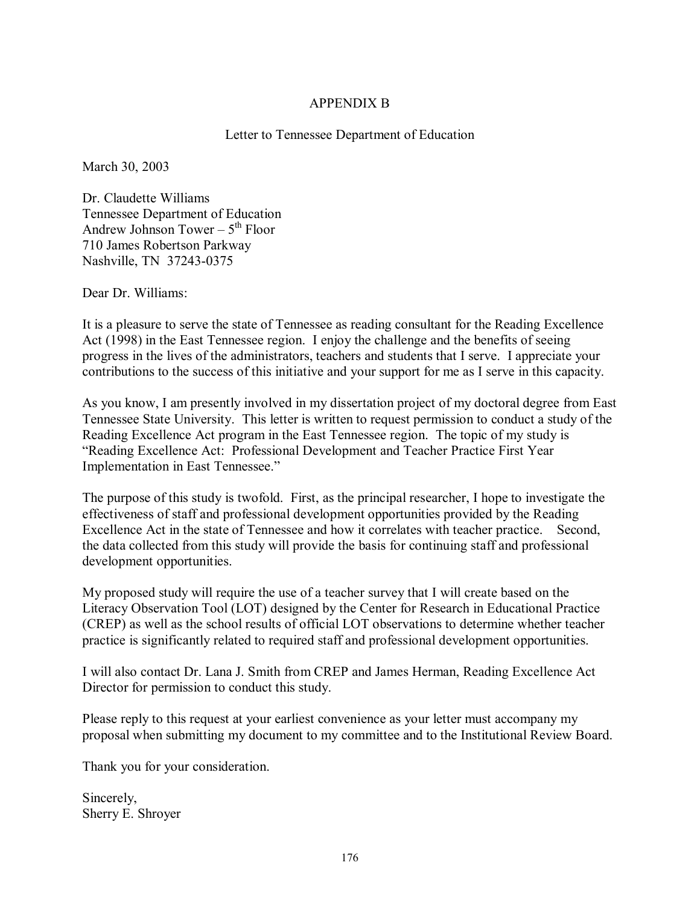# APPENDIX B

## Letter to Tennessee Department of Education

March 30, 2003

Dr. Claudette Williams
Tennessee Department of Education
Andrew Johnson Tower – 5th Floor
710 James Robertson Parkway
Nashville, TN 37243-0375

Dear Dr. Williams:

It is a pleasure to serve the state of Tennessee as reading consultant for the Reading Excellence Act (1998) in the East Tennessee region. I enjoy the challenge and the benefits of seeing progress in the lives of the administrators, teachers and students that I serve. I appreciate your contributions to the success of this initiative and your support for me as I serve in this capacity.

As you know, I am presently involved in my dissertation project of my doctoral degree from East Tennessee State University. This letter is written to request permission to conduct a study of the Reading Excellence Act program in the East Tennessee region. The topic of my study is "Reading Excellence Act: Professional Development and Teacher Practice First Year Implementation in East Tennessee."

The purpose of this study is twofold. First, as the principal researcher, I hope to investigate the effectiveness of staff and professional development opportunities provided by the Reading Excellence Act in the state of Tennessee and how it correlates with teacher practice. Second, the data collected from this study will provide the basis for continuing staff and professional development opportunities.

My proposed study will require the use of a teacher survey that I will create based on the Literacy Observation Tool (LOT) designed by the Center for Research in Educational Practice (CREP) as well as the school results of official LOT observations to determine whether teacher practice is significantly related to required staff and professional development opportunities.

I will also contact Dr. Lana J. Smith from CREP and James Herman, Reading Excellence Act Director for permission to conduct this study.

Please reply to this request at your earliest convenience as your letter must accompany my proposal when submitting my document to my committee and to the Institutional Review Board.

Thank you for your consideration.

Sincerely,
Sherry E. Shroyer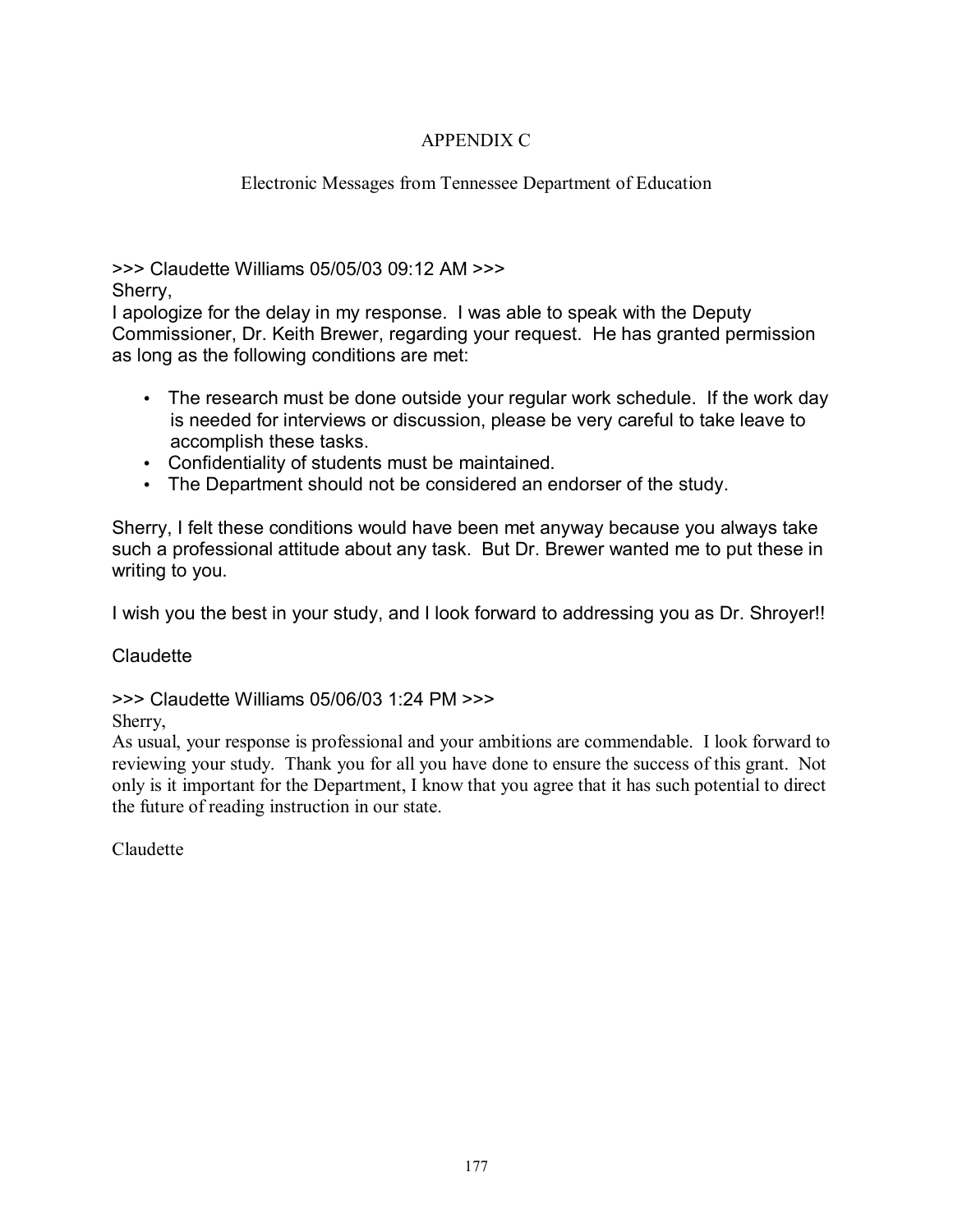# APPENDIX C

## Electronic Messages from Tennessee Department of Education

>>> Claudette Williams 05/05/03 09:12 AM >>>
Sherry,
I apologize for the delay in my response. I was able to speak with the Deputy Commissioner, Dr. Keith Brewer, regarding your request. He has granted permission as long as the following conditions are met:

- The research must be done outside your regular work schedule. If the work day is needed for interviews or discussion, please be very careful to take leave to accomplish these tasks.
- Confidentiality of students must be maintained.
- The Department should not be considered an endorser of the study.

Sherry, I felt these conditions would have been met anyway because you always take such a professional attitude about any task. But Dr. Brewer wanted me to put these in writing to you.

I wish you the best in your study, and I look forward to addressing you as Dr. Shroyer!!

Claudette

>>> Claudette Williams 05/06/03 1:24 PM >>>
Sherry,
As usual, your response is professional and your ambitions are commendable. I look forward to reviewing your study. Thank you for all you have done to ensure the success of this grant. Not only is it important for the Department, I know that you agree that it has such potential to direct the future of reading instruction in our state.

Claudette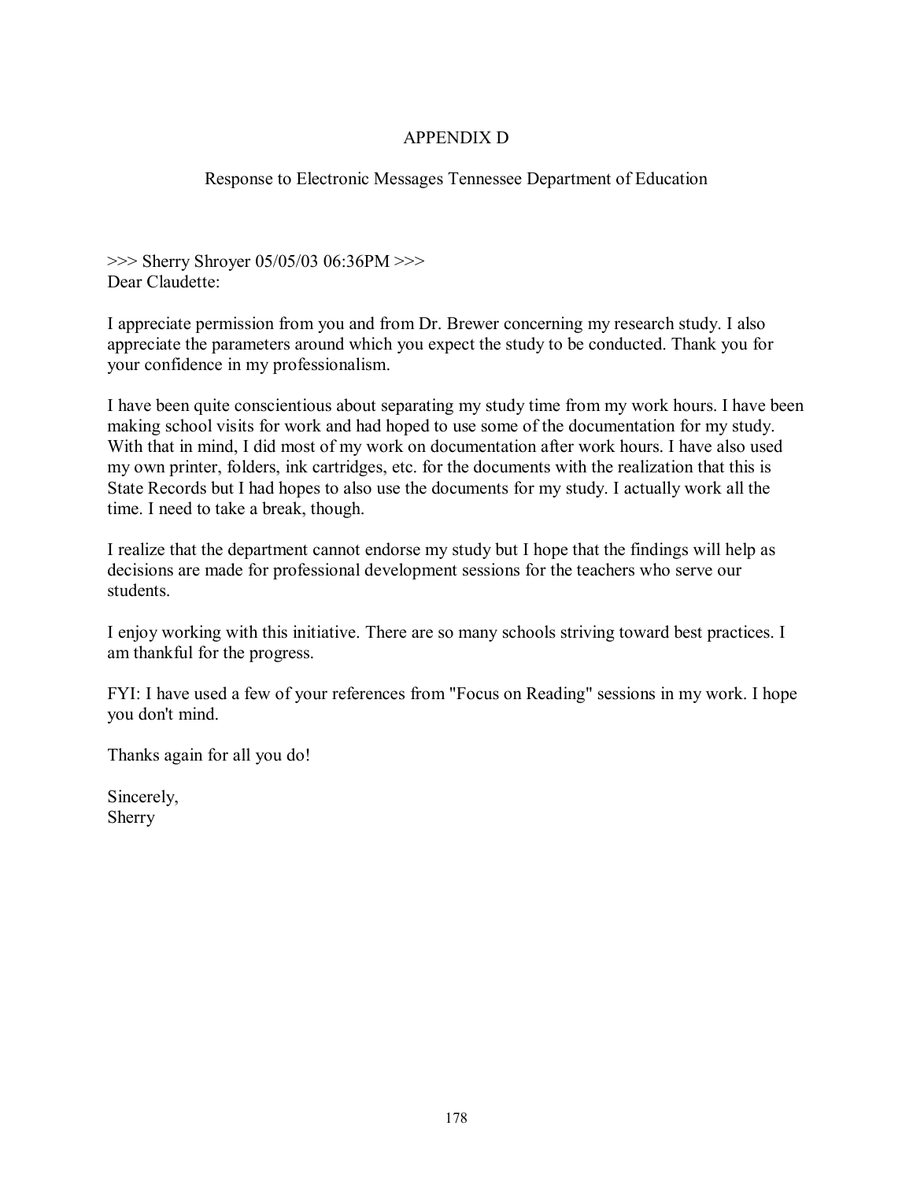# APPENDIX D

## Response to Electronic Messages Tennessee Department of Education

>>> Sherry Shroyer 05/05/03 06:36PM >>>
Dear Claudette:

I appreciate permission from you and from Dr. Brewer concerning my research study. I also appreciate the parameters around which you expect the study to be conducted. Thank you for your confidence in my professionalism.

I have been quite conscientious about separating my study time from my work hours. I have been making school visits for work and had hoped to use some of the documentation for my study. With that in mind, I did most of my work on documentation after work hours. I have also used my own printer, folders, ink cartridges, etc. for the documents with the realization that this is State Records but I had hopes to also use the documents for my study. I actually work all the time. I need to take a break, though.

I realize that the department cannot endorse my study but I hope that the findings will help as decisions are made for professional development sessions for the teachers who serve our students.

I enjoy working with this initiative. There are so many schools striving toward best practices. I am thankful for the progress.

FYI: I have used a few of your references from "Focus on Reading" sessions in my work. I hope you don't mind.

Thanks again for all you do!

Sincerely,
Sherry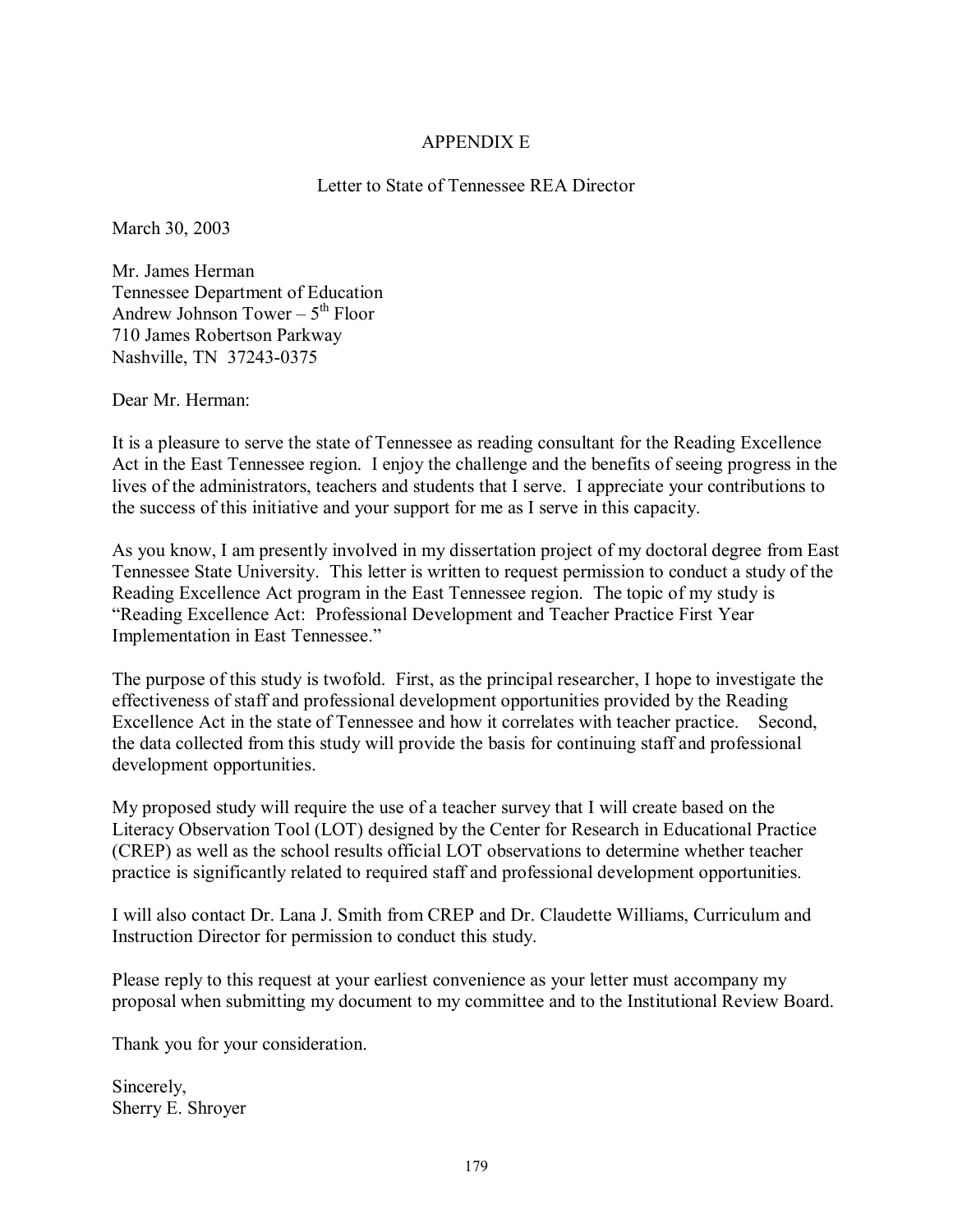# APPENDIX E

## Letter to State of Tennessee REA Director

March 30, 2003

Mr. James Herman
Tennessee Department of Education
Andrew Johnson Tower – 5th Floor
710 James Robertson Parkway
Nashville, TN 37243-0375

Dear Mr. Herman:

It is a pleasure to serve the state of Tennessee as reading consultant for the Reading Excellence Act in the East Tennessee region. I enjoy the challenge and the benefits of seeing progress in the lives of the administrators, teachers and students that I serve. I appreciate your contributions to the success of this initiative and your support for me as I serve in this capacity.

As you know, I am presently involved in my dissertation project of my doctoral degree from East Tennessee State University. This letter is written to request permission to conduct a study of the Reading Excellence Act program in the East Tennessee region. The topic of my study is "Reading Excellence Act: Professional Development and Teacher Practice First Year Implementation in East Tennessee."

The purpose of this study is twofold. First, as the principal researcher, I hope to investigate the effectiveness of staff and professional development opportunities provided by the Reading Excellence Act in the state of Tennessee and how it correlates with teacher practice. Second, the data collected from this study will provide the basis for continuing staff and professional development opportunities.

My proposed study will require the use of a teacher survey that I will create based on the Literacy Observation Tool (LOT) designed by the Center for Research in Educational Practice (CREP) as well as the school results official LOT observations to determine whether teacher practice is significantly related to required staff and professional development opportunities.

I will also contact Dr. Lana J. Smith from CREP and Dr. Claudette Williams, Curriculum and Instruction Director for permission to conduct this study.

Please reply to this request at your earliest convenience as your letter must accompany my proposal when submitting my document to my committee and to the Institutional Review Board.

Thank you for your consideration.

Sincerely,
Sherry E. Shroyer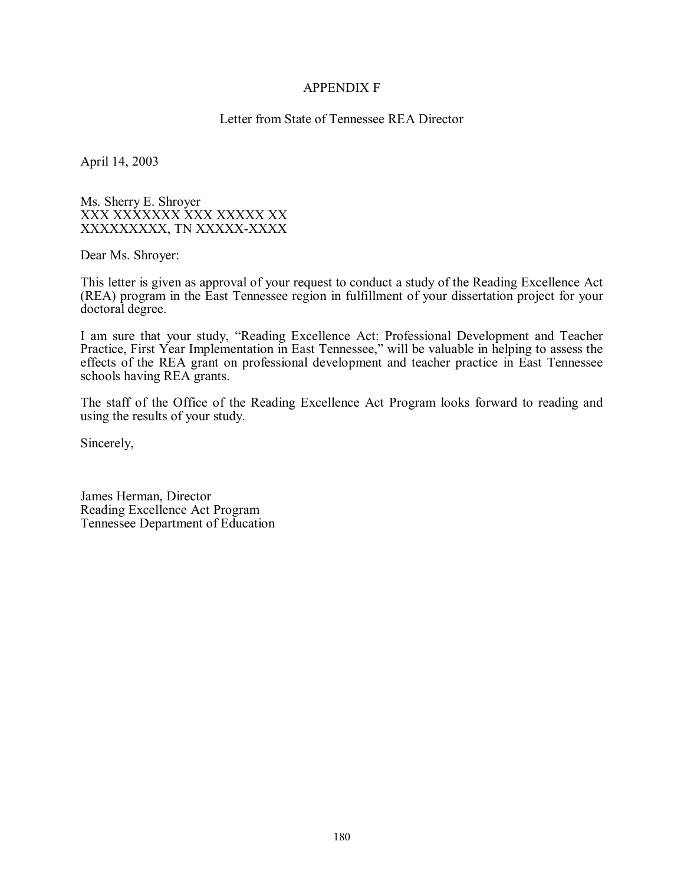# APPENDIX F

## Letter from State of Tennessee REA Director

April 14, 2003

Ms. Sherry E. Shroyer
XXX XXXXXXX XXX XXXXX XX
XXXXXXXXX, TN XXXXX-XXXX

Dear Ms. Shroyer:

This letter is given as approval of your request to conduct a study of the Reading Excellence Act (REA) program in the East Tennessee region in fulfillment of your dissertation project for your doctoral degree.

I am sure that your study, "Reading Excellence Act: Professional Development and Teacher Practice, First Year Implementation in East Tennessee," will be valuable in helping to assess the effects of the REA grant on professional development and teacher practice in East Tennessee schools having REA grants.

The staff of the Office of the Reading Excellence Act Program looks forward to reading and using the results of your study.

Sincerely,

James Herman, Director
Reading Excellence Act Program
Tennessee Department of Education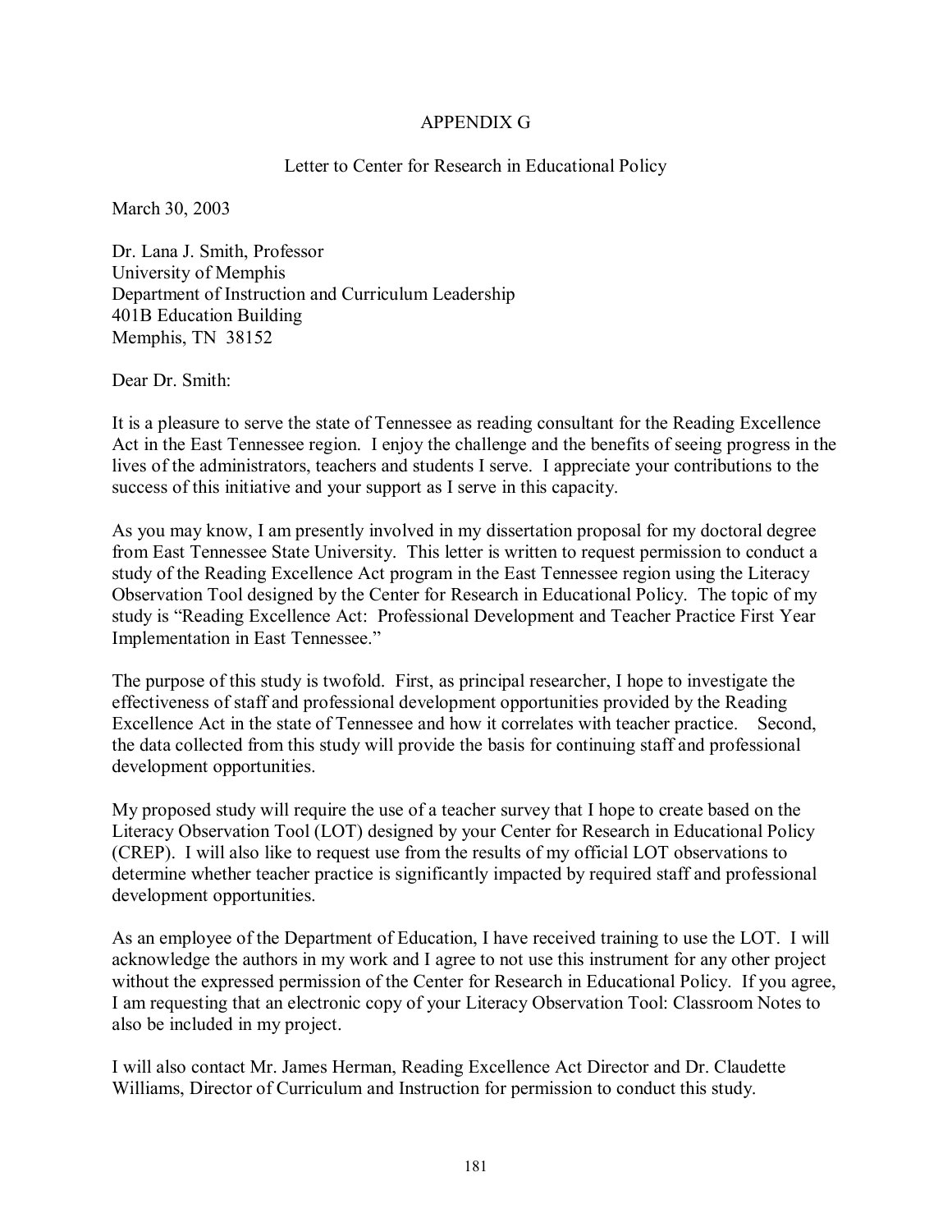# APPENDIX G

## Letter to Center for Research in Educational Policy

March 30, 2003

Dr. Lana J. Smith, Professor  
University of Memphis  
Department of Instruction and Curriculum Leadership  
401B Education Building  
Memphis, TN 38152

Dear Dr. Smith:

It is a pleasure to serve the state of Tennessee as reading consultant for the Reading Excellence Act in the East Tennessee region. I enjoy the challenge and the benefits of seeing progress in the lives of the administrators, teachers and students I serve. I appreciate your contributions to the success of this initiative and your support as I serve in this capacity.

As you may know, I am presently involved in my dissertation proposal for my doctoral degree from East Tennessee State University. This letter is written to request permission to conduct a study of the Reading Excellence Act program in the East Tennessee region using the Literacy Observation Tool designed by the Center for Research in Educational Policy. The topic of my study is "Reading Excellence Act: Professional Development and Teacher Practice First Year Implementation in East Tennessee."

The purpose of this study is twofold. First, as principal researcher, I hope to investigate the effectiveness of staff and professional development opportunities provided by the Reading Excellence Act in the state of Tennessee and how it correlates with teacher practice. Second, the data collected from this study will provide the basis for continuing staff and professional development opportunities.

My proposed study will require the use of a teacher survey that I hope to create based on the Literacy Observation Tool (LOT) designed by your Center for Research in Educational Policy (CREP). I will also like to request use from the results of my official LOT observations to determine whether teacher practice is significantly impacted by required staff and professional development opportunities.

As an employee of the Department of Education, I have received training to use the LOT. I will acknowledge the authors in my work and I agree to not use this instrument for any other project without the expressed permission of the Center for Research in Educational Policy. If you agree, I am requesting that an electronic copy of your Literacy Observation Tool: Classroom Notes to also be included in my project.

I will also contact Mr. James Herman, Reading Excellence Act Director and Dr. Claudette Williams, Director of Curriculum and Instruction for permission to conduct this study.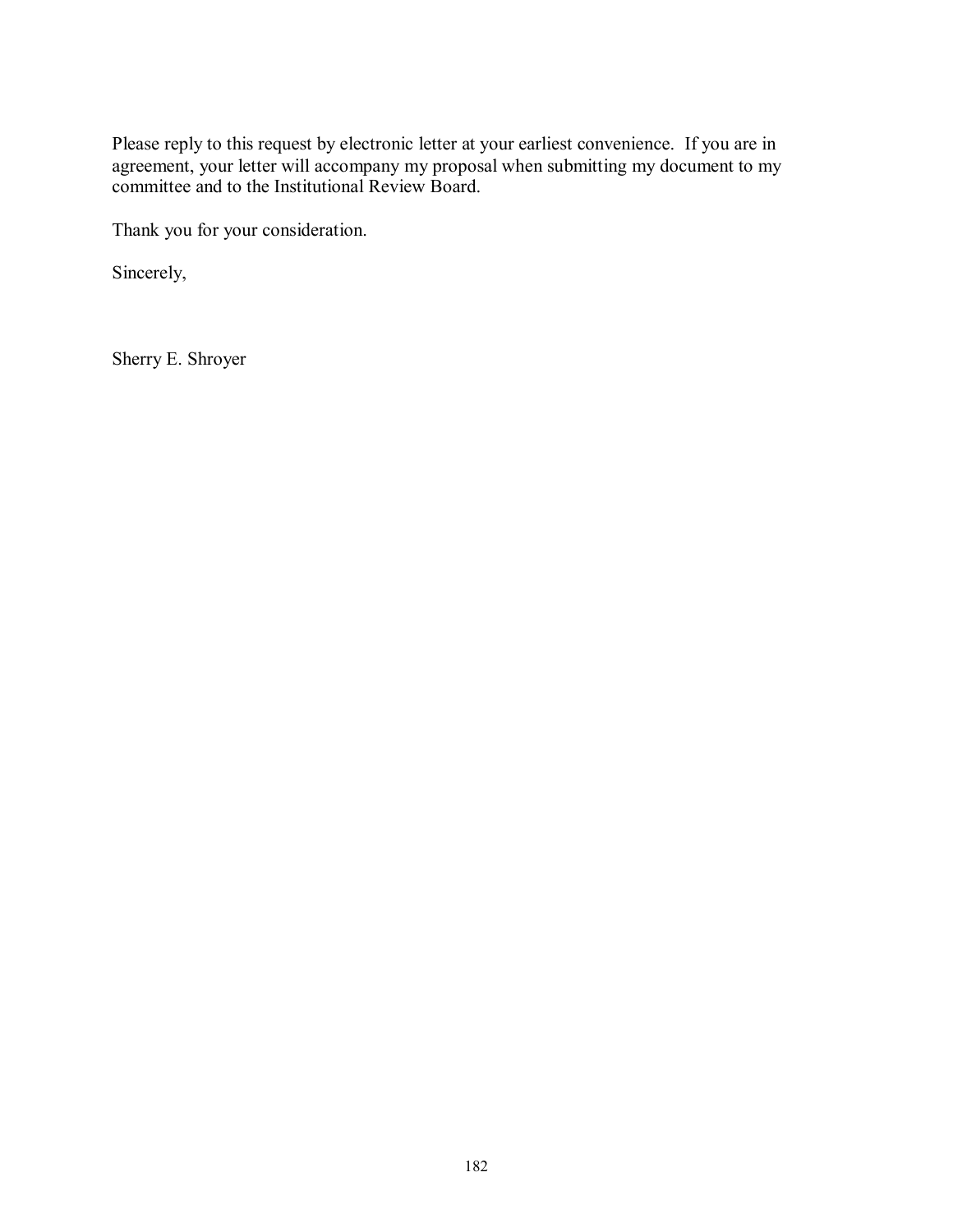Please reply to this request by electronic letter at your earliest convenience. If you are in agreement, your letter will accompany my proposal when submitting my document to my committee and to the Institutional Review Board.

Thank you for your consideration.

Sincerely,

Sherry E. Shroyer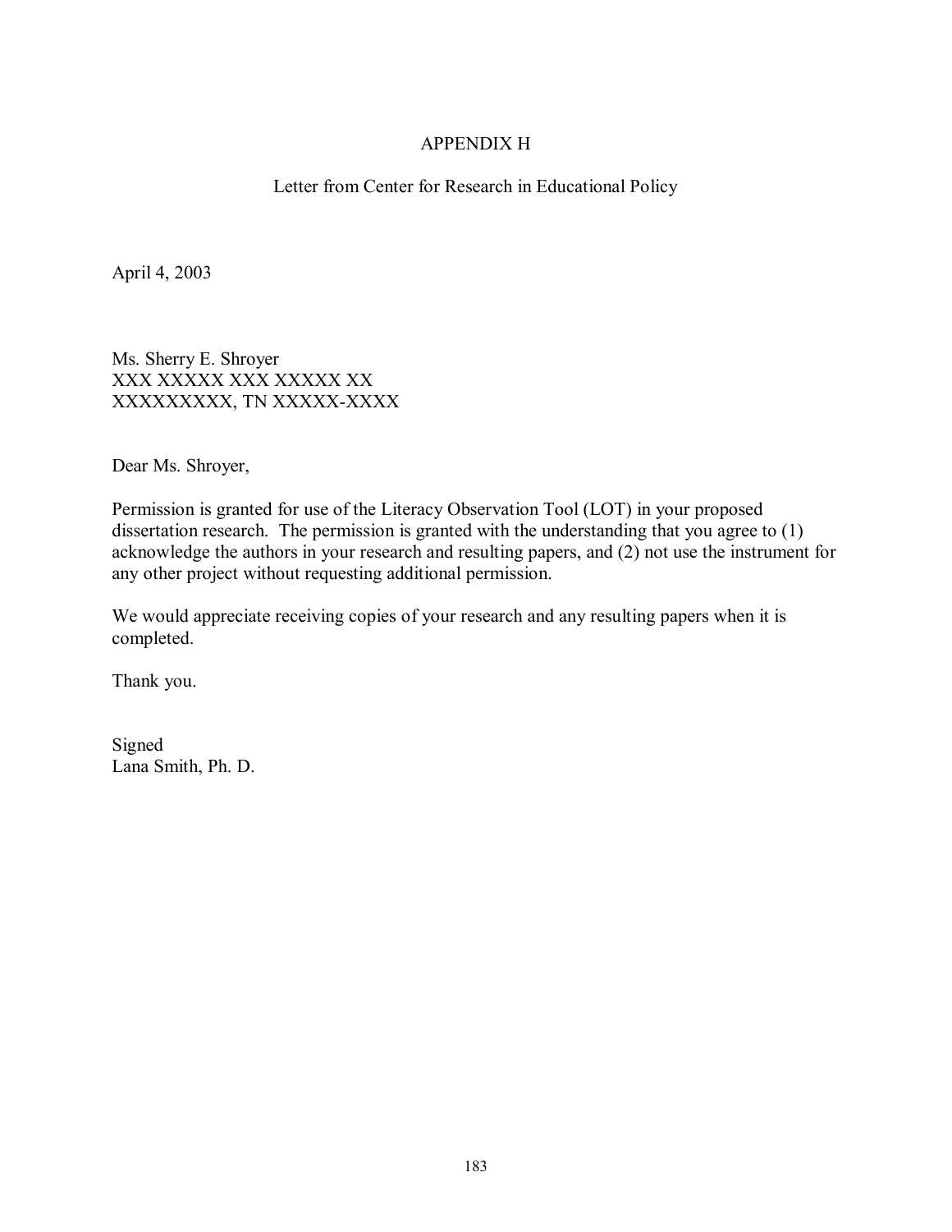# APPENDIX H

## Letter from Center for Research in Educational Policy

April 4, 2003

Ms. Sherry E. Shroyer
XXX XXXXX XXX XXXXX XX
XXXXXXXXX, TN XXXXX-XXXX

Dear Ms. Shroyer,

Permission is granted for use of the Literacy Observation Tool (LOT) in your proposed dissertation research. The permission is granted with the understanding that you agree to (1) acknowledge the authors in your research and resulting papers, and (2) not use the instrument for any other project without requesting additional permission.

We would appreciate receiving copies of your research and any resulting papers when it is completed.

Thank you.

Signed
Lana Smith, Ph. D.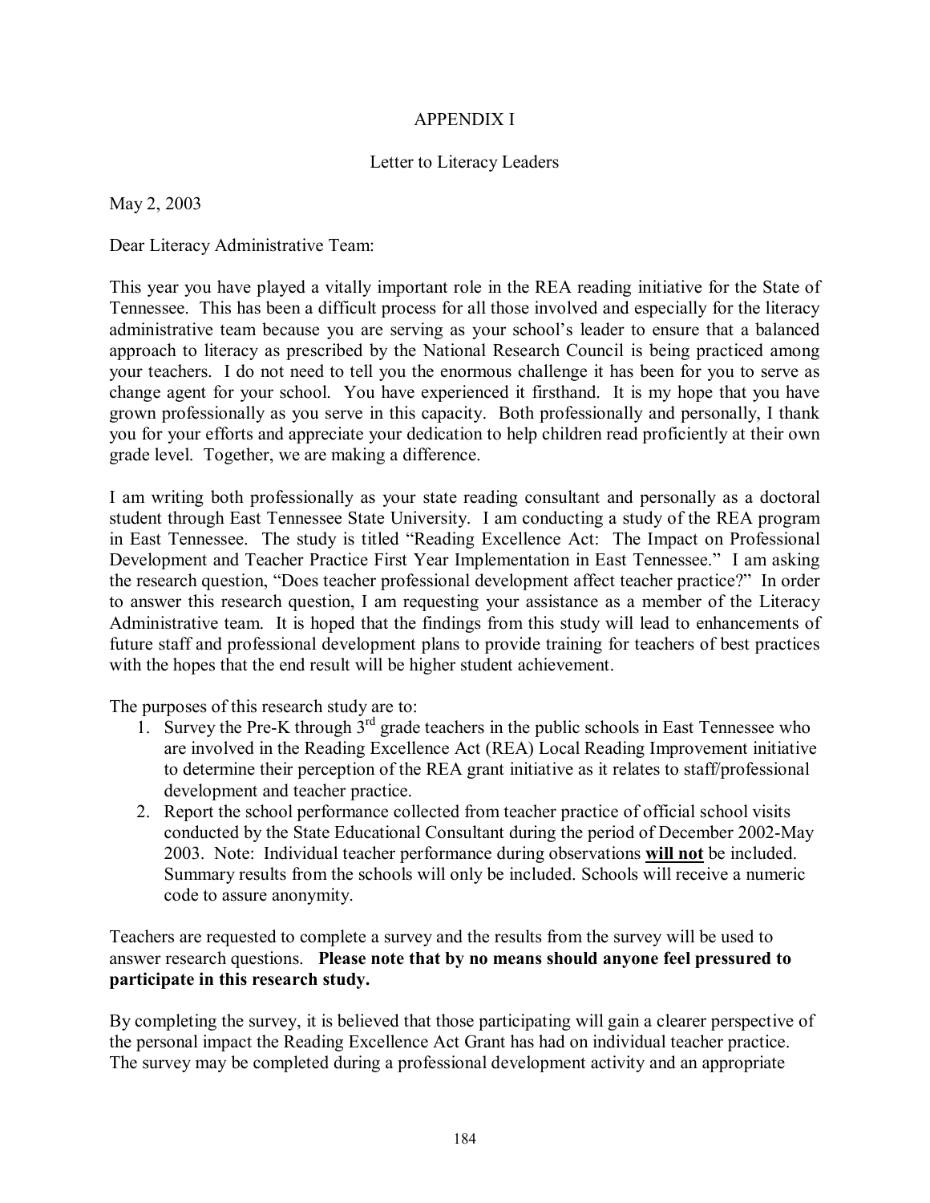# APPENDIX I

## Letter to Literacy Leaders

May 2, 2003

Dear Literacy Administrative Team:

This year you have played a vitally important role in the REA reading initiative for the State of Tennessee. This has been a difficult process for all those involved and especially for the literacy administrative team because you are serving as your school's leader to ensure that a balanced approach to literacy as prescribed by the National Research Council is being practiced among your teachers. I do not need to tell you the enormous challenge it has been for you to serve as change agent for your school. You have experienced it firsthand. It is my hope that you have grown professionally as you serve in this capacity. Both professionally and personally, I thank you for your efforts and appreciate your dedication to help children read proficiently at their own grade level. Together, we are making a difference.

I am writing both professionally as your state reading consultant and personally as a doctoral student through East Tennessee State University. I am conducting a study of the REA program in East Tennessee. The study is titled "Reading Excellence Act: The Impact on Professional Development and Teacher Practice First Year Implementation in East Tennessee." I am asking the research question, "Does teacher professional development affect teacher practice?" In order to answer this research question, I am requesting your assistance as a member of the Literacy Administrative team. It is hoped that the findings from this study will lead to enhancements of future staff and professional development plans to provide training for teachers of best practices with the hopes that the end result will be higher student achievement.

The purposes of this research study are to:

1. Survey the Pre-K through 3rd grade teachers in the public schools in East Tennessee who are involved in the Reading Excellence Act (REA) Local Reading Improvement initiative to determine their perception of the REA grant initiative as it relates to staff/professional development and teacher practice.
2. Report the school performance collected from teacher practice of official school visits conducted by the State Educational Consultant during the period of December 2002-May 2003. Note: Individual teacher performance during observations **will not** be included. Summary results from the schools will only be included. Schools will receive a numeric code to assure anonymity.

Teachers are requested to complete a survey and the results from the survey will be used to answer research questions. **Please note that by no means should anyone feel pressured to participate in this research study.**

By completing the survey, it is believed that those participating will gain a clearer perspective of the personal impact the Reading Excellence Act Grant has had on individual teacher practice. The survey may be completed during a professional development activity and an appropriate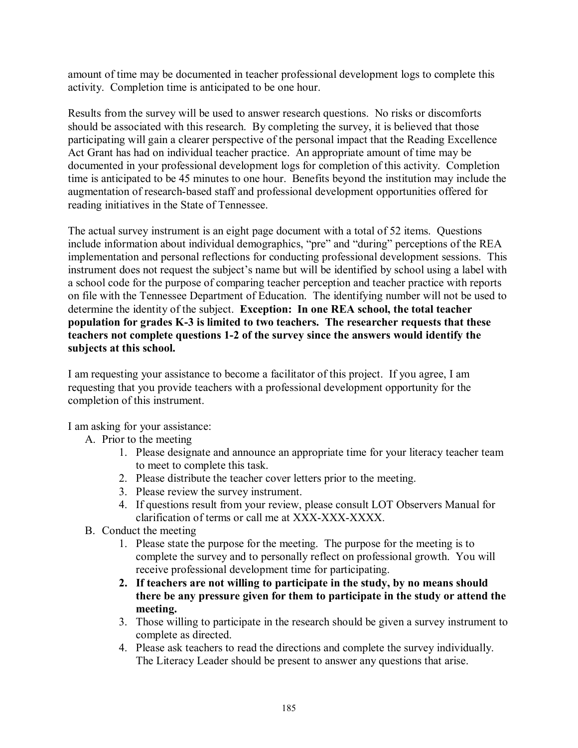amount of time may be documented in teacher professional development logs to complete this activity. Completion time is anticipated to be one hour.

Results from the survey will be used to answer research questions. No risks or discomforts should be associated with this research. By completing the survey, it is believed that those participating will gain a clearer perspective of the personal impact that the Reading Excellence Act Grant has had on individual teacher practice. An appropriate amount of time may be documented in your professional development logs for completion of this activity. Completion time is anticipated to be 45 minutes to one hour. Benefits beyond the institution may include the augmentation of research-based staff and professional development opportunities offered for reading initiatives in the State of Tennessee.

The actual survey instrument is an eight page document with a total of 52 items. Questions include information about individual demographics, "pre" and "during" perceptions of the REA implementation and personal reflections for conducting professional development sessions. This instrument does not request the subject's name but will be identified by school using a label with a school code for the purpose of comparing teacher perception and teacher practice with reports on file with the Tennessee Department of Education. The identifying number will not be used to determine the identity of the subject. **Exception: In one REA school, the total teacher population for grades K-3 is limited to two teachers. The researcher requests that these teachers not complete questions 1-2 of the survey since the answers would identify the subjects at this school.**

I am requesting your assistance to become a facilitator of this project. If you agree, I am requesting that you provide teachers with a professional development opportunity for the completion of this instrument.

I am asking for your assistance:

A. Prior to the meeting
   1. Please designate and announce an appropriate time for your literacy teacher team to meet to complete this task.
   2. Please distribute the teacher cover letters prior to the meeting.
   3. Please review the survey instrument.
   4. If questions result from your review, please consult LOT Observers Manual for clarification of terms or call me at XXX-XXX-XXXX.

B. Conduct the meeting
   1. Please state the purpose for the meeting. The purpose for the meeting is to complete the survey and to personally reflect on professional growth. You will receive professional development time for participating.
   2. **If teachers are not willing to participate in the study, by no means should there be any pressure given for them to participate in the study or attend the meeting.**
   3. Those willing to participate in the research should be given a survey instrument to complete as directed.
   4. Please ask teachers to read the directions and complete the survey individually. The Literacy Leader should be present to answer any questions that arise.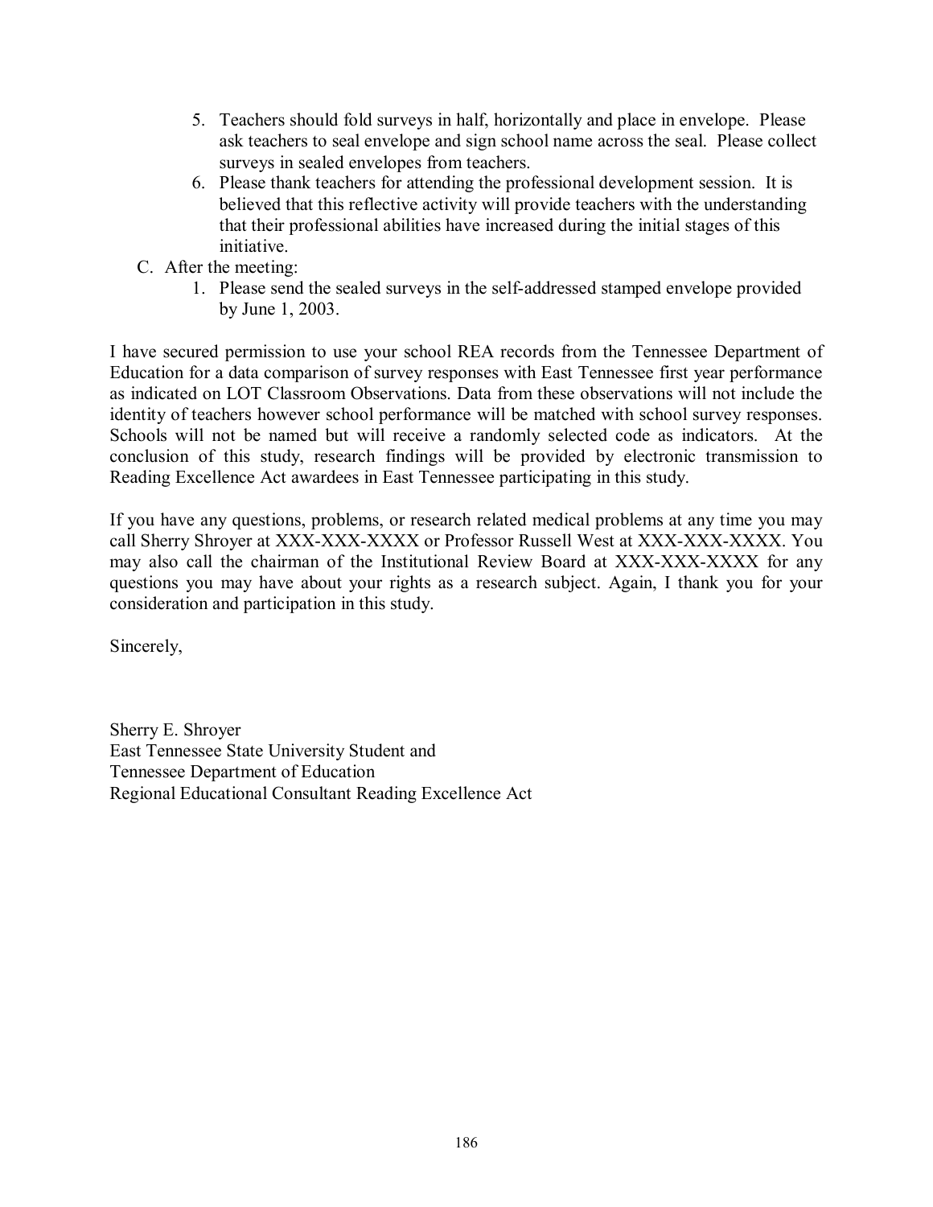5. Teachers should fold surveys in half, horizontally and place in envelope. Please ask teachers to seal envelope and sign school name across the seal. Please collect surveys in sealed envelopes from teachers.
6. Please thank teachers for attending the professional development session. It is believed that this reflective activity will provide teachers with the understanding that their professional abilities have increased during the initial stages of this initiative.

C. After the meeting:

1. Please send the sealed surveys in the self-addressed stamped envelope provided by June 1, 2003.

I have secured permission to use your school REA records from the Tennessee Department of Education for a data comparison of survey responses with East Tennessee first year performance as indicated on LOT Classroom Observations. Data from these observations will not include the identity of teachers however school performance will be matched with school survey responses. Schools will not be named but will receive a randomly selected code as indicators. At the conclusion of this study, research findings will be provided by electronic transmission to Reading Excellence Act awardees in East Tennessee participating in this study.

If you have any questions, problems, or research related medical problems at any time you may call Sherry Shroyer at XXX-XXX-XXXX or Professor Russell West at XXX-XXX-XXXX. You may also call the chairman of the Institutional Review Board at XXX-XXX-XXXX for any questions you may have about your rights as a research subject. Again, I thank you for your consideration and participation in this study.

Sincerely,

Sherry E. Shroyer  
East Tennessee State University Student and  
Tennessee Department of Education  
Regional Educational Consultant Reading Excellence Act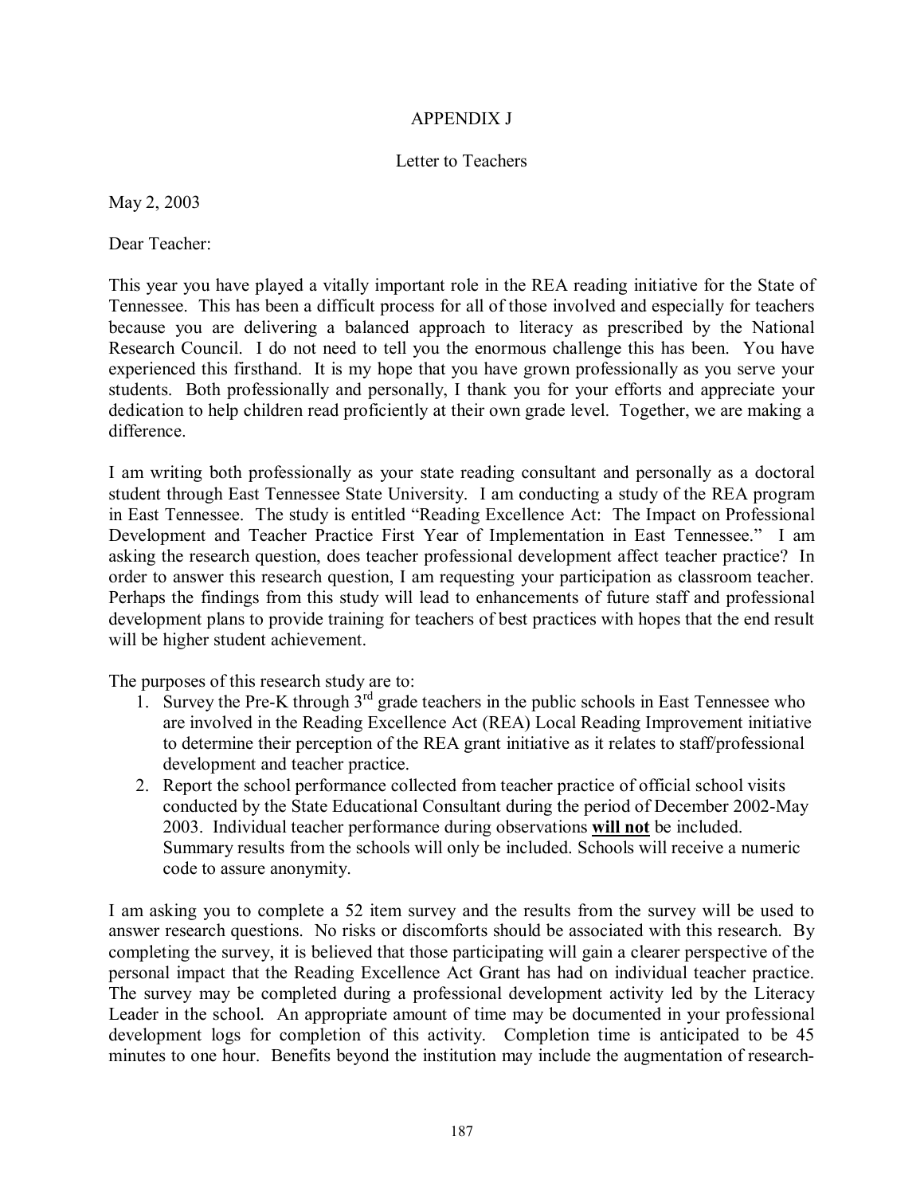# APPENDIX J

## Letter to Teachers

May 2, 2003

Dear Teacher:

This year you have played a vitally important role in the REA reading initiative for the State of Tennessee. This has been a difficult process for all of those involved and especially for teachers because you are delivering a balanced approach to literacy as prescribed by the National Research Council. I do not need to tell you the enormous challenge this has been. You have experienced this firsthand. It is my hope that you have grown professionally as you serve your students. Both professionally and personally, I thank you for your efforts and appreciate your dedication to help children read proficiently at their own grade level. Together, we are making a difference.

I am writing both professionally as your state reading consultant and personally as a doctoral student through East Tennessee State University. I am conducting a study of the REA program in East Tennessee. The study is entitled "Reading Excellence Act: The Impact on Professional Development and Teacher Practice First Year of Implementation in East Tennessee." I am asking the research question, does teacher professional development affect teacher practice? In order to answer this research question, I am requesting your participation as classroom teacher. Perhaps the findings from this study will lead to enhancements of future staff and professional development plans to provide training for teachers of best practices with hopes that the end result will be higher student achievement.

The purposes of this research study are to:

1. Survey the Pre-K through 3rd grade teachers in the public schools in East Tennessee who are involved in the Reading Excellence Act (REA) Local Reading Improvement initiative to determine their perception of the REA grant initiative as it relates to staff/professional development and teacher practice.
2. Report the school performance collected from teacher practice of official school visits conducted by the State Educational Consultant during the period of December 2002-May 2003. Individual teacher performance during observations **will not** be included. Summary results from the schools will only be included. Schools will receive a numeric code to assure anonymity.

I am asking you to complete a 52 item survey and the results from the survey will be used to answer research questions. No risks or discomforts should be associated with this research. By completing the survey, it is believed that those participating will gain a clearer perspective of the personal impact that the Reading Excellence Act Grant has had on individual teacher practice. The survey may be completed during a professional development activity led by the Literacy Leader in the school. An appropriate amount of time may be documented in your professional development logs for completion of this activity. Completion time is anticipated to be 45 minutes to one hour. Benefits beyond the institution may include the augmentation of research-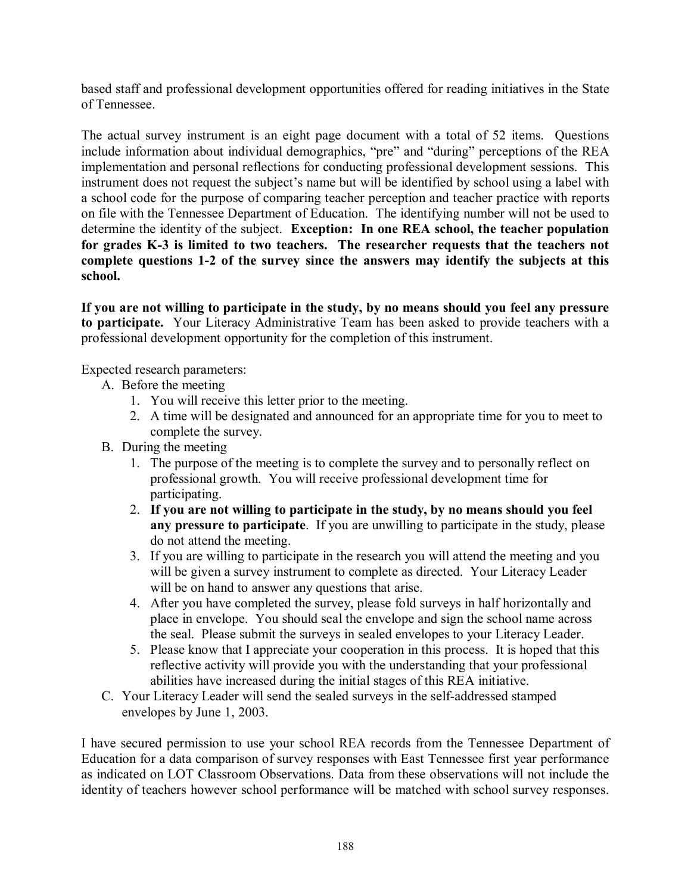based staff and professional development opportunities offered for reading initiatives in the State of Tennessee.

The actual survey instrument is an eight page document with a total of 52 items. Questions include information about individual demographics, "pre" and "during" perceptions of the REA implementation and personal reflections for conducting professional development sessions. This instrument does not request the subject's name but will be identified by school using a label with a school code for the purpose of comparing teacher perception and teacher practice with reports on file with the Tennessee Department of Education. The identifying number will not be used to determine the identity of the subject. **Exception: In one REA school, the teacher population for grades K-3 is limited to two teachers. The researcher requests that the teachers not complete questions 1-2 of the survey since the answers may identify the subjects at this school.**

**If you are not willing to participate in the study, by no means should you feel any pressure to participate.** Your Literacy Administrative Team has been asked to provide teachers with a professional development opportunity for the completion of this instrument.

Expected research parameters:

A. Before the meeting
   1. You will receive this letter prior to the meeting.
   2. A time will be designated and announced for an appropriate time for you to meet to complete the survey.

B. During the meeting
   1. The purpose of the meeting is to complete the survey and to personally reflect on professional growth. You will receive professional development time for participating.
   2. **If you are not willing to participate in the study, by no means should you feel any pressure to participate**. If you are unwilling to participate in the study, please do not attend the meeting.
   3. If you are willing to participate in the research you will attend the meeting and you will be given a survey instrument to complete as directed. Your Literacy Leader will be on hand to answer any questions that arise.
   4. After you have completed the survey, please fold surveys in half horizontally and place in envelope. You should seal the envelope and sign the school name across the seal. Please submit the surveys in sealed envelopes to your Literacy Leader.
   5. Please know that I appreciate your cooperation in this process. It is hoped that this reflective activity will provide you with the understanding that your professional abilities have increased during the initial stages of this REA initiative.

C. Your Literacy Leader will send the sealed surveys in the self-addressed stamped envelopes by June 1, 2003.

I have secured permission to use your school REA records from the Tennessee Department of Education for a data comparison of survey responses with East Tennessee first year performance as indicated on LOT Classroom Observations. Data from these observations will not include the identity of teachers however school performance will be matched with school survey responses.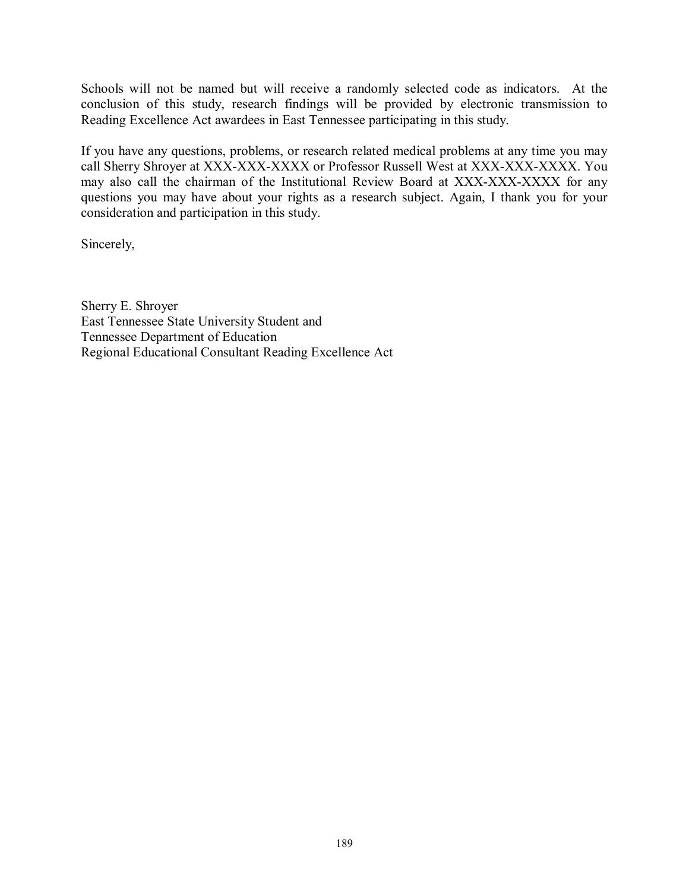Schools will not be named but will receive a randomly selected code as indicators. At the conclusion of this study, research findings will be provided by electronic transmission to Reading Excellence Act awardees in East Tennessee participating in this study.

If you have any questions, problems, or research related medical problems at any time you may call Sherry Shroyer at XXX-XXX-XXXX or Professor Russell West at XXX-XXX-XXXX. You may also call the chairman of the Institutional Review Board at XXX-XXX-XXXX for any questions you may have about your rights as a research subject. Again, I thank you for your consideration and participation in this study.

Sincerely,

Sherry E. Shroyer
East Tennessee State University Student and
Tennessee Department of Education
Regional Educational Consultant Reading Excellence Act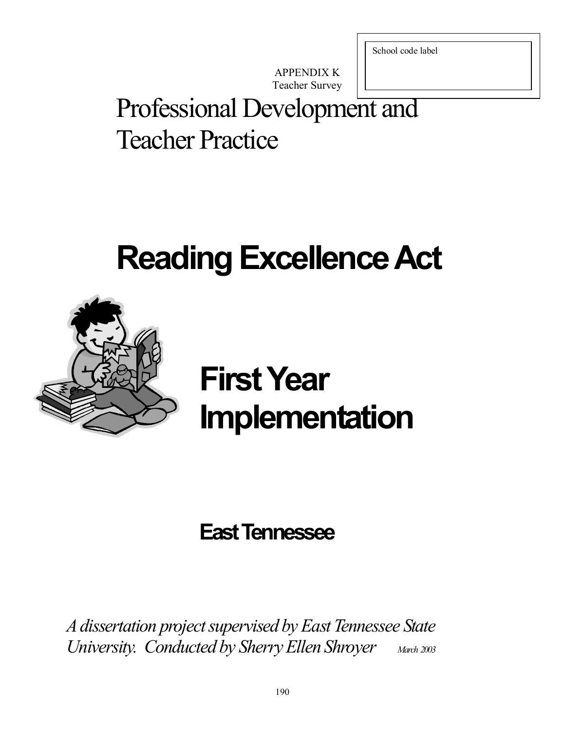School code label

APPENDIX K
Teacher Survey

# Professional Development and Teacher Practice

# **Reading Excellence Act**

# **First Year Implementation**

## **East Tennessee**

*A dissertation project supervised by East Tennessee State University. Conducted by Sherry Ellen Shroyer* *March 2003*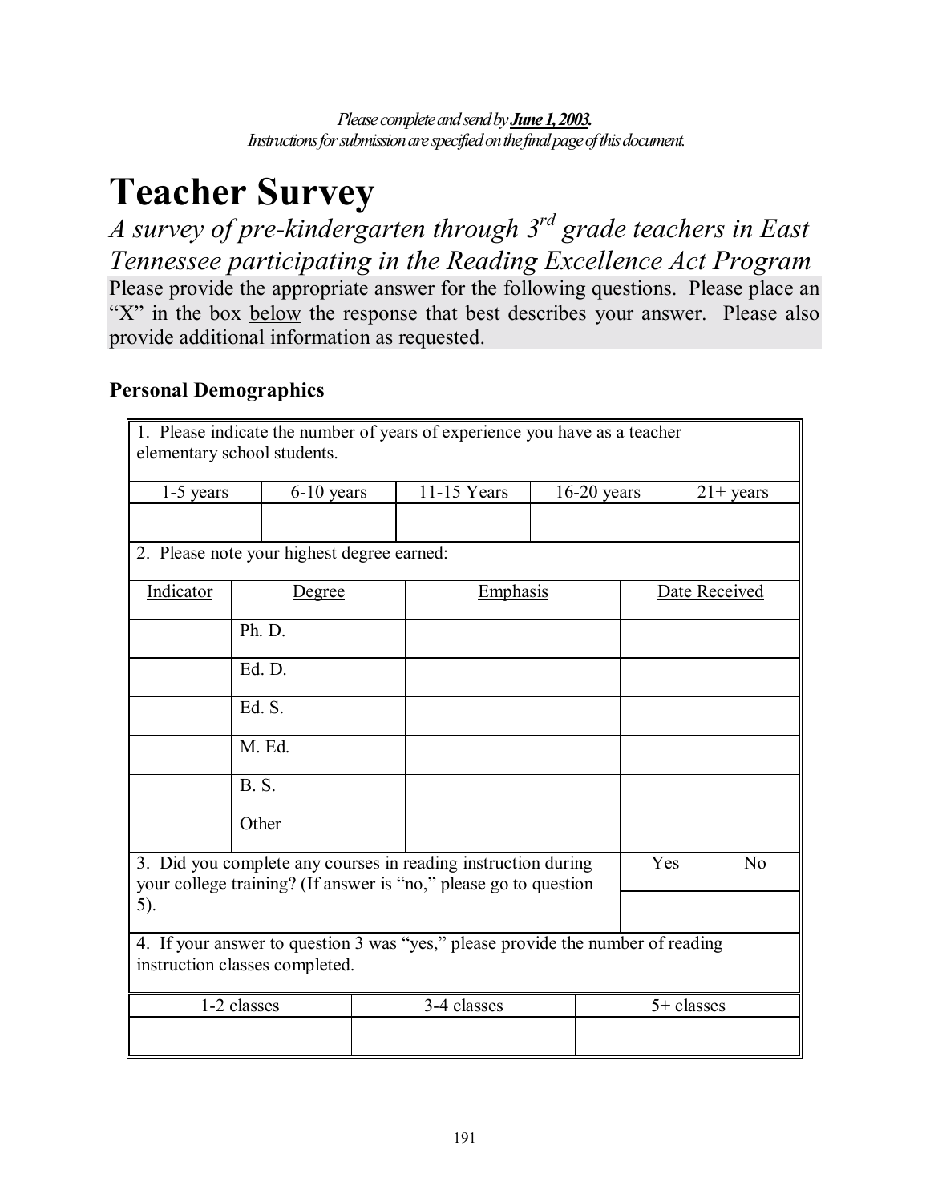*Please complete and send by **June 1, 2003**.*
*Instructions for submission are specified on the final page of this document.*

# Teacher Survey

## *A survey of pre-kindergarten through 3rd grade teachers in East Tennessee participating in the Reading Excellence Act Program*

Please provide the appropriate answer for the following questions. Please place an "X" in the box below the response that best describes your answer. Please also provide additional information as requested.

### Personal Demographics

1. Please indicate the number of years of experience you have as a teacher elementary school students.

| 1-5 years | 6-10 years | 11-15 Years | 16-20 years | 21+ years |
|---|---|---|---|---|
| | | | | |

2. Please note your highest degree earned:

| Indicator | Degree | Emphasis | Date Received |
|---|---|---|---|
| | Ph. D. | | |
| | Ed. D. | | |
| | Ed. S. | | |
| | M. Ed. | | |
| | B. S. | | |
| | Other | | |

3. Did you complete any courses in reading instruction during your college training? (If answer is "no," please go to question 5).

| Yes | No |
|---|---|
| | |

4. If your answer to question 3 was "yes," please provide the number of reading instruction classes completed.

| 1-2 classes | 3-4 classes | 5+ classes |
|---|---|---|
| | | |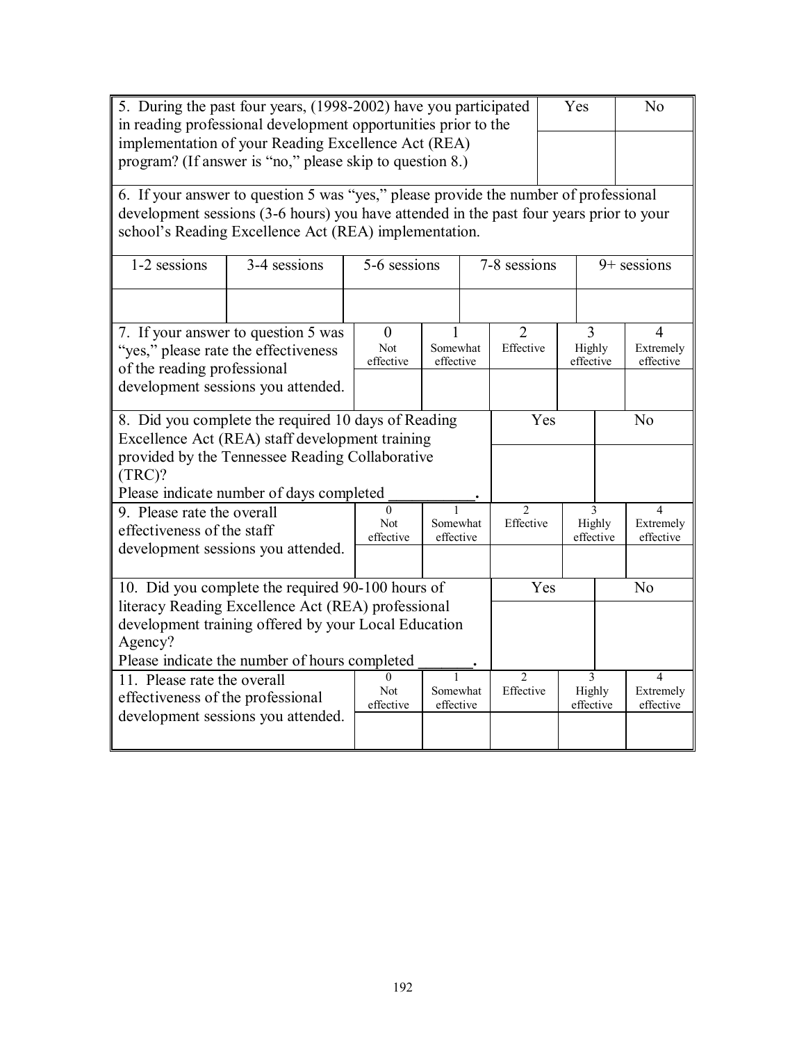| 5. During the past four years, (1998-2002) have you participated in reading professional development opportunities prior to the implementation of your Reading Excellence Act (REA) program? (If answer is "no," please skip to question 8.) | Yes | No |
|---|---|---|
| | | |

6. If your answer to question 5 was "yes," please provide the number of professional development sessions (3-6 hours) you have attended in the past four years prior to your school's Reading Excellence Act (REA) implementation.

| 1-2 sessions | 3-4 sessions | 5-6 sessions | 7-8 sessions | 9+ sessions |
|---|---|---|---|---|
| | | | | |

| 7. If your answer to question 5 was "yes," please rate the effectiveness of the reading professional development sessions you attended. | 0 Not effective | 1 Somewhat effective | 2 Effective | 3 Highly effective | 4 Extremely effective |
|---|---|---|---|---|---|
| | | | | | |

| 8. Did you complete the required 10 days of Reading Excellence Act (REA) staff development training provided by the Tennessee Reading Collaborative (TRC)? Please indicate number of days completed ___________. | Yes | No |
|---|---|---|
| | | |

| 9. Please rate the overall effectiveness of the staff development sessions you attended. | 0 Not effective | 1 Somewhat effective | 2 Effective | 3 Highly effective | 4 Extremely effective |
|---|---|---|---|---|---|
| | | | | | |

| 10. Did you complete the required 90-100 hours of literacy Reading Excellence Act (REA) professional development training offered by your Local Education Agency? Please indicate the number of hours completed _______. | Yes | No |
|---|---|---|
| | | |

| 11. Please rate the overall effectiveness of the professional development sessions you attended. | 0 Not effective | 1 Somewhat effective | 2 Effective | 3 Highly effective | 4 Extremely effective |
|---|---|---|---|---|---|
| | | | | | |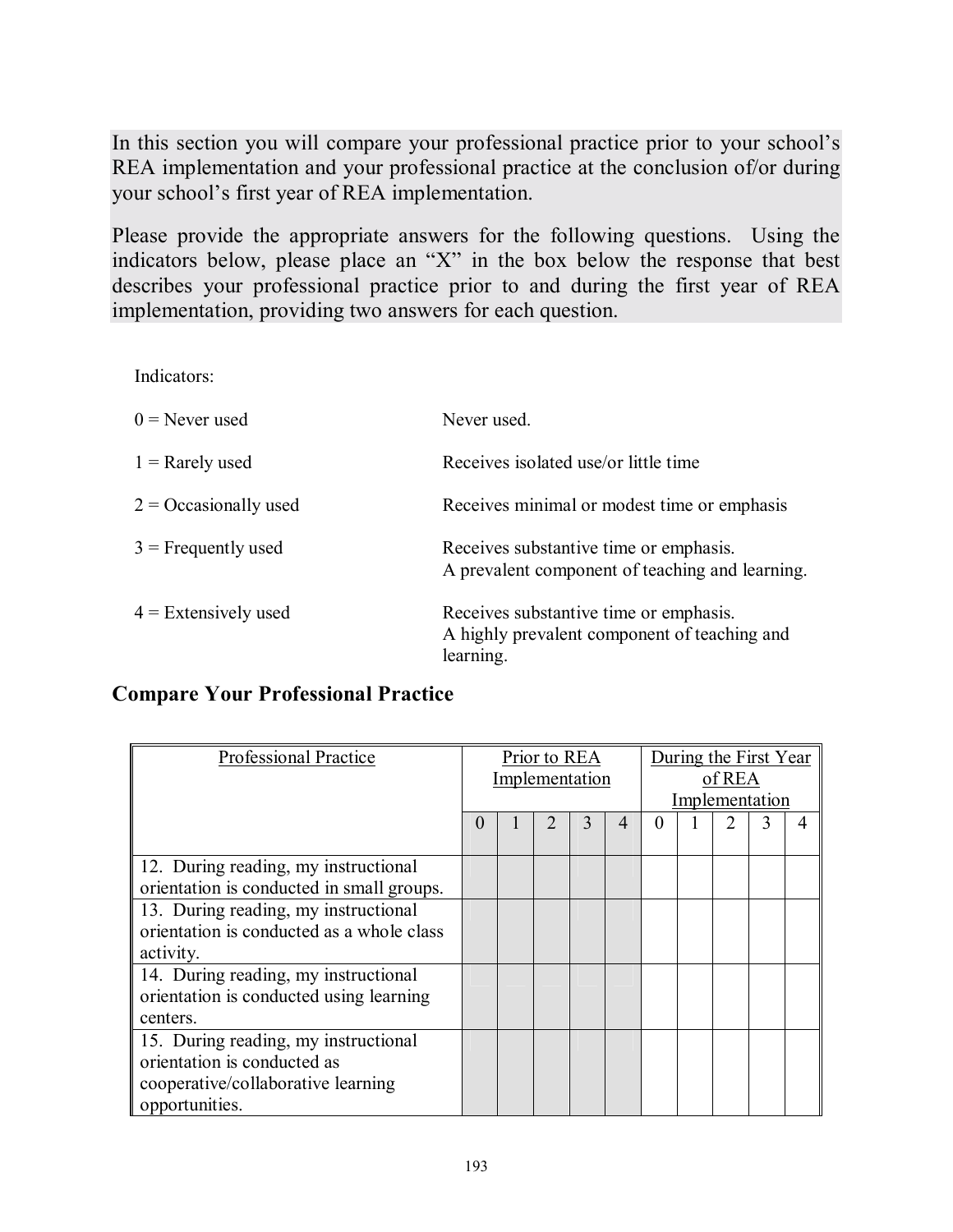In this section you will compare your professional practice prior to your school's REA implementation and your professional practice at the conclusion of/or during your school's first year of REA implementation.

Please provide the appropriate answers for the following questions. Using the indicators below, please place an "X" in the box below the response that best describes your professional practice prior to and during the first year of REA implementation, providing two answers for each question.

Indicators:

| | |
|---|---|
| 0 = Never used | Never used. |
| 1 = Rarely used | Receives isolated use/or little time |
| 2 = Occasionally used | Receives minimal or modest time or emphasis |
| 3 = Frequently used | Receives substantive time or emphasis. A prevalent component of teaching and learning. |
| 4 = Extensively used | Receives substantive time or emphasis. A highly prevalent component of teaching and learning. |

## Compare Your Professional Practice

| Professional Practice | Prior to REA Implementation | | | | | During the First Year of REA Implementation | | | | |
|---|---|---|---|---|---|---|---|---|---|---|
| | 0 | 1 | 2 | 3 | 4 | 0 | 1 | 2 | 3 | 4 |
| 12. During reading, my instructional orientation is conducted in small groups. | | | | | | | | | | |
| 13. During reading, my instructional orientation is conducted as a whole class activity. | | | | | | | | | | |
| 14. During reading, my instructional orientation is conducted using learning centers. | | | | | | | | | | |
| 15. During reading, my instructional orientation is conducted as cooperative/collaborative learning opportunities. | | | | | | | | | | |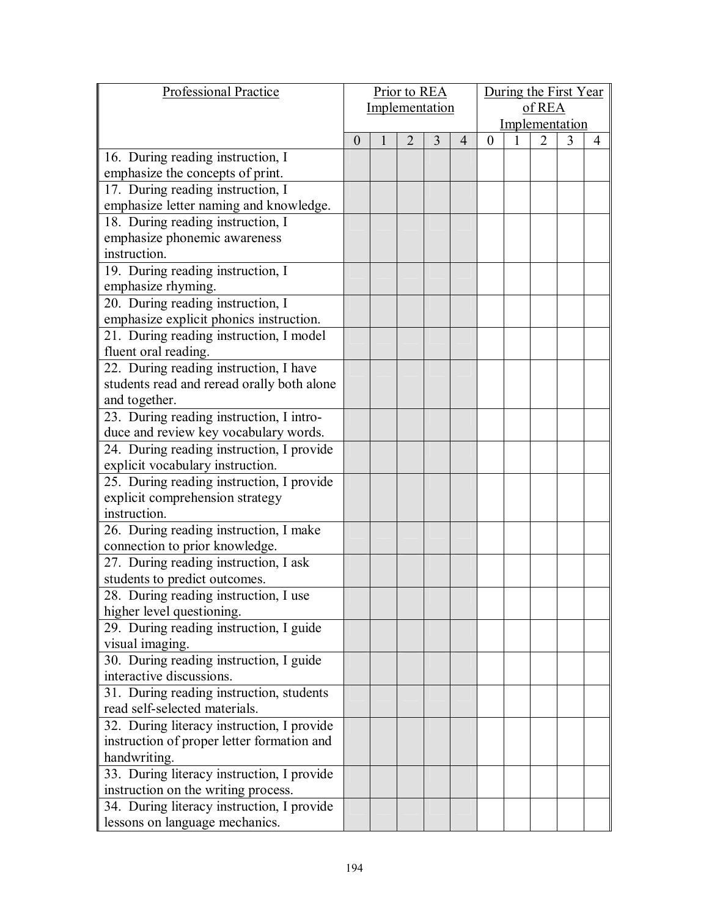| Professional Practice | Prior to REA Implementation | | | | | During the First Year of REA Implementation | | | | |
|---|---|---|---|---|---|---|---|---|---|---|
| | 0 | 1 | 2 | 3 | 4 | 0 | 1 | 2 | 3 | 4 |
| 16. During reading instruction, I emphasize the concepts of print. | | | | | | | | | | |
| 17. During reading instruction, I emphasize letter naming and knowledge. | | | | | | | | | | |
| 18. During reading instruction, I emphasize phonemic awareness instruction. | | | | | | | | | | |
| 19. During reading instruction, I emphasize rhyming. | | | | | | | | | | |
| 20. During reading instruction, I emphasize explicit phonics instruction. | | | | | | | | | | |
| 21. During reading instruction, I model fluent oral reading. | | | | | | | | | | |
| 22. During reading instruction, I have students read and reread orally both alone and together. | | | | | | | | | | |
| 23. During reading instruction, I intro-duce and review key vocabulary words. | | | | | | | | | | |
| 24. During reading instruction, I provide explicit vocabulary instruction. | | | | | | | | | | |
| 25. During reading instruction, I provide explicit comprehension strategy instruction. | | | | | | | | | | |
| 26. During reading instruction, I make connection to prior knowledge. | | | | | | | | | | |
| 27. During reading instruction, I ask students to predict outcomes. | | | | | | | | | | |
| 28. During reading instruction, I use higher level questioning. | | | | | | | | | | |
| 29. During reading instruction, I guide visual imaging. | | | | | | | | | | |
| 30. During reading instruction, I guide interactive discussions. | | | | | | | | | | |
| 31. During reading instruction, students read self-selected materials. | | | | | | | | | | |
| 32. During literacy instruction, I provide instruction of proper letter formation and handwriting. | | | | | | | | | | |
| 33. During literacy instruction, I provide instruction on the writing process. | | | | | | | | | | |
| 34. During literacy instruction, I provide lessons on language mechanics. | | | | | | | | | | |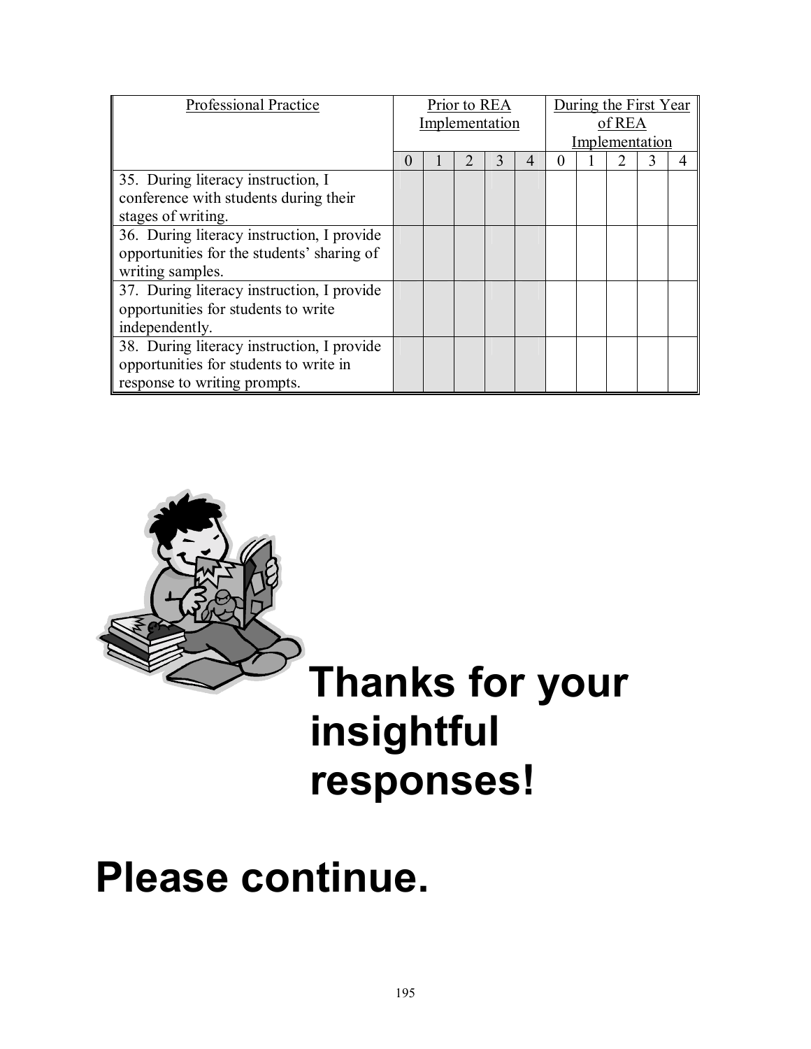| Professional Practice | Prior to REA Implementation | | | | | During the First Year of REA Implementation | | | | |
|---|---|---|---|---|---|---|---|---|---|---|
| | 0 | 1 | 2 | 3 | 4 | 0 | 1 | 2 | 3 | 4 |
| 35. During literacy instruction, I conference with students during their stages of writing. | | | | | | | | | | |
| 36. During literacy instruction, I provide opportunities for the students' sharing of writing samples. | | | | | | | | | | |
| 37. During literacy instruction, I provide opportunities for students to write independently. | | | | | | | | | | |
| 38. During literacy instruction, I provide opportunities for students to write in response to writing prompts. | | | | | | | | | | |

# Thanks for your insightful responses!

# Please continue.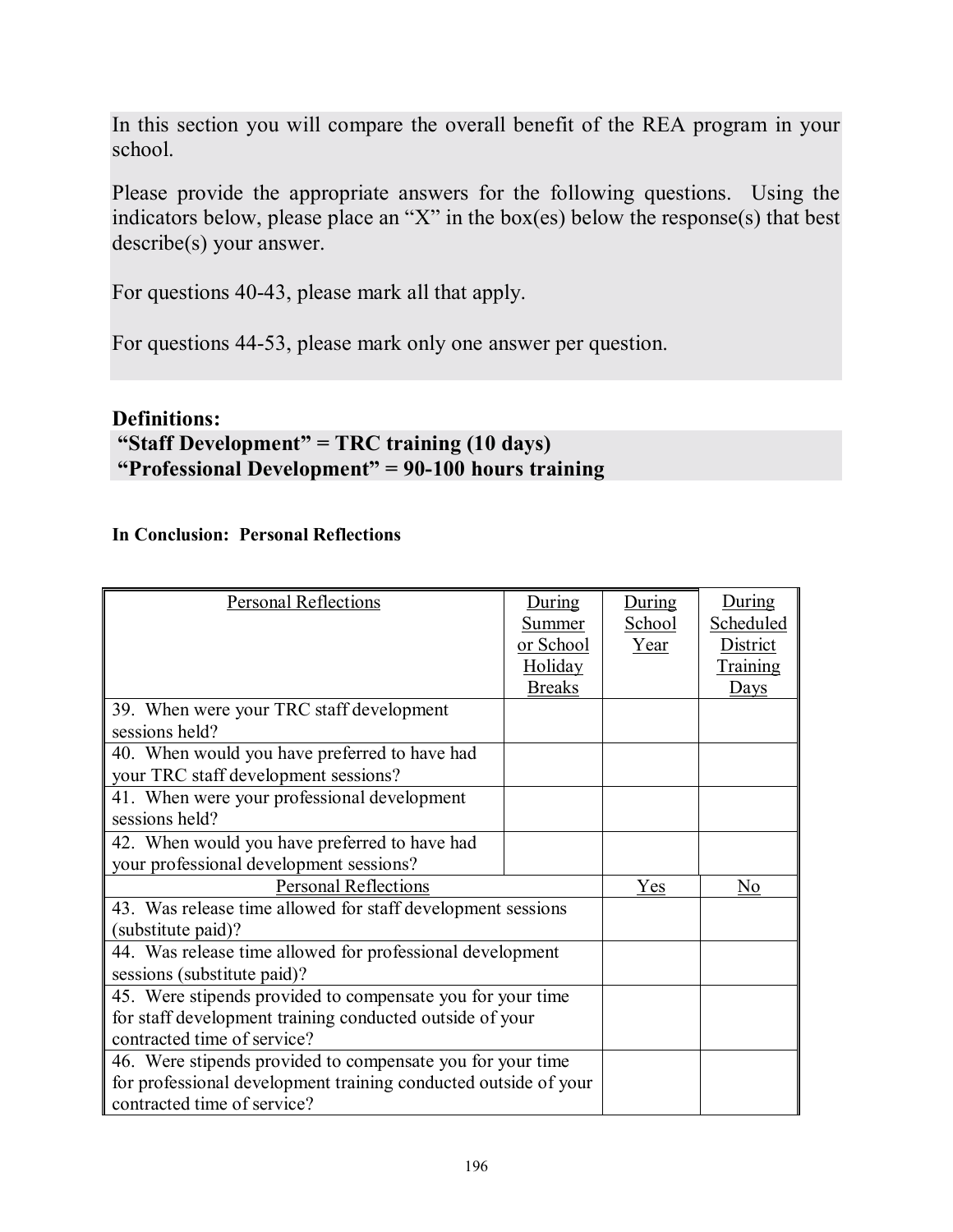In this section you will compare the overall benefit of the REA program in your school.

Please provide the appropriate answers for the following questions. Using the indicators below, please place an "X" in the box(es) below the response(s) that best describe(s) your answer.

For questions 40-43, please mark all that apply.

For questions 44-53, please mark only one answer per question.

**Definitions:**
**"Staff Development" = TRC training (10 days)**
**"Professional Development" = 90-100 hours training**

**In Conclusion: Personal Reflections**

| Personal Reflections | During Summer or School Holiday Breaks | During School Year | During Scheduled District Training Days |
|---|---|---|---|
| 39. When were your TRC staff development sessions held? | | | |
| 40. When would you have preferred to have had your TRC staff development sessions? | | | |
| 41. When were your professional development sessions held? | | | |
| 42. When would you have preferred to have had your professional development sessions? | | | |

| Personal Reflections | Yes | No |
|---|---|---|
| 43. Was release time allowed for staff development sessions (substitute paid)? | | |
| 44. Was release time allowed for professional development sessions (substitute paid)? | | |
| 45. Were stipends provided to compensate you for your time for staff development training conducted outside of your contracted time of service? | | |
| 46. Were stipends provided to compensate you for your time for professional development training conducted outside of your contracted time of service? | | |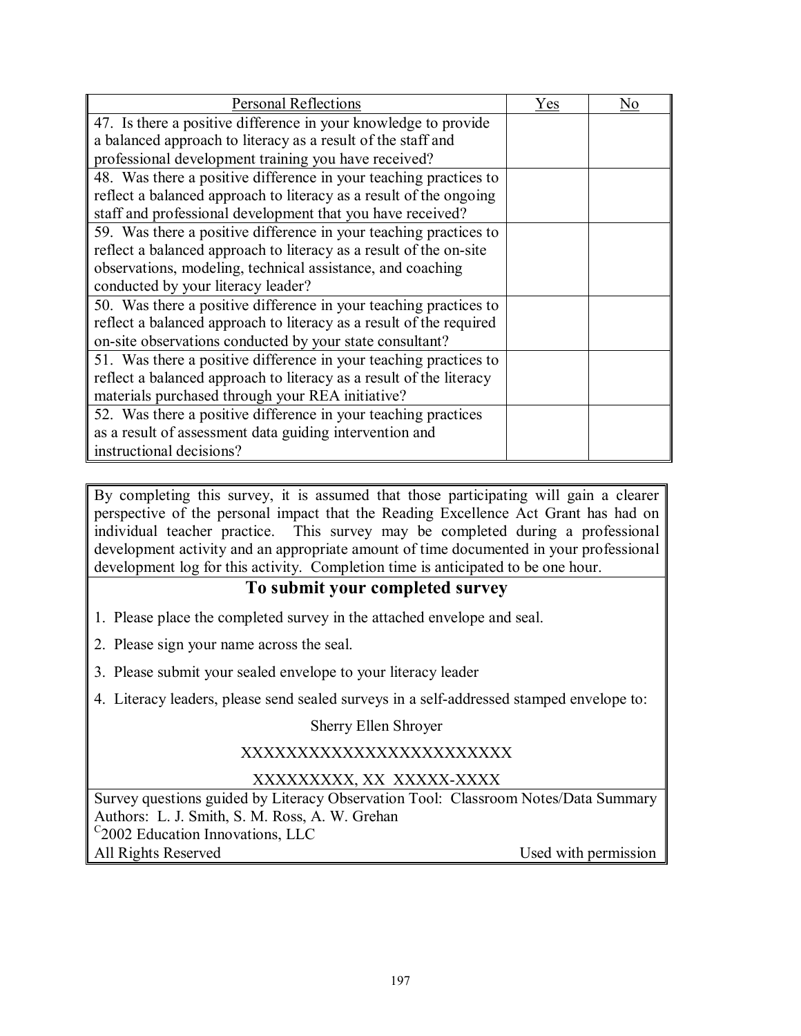| Personal Reflections | Yes | No |
|---|---|---|
| 47. Is there a positive difference in your knowledge to provide a balanced approach to literacy as a result of the staff and professional development training you have received? | | |
| 48. Was there a positive difference in your teaching practices to reflect a balanced approach to literacy as a result of the ongoing staff and professional development that you have received? | | |
| 59. Was there a positive difference in your teaching practices to reflect a balanced approach to literacy as a result of the on-site observations, modeling, technical assistance, and coaching conducted by your literacy leader? | | |
| 50. Was there a positive difference in your teaching practices to reflect a balanced approach to literacy as a result of the required on-site observations conducted by your state consultant? | | |
| 51. Was there a positive difference in your teaching practices to reflect a balanced approach to literacy as a result of the literacy materials purchased through your REA initiative? | | |
| 52. Was there a positive difference in your teaching practices as a result of assessment data guiding intervention and instructional decisions? | | |

By completing this survey, it is assumed that those participating will gain a clearer perspective of the personal impact that the Reading Excellence Act Grant has had on individual teacher practice. This survey may be completed during a professional development activity and an appropriate amount of time documented in your professional development log for this activity. Completion time is anticipated to be one hour.

## To submit your completed survey

1. Please place the completed survey in the attached envelope and seal.
2. Please sign your name across the seal.
3. Please submit your sealed envelope to your literacy leader
4. Literacy leaders, please send sealed surveys in a self-addressed stamped envelope to:

Sherry Ellen Shroyer

XXXXXXXXXXXXXXXXXXXXXXXX

XXXXXXXXX, XX XXXXX-XXXX

Survey questions guided by Literacy Observation Tool: Classroom Notes/Data Summary
Authors: L. J. Smith, S. M. Ross, A. W. Grehan
©2002 Education Innovations, LLC
All Rights Reserved — Used with permission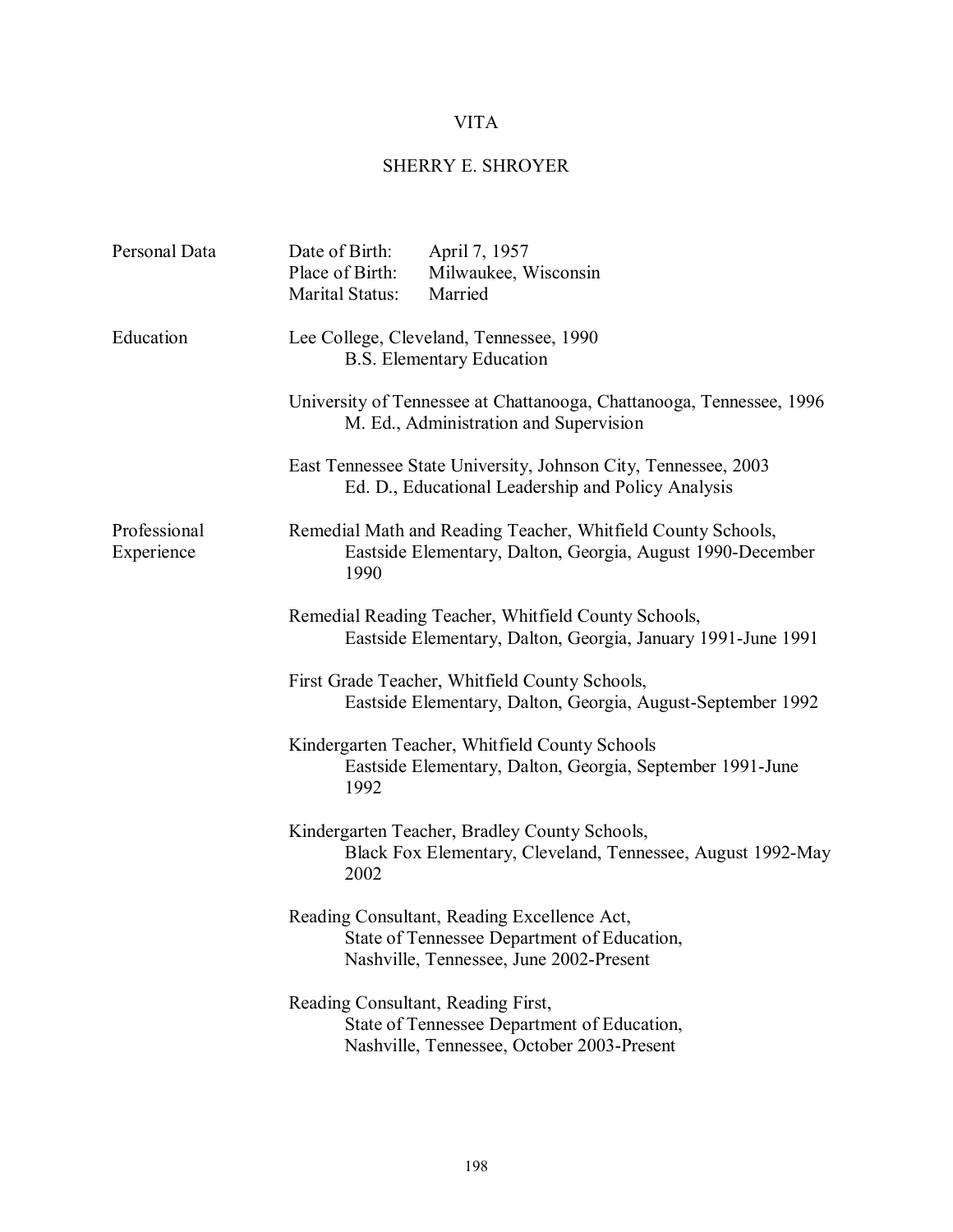# VITA

## SHERRY E. SHROYER

**Personal Data**

Date of Birth: April 7, 1957
Place of Birth: Milwaukee, Wisconsin
Marital Status: Married

**Education**

Lee College, Cleveland, Tennessee, 1990
B.S. Elementary Education

University of Tennessee at Chattanooga, Chattanooga, Tennessee, 1996
M. Ed., Administration and Supervision

East Tennessee State University, Johnson City, Tennessee, 2003
Ed. D., Educational Leadership and Policy Analysis

**Professional Experience**

Remedial Math and Reading Teacher, Whitfield County Schools,
Eastside Elementary, Dalton, Georgia, August 1990-December 1990

Remedial Reading Teacher, Whitfield County Schools,
Eastside Elementary, Dalton, Georgia, January 1991-June 1991

First Grade Teacher, Whitfield County Schools,
Eastside Elementary, Dalton, Georgia, August-September 1992

Kindergarten Teacher, Whitfield County Schools
Eastside Elementary, Dalton, Georgia, September 1991-June 1992

Kindergarten Teacher, Bradley County Schools,
Black Fox Elementary, Cleveland, Tennessee, August 1992-May 2002

Reading Consultant, Reading Excellence Act,
State of Tennessee Department of Education,
Nashville, Tennessee, June 2002-Present

Reading Consultant, Reading First,
State of Tennessee Department of Education,
Nashville, Tennessee, October 2003-Present